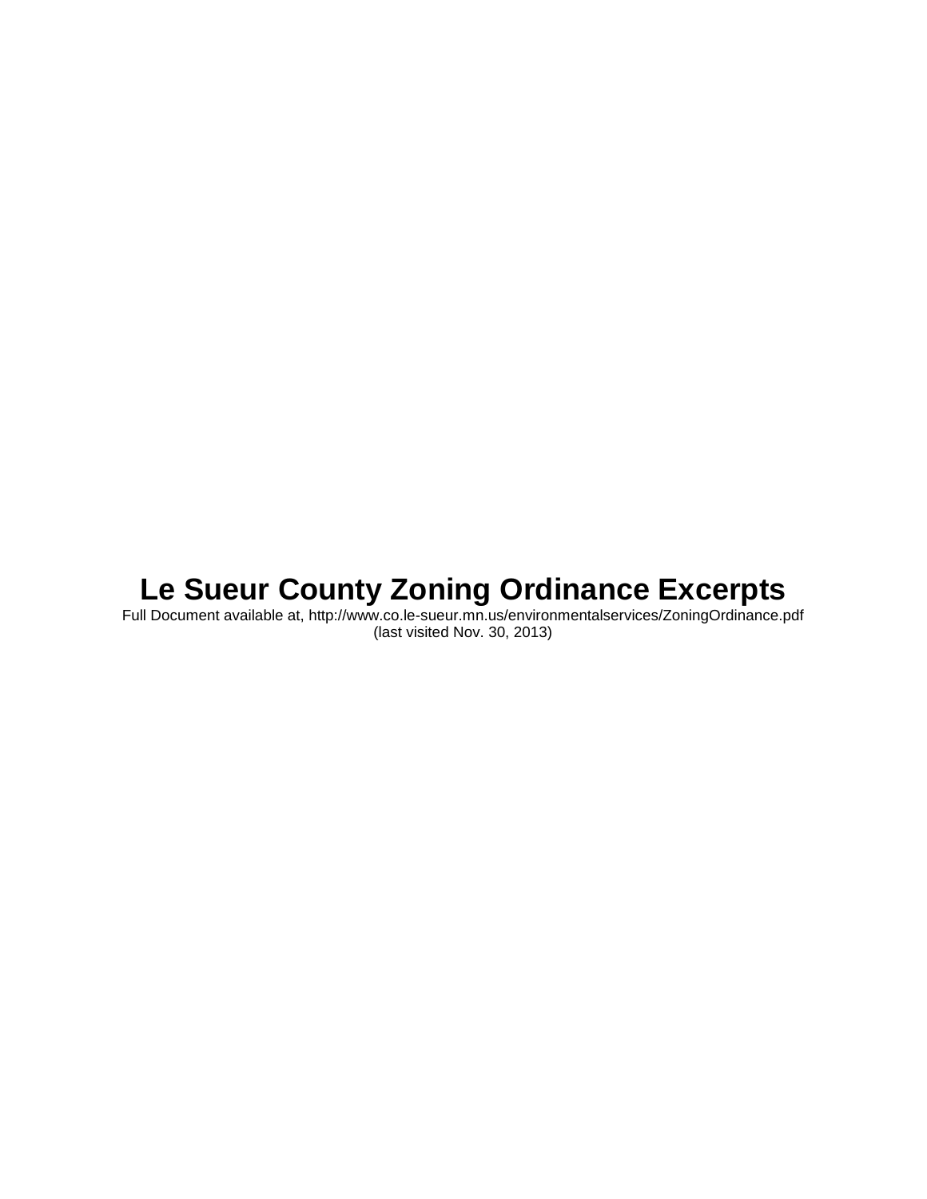# Le Sueur County Zoning Ordinance Excerpts

Full Document available at, http://www.co.le-sueur.mn.us/environmentalservices/ZoningOrdinance.pdf (last visited Nov. 30, 2013)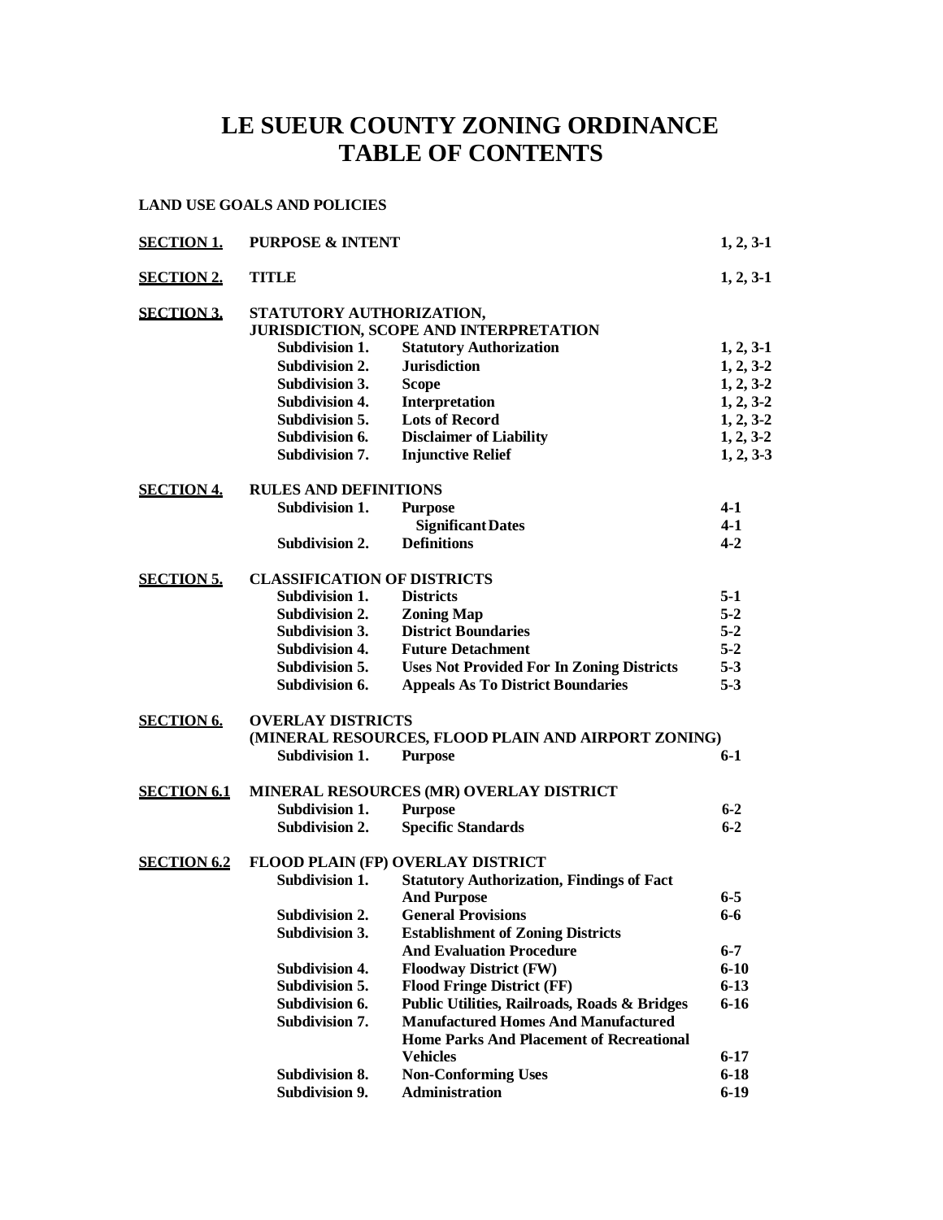# LE SUEUR COUNTY ZONING ORDINANCE
# TABLE OF CONTENTS

**LAND USE GOALS AND POLICIES**

| | | | |
|---|---|---|---|
| **SECTION 1.** | **PURPOSE & INTENT** | | **1, 2, 3-1** |
| **SECTION 2.** | **TITLE** | | **1, 2, 3-1** |
| **SECTION 3.** | **STATUTORY AUTHORIZATION, JURISDICTION, SCOPE AND INTERPRETATION** | | |
| | **Subdivision 1.** | **Statutory Authorization** | **1, 2, 3-1** |
| | **Subdivision 2.** | **Jurisdiction** | **1, 2, 3-2** |
| | **Subdivision 3.** | **Scope** | **1, 2, 3-2** |
| | **Subdivision 4.** | **Interpretation** | **1, 2, 3-2** |
| | **Subdivision 5.** | **Lots of Record** | **1, 2, 3-2** |
| | **Subdivision 6.** | **Disclaimer of Liability** | **1, 2, 3-2** |
| | **Subdivision 7.** | **Injunctive Relief** | **1, 2, 3-3** |
| **SECTION 4.** | **RULES AND DEFINITIONS** | | |
| | **Subdivision 1.** | **Purpose** | **4-1** |
| | | **Significant Dates** | **4-1** |
| | **Subdivision 2.** | **Definitions** | **4-2** |
| **SECTION 5.** | **CLASSIFICATION OF DISTRICTS** | | |
| | **Subdivision 1.** | **Districts** | **5-1** |
| | **Subdivision 2.** | **Zoning Map** | **5-2** |
| | **Subdivision 3.** | **District Boundaries** | **5-2** |
| | **Subdivision 4.** | **Future Detachment** | **5-2** |
| | **Subdivision 5.** | **Uses Not Provided For In Zoning Districts** | **5-3** |
| | **Subdivision 6.** | **Appeals As To District Boundaries** | **5-3** |
| **SECTION 6.** | **OVERLAY DISTRICTS (MINERAL RESOURCES, FLOOD PLAIN AND AIRPORT ZONING)** | | |
| | **Subdivision 1.** | **Purpose** | **6-1** |
| **SECTION 6.1** | **MINERAL RESOURCES (MR) OVERLAY DISTRICT** | | |
| | **Subdivision 1.** | **Purpose** | **6-2** |
| | **Subdivision 2.** | **Specific Standards** | **6-2** |
| **SECTION 6.2** | **FLOOD PLAIN (FP) OVERLAY DISTRICT** | | |
| | **Subdivision 1.** | **Statutory Authorization, Findings of Fact And Purpose** | **6-5** |
| | **Subdivision 2.** | **General Provisions** | **6-6** |
| | **Subdivision 3.** | **Establishment of Zoning Districts And Evaluation Procedure** | **6-7** |
| | **Subdivision 4.** | **Floodway District (FW)** | **6-10** |
| | **Subdivision 5.** | **Flood Fringe District (FF)** | **6-13** |
| | **Subdivision 6.** | **Public Utilities, Railroads, Roads & Bridges** | **6-16** |
| | **Subdivision 7.** | **Manufactured Homes And Manufactured Home Parks And Placement of Recreational Vehicles** | **6-17** |
| | **Subdivision 8.** | **Non-Conforming Uses** | **6-18** |
| | **Subdivision 9.** | **Administration** | **6-19** |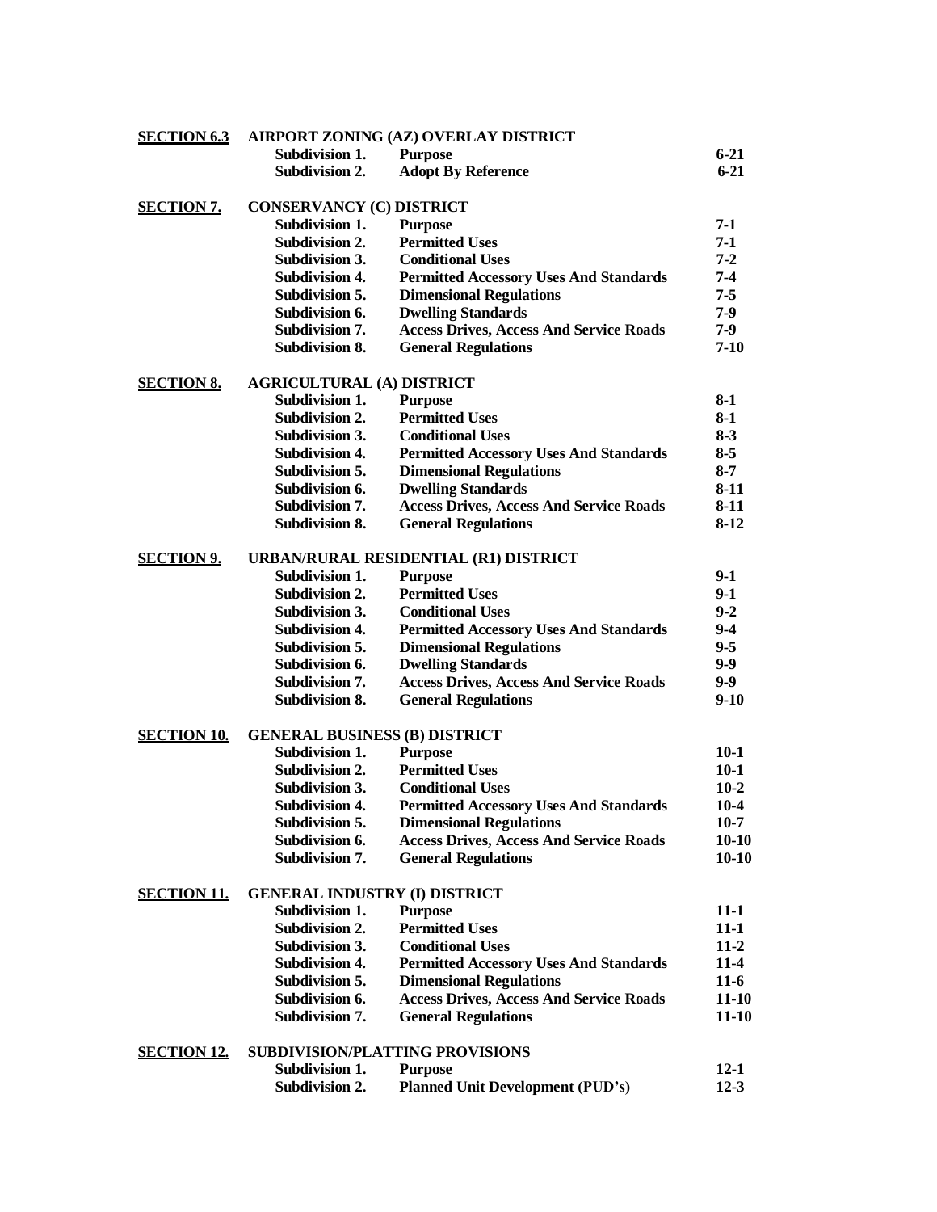| | | | |
|---|---|---|---|
| **SECTION 6.3** | **AIRPORT ZONING (AZ) OVERLAY DISTRICT** | | |
| | **Subdivision 1.** | **Purpose** | **6-21** |
| | **Subdivision 2.** | **Adopt By Reference** | **6-21** |
| **SECTION 7.** | **CONSERVANCY (C) DISTRICT** | | |
| | **Subdivision 1.** | **Purpose** | **7-1** |
| | **Subdivision 2.** | **Permitted Uses** | **7-1** |
| | **Subdivision 3.** | **Conditional Uses** | **7-2** |
| | **Subdivision 4.** | **Permitted Accessory Uses And Standards** | **7-4** |
| | **Subdivision 5.** | **Dimensional Regulations** | **7-5** |
| | **Subdivision 6.** | **Dwelling Standards** | **7-9** |
| | **Subdivision 7.** | **Access Drives, Access And Service Roads** | **7-9** |
| | **Subdivision 8.** | **General Regulations** | **7-10** |
| **SECTION 8.** | **AGRICULTURAL (A) DISTRICT** | | |
| | **Subdivision 1.** | **Purpose** | **8-1** |
| | **Subdivision 2.** | **Permitted Uses** | **8-1** |
| | **Subdivision 3.** | **Conditional Uses** | **8-3** |
| | **Subdivision 4.** | **Permitted Accessory Uses And Standards** | **8-5** |
| | **Subdivision 5.** | **Dimensional Regulations** | **8-7** |
| | **Subdivision 6.** | **Dwelling Standards** | **8-11** |
| | **Subdivision 7.** | **Access Drives, Access And Service Roads** | **8-11** |
| | **Subdivision 8.** | **General Regulations** | **8-12** |
| **SECTION 9.** | **URBAN/RURAL RESIDENTIAL (R1) DISTRICT** | | |
| | **Subdivision 1.** | **Purpose** | **9-1** |
| | **Subdivision 2.** | **Permitted Uses** | **9-1** |
| | **Subdivision 3.** | **Conditional Uses** | **9-2** |
| | **Subdivision 4.** | **Permitted Accessory Uses And Standards** | **9-4** |
| | **Subdivision 5.** | **Dimensional Regulations** | **9-5** |
| | **Subdivision 6.** | **Dwelling Standards** | **9-9** |
| | **Subdivision 7.** | **Access Drives, Access And Service Roads** | **9-9** |
| | **Subdivision 8.** | **General Regulations** | **9-10** |
| **SECTION 10.** | **GENERAL BUSINESS (B) DISTRICT** | | |
| | **Subdivision 1.** | **Purpose** | **10-1** |
| | **Subdivision 2.** | **Permitted Uses** | **10-1** |
| | **Subdivision 3.** | **Conditional Uses** | **10-2** |
| | **Subdivision 4.** | **Permitted Accessory Uses And Standards** | **10-4** |
| | **Subdivision 5.** | **Dimensional Regulations** | **10-7** |
| | **Subdivision 6.** | **Access Drives, Access And Service Roads** | **10-10** |
| | **Subdivision 7.** | **General Regulations** | **10-10** |
| **SECTION 11.** | **GENERAL INDUSTRY (I) DISTRICT** | | |
| | **Subdivision 1.** | **Purpose** | **11-1** |
| | **Subdivision 2.** | **Permitted Uses** | **11-1** |
| | **Subdivision 3.** | **Conditional Uses** | **11-2** |
| | **Subdivision 4.** | **Permitted Accessory Uses And Standards** | **11-4** |
| | **Subdivision 5.** | **Dimensional Regulations** | **11-6** |
| | **Subdivision 6.** | **Access Drives, Access And Service Roads** | **11-10** |
| | **Subdivision 7.** | **General Regulations** | **11-10** |
| **SECTION 12.** | **SUBDIVISION/PLATTING PROVISIONS** | | |
| | **Subdivision 1.** | **Purpose** | **12-1** |
| | **Subdivision 2.** | **Planned Unit Development (PUD's)** | **12-3** |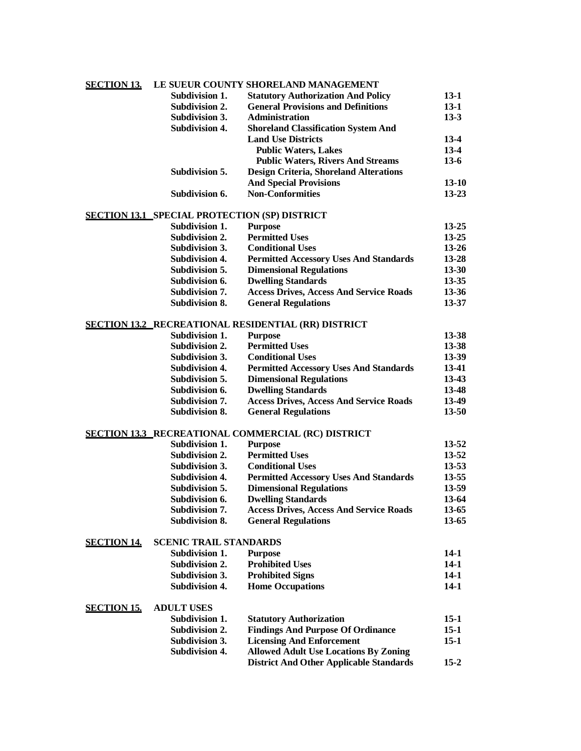**SECTION 13. LE SUEUR COUNTY SHORELAND MANAGEMENT**

| | | |
|---|---|---|
| **Subdivision 1.** | **Statutory Authorization And Policy** | **13-1** |
| **Subdivision 2.** | **General Provisions and Definitions** | **13-1** |
| **Subdivision 3.** | **Administration** | **13-3** |
| **Subdivision 4.** | **Shoreland Classification System And Land Use Districts** | **13-4** |
| | **Public Waters, Lakes** | **13-4** |
| | **Public Waters, Rivers And Streams** | **13-6** |
| **Subdivision 5.** | **Design Criteria, Shoreland Alterations And Special Provisions** | **13-10** |
| **Subdivision 6.** | **Non-Conformities** | **13-23** |

**SECTION 13.1 SPECIAL PROTECTION (SP) DISTRICT**

| | | |
|---|---|---|
| **Subdivision 1.** | **Purpose** | **13-25** |
| **Subdivision 2.** | **Permitted Uses** | **13-25** |
| **Subdivision 3.** | **Conditional Uses** | **13-26** |
| **Subdivision 4.** | **Permitted Accessory Uses And Standards** | **13-28** |
| **Subdivision 5.** | **Dimensional Regulations** | **13-30** |
| **Subdivision 6.** | **Dwelling Standards** | **13-35** |
| **Subdivision 7.** | **Access Drives, Access And Service Roads** | **13-36** |
| **Subdivision 8.** | **General Regulations** | **13-37** |

**SECTION 13.2 RECREATIONAL RESIDENTIAL (RR) DISTRICT**

| | | |
|---|---|---|
| **Subdivision 1.** | **Purpose** | **13-38** |
| **Subdivision 2.** | **Permitted Uses** | **13-38** |
| **Subdivision 3.** | **Conditional Uses** | **13-39** |
| **Subdivision 4.** | **Permitted Accessory Uses And Standards** | **13-41** |
| **Subdivision 5.** | **Dimensional Regulations** | **13-43** |
| **Subdivision 6.** | **Dwelling Standards** | **13-48** |
| **Subdivision 7.** | **Access Drives, Access And Service Roads** | **13-49** |
| **Subdivision 8.** | **General Regulations** | **13-50** |

**SECTION 13.3 RECREATIONAL COMMERCIAL (RC) DISTRICT**

| | | |
|---|---|---|
| **Subdivision 1.** | **Purpose** | **13-52** |
| **Subdivision 2.** | **Permitted Uses** | **13-52** |
| **Subdivision 3.** | **Conditional Uses** | **13-53** |
| **Subdivision 4.** | **Permitted Accessory Uses And Standards** | **13-55** |
| **Subdivision 5.** | **Dimensional Regulations** | **13-59** |
| **Subdivision 6.** | **Dwelling Standards** | **13-64** |
| **Subdivision 7.** | **Access Drives, Access And Service Roads** | **13-65** |
| **Subdivision 8.** | **General Regulations** | **13-65** |

**SECTION 14. SCENIC TRAIL STANDARDS**

| | | |
|---|---|---|
| **Subdivision 1.** | **Purpose** | **14-1** |
| **Subdivision 2.** | **Prohibited Uses** | **14-1** |
| **Subdivision 3.** | **Prohibited Signs** | **14-1** |
| **Subdivision 4.** | **Home Occupations** | **14-1** |

**SECTION 15. ADULT USES**

| | | |
|---|---|---|
| **Subdivision 1.** | **Statutory Authorization** | **15-1** |
| **Subdivision 2.** | **Findings And Purpose Of Ordinance** | **15-1** |
| **Subdivision 3.** | **Licensing And Enforcement** | **15-1** |
| **Subdivision 4.** | **Allowed Adult Use Locations By Zoning District And Other Applicable Standards** | **15-2** |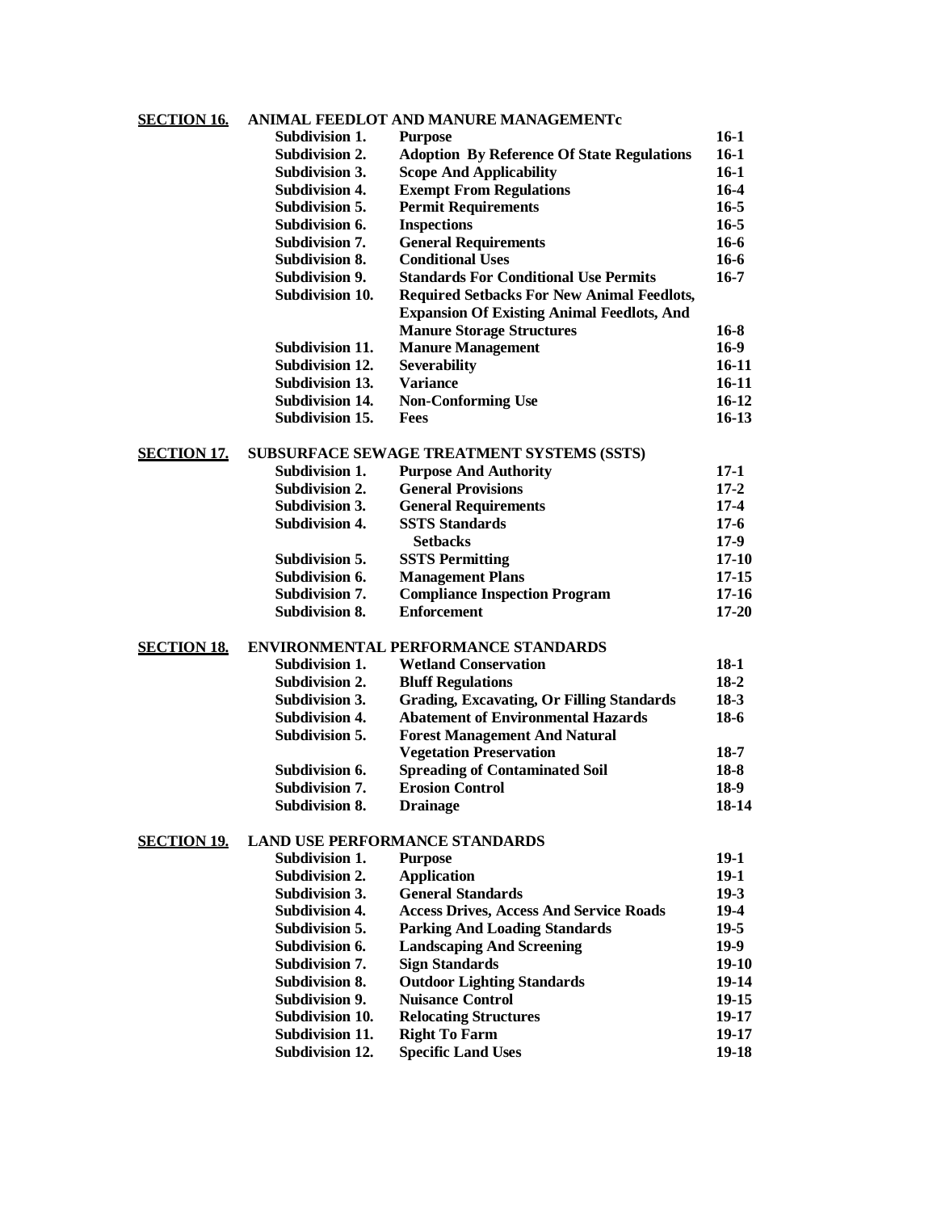**SECTION 16.** **ANIMAL FEEDLOT AND MANURE MANAGEMENTc**

| | | |
|---|---|---|
| **Subdivision 1.** | **Purpose** | **16-1** |
| **Subdivision 2.** | **Adoption By Reference Of State Regulations** | **16-1** |
| **Subdivision 3.** | **Scope And Applicability** | **16-1** |
| **Subdivision 4.** | **Exempt From Regulations** | **16-4** |
| **Subdivision 5.** | **Permit Requirements** | **16-5** |
| **Subdivision 6.** | **Inspections** | **16-5** |
| **Subdivision 7.** | **General Requirements** | **16-6** |
| **Subdivision 8.** | **Conditional Uses** | **16-6** |
| **Subdivision 9.** | **Standards For Conditional Use Permits** | **16-7** |
| **Subdivision 10.** | **Required Setbacks For New Animal Feedlots, Expansion Of Existing Animal Feedlots, And Manure Storage Structures** | **16-8** |
| **Subdivision 11.** | **Manure Management** | **16-9** |
| **Subdivision 12.** | **Severability** | **16-11** |
| **Subdivision 13.** | **Variance** | **16-11** |
| **Subdivision 14.** | **Non-Conforming Use** | **16-12** |
| **Subdivision 15.** | **Fees** | **16-13** |

**SECTION 17.** **SUBSURFACE SEWAGE TREATMENT SYSTEMS (SSTS)**

| | | |
|---|---|---|
| **Subdivision 1.** | **Purpose And Authority** | **17-1** |
| **Subdivision 2.** | **General Provisions** | **17-2** |
| **Subdivision 3.** | **General Requirements** | **17-4** |
| **Subdivision 4.** | **SSTS Standards** | **17-6** |
| | **Setbacks** | **17-9** |
| **Subdivision 5.** | **SSTS Permitting** | **17-10** |
| **Subdivision 6.** | **Management Plans** | **17-15** |
| **Subdivision 7.** | **Compliance Inspection Program** | **17-16** |
| **Subdivision 8.** | **Enforcement** | **17-20** |

**SECTION 18.** **ENVIRONMENTAL PERFORMANCE STANDARDS**

| | | |
|---|---|---|
| **Subdivision 1.** | **Wetland Conservation** | **18-1** |
| **Subdivision 2.** | **Bluff Regulations** | **18-2** |
| **Subdivision 3.** | **Grading, Excavating, Or Filling Standards** | **18-3** |
| **Subdivision 4.** | **Abatement of Environmental Hazards** | **18-6** |
| **Subdivision 5.** | **Forest Management And Natural Vegetation Preservation** | **18-7** |
| **Subdivision 6.** | **Spreading of Contaminated Soil** | **18-8** |
| **Subdivision 7.** | **Erosion Control** | **18-9** |
| **Subdivision 8.** | **Drainage** | **18-14** |

**SECTION 19.** **LAND USE PERFORMANCE STANDARDS**

| | | |
|---|---|---|
| **Subdivision 1.** | **Purpose** | **19-1** |
| **Subdivision 2.** | **Application** | **19-1** |
| **Subdivision 3.** | **General Standards** | **19-3** |
| **Subdivision 4.** | **Access Drives, Access And Service Roads** | **19-4** |
| **Subdivision 5.** | **Parking And Loading Standards** | **19-5** |
| **Subdivision 6.** | **Landscaping And Screening** | **19-9** |
| **Subdivision 7.** | **Sign Standards** | **19-10** |
| **Subdivision 8.** | **Outdoor Lighting Standards** | **19-14** |
| **Subdivision 9.** | **Nuisance Control** | **19-15** |
| **Subdivision 10.** | **Relocating Structures** | **19-17** |
| **Subdivision 11.** | **Right To Farm** | **19-17** |
| **Subdivision 12.** | **Specific Land Uses** | **19-18** |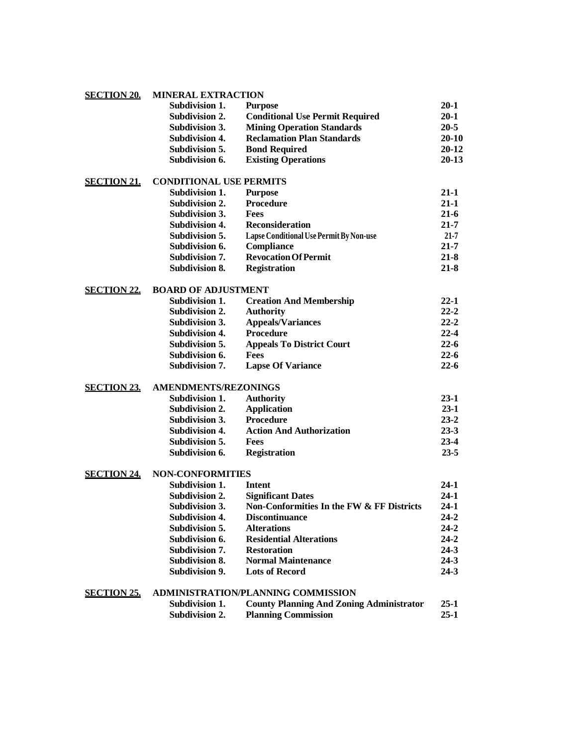| | | | |
|---|---|---|---|
| **SECTION 20.** | **MINERAL EXTRACTION** | | |
| | **Subdivision 1.** | **Purpose** | **20-1** |
| | **Subdivision 2.** | **Conditional Use Permit Required** | **20-1** |
| | **Subdivision 3.** | **Mining Operation Standards** | **20-5** |
| | **Subdivision 4.** | **Reclamation Plan Standards** | **20-10** |
| | **Subdivision 5.** | **Bond Required** | **20-12** |
| | **Subdivision 6.** | **Existing Operations** | **20-13** |
| **SECTION 21.** | **CONDITIONAL USE PERMITS** | | |
| | **Subdivision 1.** | **Purpose** | **21-1** |
| | **Subdivision 2.** | **Procedure** | **21-1** |
| | **Subdivision 3.** | **Fees** | **21-6** |
| | **Subdivision 4.** | **Reconsideration** | **21-7** |
| | **Subdivision 5.** | **Lapse Conditional Use Permit By Non-use** | **21-7** |
| | **Subdivision 6.** | **Compliance** | **21-7** |
| | **Subdivision 7.** | **Revocation Of Permit** | **21-8** |
| | **Subdivision 8.** | **Registration** | **21-8** |
| **SECTION 22.** | **BOARD OF ADJUSTMENT** | | |
| | **Subdivision 1.** | **Creation And Membership** | **22-1** |
| | **Subdivision 2.** | **Authority** | **22-2** |
| | **Subdivision 3.** | **Appeals/Variances** | **22-2** |
| | **Subdivision 4.** | **Procedure** | **22-4** |
| | **Subdivision 5.** | **Appeals To District Court** | **22-6** |
| | **Subdivision 6.** | **Fees** | **22-6** |
| | **Subdivision 7.** | **Lapse Of Variance** | **22-6** |
| **SECTION 23.** | **AMENDMENTS/REZONINGS** | | |
| | **Subdivision 1.** | **Authority** | **23-1** |
| | **Subdivision 2.** | **Application** | **23-1** |
| | **Subdivision 3.** | **Procedure** | **23-2** |
| | **Subdivision 4.** | **Action And Authorization** | **23-3** |
| | **Subdivision 5.** | **Fees** | **23-4** |
| | **Subdivision 6.** | **Registration** | **23-5** |
| **SECTION 24.** | **NON-CONFORMITIES** | | |
| | **Subdivision 1.** | **Intent** | **24-1** |
| | **Subdivision 2.** | **Significant Dates** | **24-1** |
| | **Subdivision 3.** | **Non-Conformities In the FW & FF Districts** | **24-1** |
| | **Subdivision 4.** | **Discontinuance** | **24-2** |
| | **Subdivision 5.** | **Alterations** | **24-2** |
| | **Subdivision 6.** | **Residential Alterations** | **24-2** |
| | **Subdivision 7.** | **Restoration** | **24-3** |
| | **Subdivision 8.** | **Normal Maintenance** | **24-3** |
| | **Subdivision 9.** | **Lots of Record** | **24-3** |
| **SECTION 25.** | **ADMINISTRATION/PLANNING COMMISSION** | | |
| | **Subdivision 1.** | **County Planning And Zoning Administrator** | **25-1** |
| | **Subdivision 2.** | **Planning Commission** | **25-1** |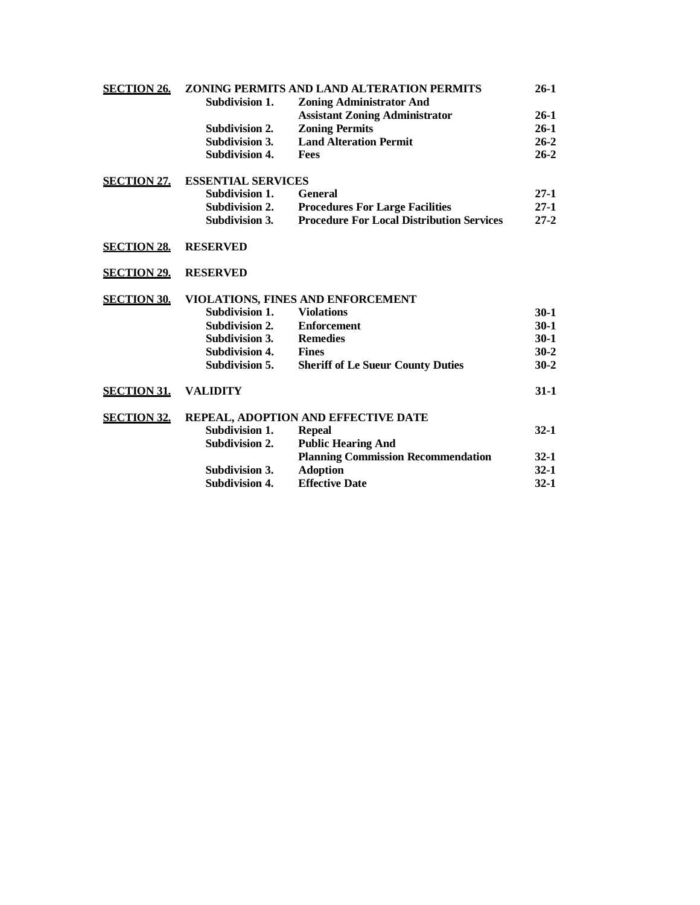| | | | |
|---|---|---|---|
| **SECTION 26.** | **ZONING PERMITS AND LAND ALTERATION PERMITS** | | **26-1** |
| | **Subdivision 1.** | **Zoning Administrator And Assistant Zoning Administrator** | **26-1** |
| | **Subdivision 2.** | **Zoning Permits** | **26-1** |
| | **Subdivision 3.** | **Land Alteration Permit** | **26-2** |
| | **Subdivision 4.** | **Fees** | **26-2** |
| **SECTION 27.** | **ESSENTIAL SERVICES** | | |
| | **Subdivision 1.** | **General** | **27-1** |
| | **Subdivision 2.** | **Procedures For Large Facilities** | **27-1** |
| | **Subdivision 3.** | **Procedure For Local Distribution Services** | **27-2** |
| **SECTION 28.** | **RESERVED** | | |
| **SECTION 29.** | **RESERVED** | | |
| **SECTION 30.** | **VIOLATIONS, FINES AND ENFORCEMENT** | | |
| | **Subdivision 1.** | **Violations** | **30-1** |
| | **Subdivision 2.** | **Enforcement** | **30-1** |
| | **Subdivision 3.** | **Remedies** | **30-1** |
| | **Subdivision 4.** | **Fines** | **30-2** |
| | **Subdivision 5.** | **Sheriff of Le Sueur County Duties** | **30-2** |
| **SECTION 31.** | **VALIDITY** | | **31-1** |
| **SECTION 32.** | **REPEAL, ADOPTION AND EFFECTIVE DATE** | | |
| | **Subdivision 1.** | **Repeal** | **32-1** |
| | **Subdivision 2.** | **Public Hearing And Planning Commission Recommendation** | **32-1** |
| | **Subdivision 3.** | **Adoption** | **32-1** |
| | **Subdivision 4.** | **Effective Date** | **32-1** |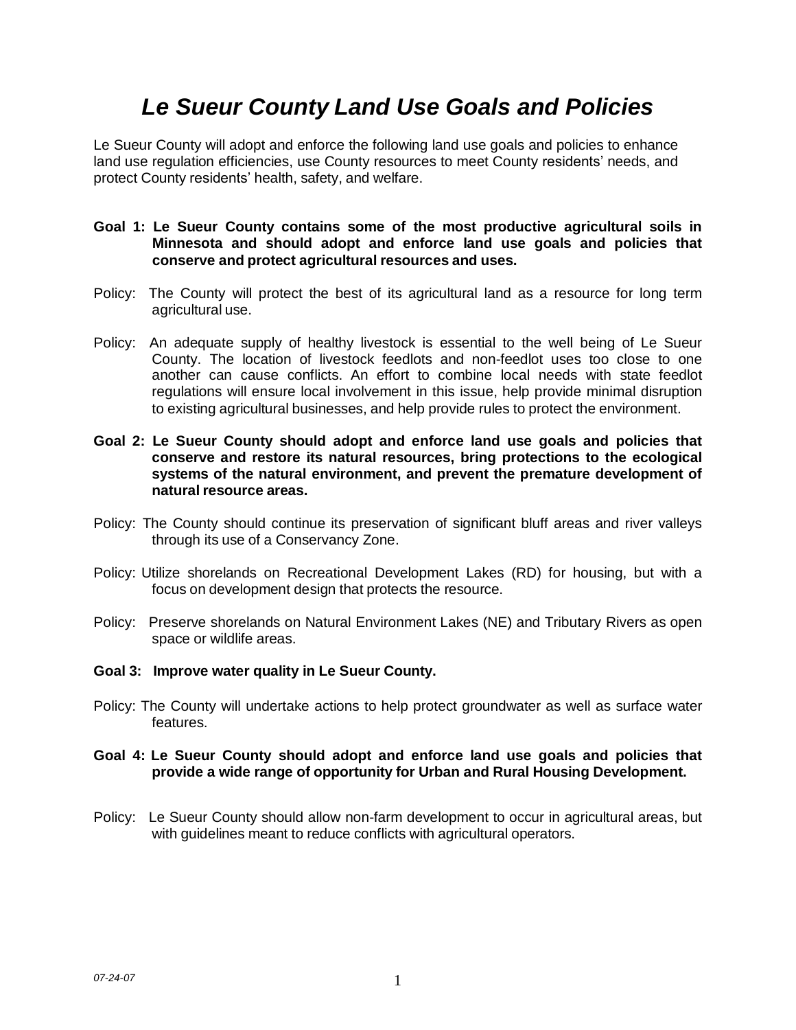# *Le Sueur County Land Use Goals and Policies*

Le Sueur County will adopt and enforce the following land use goals and policies to enhance land use regulation efficiencies, use County resources to meet County residents' needs, and protect County residents' health, safety, and welfare.

**Goal 1: Le Sueur County contains some of the most productive agricultural soils in Minnesota and should adopt and enforce land use goals and policies that conserve and protect agricultural resources and uses.**

Policy: The County will protect the best of its agricultural land as a resource for long term agricultural use.

Policy: An adequate supply of healthy livestock is essential to the well being of Le Sueur County. The location of livestock feedlots and non-feedlot uses too close to one another can cause conflicts. An effort to combine local needs with state feedlot regulations will ensure local involvement in this issue, help provide minimal disruption to existing agricultural businesses, and help provide rules to protect the environment.

**Goal 2: Le Sueur County should adopt and enforce land use goals and policies that conserve and restore its natural resources, bring protections to the ecological systems of the natural environment, and prevent the premature development of natural resource areas.**

Policy: The County should continue its preservation of significant bluff areas and river valleys through its use of a Conservancy Zone.

Policy: Utilize shorelands on Recreational Development Lakes (RD) for housing, but with a focus on development design that protects the resource.

Policy: Preserve shorelands on Natural Environment Lakes (NE) and Tributary Rivers as open space or wildlife areas.

**Goal 3: Improve water quality in Le Sueur County.**

Policy: The County will undertake actions to help protect groundwater as well as surface water features.

**Goal 4: Le Sueur County should adopt and enforce land use goals and policies that provide a wide range of opportunity for Urban and Rural Housing Development.**

Policy: Le Sueur County should allow non-farm development to occur in agricultural areas, but with guidelines meant to reduce conflicts with agricultural operators.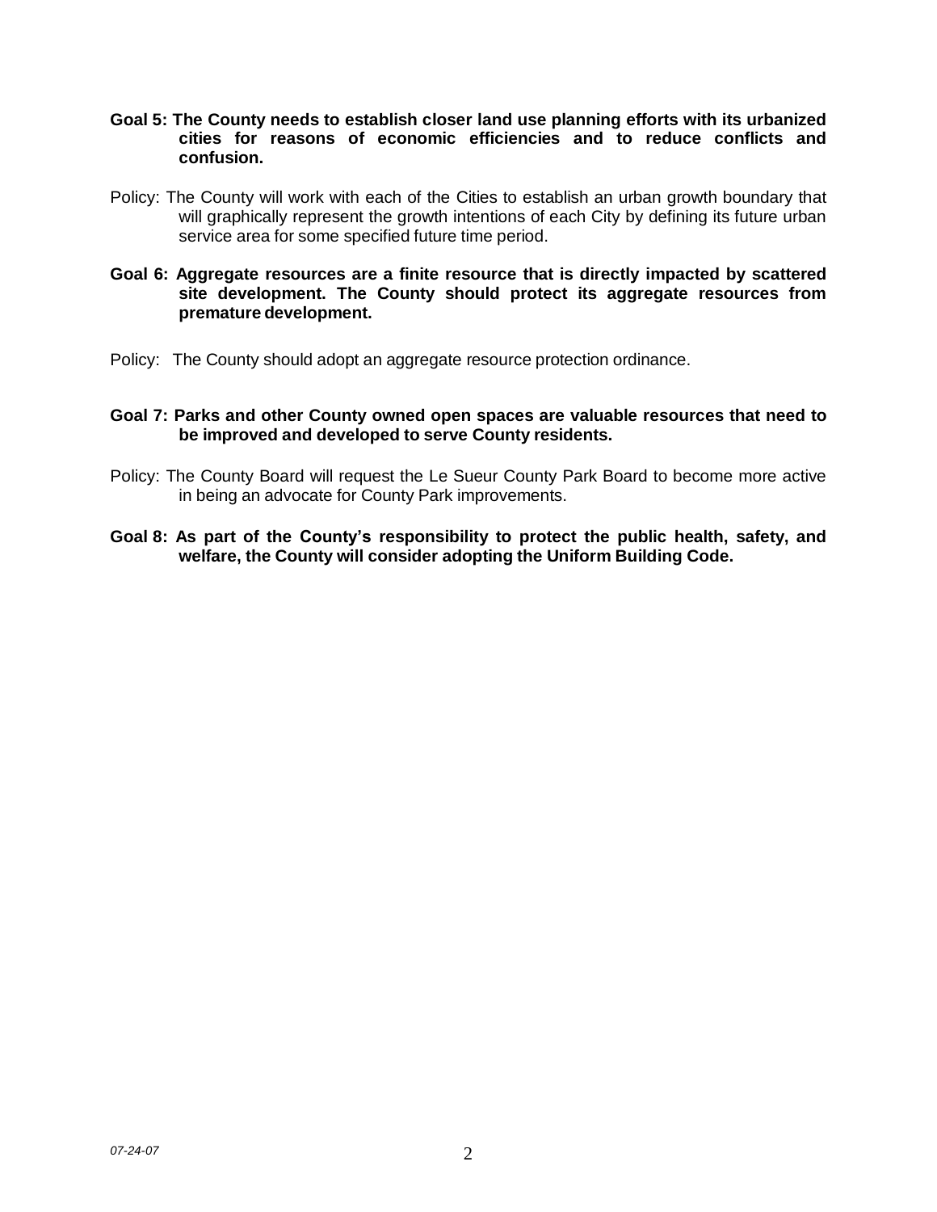**Goal 5: The County needs to establish closer land use planning efforts with its urbanized cities for reasons of economic efficiencies and to reduce conflicts and confusion.**

Policy: The County will work with each of the Cities to establish an urban growth boundary that will graphically represent the growth intentions of each City by defining its future urban service area for some specified future time period.

**Goal 6: Aggregate resources are a finite resource that is directly impacted by scattered site development. The County should protect its aggregate resources from premature development.**

Policy: The County should adopt an aggregate resource protection ordinance.

**Goal 7: Parks and other County owned open spaces are valuable resources that need to be improved and developed to serve County residents.**

Policy: The County Board will request the Le Sueur County Park Board to become more active in being an advocate for County Park improvements.

**Goal 8: As part of the County's responsibility to protect the public health, safety, and welfare, the County will consider adopting the Uniform Building Code.**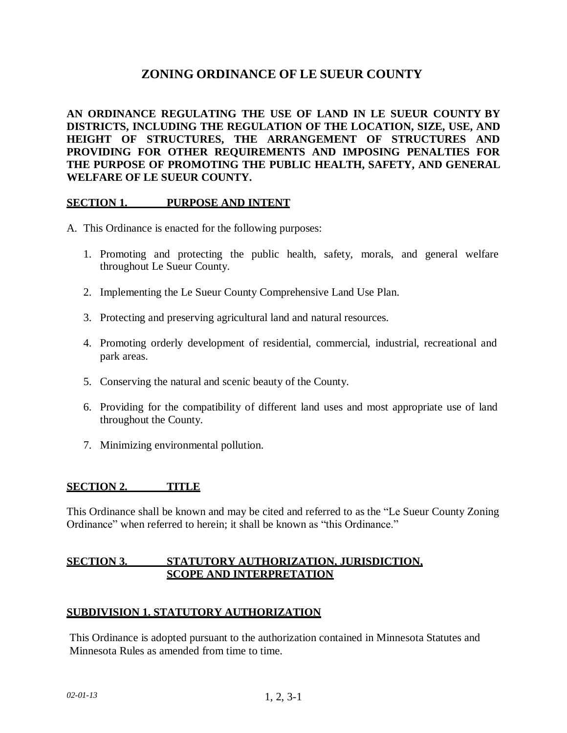# ZONING ORDINANCE OF LE SUEUR COUNTY

**AN ORDINANCE REGULATING THE USE OF LAND IN LE SUEUR COUNTY BY DISTRICTS, INCLUDING THE REGULATION OF THE LOCATION, SIZE, USE, AND HEIGHT OF STRUCTURES, THE ARRANGEMENT OF STRUCTURES AND PROVIDING FOR OTHER REQUIREMENTS AND IMPOSING PENALTIES FOR THE PURPOSE OF PROMOTING THE PUBLIC HEALTH, SAFETY, AND GENERAL WELFARE OF LE SUEUR COUNTY.**

## SECTION 1. PURPOSE AND INTENT

A. This Ordinance is enacted for the following purposes:

1. Promoting and protecting the public health, safety, morals, and general welfare throughout Le Sueur County.
2. Implementing the Le Sueur County Comprehensive Land Use Plan.
3. Protecting and preserving agricultural land and natural resources.
4. Promoting orderly development of residential, commercial, industrial, recreational and park areas.
5. Conserving the natural and scenic beauty of the County.
6. Providing for the compatibility of different land uses and most appropriate use of land throughout the County.
7. Minimizing environmental pollution.

## SECTION 2. TITLE

This Ordinance shall be known and may be cited and referred to as the "Le Sueur County Zoning Ordinance" when referred to herein; it shall be known as "this Ordinance."

## SECTION 3. STATUTORY AUTHORIZATION, JURISDICTION, SCOPE AND INTERPRETATION

### SUBDIVISION 1. STATUTORY AUTHORIZATION

This Ordinance is adopted pursuant to the authorization contained in Minnesota Statutes and Minnesota Rules as amended from time to time.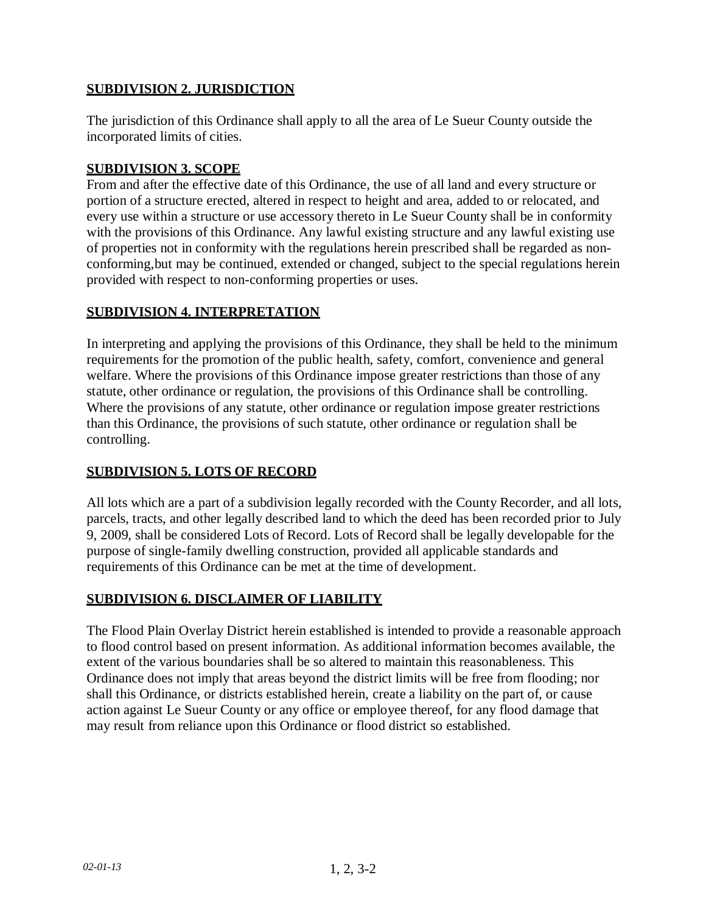## SUBDIVISION 2. JURISDICTION

The jurisdiction of this Ordinance shall apply to all the area of Le Sueur County outside the incorporated limits of cities.

## SUBDIVISION 3. SCOPE

From and after the effective date of this Ordinance, the use of all land and every structure or portion of a structure erected, altered in respect to height and area, added to or relocated, and every use within a structure or use accessory thereto in Le Sueur County shall be in conformity with the provisions of this Ordinance. Any lawful existing structure and any lawful existing use of properties not in conformity with the regulations herein prescribed shall be regarded as non-conforming,but may be continued, extended or changed, subject to the special regulations herein provided with respect to non-conforming properties or uses.

## SUBDIVISION 4. INTERPRETATION

In interpreting and applying the provisions of this Ordinance, they shall be held to the minimum requirements for the promotion of the public health, safety, comfort, convenience and general welfare. Where the provisions of this Ordinance impose greater restrictions than those of any statute, other ordinance or regulation, the provisions of this Ordinance shall be controlling. Where the provisions of any statute, other ordinance or regulation impose greater restrictions than this Ordinance, the provisions of such statute, other ordinance or regulation shall be controlling.

## SUBDIVISION 5. LOTS OF RECORD

All lots which are a part of a subdivision legally recorded with the County Recorder, and all lots, parcels, tracts, and other legally described land to which the deed has been recorded prior to July 9, 2009, shall be considered Lots of Record. Lots of Record shall be legally developable for the purpose of single-family dwelling construction, provided all applicable standards and requirements of this Ordinance can be met at the time of development.

## SUBDIVISION 6. DISCLAIMER OF LIABILITY

The Flood Plain Overlay District herein established is intended to provide a reasonable approach to flood control based on present information. As additional information becomes available, the extent of the various boundaries shall be so altered to maintain this reasonableness. This Ordinance does not imply that areas beyond the district limits will be free from flooding; nor shall this Ordinance, or districts established herein, create a liability on the part of, or cause action against Le Sueur County or any office or employee thereof, for any flood damage that may result from reliance upon this Ordinance or flood district so established.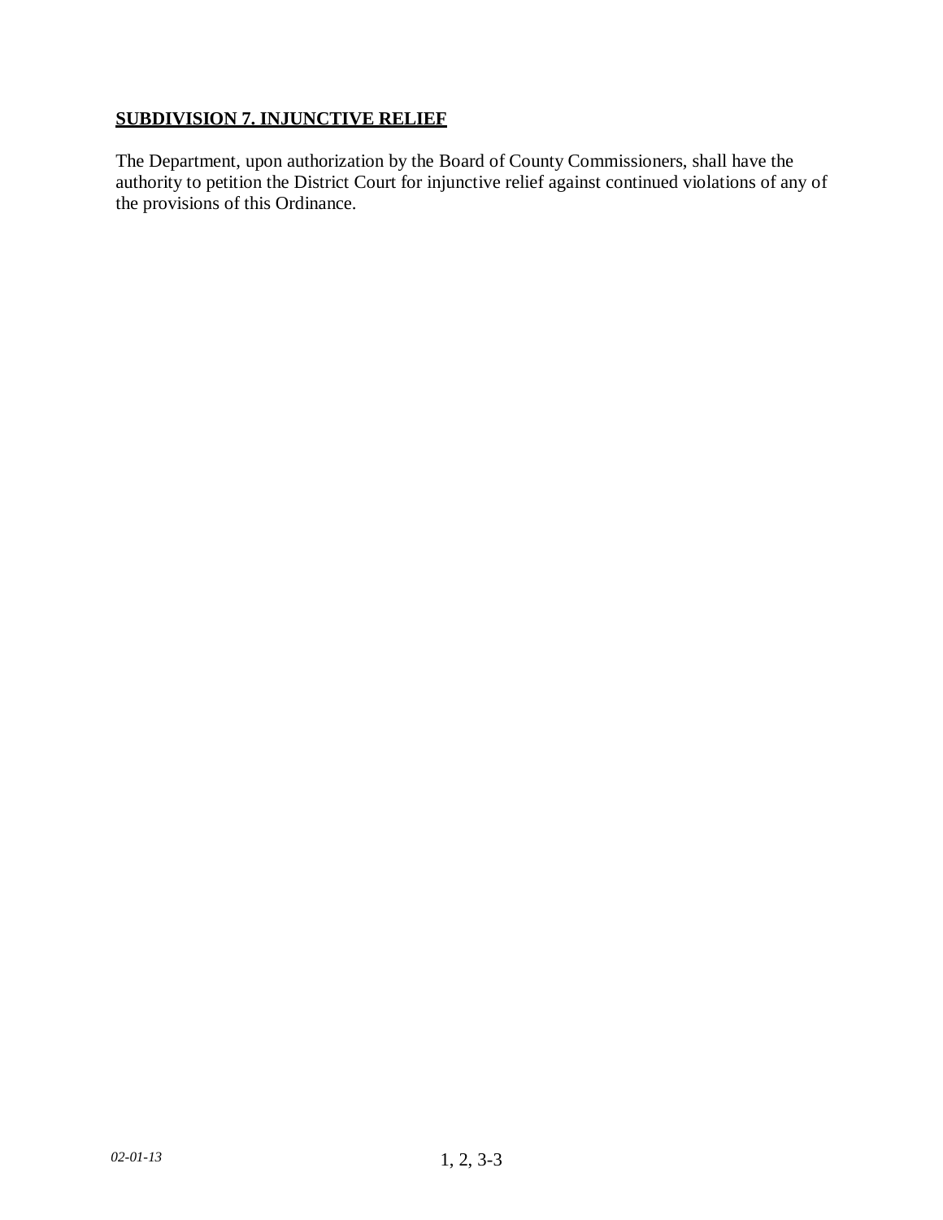## SUBDIVISION 7. INJUNCTIVE RELIEF

The Department, upon authorization by the Board of County Commissioners, shall have the authority to petition the District Court for injunctive relief against continued violations of any of the provisions of this Ordinance.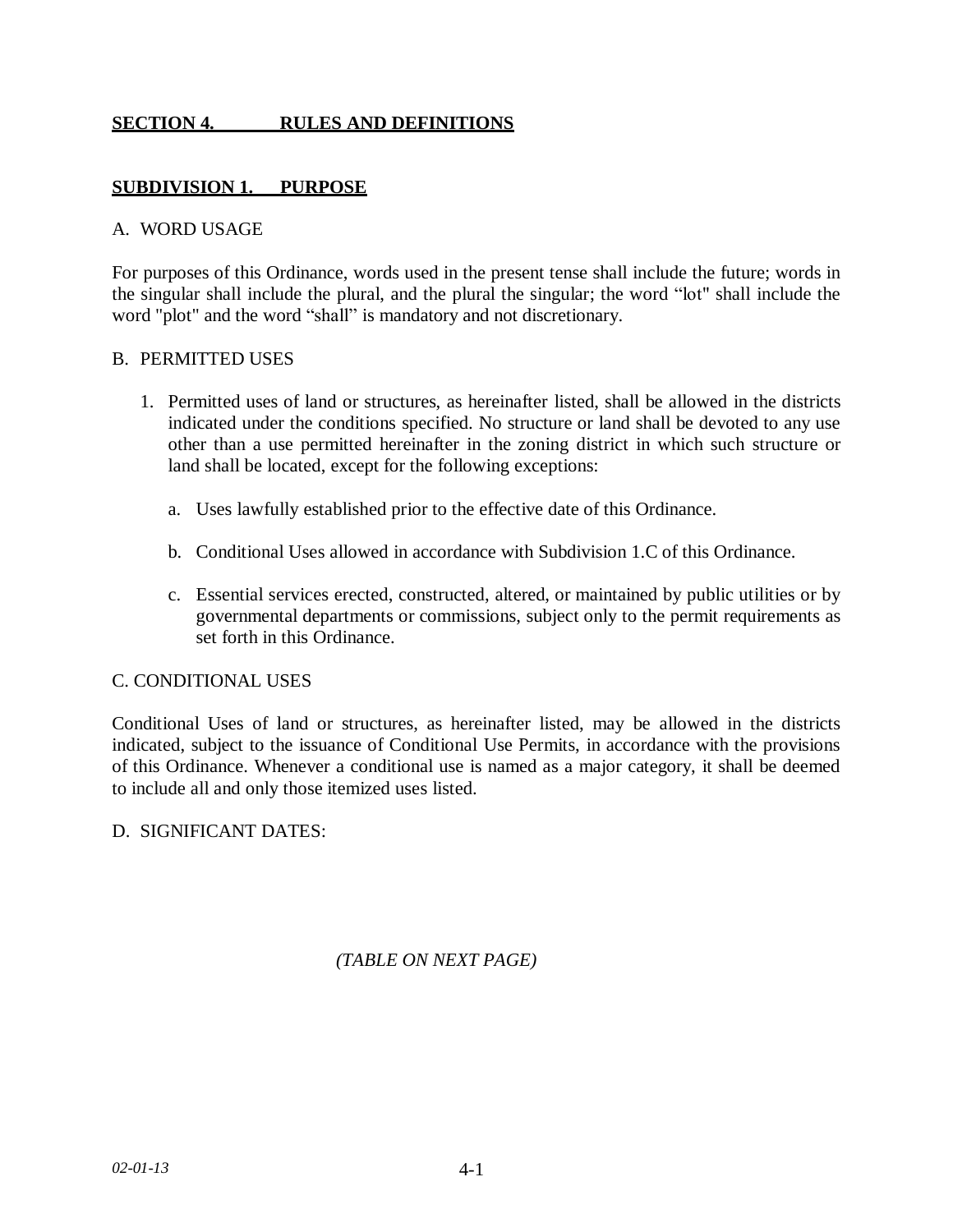## SECTION 4. RULES AND DEFINITIONS

### SUBDIVISION 1. PURPOSE

A. WORD USAGE

For purposes of this Ordinance, words used in the present tense shall include the future; words in the singular shall include the plural, and the plural the singular; the word "lot" shall include the word "plot" and the word "shall" is mandatory and not discretionary.

B. PERMITTED USES

1. Permitted uses of land or structures, as hereinafter listed, shall be allowed in the districts indicated under the conditions specified. No structure or land shall be devoted to any use other than a use permitted hereinafter in the zoning district in which such structure or land shall be located, except for the following exceptions:

   a. Uses lawfully established prior to the effective date of this Ordinance.

   b. Conditional Uses allowed in accordance with Subdivision 1.C of this Ordinance.

   c. Essential services erected, constructed, altered, or maintained by public utilities or by governmental departments or commissions, subject only to the permit requirements as set forth in this Ordinance.

C. CONDITIONAL USES

Conditional Uses of land or structures, as hereinafter listed, may be allowed in the districts indicated, subject to the issuance of Conditional Use Permits, in accordance with the provisions of this Ordinance. Whenever a conditional use is named as a major category, it shall be deemed to include all and only those itemized uses listed.

D. SIGNIFICANT DATES:

*(TABLE ON NEXT PAGE)*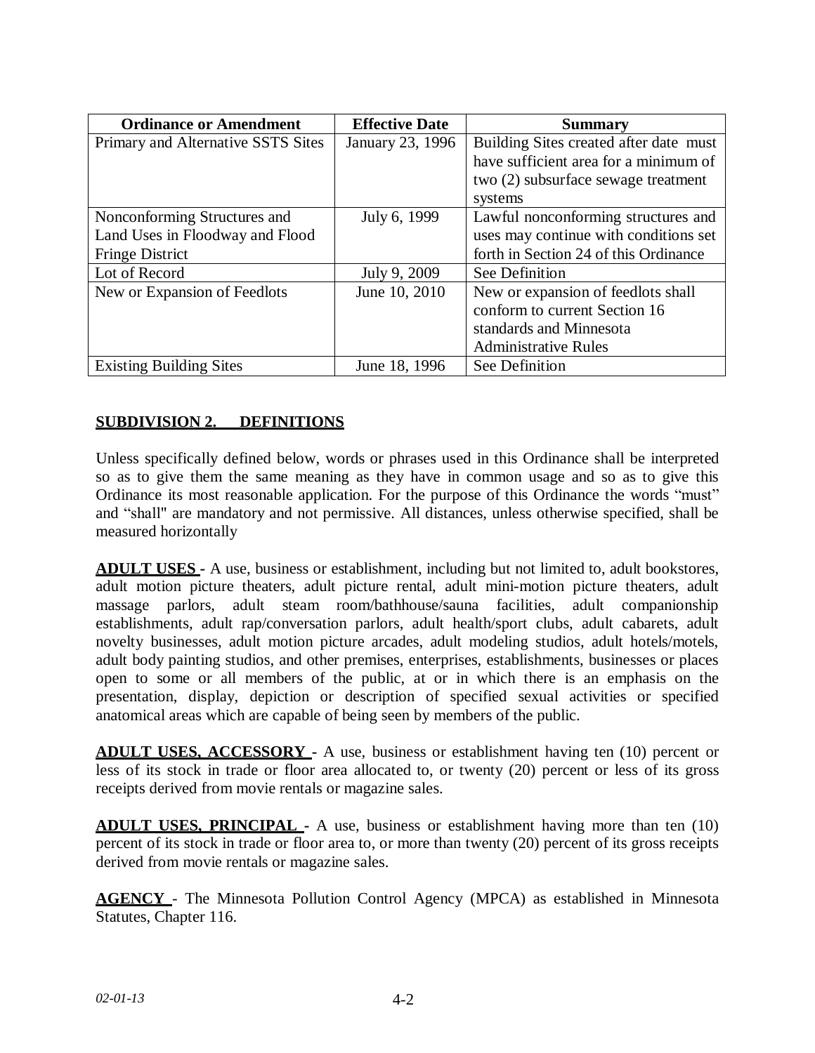| Ordinance or Amendment | Effective Date | Summary |
|---|---|---|
| Primary and Alternative SSTS Sites | January 23, 1996 | Building Sites created after date must have sufficient area for a minimum of two (2) subsurface sewage treatment systems |
| Nonconforming Structures and Land Uses in Floodway and Flood Fringe District | July 6, 1999 | Lawful nonconforming structures and uses may continue with conditions set forth in Section 24 of this Ordinance |
| Lot of Record | July 9, 2009 | See Definition |
| New or Expansion of Feedlots | June 10, 2010 | New or expansion of feedlots shall conform to current Section 16 standards and Minnesota Administrative Rules |
| Existing Building Sites | June 18, 1996 | See Definition |

## SUBDIVISION 2. DEFINITIONS

Unless specifically defined below, words or phrases used in this Ordinance shall be interpreted so as to give them the same meaning as they have in common usage and so as to give this Ordinance its most reasonable application. For the purpose of this Ordinance the words "must" and "shall" are mandatory and not permissive. All distances, unless otherwise specified, shall be measured horizontally

**ADULT USES -** A use, business or establishment, including but not limited to, adult bookstores, adult motion picture theaters, adult picture rental, adult mini-motion picture theaters, adult massage parlors, adult steam room/bathhouse/sauna facilities, adult companionship establishments, adult rap/conversation parlors, adult health/sport clubs, adult cabarets, adult novelty businesses, adult motion picture arcades, adult modeling studios, adult hotels/motels, adult body painting studios, and other premises, enterprises, establishments, businesses or places open to some or all members of the public, at or in which there is an emphasis on the presentation, display, depiction or description of specified sexual activities or specified anatomical areas which are capable of being seen by members of the public.

**ADULT USES, ACCESSORY -** A use, business or establishment having ten (10) percent or less of its stock in trade or floor area allocated to, or twenty (20) percent or less of its gross receipts derived from movie rentals or magazine sales.

**ADULT USES, PRINCIPAL -** A use, business or establishment having more than ten (10) percent of its stock in trade or floor area to, or more than twenty (20) percent of its gross receipts derived from movie rentals or magazine sales.

**AGENCY -** The Minnesota Pollution Control Agency (MPCA) as established in Minnesota Statutes, Chapter 116.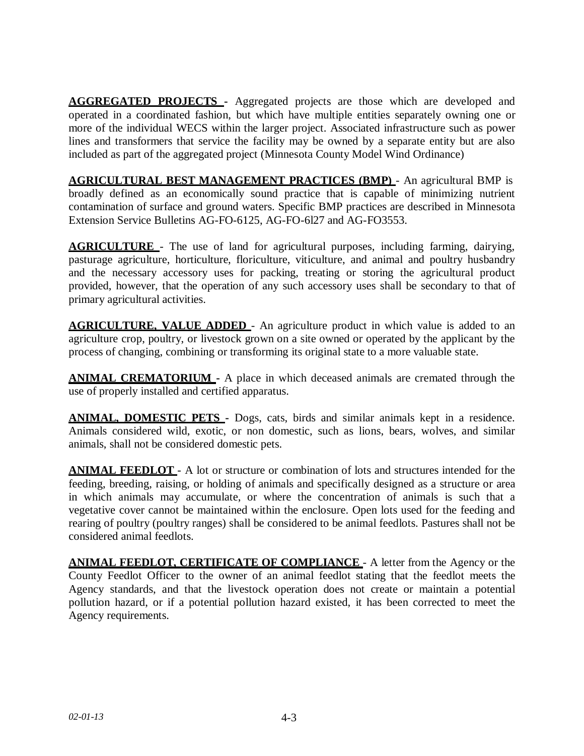**AGGREGATED PROJECTS** - Aggregated projects are those which are developed and operated in a coordinated fashion, but which have multiple entities separately owning one or more of the individual WECS within the larger project. Associated infrastructure such as power lines and transformers that service the facility may be owned by a separate entity but are also included as part of the aggregated project (Minnesota County Model Wind Ordinance)

**AGRICULTURAL BEST MANAGEMENT PRACTICES (BMP)** - An agricultural BMP is broadly defined as an economically sound practice that is capable of minimizing nutrient contamination of surface and ground waters. Specific BMP practices are described in Minnesota Extension Service Bulletins AG-FO-6125, AG-FO-6l27 and AG-FO3553.

**AGRICULTURE** - The use of land for agricultural purposes, including farming, dairying, pasturage agriculture, horticulture, floriculture, viticulture, and animal and poultry husbandry and the necessary accessory uses for packing, treating or storing the agricultural product provided, however, that the operation of any such accessory uses shall be secondary to that of primary agricultural activities.

**AGRICULTURE, VALUE ADDED** - An agriculture product in which value is added to an agriculture crop, poultry, or livestock grown on a site owned or operated by the applicant by the process of changing, combining or transforming its original state to a more valuable state.

**ANIMAL CREMATORIUM** - A place in which deceased animals are cremated through the use of properly installed and certified apparatus.

**ANIMAL, DOMESTIC PETS** - Dogs, cats, birds and similar animals kept in a residence. Animals considered wild, exotic, or non domestic, such as lions, bears, wolves, and similar animals, shall not be considered domestic pets.

**ANIMAL FEEDLOT** - A lot or structure or combination of lots and structures intended for the feeding, breeding, raising, or holding of animals and specifically designed as a structure or area in which animals may accumulate, or where the concentration of animals is such that a vegetative cover cannot be maintained within the enclosure. Open lots used for the feeding and rearing of poultry (poultry ranges) shall be considered to be animal feedlots. Pastures shall not be considered animal feedlots.

**ANIMAL FEEDLOT, CERTIFICATE OF COMPLIANCE** - A letter from the Agency or the County Feedlot Officer to the owner of an animal feedlot stating that the feedlot meets the Agency standards, and that the livestock operation does not create or maintain a potential pollution hazard, or if a potential pollution hazard existed, it has been corrected to meet the Agency requirements.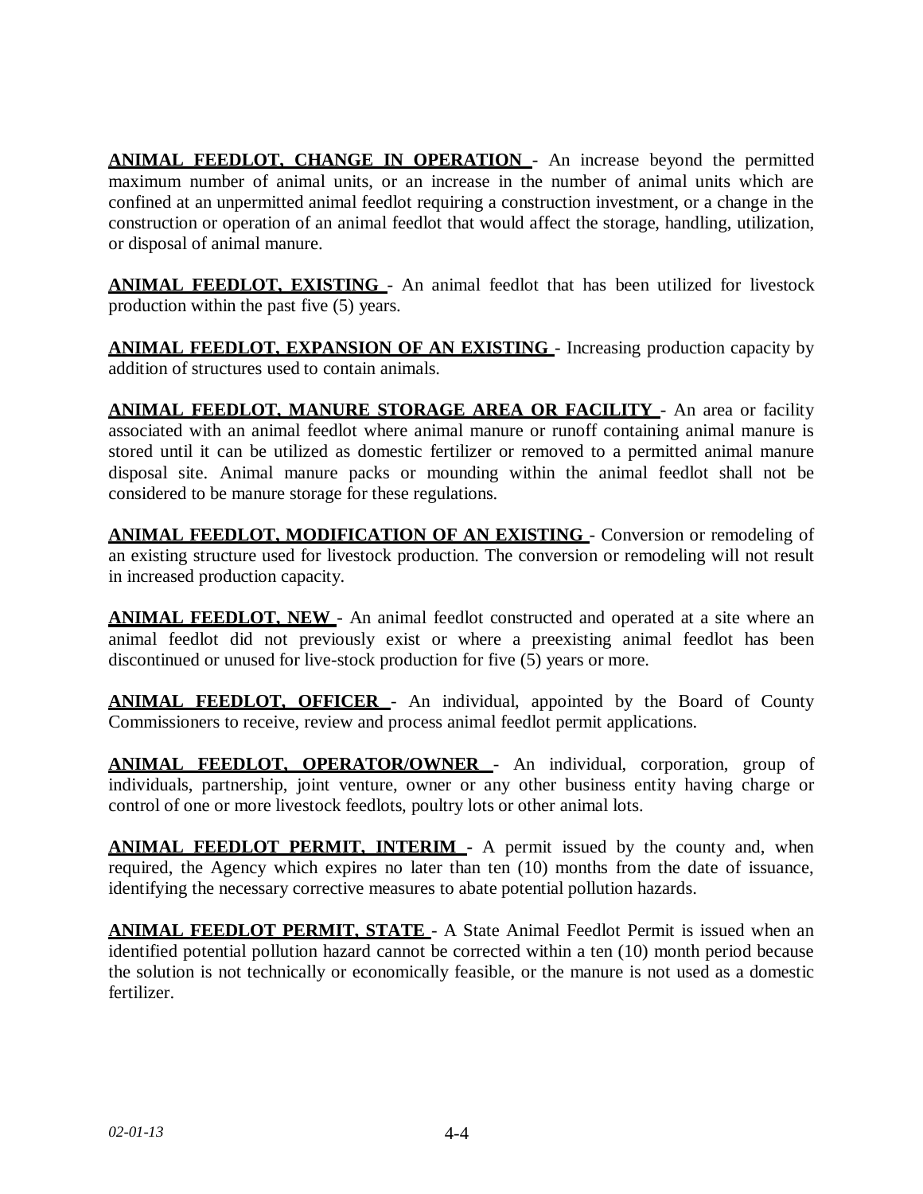**ANIMAL FEEDLOT, CHANGE IN OPERATION** - An increase beyond the permitted maximum number of animal units, or an increase in the number of animal units which are confined at an unpermitted animal feedlot requiring a construction investment, or a change in the construction or operation of an animal feedlot that would affect the storage, handling, utilization, or disposal of animal manure.

**ANIMAL FEEDLOT, EXISTING** - An animal feedlot that has been utilized for livestock production within the past five (5) years.

**ANIMAL FEEDLOT, EXPANSION OF AN EXISTING** - Increasing production capacity by addition of structures used to contain animals.

**ANIMAL FEEDLOT, MANURE STORAGE AREA OR FACILITY** - An area or facility associated with an animal feedlot where animal manure or runoff containing animal manure is stored until it can be utilized as domestic fertilizer or removed to a permitted animal manure disposal site. Animal manure packs or mounding within the animal feedlot shall not be considered to be manure storage for these regulations.

**ANIMAL FEEDLOT, MODIFICATION OF AN EXISTING** - Conversion or remodeling of an existing structure used for livestock production. The conversion or remodeling will not result in increased production capacity.

**ANIMAL FEEDLOT, NEW** - An animal feedlot constructed and operated at a site where an animal feedlot did not previously exist or where a preexisting animal feedlot has been discontinued or unused for live-stock production for five (5) years or more.

**ANIMAL FEEDLOT, OFFICER** - An individual, appointed by the Board of County Commissioners to receive, review and process animal feedlot permit applications.

**ANIMAL FEEDLOT, OPERATOR/OWNER** - An individual, corporation, group of individuals, partnership, joint venture, owner or any other business entity having charge or control of one or more livestock feedlots, poultry lots or other animal lots.

**ANIMAL FEEDLOT PERMIT, INTERIM** - A permit issued by the county and, when required, the Agency which expires no later than ten (10) months from the date of issuance, identifying the necessary corrective measures to abate potential pollution hazards.

**ANIMAL FEEDLOT PERMIT, STATE** - A State Animal Feedlot Permit is issued when an identified potential pollution hazard cannot be corrected within a ten (10) month period because the solution is not technically or economically feasible, or the manure is not used as a domestic fertilizer.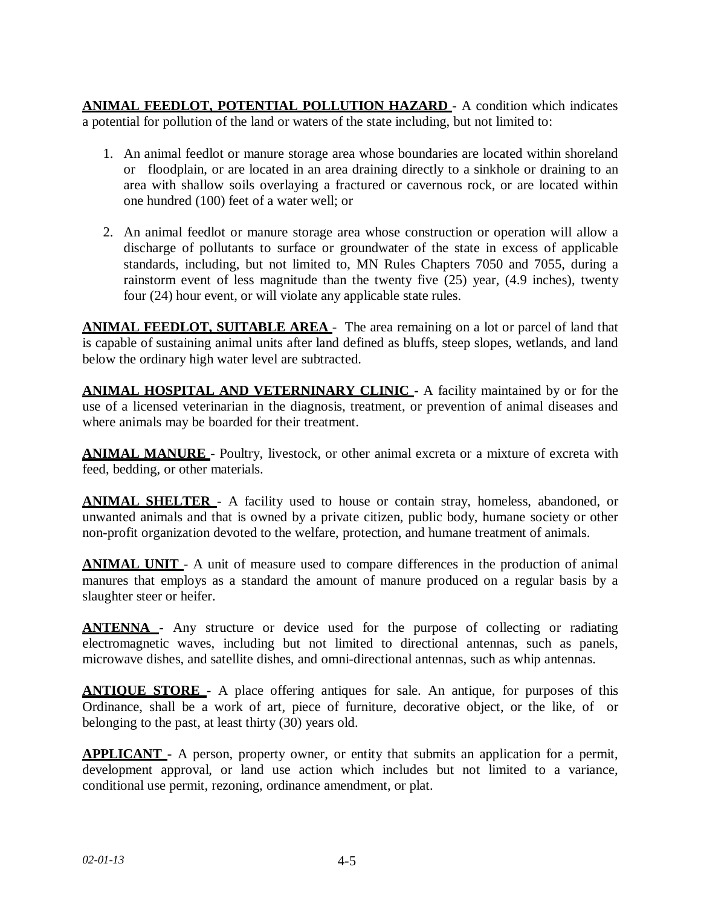**ANIMAL FEEDLOT, POTENTIAL POLLUTION HAZARD** - A condition which indicates a potential for pollution of the land or waters of the state including, but not limited to:

1. An animal feedlot or manure storage area whose boundaries are located within shoreland or floodplain, or are located in an area draining directly to a sinkhole or draining to an area with shallow soils overlaying a fractured or cavernous rock, or are located within one hundred (100) feet of a water well; or

2. An animal feedlot or manure storage area whose construction or operation will allow a discharge of pollutants to surface or groundwater of the state in excess of applicable standards, including, but not limited to, MN Rules Chapters 7050 and 7055, during a rainstorm event of less magnitude than the twenty five (25) year, (4.9 inches), twenty four (24) hour event, or will violate any applicable state rules.

**ANIMAL FEEDLOT, SUITABLE AREA** - The area remaining on a lot or parcel of land that is capable of sustaining animal units after land defined as bluffs, steep slopes, wetlands, and land below the ordinary high water level are subtracted.

**ANIMAL HOSPITAL AND VETERNINARY CLINIC** - A facility maintained by or for the use of a licensed veterinarian in the diagnosis, treatment, or prevention of animal diseases and where animals may be boarded for their treatment.

**ANIMAL MANURE** - Poultry, livestock, or other animal excreta or a mixture of excreta with feed, bedding, or other materials.

**ANIMAL SHELTER** - A facility used to house or contain stray, homeless, abandoned, or unwanted animals and that is owned by a private citizen, public body, humane society or other non-profit organization devoted to the welfare, protection, and humane treatment of animals.

**ANIMAL UNIT** - A unit of measure used to compare differences in the production of animal manures that employs as a standard the amount of manure produced on a regular basis by a slaughter steer or heifer.

**ANTENNA** - Any structure or device used for the purpose of collecting or radiating electromagnetic waves, including but not limited to directional antennas, such as panels, microwave dishes, and satellite dishes, and omni-directional antennas, such as whip antennas.

**ANTIQUE STORE** - A place offering antiques for sale. An antique, for purposes of this Ordinance, shall be a work of art, piece of furniture, decorative object, or the like, of or belonging to the past, at least thirty (30) years old.

**APPLICANT** - A person, property owner, or entity that submits an application for a permit, development approval, or land use action which includes but not limited to a variance, conditional use permit, rezoning, ordinance amendment, or plat.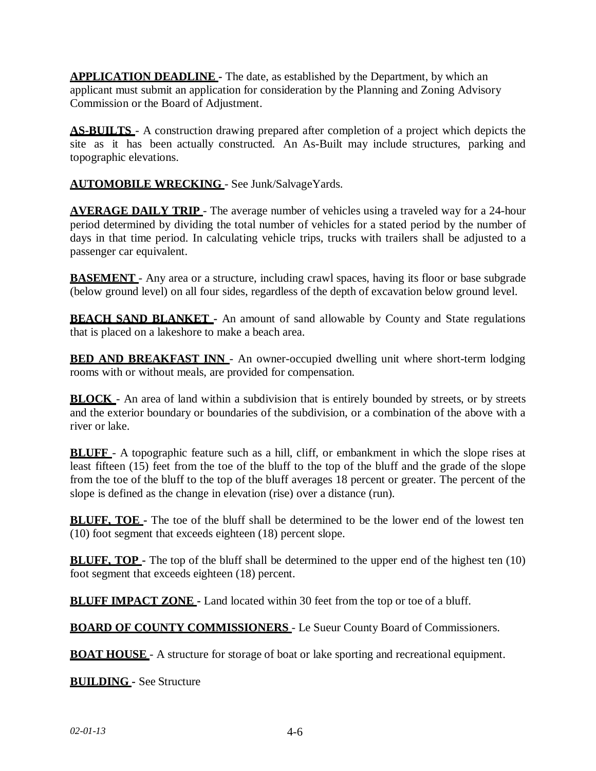**APPLICATION DEADLINE** - The date, as established by the Department, by which an applicant must submit an application for consideration by the Planning and Zoning Advisory Commission or the Board of Adjustment.

**AS-BUILTS** - A construction drawing prepared after completion of a project which depicts the site as it has been actually constructed. An As-Built may include structures, parking and topographic elevations.

**AUTOMOBILE WRECKING** - See Junk/SalvageYards.

**AVERAGE DAILY TRIP** - The average number of vehicles using a traveled way for a 24-hour period determined by dividing the total number of vehicles for a stated period by the number of days in that time period. In calculating vehicle trips, trucks with trailers shall be adjusted to a passenger car equivalent.

**BASEMENT** - Any area or a structure, including crawl spaces, having its floor or base subgrade (below ground level) on all four sides, regardless of the depth of excavation below ground level.

**BEACH SAND BLANKET** - An amount of sand allowable by County and State regulations that is placed on a lakeshore to make a beach area.

**BED AND BREAKFAST INN** - An owner-occupied dwelling unit where short-term lodging rooms with or without meals, are provided for compensation.

**BLOCK** - An area of land within a subdivision that is entirely bounded by streets, or by streets and the exterior boundary or boundaries of the subdivision, or a combination of the above with a river or lake.

**BLUFF** - A topographic feature such as a hill, cliff, or embankment in which the slope rises at least fifteen (15) feet from the toe of the bluff to the top of the bluff and the grade of the slope from the toe of the bluff to the top of the bluff averages 18 percent or greater. The percent of the slope is defined as the change in elevation (rise) over a distance (run).

**BLUFF, TOE** - The toe of the bluff shall be determined to be the lower end of the lowest ten (10) foot segment that exceeds eighteen (18) percent slope.

**BLUFF, TOP** - The top of the bluff shall be determined to the upper end of the highest ten (10) foot segment that exceeds eighteen (18) percent.

**BLUFF IMPACT ZONE** - Land located within 30 feet from the top or toe of a bluff.

**BOARD OF COUNTY COMMISSIONERS** - Le Sueur County Board of Commissioners.

**BOAT HOUSE** - A structure for storage of boat or lake sporting and recreational equipment.

**BUILDING** - See Structure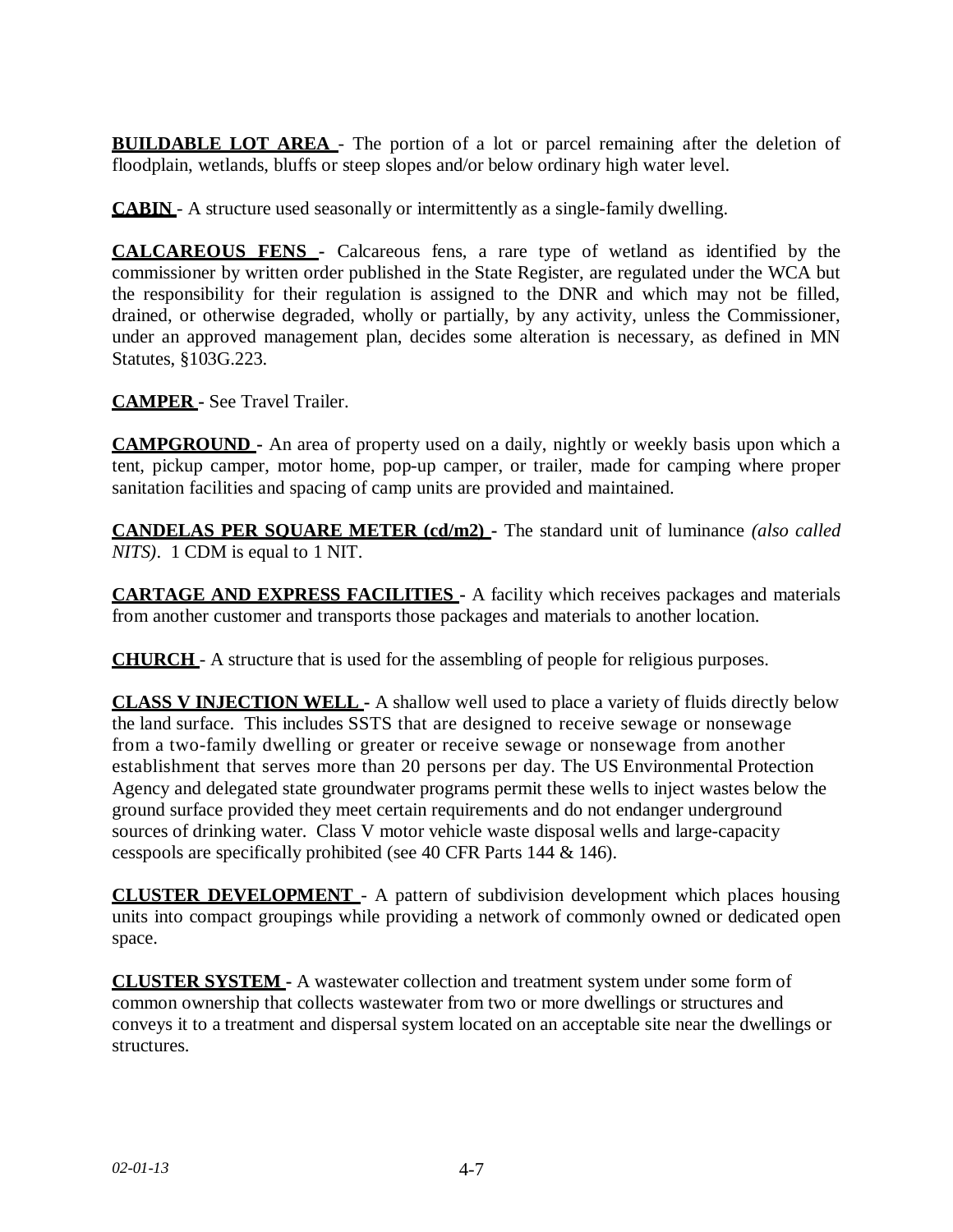**BUILDABLE LOT AREA** - The portion of a lot or parcel remaining after the deletion of floodplain, wetlands, bluffs or steep slopes and/or below ordinary high water level.

**CABIN** - A structure used seasonally or intermittently as a single-family dwelling.

**CALCAREOUS FENS** - Calcareous fens, a rare type of wetland as identified by the commissioner by written order published in the State Register, are regulated under the WCA but the responsibility for their regulation is assigned to the DNR and which may not be filled, drained, or otherwise degraded, wholly or partially, by any activity, unless the Commissioner, under an approved management plan, decides some alteration is necessary, as defined in MN Statutes, §103G.223.

**CAMPER** - See Travel Trailer.

**CAMPGROUND** - An area of property used on a daily, nightly or weekly basis upon which a tent, pickup camper, motor home, pop-up camper, or trailer, made for camping where proper sanitation facilities and spacing of camp units are provided and maintained.

**CANDELAS PER SQUARE METER (cd/m2)** - The standard unit of luminance *(also called NITS)*. 1 CDM is equal to 1 NIT.

**CARTAGE AND EXPRESS FACILITIES** - A facility which receives packages and materials from another customer and transports those packages and materials to another location.

**CHURCH** - A structure that is used for the assembling of people for religious purposes.

**CLASS V INJECTION WELL** - A shallow well used to place a variety of fluids directly below the land surface. This includes SSTS that are designed to receive sewage or nonsewage from a two-family dwelling or greater or receive sewage or nonsewage from another establishment that serves more than 20 persons per day. The US Environmental Protection Agency and delegated state groundwater programs permit these wells to inject wastes below the ground surface provided they meet certain requirements and do not endanger underground sources of drinking water. Class V motor vehicle waste disposal wells and large-capacity cesspools are specifically prohibited (see 40 CFR Parts 144 & 146).

**CLUSTER DEVELOPMENT** - A pattern of subdivision development which places housing units into compact groupings while providing a network of commonly owned or dedicated open space.

**CLUSTER SYSTEM** - A wastewater collection and treatment system under some form of common ownership that collects wastewater from two or more dwellings or structures and conveys it to a treatment and dispersal system located on an acceptable site near the dwellings or structures.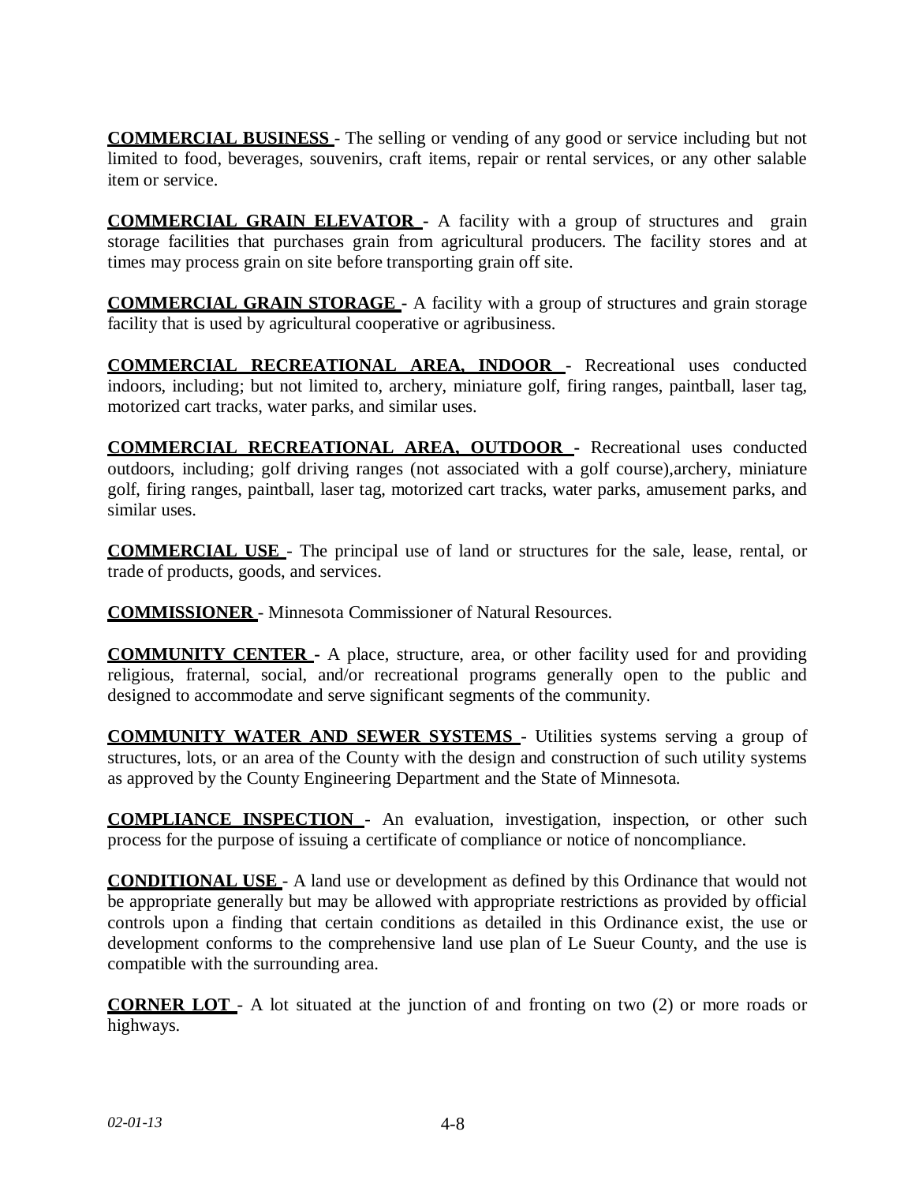**COMMERCIAL BUSINESS** - The selling or vending of any good or service including but not limited to food, beverages, souvenirs, craft items, repair or rental services, or any other salable item or service.

**COMMERCIAL GRAIN ELEVATOR** - A facility with a group of structures and grain storage facilities that purchases grain from agricultural producers. The facility stores and at times may process grain on site before transporting grain off site.

**COMMERCIAL GRAIN STORAGE** - A facility with a group of structures and grain storage facility that is used by agricultural cooperative or agribusiness.

**COMMERCIAL RECREATIONAL AREA, INDOOR** - Recreational uses conducted indoors, including; but not limited to, archery, miniature golf, firing ranges, paintball, laser tag, motorized cart tracks, water parks, and similar uses.

**COMMERCIAL RECREATIONAL AREA, OUTDOOR** - Recreational uses conducted outdoors, including; golf driving ranges (not associated with a golf course),archery, miniature golf, firing ranges, paintball, laser tag, motorized cart tracks, water parks, amusement parks, and similar uses.

**COMMERCIAL USE** - The principal use of land or structures for the sale, lease, rental, or trade of products, goods, and services.

**COMMISSIONER** - Minnesota Commissioner of Natural Resources.

**COMMUNITY CENTER** - A place, structure, area, or other facility used for and providing religious, fraternal, social, and/or recreational programs generally open to the public and designed to accommodate and serve significant segments of the community.

**COMMUNITY WATER AND SEWER SYSTEMS** - Utilities systems serving a group of structures, lots, or an area of the County with the design and construction of such utility systems as approved by the County Engineering Department and the State of Minnesota.

**COMPLIANCE INSPECTION** - An evaluation, investigation, inspection, or other such process for the purpose of issuing a certificate of compliance or notice of noncompliance.

**CONDITIONAL USE** - A land use or development as defined by this Ordinance that would not be appropriate generally but may be allowed with appropriate restrictions as provided by official controls upon a finding that certain conditions as detailed in this Ordinance exist, the use or development conforms to the comprehensive land use plan of Le Sueur County, and the use is compatible with the surrounding area.

**CORNER LOT** - A lot situated at the junction of and fronting on two (2) or more roads or highways.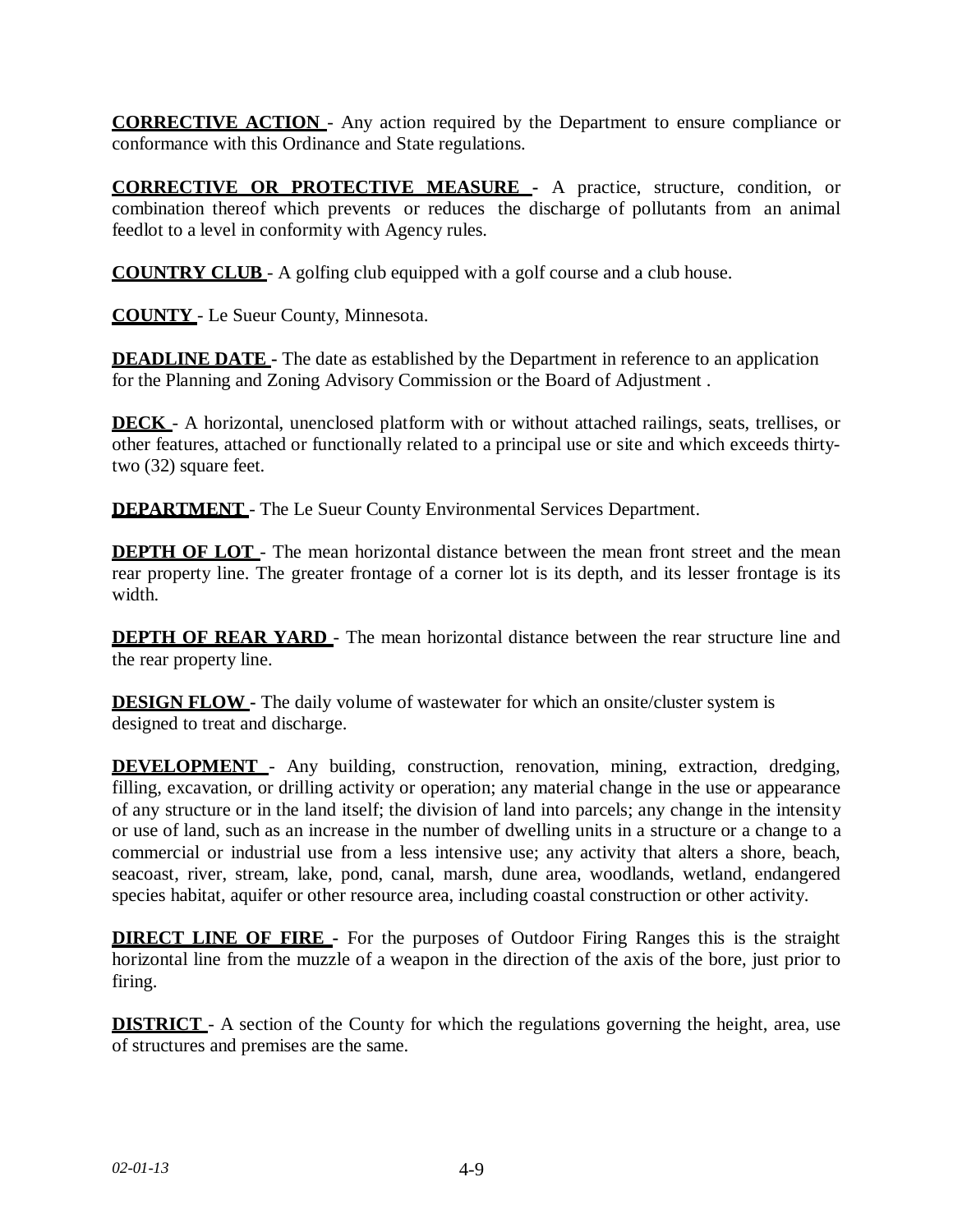**CORRECTIVE ACTION** - Any action required by the Department to ensure compliance or conformance with this Ordinance and State regulations.

**CORRECTIVE OR PROTECTIVE MEASURE** - A practice, structure, condition, or combination thereof which prevents or reduces the discharge of pollutants from an animal feedlot to a level in conformity with Agency rules.

**COUNTRY CLUB** - A golfing club equipped with a golf course and a club house.

**COUNTY** - Le Sueur County, Minnesota.

**DEADLINE DATE** - The date as established by the Department in reference to an application for the Planning and Zoning Advisory Commission or the Board of Adjustment .

**DECK** - A horizontal, unenclosed platform with or without attached railings, seats, trellises, or other features, attached or functionally related to a principal use or site and which exceeds thirty-two (32) square feet.

**DEPARTMENT** - The Le Sueur County Environmental Services Department.

**DEPTH OF LOT** - The mean horizontal distance between the mean front street and the mean rear property line. The greater frontage of a corner lot is its depth, and its lesser frontage is its width.

**DEPTH OF REAR YARD** - The mean horizontal distance between the rear structure line and the rear property line.

**DESIGN FLOW** - The daily volume of wastewater for which an onsite/cluster system is designed to treat and discharge.

**DEVELOPMENT** - Any building, construction, renovation, mining, extraction, dredging, filling, excavation, or drilling activity or operation; any material change in the use or appearance of any structure or in the land itself; the division of land into parcels; any change in the intensity or use of land, such as an increase in the number of dwelling units in a structure or a change to a commercial or industrial use from a less intensive use; any activity that alters a shore, beach, seacoast, river, stream, lake, pond, canal, marsh, dune area, woodlands, wetland, endangered species habitat, aquifer or other resource area, including coastal construction or other activity.

**DIRECT LINE OF FIRE** - For the purposes of Outdoor Firing Ranges this is the straight horizontal line from the muzzle of a weapon in the direction of the axis of the bore, just prior to firing.

**DISTRICT** - A section of the County for which the regulations governing the height, area, use of structures and premises are the same.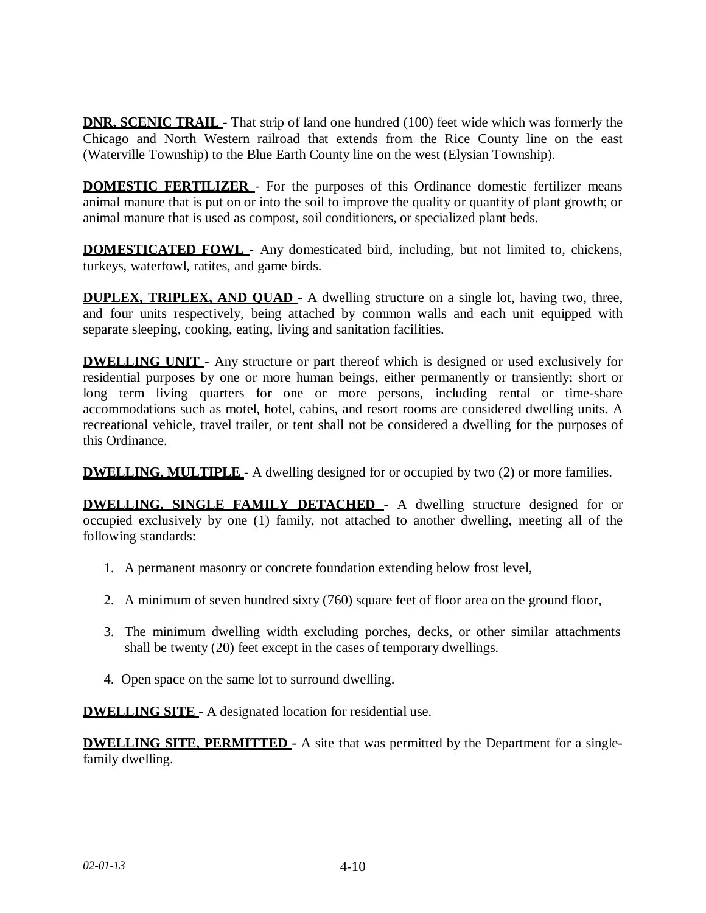**DNR, SCENIC TRAIL** - That strip of land one hundred (100) feet wide which was formerly the Chicago and North Western railroad that extends from the Rice County line on the east (Waterville Township) to the Blue Earth County line on the west (Elysian Township).

**DOMESTIC FERTILIZER** - For the purposes of this Ordinance domestic fertilizer means animal manure that is put on or into the soil to improve the quality or quantity of plant growth; or animal manure that is used as compost, soil conditioners, or specialized plant beds.

**DOMESTICATED FOWL** - Any domesticated bird, including, but not limited to, chickens, turkeys, waterfowl, ratites, and game birds.

**DUPLEX, TRIPLEX, AND QUAD** - A dwelling structure on a single lot, having two, three, and four units respectively, being attached by common walls and each unit equipped with separate sleeping, cooking, eating, living and sanitation facilities.

**DWELLING UNIT** - Any structure or part thereof which is designed or used exclusively for residential purposes by one or more human beings, either permanently or transiently; short or long term living quarters for one or more persons, including rental or time-share accommodations such as motel, hotel, cabins, and resort rooms are considered dwelling units. A recreational vehicle, travel trailer, or tent shall not be considered a dwelling for the purposes of this Ordinance.

**DWELLING, MULTIPLE** - A dwelling designed for or occupied by two (2) or more families.

**DWELLING, SINGLE FAMILY DETACHED** - A dwelling structure designed for or occupied exclusively by one (1) family, not attached to another dwelling, meeting all of the following standards:

1. A permanent masonry or concrete foundation extending below frost level,
2. A minimum of seven hundred sixty (760) square feet of floor area on the ground floor,
3. The minimum dwelling width excluding porches, decks, or other similar attachments shall be twenty (20) feet except in the cases of temporary dwellings.
4. Open space on the same lot to surround dwelling.

**DWELLING SITE** - A designated location for residential use.

**DWELLING SITE, PERMITTED** - A site that was permitted by the Department for a single-family dwelling.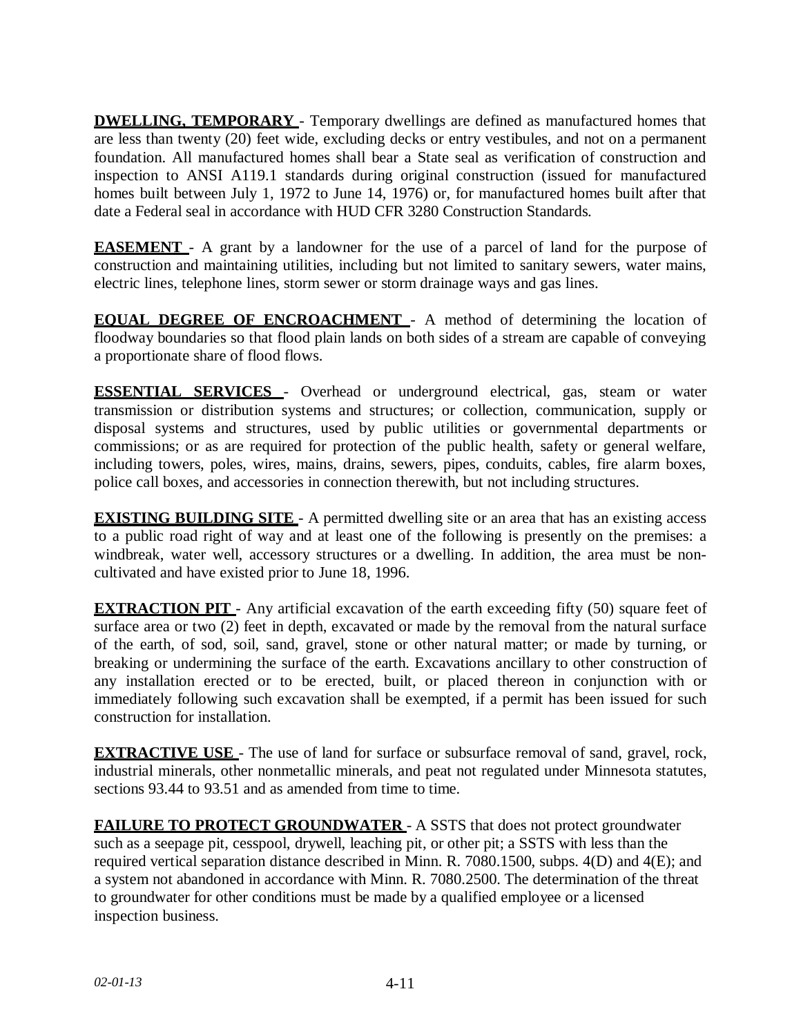**DWELLING, TEMPORARY** - Temporary dwellings are defined as manufactured homes that are less than twenty (20) feet wide, excluding decks or entry vestibules, and not on a permanent foundation. All manufactured homes shall bear a State seal as verification of construction and inspection to ANSI A119.1 standards during original construction (issued for manufactured homes built between July 1, 1972 to June 14, 1976) or, for manufactured homes built after that date a Federal seal in accordance with HUD CFR 3280 Construction Standards.

**EASEMENT** - A grant by a landowner for the use of a parcel of land for the purpose of construction and maintaining utilities, including but not limited to sanitary sewers, water mains, electric lines, telephone lines, storm sewer or storm drainage ways and gas lines.

**EQUAL DEGREE OF ENCROACHMENT** - A method of determining the location of floodway boundaries so that flood plain lands on both sides of a stream are capable of conveying a proportionate share of flood flows.

**ESSENTIAL SERVICES** - Overhead or underground electrical, gas, steam or water transmission or distribution systems and structures; or collection, communication, supply or disposal systems and structures, used by public utilities or governmental departments or commissions; or as are required for protection of the public health, safety or general welfare, including towers, poles, wires, mains, drains, sewers, pipes, conduits, cables, fire alarm boxes, police call boxes, and accessories in connection therewith, but not including structures.

**EXISTING BUILDING SITE** - A permitted dwelling site or an area that has an existing access to a public road right of way and at least one of the following is presently on the premises: a windbreak, water well, accessory structures or a dwelling. In addition, the area must be non-cultivated and have existed prior to June 18, 1996.

**EXTRACTION PIT** - Any artificial excavation of the earth exceeding fifty (50) square feet of surface area or two (2) feet in depth, excavated or made by the removal from the natural surface of the earth, of sod, soil, sand, gravel, stone or other natural matter; or made by turning, or breaking or undermining the surface of the earth. Excavations ancillary to other construction of any installation erected or to be erected, built, or placed thereon in conjunction with or immediately following such excavation shall be exempted, if a permit has been issued for such construction for installation.

**EXTRACTIVE USE** - The use of land for surface or subsurface removal of sand, gravel, rock, industrial minerals, other nonmetallic minerals, and peat not regulated under Minnesota statutes, sections 93.44 to 93.51 and as amended from time to time.

**FAILURE TO PROTECT GROUNDWATER** - A SSTS that does not protect groundwater such as a seepage pit, cesspool, drywell, leaching pit, or other pit; a SSTS with less than the required vertical separation distance described in Minn. R. 7080.1500, subps. 4(D) and 4(E); and a system not abandoned in accordance with Minn. R. 7080.2500. The determination of the threat to groundwater for other conditions must be made by a qualified employee or a licensed inspection business.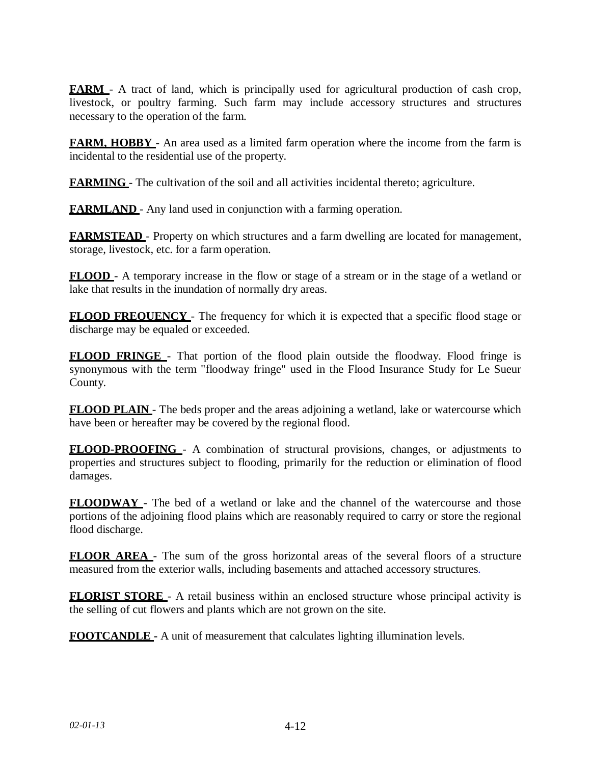**FARM** - A tract of land, which is principally used for agricultural production of cash crop, livestock, or poultry farming. Such farm may include accessory structures and structures necessary to the operation of the farm.

**FARM, HOBBY** - An area used as a limited farm operation where the income from the farm is incidental to the residential use of the property.

**FARMING** - The cultivation of the soil and all activities incidental thereto; agriculture.

**FARMLAND** - Any land used in conjunction with a farming operation.

**FARMSTEAD** - Property on which structures and a farm dwelling are located for management, storage, livestock, etc. for a farm operation.

**FLOOD** - A temporary increase in the flow or stage of a stream or in the stage of a wetland or lake that results in the inundation of normally dry areas.

**FLOOD FREQUENCY** - The frequency for which it is expected that a specific flood stage or discharge may be equaled or exceeded.

**FLOOD FRINGE** - That portion of the flood plain outside the floodway. Flood fringe is synonymous with the term "floodway fringe" used in the Flood Insurance Study for Le Sueur County.

**FLOOD PLAIN** - The beds proper and the areas adjoining a wetland, lake or watercourse which have been or hereafter may be covered by the regional flood.

**FLOOD-PROOFING** - A combination of structural provisions, changes, or adjustments to properties and structures subject to flooding, primarily for the reduction or elimination of flood damages.

**FLOODWAY** - The bed of a wetland or lake and the channel of the watercourse and those portions of the adjoining flood plains which are reasonably required to carry or store the regional flood discharge.

**FLOOR AREA** - The sum of the gross horizontal areas of the several floors of a structure measured from the exterior walls, including basements and attached accessory structures.

**FLORIST STORE** - A retail business within an enclosed structure whose principal activity is the selling of cut flowers and plants which are not grown on the site.

**FOOTCANDLE** - A unit of measurement that calculates lighting illumination levels.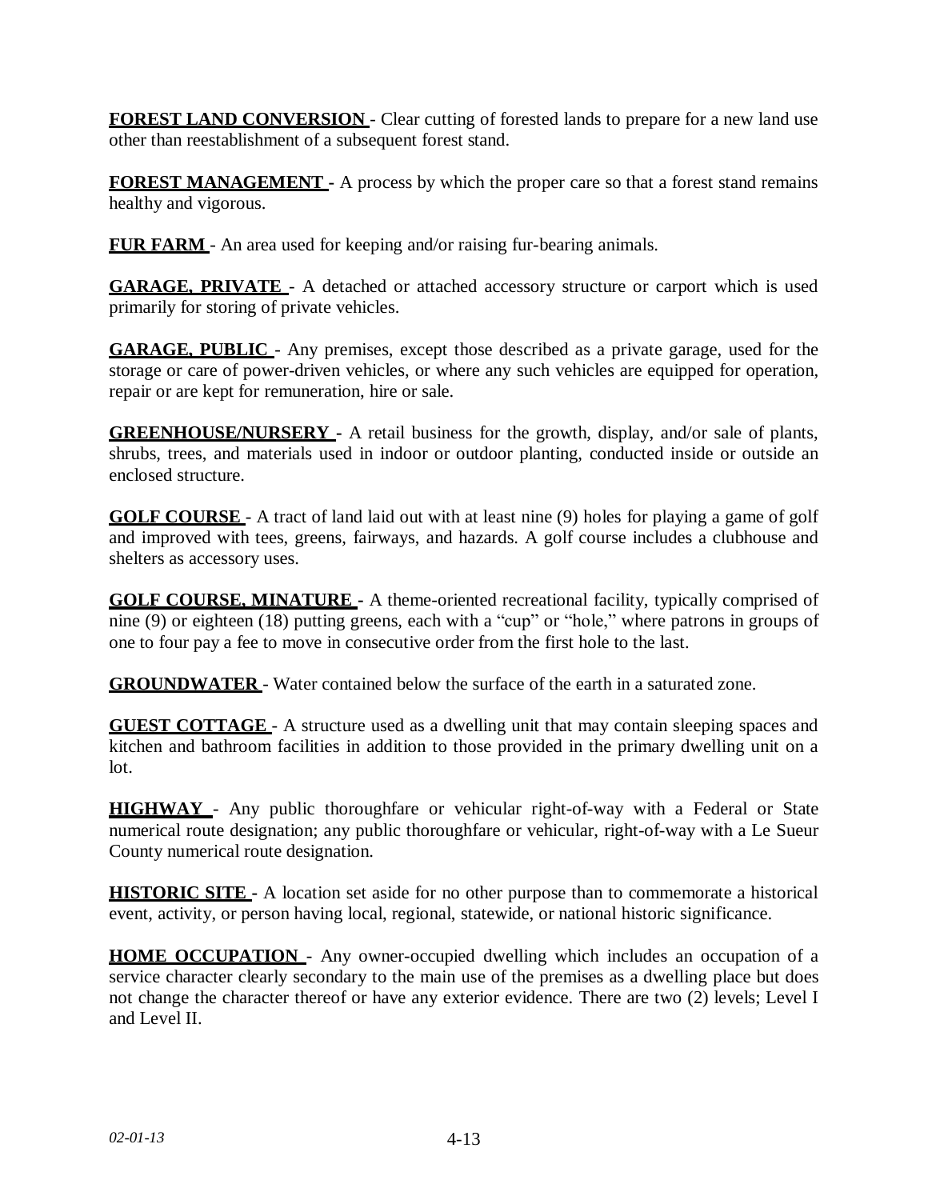**FOREST LAND CONVERSION** - Clear cutting of forested lands to prepare for a new land use other than reestablishment of a subsequent forest stand.

**FOREST MANAGEMENT** - A process by which the proper care so that a forest stand remains healthy and vigorous.

**FUR FARM** - An area used for keeping and/or raising fur-bearing animals.

**GARAGE, PRIVATE** - A detached or attached accessory structure or carport which is used primarily for storing of private vehicles.

**GARAGE, PUBLIC** - Any premises, except those described as a private garage, used for the storage or care of power-driven vehicles, or where any such vehicles are equipped for operation, repair or are kept for remuneration, hire or sale.

**GREENHOUSE/NURSERY** - A retail business for the growth, display, and/or sale of plants, shrubs, trees, and materials used in indoor or outdoor planting, conducted inside or outside an enclosed structure.

**GOLF COURSE** - A tract of land laid out with at least nine (9) holes for playing a game of golf and improved with tees, greens, fairways, and hazards. A golf course includes a clubhouse and shelters as accessory uses.

**GOLF COURSE, MINATURE** - A theme-oriented recreational facility, typically comprised of nine (9) or eighteen (18) putting greens, each with a "cup" or "hole," where patrons in groups of one to four pay a fee to move in consecutive order from the first hole to the last.

**GROUNDWATER** - Water contained below the surface of the earth in a saturated zone.

**GUEST COTTAGE** - A structure used as a dwelling unit that may contain sleeping spaces and kitchen and bathroom facilities in addition to those provided in the primary dwelling unit on a lot.

**HIGHWAY** - Any public thoroughfare or vehicular right-of-way with a Federal or State numerical route designation; any public thoroughfare or vehicular, right-of-way with a Le Sueur County numerical route designation.

**HISTORIC SITE** - A location set aside for no other purpose than to commemorate a historical event, activity, or person having local, regional, statewide, or national historic significance.

**HOME OCCUPATION** - Any owner-occupied dwelling which includes an occupation of a service character clearly secondary to the main use of the premises as a dwelling place but does not change the character thereof or have any exterior evidence. There are two (2) levels; Level I and Level II.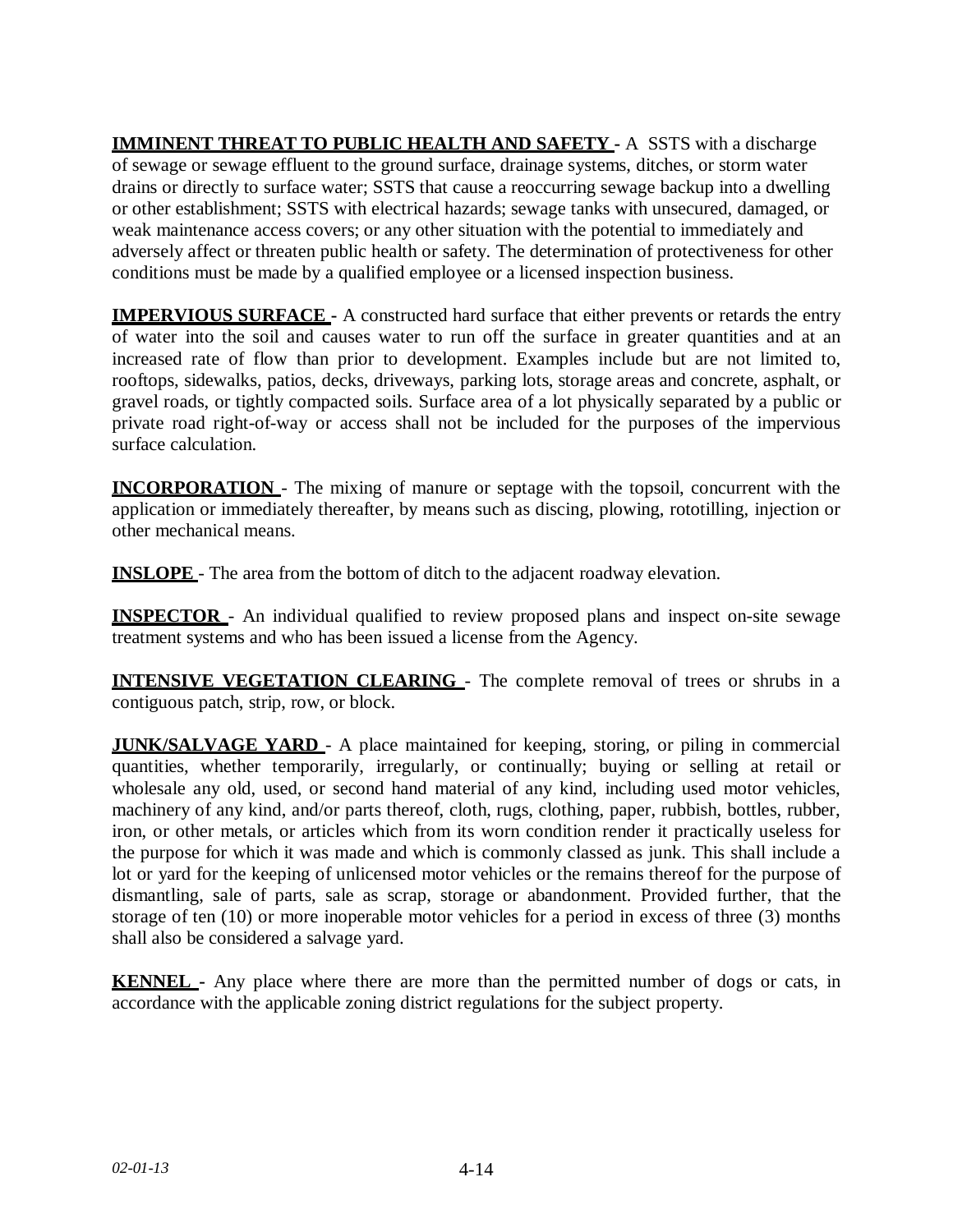**IMMINENT THREAT TO PUBLIC HEALTH AND SAFETY -** A SSTS with a discharge of sewage or sewage effluent to the ground surface, drainage systems, ditches, or storm water drains or directly to surface water; SSTS that cause a reoccurring sewage backup into a dwelling or other establishment; SSTS with electrical hazards; sewage tanks with unsecured, damaged, or weak maintenance access covers; or any other situation with the potential to immediately and adversely affect or threaten public health or safety. The determination of protectiveness for other conditions must be made by a qualified employee or a licensed inspection business.

**IMPERVIOUS SURFACE -** A constructed hard surface that either prevents or retards the entry of water into the soil and causes water to run off the surface in greater quantities and at an increased rate of flow than prior to development. Examples include but are not limited to, rooftops, sidewalks, patios, decks, driveways, parking lots, storage areas and concrete, asphalt, or gravel roads, or tightly compacted soils. Surface area of a lot physically separated by a public or private road right-of-way or access shall not be included for the purposes of the impervious surface calculation.

**INCORPORATION** - The mixing of manure or septage with the topsoil, concurrent with the application or immediately thereafter, by means such as discing, plowing, rototilling, injection or other mechanical means.

**INSLOPE** - The area from the bottom of ditch to the adjacent roadway elevation.

**INSPECTOR** - An individual qualified to review proposed plans and inspect on-site sewage treatment systems and who has been issued a license from the Agency.

**INTENSIVE VEGETATION CLEARING** - The complete removal of trees or shrubs in a contiguous patch, strip, row, or block.

**JUNK/SALVAGE YARD** - A place maintained for keeping, storing, or piling in commercial quantities, whether temporarily, irregularly, or continually; buying or selling at retail or wholesale any old, used, or second hand material of any kind, including used motor vehicles, machinery of any kind, and/or parts thereof, cloth, rugs, clothing, paper, rubbish, bottles, rubber, iron, or other metals, or articles which from its worn condition render it practically useless for the purpose for which it was made and which is commonly classed as junk. This shall include a lot or yard for the keeping of unlicensed motor vehicles or the remains thereof for the purpose of dismantling, sale of parts, sale as scrap, storage or abandonment. Provided further, that the storage of ten (10) or more inoperable motor vehicles for a period in excess of three (3) months shall also be considered a salvage yard.

**KENNEL -** Any place where there are more than the permitted number of dogs or cats, in accordance with the applicable zoning district regulations for the subject property.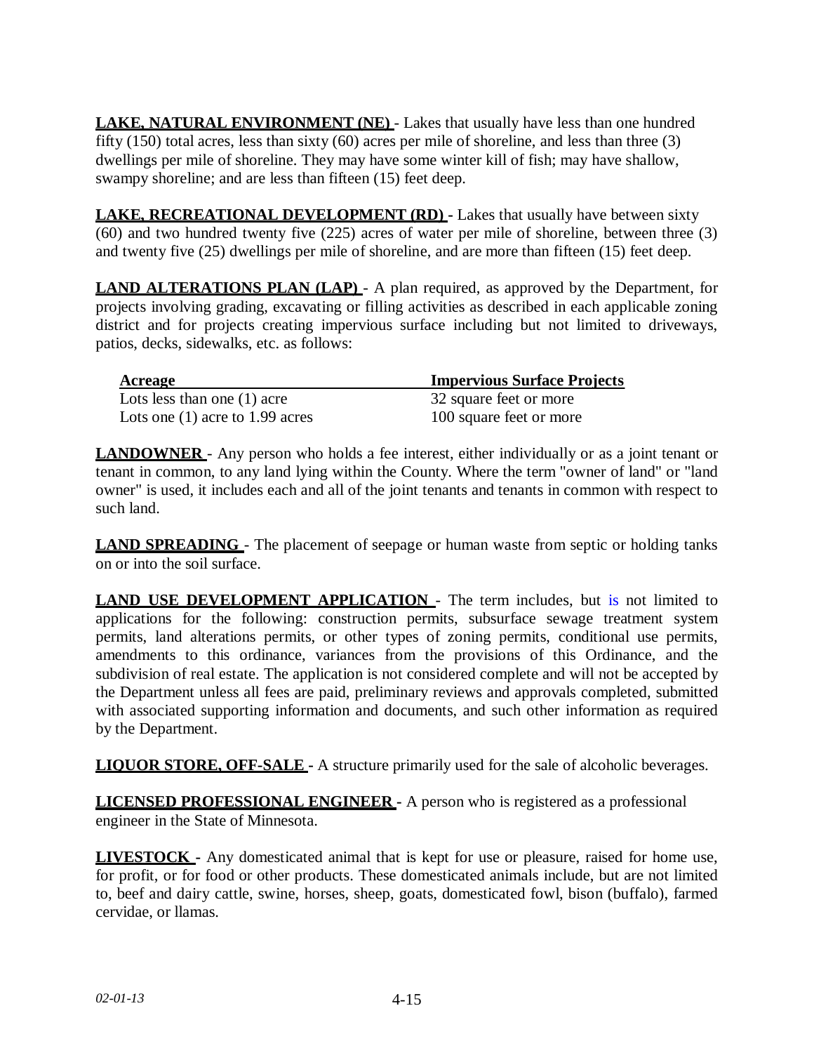**LAKE, NATURAL ENVIRONMENT (NE)** - Lakes that usually have less than one hundred fifty (150) total acres, less than sixty (60) acres per mile of shoreline, and less than three (3) dwellings per mile of shoreline. They may have some winter kill of fish; may have shallow, swampy shoreline; and are less than fifteen (15) feet deep.

**LAKE, RECREATIONAL DEVELOPMENT (RD)** - Lakes that usually have between sixty (60) and two hundred twenty five (225) acres of water per mile of shoreline, between three (3) and twenty five (25) dwellings per mile of shoreline, and are more than fifteen (15) feet deep.

**LAND ALTERATIONS PLAN (LAP)** - A plan required, as approved by the Department, for projects involving grading, excavating or filling activities as described in each applicable zoning district and for projects creating impervious surface including but not limited to driveways, patios, decks, sidewalks, etc. as follows:

| Acreage | Impervious Surface Projects |
|---|---|
| Lots less than one (1) acre | 32 square feet or more |
| Lots one (1) acre to 1.99 acres | 100 square feet or more |

**LANDOWNER** - Any person who holds a fee interest, either individually or as a joint tenant or tenant in common, to any land lying within the County. Where the term "owner of land" or "land owner" is used, it includes each and all of the joint tenants and tenants in common with respect to such land.

**LAND SPREADING** - The placement of seepage or human waste from septic or holding tanks on or into the soil surface.

**LAND USE DEVELOPMENT APPLICATION** - The term includes, but is not limited to applications for the following: construction permits, subsurface sewage treatment system permits, land alterations permits, or other types of zoning permits, conditional use permits, amendments to this ordinance, variances from the provisions of this Ordinance, and the subdivision of real estate. The application is not considered complete and will not be accepted by the Department unless all fees are paid, preliminary reviews and approvals completed, submitted with associated supporting information and documents, and such other information as required by the Department.

**LIQUOR STORE, OFF-SALE** - A structure primarily used for the sale of alcoholic beverages.

**LICENSED PROFESSIONAL ENGINEER** - A person who is registered as a professional engineer in the State of Minnesota.

**LIVESTOCK** - Any domesticated animal that is kept for use or pleasure, raised for home use, for profit, or for food or other products. These domesticated animals include, but are not limited to, beef and dairy cattle, swine, horses, sheep, goats, domesticated fowl, bison (buffalo), farmed cervidae, or llamas.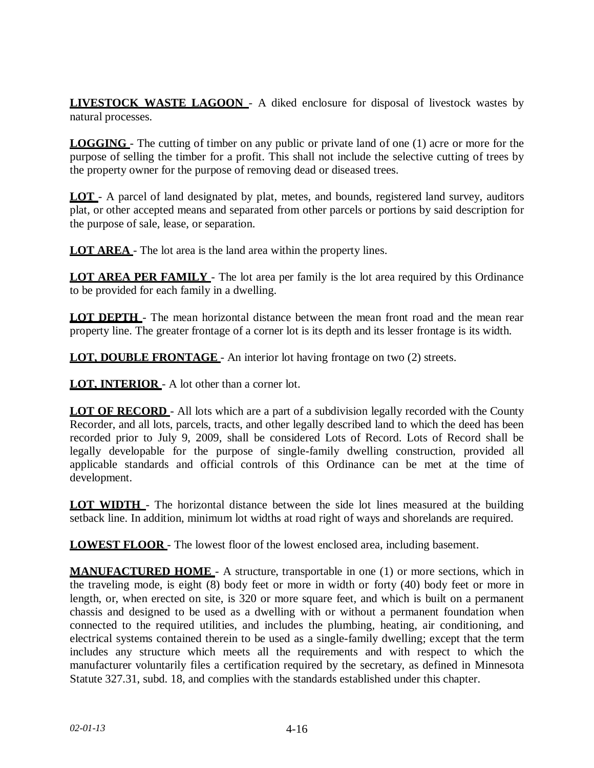**LIVESTOCK WASTE LAGOON** - A diked enclosure for disposal of livestock wastes by natural processes.

**LOGGING** - The cutting of timber on any public or private land of one (1) acre or more for the purpose of selling the timber for a profit. This shall not include the selective cutting of trees by the property owner for the purpose of removing dead or diseased trees.

**LOT** - A parcel of land designated by plat, metes, and bounds, registered land survey, auditors plat, or other accepted means and separated from other parcels or portions by said description for the purpose of sale, lease, or separation.

**LOT AREA** - The lot area is the land area within the property lines.

**LOT AREA PER FAMILY** - The lot area per family is the lot area required by this Ordinance to be provided for each family in a dwelling.

**LOT DEPTH** - The mean horizontal distance between the mean front road and the mean rear property line. The greater frontage of a corner lot is its depth and its lesser frontage is its width.

**LOT, DOUBLE FRONTAGE** - An interior lot having frontage on two (2) streets.

**LOT, INTERIOR** - A lot other than a corner lot.

**LOT OF RECORD** - All lots which are a part of a subdivision legally recorded with the County Recorder, and all lots, parcels, tracts, and other legally described land to which the deed has been recorded prior to July 9, 2009, shall be considered Lots of Record. Lots of Record shall be legally developable for the purpose of single-family dwelling construction, provided all applicable standards and official controls of this Ordinance can be met at the time of development.

**LOT WIDTH** - The horizontal distance between the side lot lines measured at the building setback line. In addition, minimum lot widths at road right of ways and shorelands are required.

**LOWEST FLOOR** - The lowest floor of the lowest enclosed area, including basement.

**MANUFACTURED HOME** - A structure, transportable in one (1) or more sections, which in the traveling mode, is eight (8) body feet or more in width or forty (40) body feet or more in length, or, when erected on site, is 320 or more square feet, and which is built on a permanent chassis and designed to be used as a dwelling with or without a permanent foundation when connected to the required utilities, and includes the plumbing, heating, air conditioning, and electrical systems contained therein to be used as a single-family dwelling; except that the term includes any structure which meets all the requirements and with respect to which the manufacturer voluntarily files a certification required by the secretary, as defined in Minnesota Statute 327.31, subd. 18, and complies with the standards established under this chapter.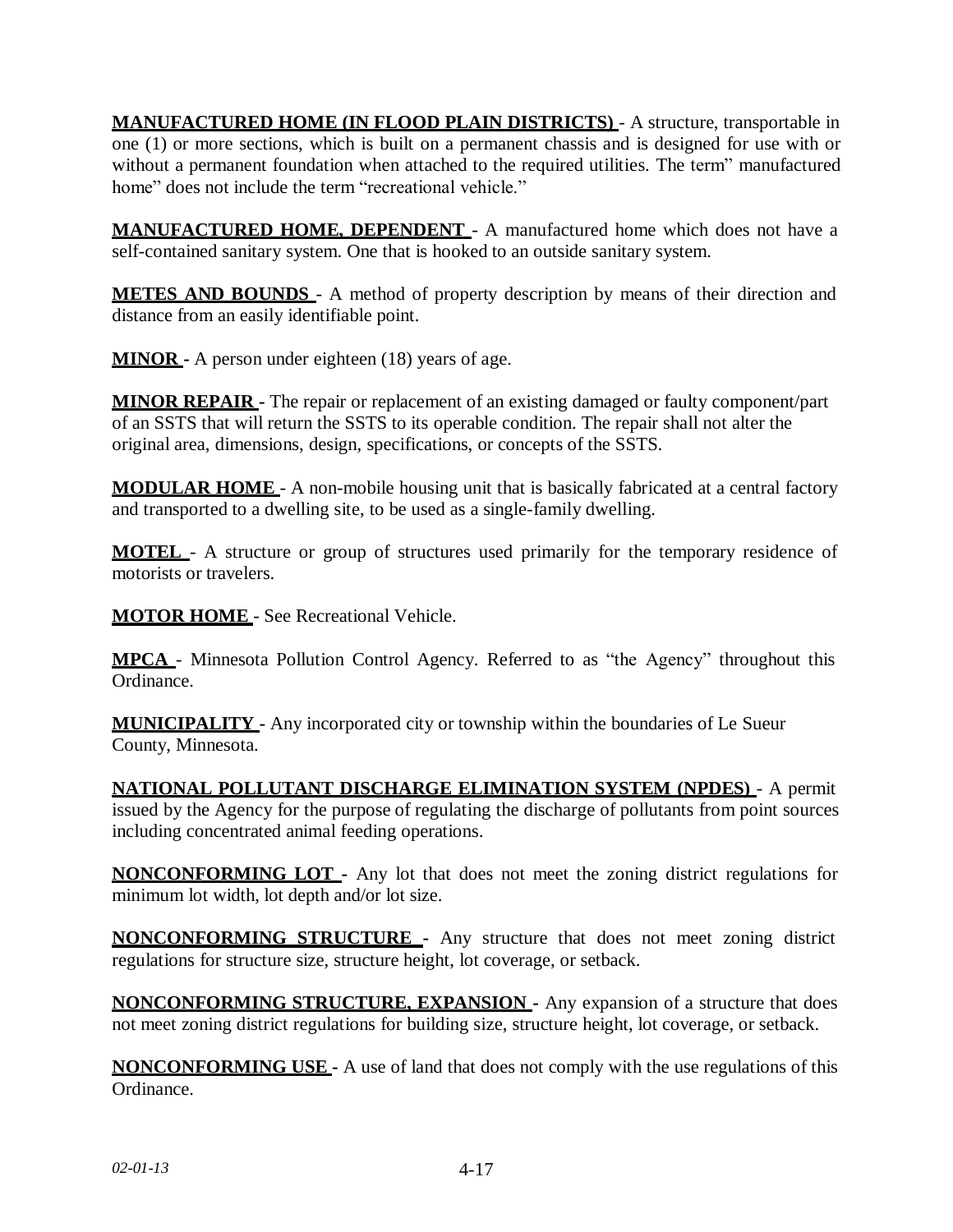**MANUFACTURED HOME (IN FLOOD PLAIN DISTRICTS)** - A structure, transportable in one (1) or more sections, which is built on a permanent chassis and is designed for use with or without a permanent foundation when attached to the required utilities. The term" manufactured home" does not include the term "recreational vehicle."

**MANUFACTURED HOME, DEPENDENT** - A manufactured home which does not have a self-contained sanitary system. One that is hooked to an outside sanitary system.

**METES AND BOUNDS** - A method of property description by means of their direction and distance from an easily identifiable point.

**MINOR** - A person under eighteen (18) years of age.

**MINOR REPAIR** - The repair or replacement of an existing damaged or faulty component/part of an SSTS that will return the SSTS to its operable condition. The repair shall not alter the original area, dimensions, design, specifications, or concepts of the SSTS.

**MODULAR HOME** - A non-mobile housing unit that is basically fabricated at a central factory and transported to a dwelling site, to be used as a single-family dwelling.

**MOTEL** - A structure or group of structures used primarily for the temporary residence of motorists or travelers.

**MOTOR HOME** - See Recreational Vehicle.

**MPCA** - Minnesota Pollution Control Agency. Referred to as "the Agency" throughout this Ordinance.

**MUNICIPALITY** - Any incorporated city or township within the boundaries of Le Sueur County, Minnesota.

**NATIONAL POLLUTANT DISCHARGE ELIMINATION SYSTEM (NPDES)** - A permit issued by the Agency for the purpose of regulating the discharge of pollutants from point sources including concentrated animal feeding operations.

**NONCONFORMING LOT** - Any lot that does not meet the zoning district regulations for minimum lot width, lot depth and/or lot size.

**NONCONFORMING STRUCTURE** - Any structure that does not meet zoning district regulations for structure size, structure height, lot coverage, or setback.

**NONCONFORMING STRUCTURE, EXPANSION** - Any expansion of a structure that does not meet zoning district regulations for building size, structure height, lot coverage, or setback.

**NONCONFORMING USE** - A use of land that does not comply with the use regulations of this Ordinance.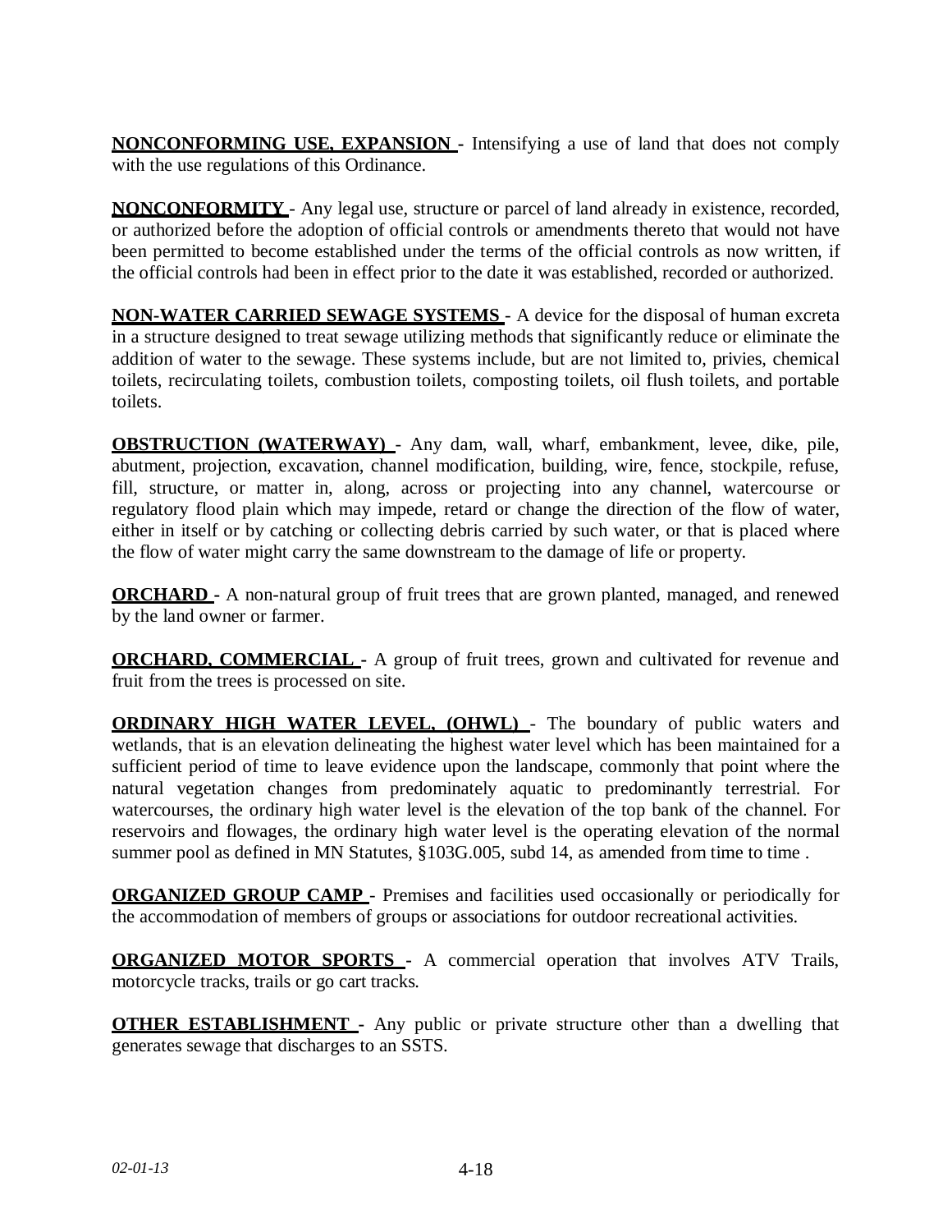**NONCONFORMING USE, EXPANSION** - Intensifying a use of land that does not comply with the use regulations of this Ordinance.

**NONCONFORMITY** - Any legal use, structure or parcel of land already in existence, recorded, or authorized before the adoption of official controls or amendments thereto that would not have been permitted to become established under the terms of the official controls as now written, if the official controls had been in effect prior to the date it was established, recorded or authorized.

**NON-WATER CARRIED SEWAGE SYSTEMS** - A device for the disposal of human excreta in a structure designed to treat sewage utilizing methods that significantly reduce or eliminate the addition of water to the sewage. These systems include, but are not limited to, privies, chemical toilets, recirculating toilets, combustion toilets, composting toilets, oil flush toilets, and portable toilets.

**OBSTRUCTION (WATERWAY)** - Any dam, wall, wharf, embankment, levee, dike, pile, abutment, projection, excavation, channel modification, building, wire, fence, stockpile, refuse, fill, structure, or matter in, along, across or projecting into any channel, watercourse or regulatory flood plain which may impede, retard or change the direction of the flow of water, either in itself or by catching or collecting debris carried by such water, or that is placed where the flow of water might carry the same downstream to the damage of life or property.

**ORCHARD** - A non-natural group of fruit trees that are grown planted, managed, and renewed by the land owner or farmer.

**ORCHARD, COMMERCIAL** - A group of fruit trees, grown and cultivated for revenue and fruit from the trees is processed on site.

**ORDINARY HIGH WATER LEVEL, (OHWL)** - The boundary of public waters and wetlands, that is an elevation delineating the highest water level which has been maintained for a sufficient period of time to leave evidence upon the landscape, commonly that point where the natural vegetation changes from predominately aquatic to predominantly terrestrial. For watercourses, the ordinary high water level is the elevation of the top bank of the channel. For reservoirs and flowages, the ordinary high water level is the operating elevation of the normal summer pool as defined in MN Statutes, §103G.005, subd 14, as amended from time to time .

**ORGANIZED GROUP CAMP** - Premises and facilities used occasionally or periodically for the accommodation of members of groups or associations for outdoor recreational activities.

**ORGANIZED MOTOR SPORTS** - A commercial operation that involves ATV Trails, motorcycle tracks, trails or go cart tracks.

**OTHER ESTABLISHMENT** - Any public or private structure other than a dwelling that generates sewage that discharges to an SSTS.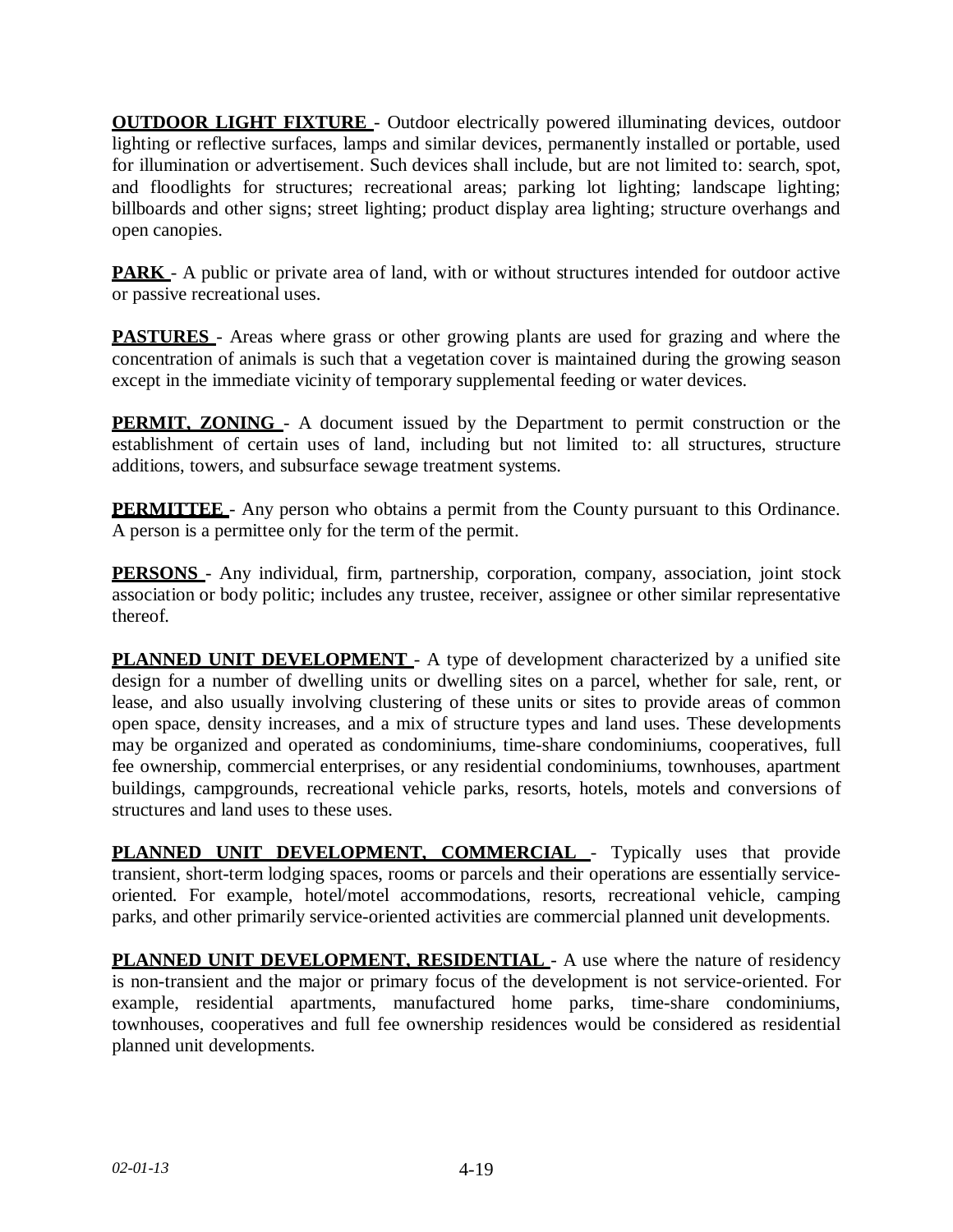**OUTDOOR LIGHT FIXTURE** - Outdoor electrically powered illuminating devices, outdoor lighting or reflective surfaces, lamps and similar devices, permanently installed or portable, used for illumination or advertisement. Such devices shall include, but are not limited to: search, spot, and floodlights for structures; recreational areas; parking lot lighting; landscape lighting; billboards and other signs; street lighting; product display area lighting; structure overhangs and open canopies.

**PARK** - A public or private area of land, with or without structures intended for outdoor active or passive recreational uses.

**PASTURES** - Areas where grass or other growing plants are used for grazing and where the concentration of animals is such that a vegetation cover is maintained during the growing season except in the immediate vicinity of temporary supplemental feeding or water devices.

**PERMIT, ZONING** - A document issued by the Department to permit construction or the establishment of certain uses of land, including but not limited to: all structures, structure additions, towers, and subsurface sewage treatment systems.

**PERMITTEE** - Any person who obtains a permit from the County pursuant to this Ordinance. A person is a permittee only for the term of the permit.

**PERSONS** - Any individual, firm, partnership, corporation, company, association, joint stock association or body politic; includes any trustee, receiver, assignee or other similar representative thereof.

**PLANNED UNIT DEVELOPMENT** - A type of development characterized by a unified site design for a number of dwelling units or dwelling sites on a parcel, whether for sale, rent, or lease, and also usually involving clustering of these units or sites to provide areas of common open space, density increases, and a mix of structure types and land uses. These developments may be organized and operated as condominiums, time-share condominiums, cooperatives, full fee ownership, commercial enterprises, or any residential condominiums, townhouses, apartment buildings, campgrounds, recreational vehicle parks, resorts, hotels, motels and conversions of structures and land uses to these uses.

**PLANNED UNIT DEVELOPMENT, COMMERCIAL** - Typically uses that provide transient, short-term lodging spaces, rooms or parcels and their operations are essentially service-oriented. For example, hotel/motel accommodations, resorts, recreational vehicle, camping parks, and other primarily service-oriented activities are commercial planned unit developments.

**PLANNED UNIT DEVELOPMENT, RESIDENTIAL** - A use where the nature of residency is non-transient and the major or primary focus of the development is not service-oriented. For example, residential apartments, manufactured home parks, time-share condominiums, townhouses, cooperatives and full fee ownership residences would be considered as residential planned unit developments.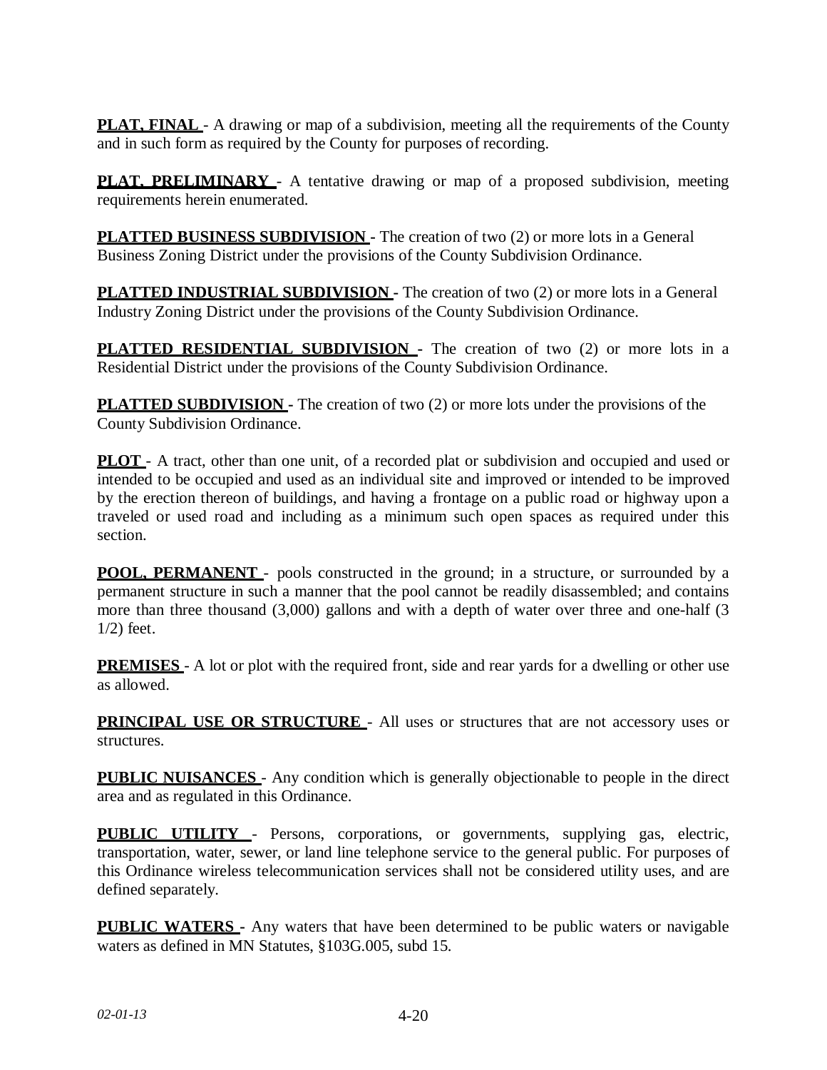**PLAT, FINAL** - A drawing or map of a subdivision, meeting all the requirements of the County and in such form as required by the County for purposes of recording.

**PLAT, PRELIMINARY** - A tentative drawing or map of a proposed subdivision, meeting requirements herein enumerated.

**PLATTED BUSINESS SUBDIVISION** - The creation of two (2) or more lots in a General Business Zoning District under the provisions of the County Subdivision Ordinance.

**PLATTED INDUSTRIAL SUBDIVISION** - The creation of two (2) or more lots in a General Industry Zoning District under the provisions of the County Subdivision Ordinance.

**PLATTED RESIDENTIAL SUBDIVISION** - The creation of two (2) or more lots in a Residential District under the provisions of the County Subdivision Ordinance.

**PLATTED SUBDIVISION** - The creation of two (2) or more lots under the provisions of the County Subdivision Ordinance.

**PLOT** - A tract, other than one unit, of a recorded plat or subdivision and occupied and used or intended to be occupied and used as an individual site and improved or intended to be improved by the erection thereon of buildings, and having a frontage on a public road or highway upon a traveled or used road and including as a minimum such open spaces as required under this section.

**POOL, PERMANENT** - pools constructed in the ground; in a structure, or surrounded by a permanent structure in such a manner that the pool cannot be readily disassembled; and contains more than three thousand (3,000) gallons and with a depth of water over three and one-half (3 1/2) feet.

**PREMISES** - A lot or plot with the required front, side and rear yards for a dwelling or other use as allowed.

**PRINCIPAL USE OR STRUCTURE** - All uses or structures that are not accessory uses or structures.

**PUBLIC NUISANCES** - Any condition which is generally objectionable to people in the direct area and as regulated in this Ordinance.

**PUBLIC UTILITY** - Persons, corporations, or governments, supplying gas, electric, transportation, water, sewer, or land line telephone service to the general public. For purposes of this Ordinance wireless telecommunication services shall not be considered utility uses, and are defined separately.

**PUBLIC WATERS** - Any waters that have been determined to be public waters or navigable waters as defined in MN Statutes, §103G.005, subd 15.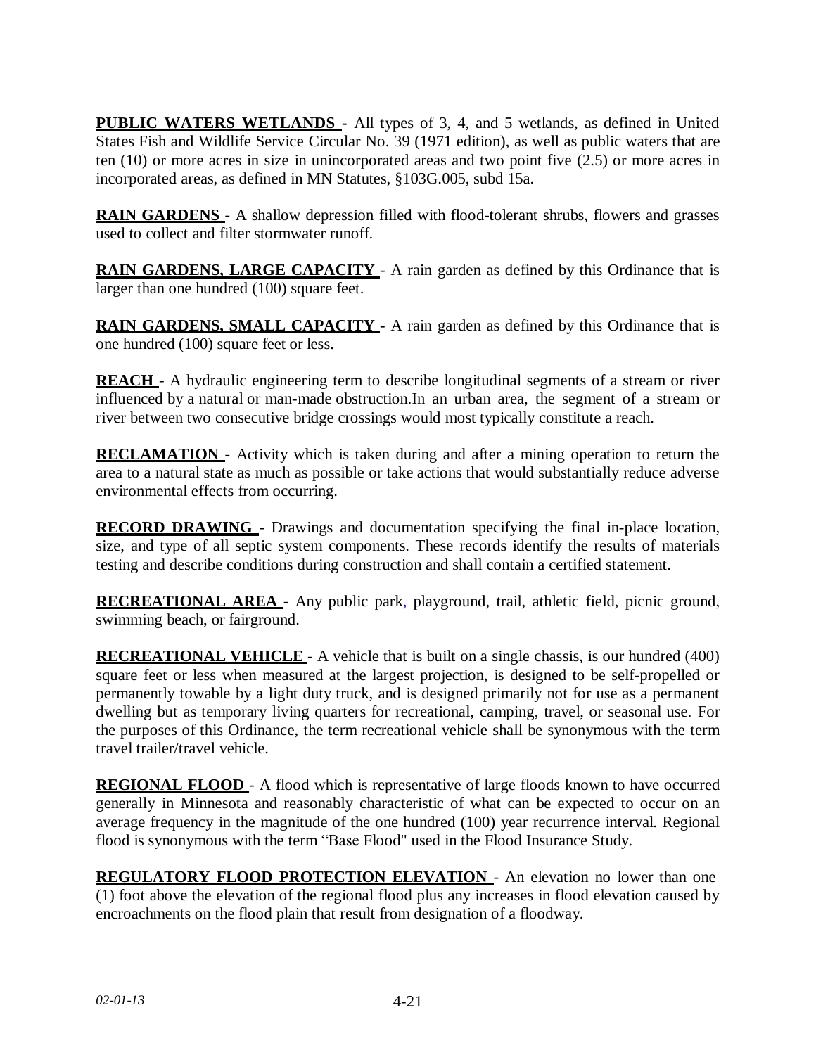**PUBLIC WATERS WETLANDS** - All types of 3, 4, and 5 wetlands, as defined in United States Fish and Wildlife Service Circular No. 39 (1971 edition), as well as public waters that are ten (10) or more acres in size in unincorporated areas and two point five (2.5) or more acres in incorporated areas, as defined in MN Statutes, §103G.005, subd 15a.

**RAIN GARDENS** - A shallow depression filled with flood-tolerant shrubs, flowers and grasses used to collect and filter stormwater runoff.

**RAIN GARDENS, LARGE CAPACITY** - A rain garden as defined by this Ordinance that is larger than one hundred (100) square feet.

**RAIN GARDENS, SMALL CAPACITY** - A rain garden as defined by this Ordinance that is one hundred (100) square feet or less.

**REACH** - A hydraulic engineering term to describe longitudinal segments of a stream or river influenced by a natural or man-made obstruction.In an urban area, the segment of a stream or river between two consecutive bridge crossings would most typically constitute a reach.

**RECLAMATION** - Activity which is taken during and after a mining operation to return the area to a natural state as much as possible or take actions that would substantially reduce adverse environmental effects from occurring.

**RECORD DRAWING** - Drawings and documentation specifying the final in-place location, size, and type of all septic system components. These records identify the results of materials testing and describe conditions during construction and shall contain a certified statement.

**RECREATIONAL AREA** - Any public park, playground, trail, athletic field, picnic ground, swimming beach, or fairground.

**RECREATIONAL VEHICLE** - A vehicle that is built on a single chassis, is our hundred (400) square feet or less when measured at the largest projection, is designed to be self-propelled or permanently towable by a light duty truck, and is designed primarily not for use as a permanent dwelling but as temporary living quarters for recreational, camping, travel, or seasonal use. For the purposes of this Ordinance, the term recreational vehicle shall be synonymous with the term travel trailer/travel vehicle.

**REGIONAL FLOOD** - A flood which is representative of large floods known to have occurred generally in Minnesota and reasonably characteristic of what can be expected to occur on an average frequency in the magnitude of the one hundred (100) year recurrence interval. Regional flood is synonymous with the term "Base Flood" used in the Flood Insurance Study.

**REGULATORY FLOOD PROTECTION ELEVATION** - An elevation no lower than one (1) foot above the elevation of the regional flood plus any increases in flood elevation caused by encroachments on the flood plain that result from designation of a floodway.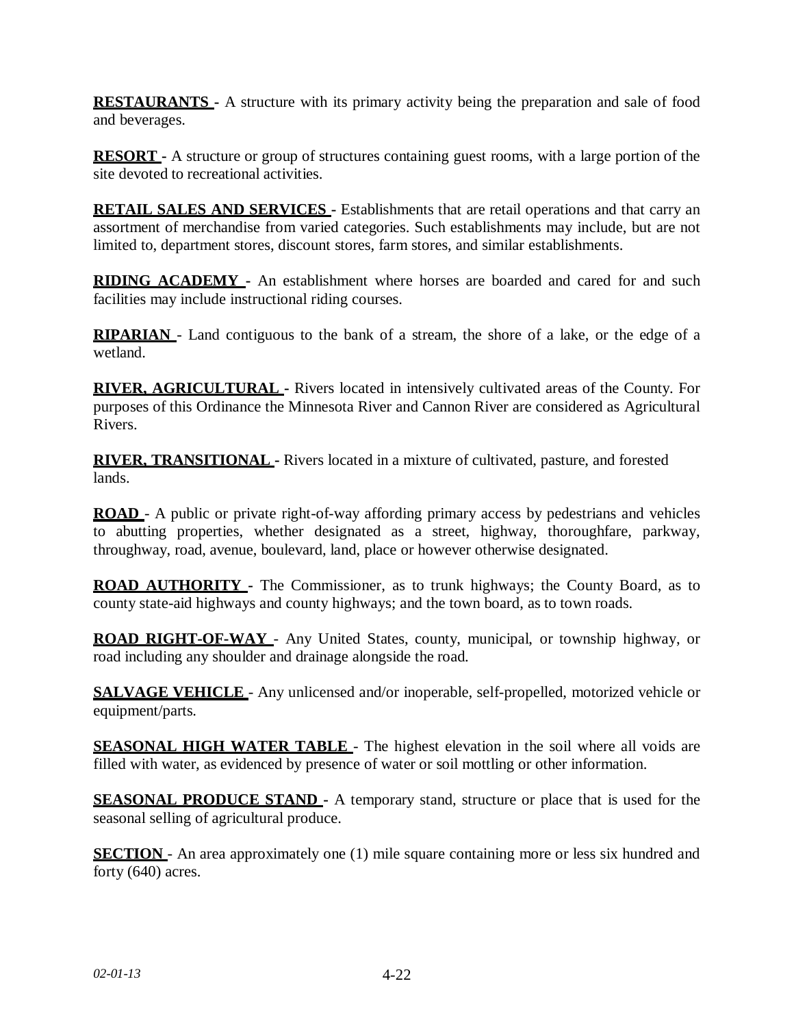**RESTAURANTS** - A structure with its primary activity being the preparation and sale of food and beverages.

**RESORT** - A structure or group of structures containing guest rooms, with a large portion of the site devoted to recreational activities.

**RETAIL SALES AND SERVICES** - Establishments that are retail operations and that carry an assortment of merchandise from varied categories. Such establishments may include, but are not limited to, department stores, discount stores, farm stores, and similar establishments.

**RIDING ACADEMY** - An establishment where horses are boarded and cared for and such facilities may include instructional riding courses.

**RIPARIAN** - Land contiguous to the bank of a stream, the shore of a lake, or the edge of a wetland.

**RIVER, AGRICULTURAL** - Rivers located in intensively cultivated areas of the County. For purposes of this Ordinance the Minnesota River and Cannon River are considered as Agricultural Rivers.

**RIVER, TRANSITIONAL** - Rivers located in a mixture of cultivated, pasture, and forested lands.

**ROAD** - A public or private right-of-way affording primary access by pedestrians and vehicles to abutting properties, whether designated as a street, highway, thoroughfare, parkway, throughway, road, avenue, boulevard, land, place or however otherwise designated.

**ROAD AUTHORITY** - The Commissioner, as to trunk highways; the County Board, as to county state-aid highways and county highways; and the town board, as to town roads.

**ROAD RIGHT-OF-WAY** - Any United States, county, municipal, or township highway, or road including any shoulder and drainage alongside the road.

**SALVAGE VEHICLE** - Any unlicensed and/or inoperable, self-propelled, motorized vehicle or equipment/parts.

**SEASONAL HIGH WATER TABLE** - The highest elevation in the soil where all voids are filled with water, as evidenced by presence of water or soil mottling or other information.

**SEASONAL PRODUCE STAND** - A temporary stand, structure or place that is used for the seasonal selling of agricultural produce.

**SECTION** - An area approximately one (1) mile square containing more or less six hundred and forty (640) acres.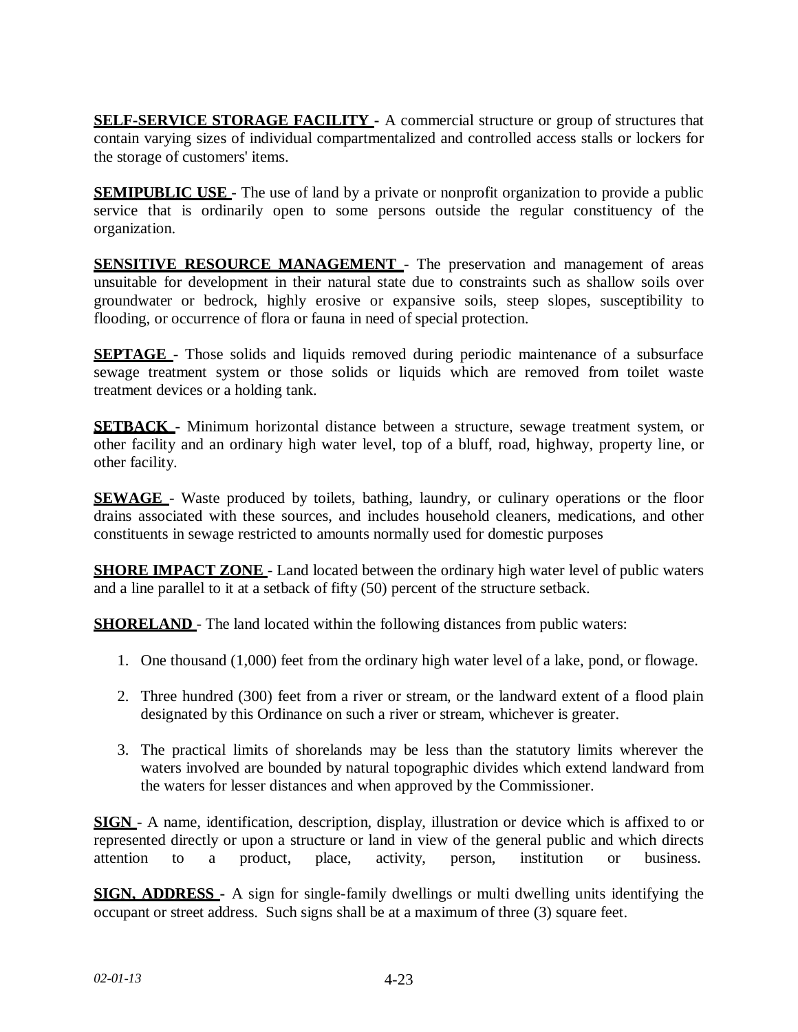**SELF-SERVICE STORAGE FACILITY** - A commercial structure or group of structures that contain varying sizes of individual compartmentalized and controlled access stalls or lockers for the storage of customers' items.

**SEMIPUBLIC USE** - The use of land by a private or nonprofit organization to provide a public service that is ordinarily open to some persons outside the regular constituency of the organization.

**SENSITIVE RESOURCE MANAGEMENT** - The preservation and management of areas unsuitable for development in their natural state due to constraints such as shallow soils over groundwater or bedrock, highly erosive or expansive soils, steep slopes, susceptibility to flooding, or occurrence of flora or fauna in need of special protection.

**SEPTAGE** - Those solids and liquids removed during periodic maintenance of a subsurface sewage treatment system or those solids or liquids which are removed from toilet waste treatment devices or a holding tank.

**SETBACK** - Minimum horizontal distance between a structure, sewage treatment system, or other facility and an ordinary high water level, top of a bluff, road, highway, property line, or other facility.

**SEWAGE** - Waste produced by toilets, bathing, laundry, or culinary operations or the floor drains associated with these sources, and includes household cleaners, medications, and other constituents in sewage restricted to amounts normally used for domestic purposes

**SHORE IMPACT ZONE** - Land located between the ordinary high water level of public waters and a line parallel to it at a setback of fifty (50) percent of the structure setback.

**SHORELAND** - The land located within the following distances from public waters:

1. One thousand (1,000) feet from the ordinary high water level of a lake, pond, or flowage.
2. Three hundred (300) feet from a river or stream, or the landward extent of a flood plain designated by this Ordinance on such a river or stream, whichever is greater.
3. The practical limits of shorelands may be less than the statutory limits wherever the waters involved are bounded by natural topographic divides which extend landward from the waters for lesser distances and when approved by the Commissioner.

**SIGN** - A name, identification, description, display, illustration or device which is affixed to or represented directly or upon a structure or land in view of the general public and which directs attention to a product, place, activity, person, institution or business.

**SIGN, ADDRESS** - A sign for single-family dwellings or multi dwelling units identifying the occupant or street address. Such signs shall be at a maximum of three (3) square feet.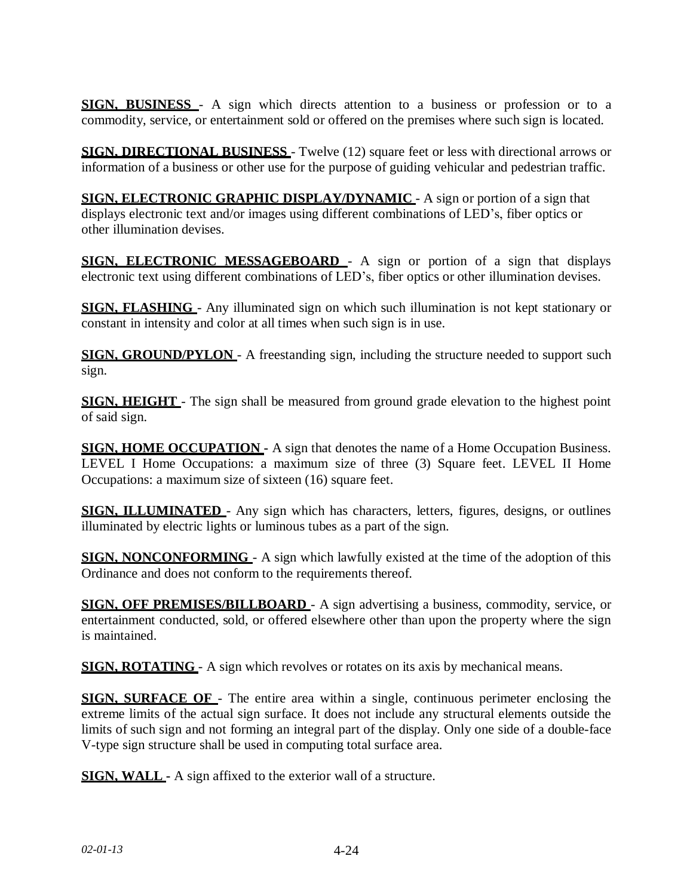**SIGN, BUSINESS** - A sign which directs attention to a business or profession or to a commodity, service, or entertainment sold or offered on the premises where such sign is located.

**SIGN, DIRECTIONAL BUSINESS** - Twelve (12) square feet or less with directional arrows or information of a business or other use for the purpose of guiding vehicular and pedestrian traffic.

**SIGN, ELECTRONIC GRAPHIC DISPLAY/DYNAMIC** - A sign or portion of a sign that displays electronic text and/or images using different combinations of LED's, fiber optics or other illumination devises.

**SIGN, ELECTRONIC MESSAGEBOARD** - A sign or portion of a sign that displays electronic text using different combinations of LED's, fiber optics or other illumination devises.

**SIGN, FLASHING** - Any illuminated sign on which such illumination is not kept stationary or constant in intensity and color at all times when such sign is in use.

**SIGN, GROUND/PYLON** - A freestanding sign, including the structure needed to support such sign.

**SIGN, HEIGHT** - The sign shall be measured from ground grade elevation to the highest point of said sign.

**SIGN, HOME OCCUPATION** - A sign that denotes the name of a Home Occupation Business. LEVEL I Home Occupations: a maximum size of three (3) Square feet. LEVEL II Home Occupations: a maximum size of sixteen (16) square feet.

**SIGN, ILLUMINATED** - Any sign which has characters, letters, figures, designs, or outlines illuminated by electric lights or luminous tubes as a part of the sign.

**SIGN, NONCONFORMING** - A sign which lawfully existed at the time of the adoption of this Ordinance and does not conform to the requirements thereof.

**SIGN, OFF PREMISES/BILLBOARD** - A sign advertising a business, commodity, service, or entertainment conducted, sold, or offered elsewhere other than upon the property where the sign is maintained.

**SIGN, ROTATING** - A sign which revolves or rotates on its axis by mechanical means.

**SIGN, SURFACE OF** - The entire area within a single, continuous perimeter enclosing the extreme limits of the actual sign surface. It does not include any structural elements outside the limits of such sign and not forming an integral part of the display. Only one side of a double-face V-type sign structure shall be used in computing total surface area.

**SIGN, WALL** - A sign affixed to the exterior wall of a structure.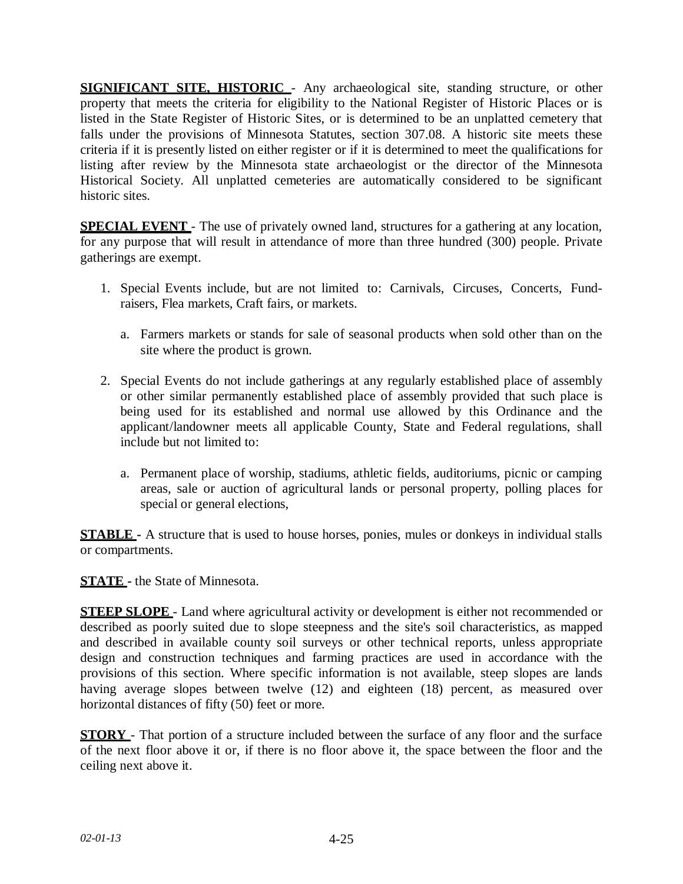**SIGNIFICANT SITE, HISTORIC** - Any archaeological site, standing structure, or other property that meets the criteria for eligibility to the National Register of Historic Places or is listed in the State Register of Historic Sites, or is determined to be an unplatted cemetery that falls under the provisions of Minnesota Statutes, section 307.08. A historic site meets these criteria if it is presently listed on either register or if it is determined to meet the qualifications for listing after review by the Minnesota state archaeologist or the director of the Minnesota Historical Society. All unplatted cemeteries are automatically considered to be significant historic sites.

**SPECIAL EVENT** - The use of privately owned land, structures for a gathering at any location, for any purpose that will result in attendance of more than three hundred (300) people. Private gatherings are exempt.

1. Special Events include, but are not limited to: Carnivals, Circuses, Concerts, Fund-raisers, Flea markets, Craft fairs, or markets.

   a. Farmers markets or stands for sale of seasonal products when sold other than on the site where the product is grown.

2. Special Events do not include gatherings at any regularly established place of assembly or other similar permanently established place of assembly provided that such place is being used for its established and normal use allowed by this Ordinance and the applicant/landowner meets all applicable County, State and Federal regulations, shall include but not limited to:

   a. Permanent place of worship, stadiums, athletic fields, auditoriums, picnic or camping areas, sale or auction of agricultural lands or personal property, polling places for special or general elections,

**STABLE** - A structure that is used to house horses, ponies, mules or donkeys in individual stalls or compartments.

**STATE** - the State of Minnesota.

**STEEP SLOPE** - Land where agricultural activity or development is either not recommended or described as poorly suited due to slope steepness and the site's soil characteristics, as mapped and described in available county soil surveys or other technical reports, unless appropriate design and construction techniques and farming practices are used in accordance with the provisions of this section. Where specific information is not available, steep slopes are lands having average slopes between twelve (12) and eighteen (18) percent, as measured over horizontal distances of fifty (50) feet or more.

**STORY** - That portion of a structure included between the surface of any floor and the surface of the next floor above it or, if there is no floor above it, the space between the floor and the ceiling next above it.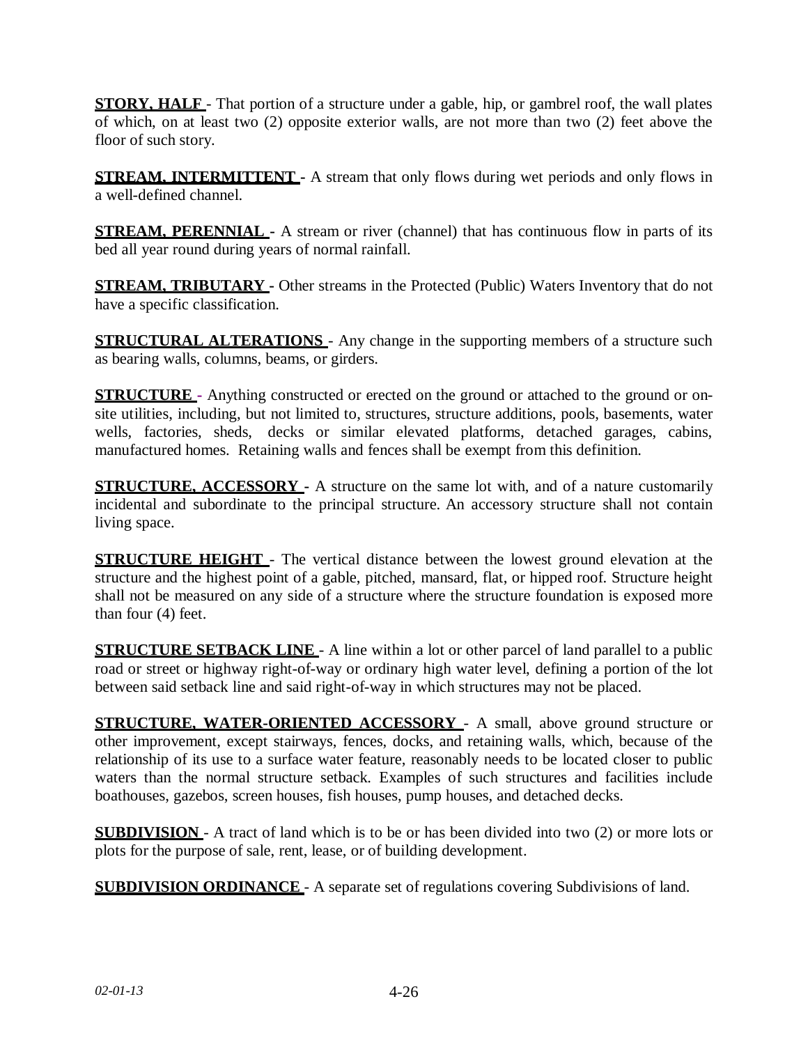**STORY, HALF** - That portion of a structure under a gable, hip, or gambrel roof, the wall plates of which, on at least two (2) opposite exterior walls, are not more than two (2) feet above the floor of such story.

**STREAM, INTERMITTENT** - A stream that only flows during wet periods and only flows in a well-defined channel.

**STREAM, PERENNIAL** - A stream or river (channel) that has continuous flow in parts of its bed all year round during years of normal rainfall.

**STREAM, TRIBUTARY** - Other streams in the Protected (Public) Waters Inventory that do not have a specific classification.

**STRUCTURAL ALTERATIONS** - Any change in the supporting members of a structure such as bearing walls, columns, beams, or girders.

**STRUCTURE** - Anything constructed or erected on the ground or attached to the ground or on-site utilities, including, but not limited to, structures, structure additions, pools, basements, water wells, factories, sheds, decks or similar elevated platforms, detached garages, cabins, manufactured homes. Retaining walls and fences shall be exempt from this definition.

**STRUCTURE, ACCESSORY** - A structure on the same lot with, and of a nature customarily incidental and subordinate to the principal structure. An accessory structure shall not contain living space.

**STRUCTURE HEIGHT** - The vertical distance between the lowest ground elevation at the structure and the highest point of a gable, pitched, mansard, flat, or hipped roof. Structure height shall not be measured on any side of a structure where the structure foundation is exposed more than four (4) feet.

**STRUCTURE SETBACK LINE** - A line within a lot or other parcel of land parallel to a public road or street or highway right-of-way or ordinary high water level, defining a portion of the lot between said setback line and said right-of-way in which structures may not be placed.

**STRUCTURE, WATER-ORIENTED ACCESSORY** - A small, above ground structure or other improvement, except stairways, fences, docks, and retaining walls, which, because of the relationship of its use to a surface water feature, reasonably needs to be located closer to public waters than the normal structure setback. Examples of such structures and facilities include boathouses, gazebos, screen houses, fish houses, pump houses, and detached decks.

**SUBDIVISION** - A tract of land which is to be or has been divided into two (2) or more lots or plots for the purpose of sale, rent, lease, or of building development.

**SUBDIVISION ORDINANCE** - A separate set of regulations covering Subdivisions of land.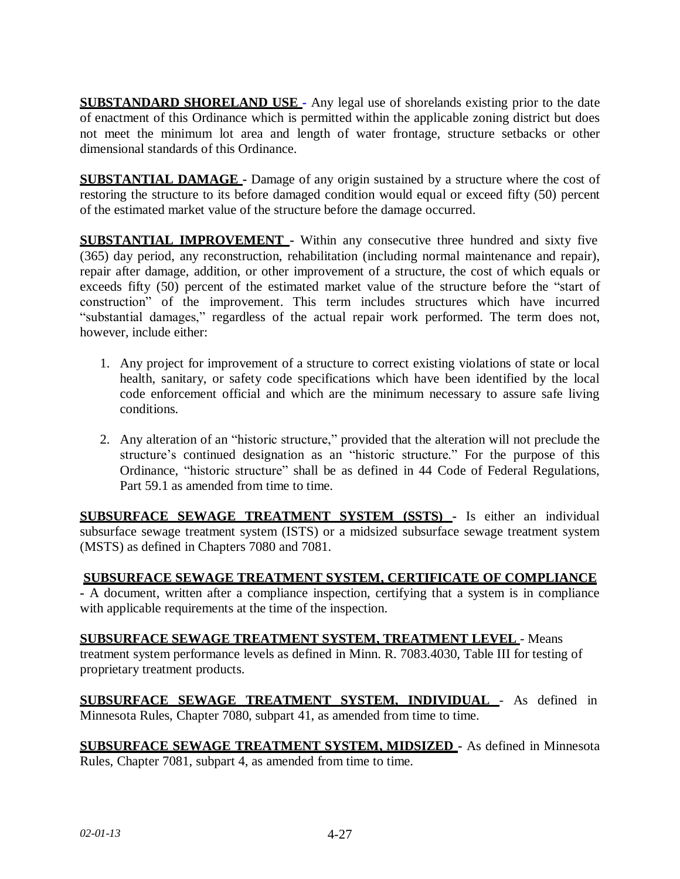**SUBSTANDARD SHORELAND USE** - Any legal use of shorelands existing prior to the date of enactment of this Ordinance which is permitted within the applicable zoning district but does not meet the minimum lot area and length of water frontage, structure setbacks or other dimensional standards of this Ordinance.

**SUBSTANTIAL DAMAGE** - Damage of any origin sustained by a structure where the cost of restoring the structure to its before damaged condition would equal or exceed fifty (50) percent of the estimated market value of the structure before the damage occurred.

**SUBSTANTIAL IMPROVEMENT** - Within any consecutive three hundred and sixty five (365) day period, any reconstruction, rehabilitation (including normal maintenance and repair), repair after damage, addition, or other improvement of a structure, the cost of which equals or exceeds fifty (50) percent of the estimated market value of the structure before the "start of construction" of the improvement. This term includes structures which have incurred "substantial damages," regardless of the actual repair work performed. The term does not, however, include either:

1. Any project for improvement of a structure to correct existing violations of state or local health, sanitary, or safety code specifications which have been identified by the local code enforcement official and which are the minimum necessary to assure safe living conditions.

2. Any alteration of an "historic structure," provided that the alteration will not preclude the structure's continued designation as an "historic structure." For the purpose of this Ordinance, "historic structure" shall be as defined in 44 Code of Federal Regulations, Part 59.1 as amended from time to time.

**SUBSURFACE SEWAGE TREATMENT SYSTEM (SSTS)** - Is either an individual subsurface sewage treatment system (ISTS) or a midsized subsurface sewage treatment system (MSTS) as defined in Chapters 7080 and 7081.

**SUBSURFACE SEWAGE TREATMENT SYSTEM, CERTIFICATE OF COMPLIANCE** - A document, written after a compliance inspection, certifying that a system is in compliance with applicable requirements at the time of the inspection.

**SUBSURFACE SEWAGE TREATMENT SYSTEM, TREATMENT LEVEL** - Means treatment system performance levels as defined in Minn. R. 7083.4030, Table III for testing of proprietary treatment products.

**SUBSURFACE SEWAGE TREATMENT SYSTEM, INDIVIDUAL** - As defined in Minnesota Rules, Chapter 7080, subpart 41, as amended from time to time.

**SUBSURFACE SEWAGE TREATMENT SYSTEM, MIDSIZED** - As defined in Minnesota Rules, Chapter 7081, subpart 4, as amended from time to time.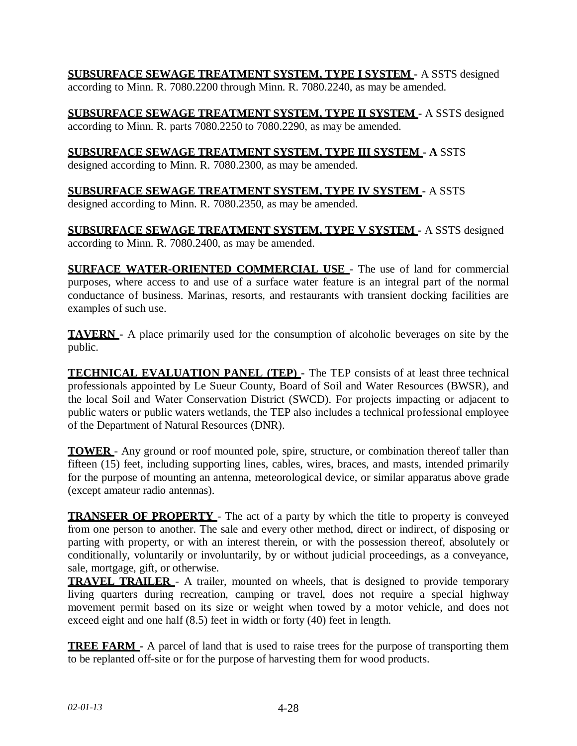**SUBSURFACE SEWAGE TREATMENT SYSTEM, TYPE I SYSTEM** - A SSTS designed according to Minn. R. 7080.2200 through Minn. R. 7080.2240, as may be amended.

**SUBSURFACE SEWAGE TREATMENT SYSTEM, TYPE II SYSTEM** - A SSTS designed according to Minn. R. parts 7080.2250 to 7080.2290, as may be amended.

**SUBSURFACE SEWAGE TREATMENT SYSTEM, TYPE III SYSTEM** - **A** SSTS designed according to Minn. R. 7080.2300, as may be amended.

**SUBSURFACE SEWAGE TREATMENT SYSTEM, TYPE IV SYSTEM** - A SSTS designed according to Minn. R. 7080.2350, as may be amended.

**SUBSURFACE SEWAGE TREATMENT SYSTEM, TYPE V SYSTEM** - A SSTS designed according to Minn. R. 7080.2400, as may be amended.

**SURFACE WATER-ORIENTED COMMERCIAL USE** - The use of land for commercial purposes, where access to and use of a surface water feature is an integral part of the normal conductance of business. Marinas, resorts, and restaurants with transient docking facilities are examples of such use.

**TAVERN** - A place primarily used for the consumption of alcoholic beverages on site by the public.

**TECHNICAL EVALUATION PANEL (TEP)** - The TEP consists of at least three technical professionals appointed by Le Sueur County, Board of Soil and Water Resources (BWSR), and the local Soil and Water Conservation District (SWCD). For projects impacting or adjacent to public waters or public waters wetlands, the TEP also includes a technical professional employee of the Department of Natural Resources (DNR).

**TOWER** - Any ground or roof mounted pole, spire, structure, or combination thereof taller than fifteen (15) feet, including supporting lines, cables, wires, braces, and masts, intended primarily for the purpose of mounting an antenna, meteorological device, or similar apparatus above grade (except amateur radio antennas).

**TRANSFER OF PROPERTY** - The act of a party by which the title to property is conveyed from one person to another. The sale and every other method, direct or indirect, of disposing or parting with property, or with an interest therein, or with the possession thereof, absolutely or conditionally, voluntarily or involuntarily, by or without judicial proceedings, as a conveyance, sale, mortgage, gift, or otherwise.

**TRAVEL TRAILER** - A trailer, mounted on wheels, that is designed to provide temporary living quarters during recreation, camping or travel, does not require a special highway movement permit based on its size or weight when towed by a motor vehicle, and does not exceed eight and one half (8.5) feet in width or forty (40) feet in length.

**TREE FARM** - A parcel of land that is used to raise trees for the purpose of transporting them to be replanted off-site or for the purpose of harvesting them for wood products.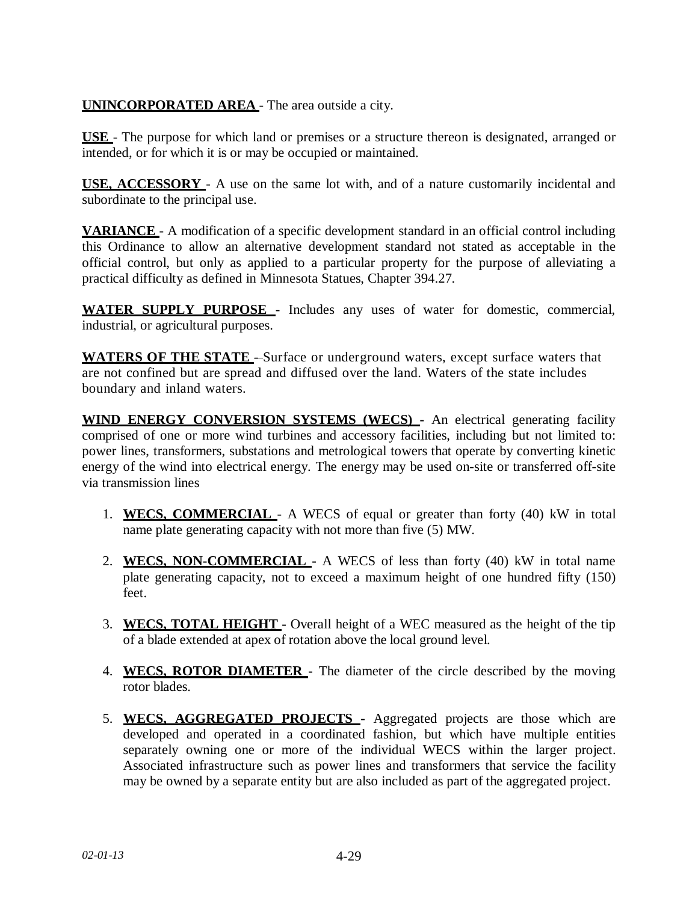**UNINCORPORATED AREA** - The area outside a city.

**USE** - The purpose for which land or premises or a structure thereon is designated, arranged or intended, or for which it is or may be occupied or maintained.

**USE, ACCESSORY** - A use on the same lot with, and of a nature customarily incidental and subordinate to the principal use.

**VARIANCE** - A modification of a specific development standard in an official control including this Ordinance to allow an alternative development standard not stated as acceptable in the official control, but only as applied to a particular property for the purpose of alleviating a practical difficulty as defined in Minnesota Statues, Chapter 394.27.

**WATER SUPPLY PURPOSE** - Includes any uses of water for domestic, commercial, industrial, or agricultural purposes.

**WATERS OF THE STATE** –Surface or underground waters, except surface waters that are not confined but are spread and diffused over the land. Waters of the state includes boundary and inland waters.

**WIND ENERGY CONVERSION SYSTEMS (WECS)** - An electrical generating facility comprised of one or more wind turbines and accessory facilities, including but not limited to: power lines, transformers, substations and metrological towers that operate by converting kinetic energy of the wind into electrical energy. The energy may be used on-site or transferred off-site via transmission lines

1. **WECS, COMMERCIAL** - A WECS of equal or greater than forty (40) kW in total name plate generating capacity with not more than five (5) MW.
2. **WECS, NON-COMMERCIAL** - A WECS of less than forty (40) kW in total name plate generating capacity, not to exceed a maximum height of one hundred fifty (150) feet.
3. **WECS, TOTAL HEIGHT** - Overall height of a WEC measured as the height of the tip of a blade extended at apex of rotation above the local ground level.
4. **WECS, ROTOR DIAMETER** - The diameter of the circle described by the moving rotor blades.
5. **WECS, AGGREGATED PROJECTS** - Aggregated projects are those which are developed and operated in a coordinated fashion, but which have multiple entities separately owning one or more of the individual WECS within the larger project. Associated infrastructure such as power lines and transformers that service the facility may be owned by a separate entity but are also included as part of the aggregated project.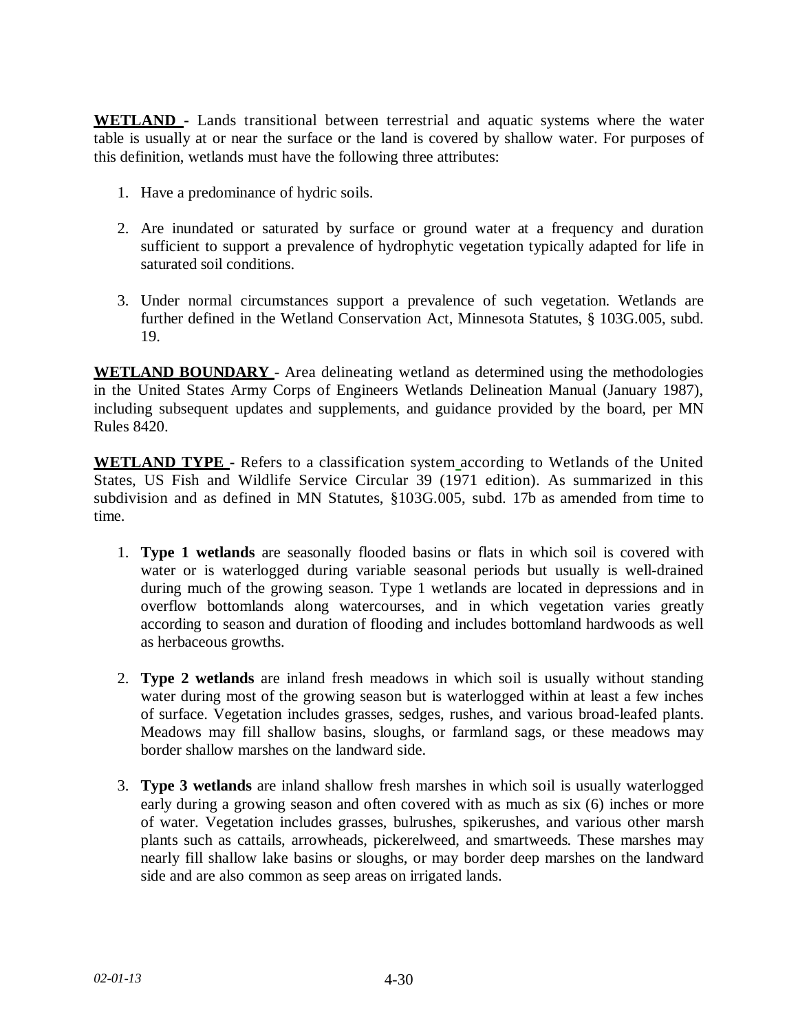**WETLAND -** Lands transitional between terrestrial and aquatic systems where the water table is usually at or near the surface or the land is covered by shallow water. For purposes of this definition, wetlands must have the following three attributes:

1. Have a predominance of hydric soils.

2. Are inundated or saturated by surface or ground water at a frequency and duration sufficient to support a prevalence of hydrophytic vegetation typically adapted for life in saturated soil conditions.

3. Under normal circumstances support a prevalence of such vegetation. Wetlands are further defined in the Wetland Conservation Act, Minnesota Statutes, § 103G.005, subd. 19.

**WETLAND BOUNDARY -** Area delineating wetland as determined using the methodologies in the United States Army Corps of Engineers Wetlands Delineation Manual (January 1987), including subsequent updates and supplements, and guidance provided by the board, per MN Rules 8420.

**WETLAND TYPE -** Refers to a classification system according to Wetlands of the United States, US Fish and Wildlife Service Circular 39 (1971 edition). As summarized in this subdivision and as defined in MN Statutes, §103G.005, subd. 17b as amended from time to time.

1. **Type 1 wetlands** are seasonally flooded basins or flats in which soil is covered with water or is waterlogged during variable seasonal periods but usually is well-drained during much of the growing season. Type 1 wetlands are located in depressions and in overflow bottomlands along watercourses, and in which vegetation varies greatly according to season and duration of flooding and includes bottomland hardwoods as well as herbaceous growths.

2. **Type 2 wetlands** are inland fresh meadows in which soil is usually without standing water during most of the growing season but is waterlogged within at least a few inches of surface. Vegetation includes grasses, sedges, rushes, and various broad-leafed plants. Meadows may fill shallow basins, sloughs, or farmland sags, or these meadows may border shallow marshes on the landward side.

3. **Type 3 wetlands** are inland shallow fresh marshes in which soil is usually waterlogged early during a growing season and often covered with as much as six (6) inches or more of water. Vegetation includes grasses, bulrushes, spikerushes, and various other marsh plants such as cattails, arrowheads, pickerelweed, and smartweeds. These marshes may nearly fill shallow lake basins or sloughs, or may border deep marshes on the landward side and are also common as seep areas on irrigated lands.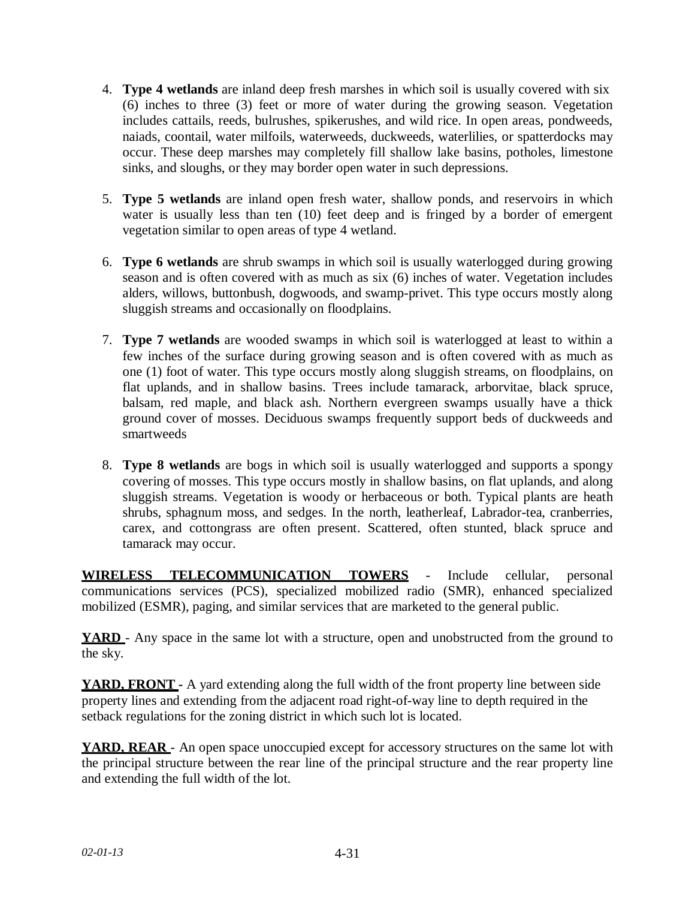4. **Type 4 wetlands** are inland deep fresh marshes in which soil is usually covered with six (6) inches to three (3) feet or more of water during the growing season. Vegetation includes cattails, reeds, bulrushes, spikerushes, and wild rice. In open areas, pondweeds, naiads, coontail, water milfoils, waterweeds, duckweeds, waterlilies, or spatterdocks may occur. These deep marshes may completely fill shallow lake basins, potholes, limestone sinks, and sloughs, or they may border open water in such depressions.

5. **Type 5 wetlands** are inland open fresh water, shallow ponds, and reservoirs in which water is usually less than ten (10) feet deep and is fringed by a border of emergent vegetation similar to open areas of type 4 wetland.

6. **Type 6 wetlands** are shrub swamps in which soil is usually waterlogged during growing season and is often covered with as much as six (6) inches of water. Vegetation includes alders, willows, buttonbush, dogwoods, and swamp-privet. This type occurs mostly along sluggish streams and occasionally on floodplains.

7. **Type 7 wetlands** are wooded swamps in which soil is waterlogged at least to within a few inches of the surface during growing season and is often covered with as much as one (1) foot of water. This type occurs mostly along sluggish streams, on floodplains, on flat uplands, and in shallow basins. Trees include tamarack, arborvitae, black spruce, balsam, red maple, and black ash. Northern evergreen swamps usually have a thick ground cover of mosses. Deciduous swamps frequently support beds of duckweeds and smartweeds

8. **Type 8 wetlands** are bogs in which soil is usually waterlogged and supports a spongy covering of mosses. This type occurs mostly in shallow basins, on flat uplands, and along sluggish streams. Vegetation is woody or herbaceous or both. Typical plants are heath shrubs, sphagnum moss, and sedges. In the north, leatherleaf, Labrador-tea, cranberries, carex, and cottongrass are often present. Scattered, often stunted, black spruce and tamarack may occur.

**WIRELESS TELECOMMUNICATION TOWERS** - Include cellular, personal communications services (PCS), specialized mobilized radio (SMR), enhanced specialized mobilized (ESMR), paging, and similar services that are marketed to the general public.

**YARD** - Any space in the same lot with a structure, open and unobstructed from the ground to the sky.

**YARD, FRONT** - A yard extending along the full width of the front property line between side property lines and extending from the adjacent road right-of-way line to depth required in the setback regulations for the zoning district in which such lot is located.

**YARD, REAR** - An open space unoccupied except for accessory structures on the same lot with the principal structure between the rear line of the principal structure and the rear property line and extending the full width of the lot.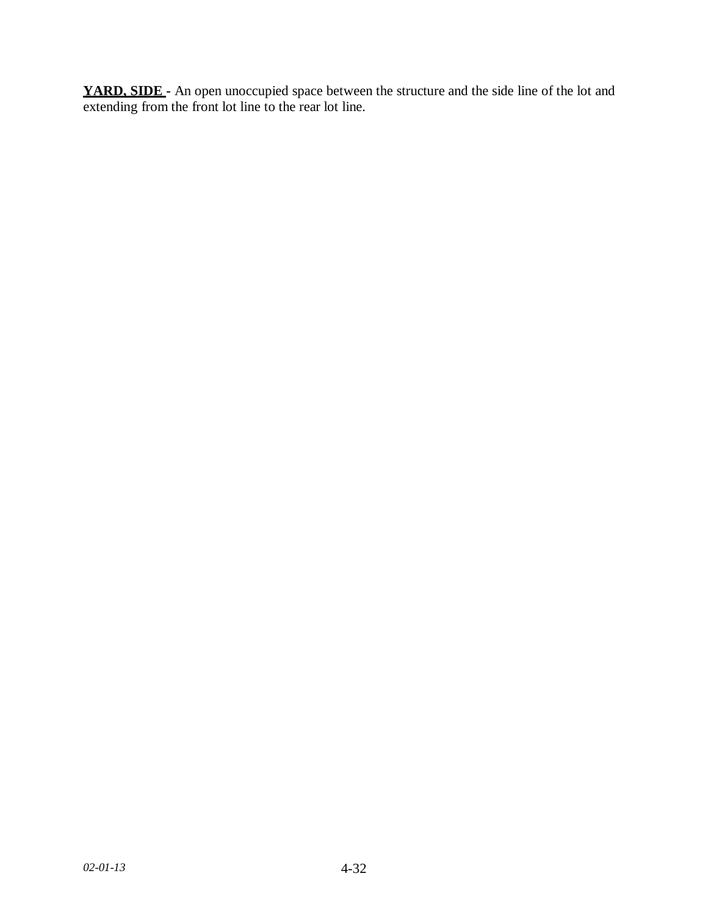**YARD, SIDE -** An open unoccupied space between the structure and the side line of the lot and extending from the front lot line to the rear lot line.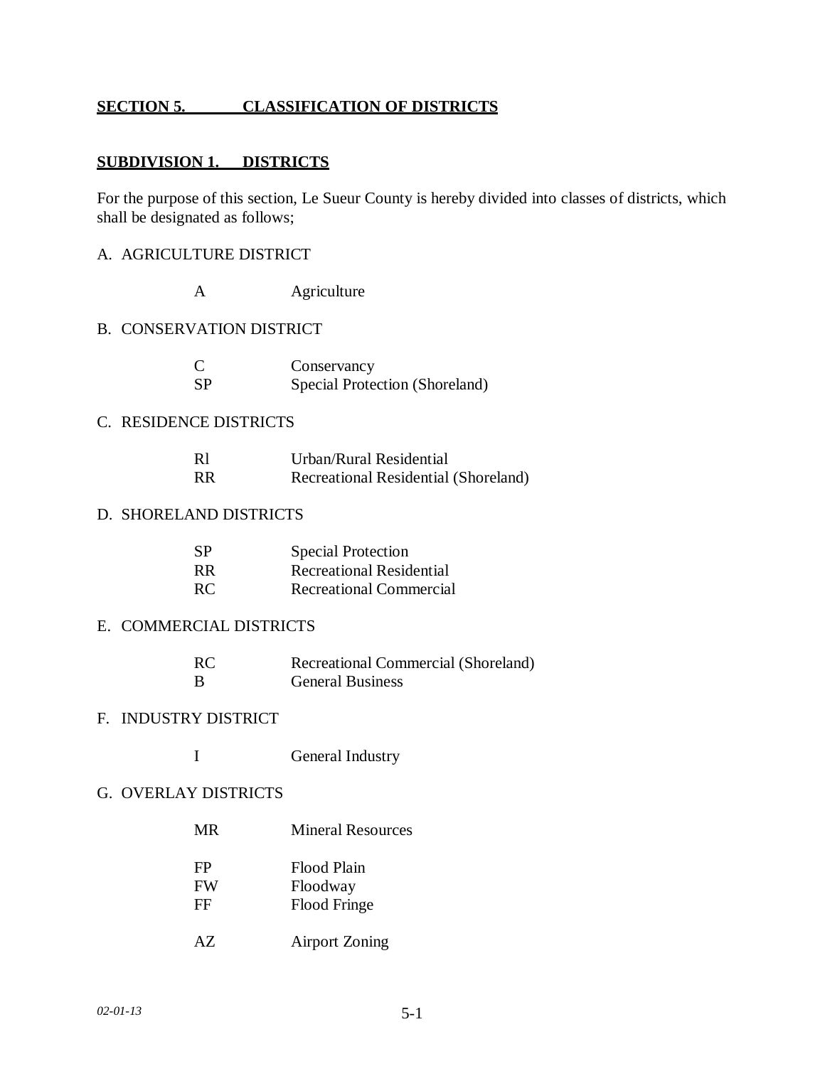## SECTION 5. CLASSIFICATION OF DISTRICTS

### SUBDIVISION 1. DISTRICTS

For the purpose of this section, Le Sueur County is hereby divided into classes of districts, which shall be designated as follows;

A. AGRICULTURE DISTRICT

| | |
|---|---|
| A | Agriculture |

B. CONSERVATION DISTRICT

| | |
|---|---|
| C | Conservancy |
| SP | Special Protection (Shoreland) |

C. RESIDENCE DISTRICTS

| | |
|---|---|
| Rl | Urban/Rural Residential |
| RR | Recreational Residential (Shoreland) |

D. SHORELAND DISTRICTS

| | |
|---|---|
| SP | Special Protection |
| RR | Recreational Residential |
| RC | Recreational Commercial |

E. COMMERCIAL DISTRICTS

| | |
|---|---|
| RC | Recreational Commercial (Shoreland) |
| B | General Business |

F. INDUSTRY DISTRICT

| | |
|---|---|
| I | General Industry |

G. OVERLAY DISTRICTS

| | |
|---|---|
| MR | Mineral Resources |
| FP | Flood Plain |
| FW | Floodway |
| FF | Flood Fringe |
| AZ | Airport Zoning |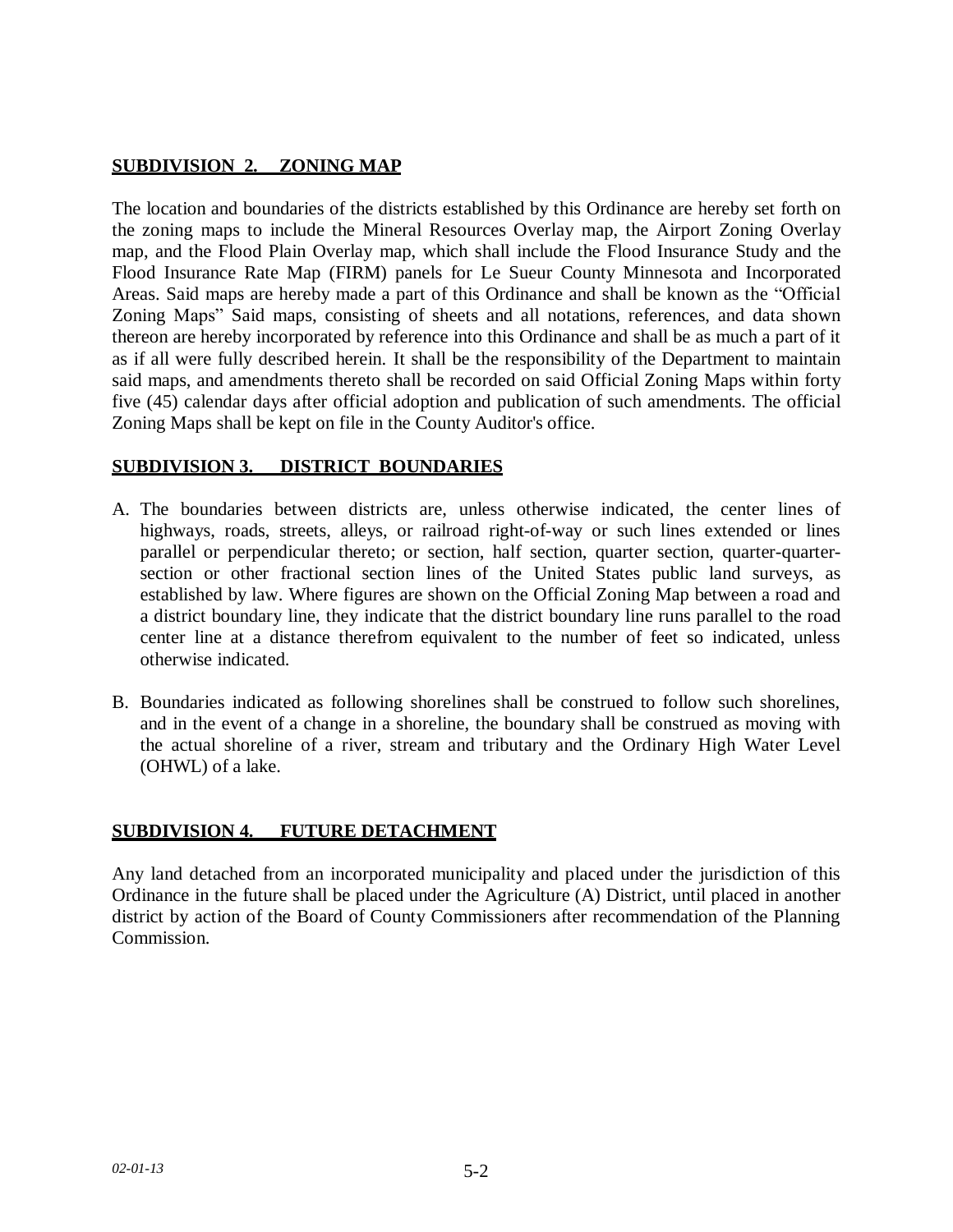**SUBDIVISION 2. ZONING MAP**

The location and boundaries of the districts established by this Ordinance are hereby set forth on the zoning maps to include the Mineral Resources Overlay map, the Airport Zoning Overlay map, and the Flood Plain Overlay map, which shall include the Flood Insurance Study and the Flood Insurance Rate Map (FIRM) panels for Le Sueur County Minnesota and Incorporated Areas. Said maps are hereby made a part of this Ordinance and shall be known as the "Official Zoning Maps" Said maps, consisting of sheets and all notations, references, and data shown thereon are hereby incorporated by reference into this Ordinance and shall be as much a part of it as if all were fully described herein. It shall be the responsibility of the Department to maintain said maps, and amendments thereto shall be recorded on said Official Zoning Maps within forty five (45) calendar days after official adoption and publication of such amendments. The official Zoning Maps shall be kept on file in the County Auditor's office.

**SUBDIVISION 3. DISTRICT BOUNDARIES**

A. The boundaries between districts are, unless otherwise indicated, the center lines of highways, roads, streets, alleys, or railroad right-of-way or such lines extended or lines parallel or perpendicular thereto; or section, half section, quarter section, quarter-quarter-section or other fractional section lines of the United States public land surveys, as established by law. Where figures are shown on the Official Zoning Map between a road and a district boundary line, they indicate that the district boundary line runs parallel to the road center line at a distance therefrom equivalent to the number of feet so indicated, unless otherwise indicated.

B. Boundaries indicated as following shorelines shall be construed to follow such shorelines, and in the event of a change in a shoreline, the boundary shall be construed as moving with the actual shoreline of a river, stream and tributary and the Ordinary High Water Level (OHWL) of a lake.

**SUBDIVISION 4. FUTURE DETACHMENT**

Any land detached from an incorporated municipality and placed under the jurisdiction of this Ordinance in the future shall be placed under the Agriculture (A) District, until placed in another district by action of the Board of County Commissioners after recommendation of the Planning Commission.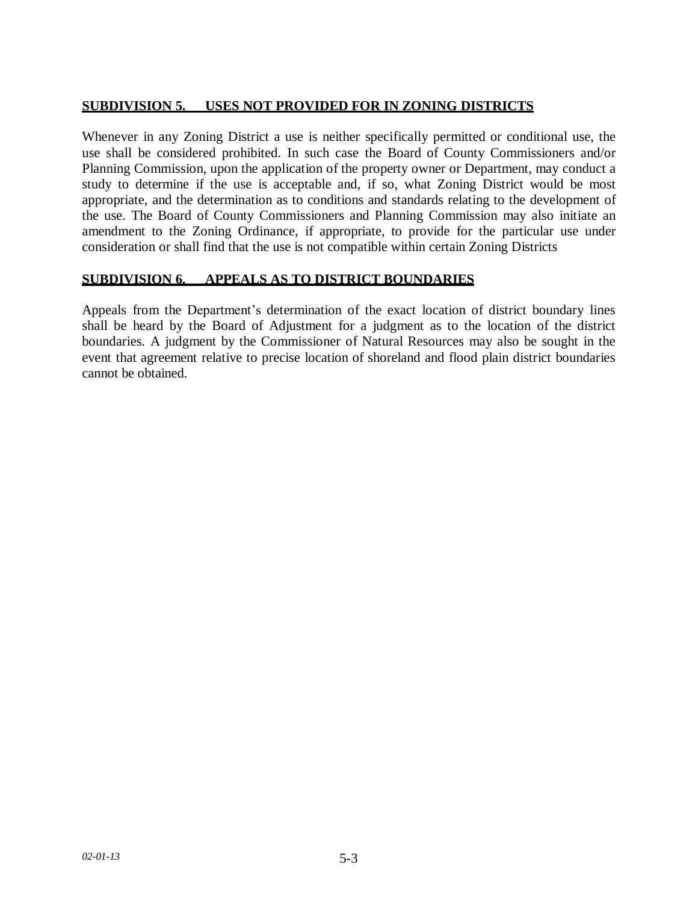## **SUBDIVISION 5. USES NOT PROVIDED FOR IN ZONING DISTRICTS**

Whenever in any Zoning District a use is neither specifically permitted or conditional use, the use shall be considered prohibited. In such case the Board of County Commissioners and/or Planning Commission, upon the application of the property owner or Department, may conduct a study to determine if the use is acceptable and, if so, what Zoning District would be most appropriate, and the determination as to conditions and standards relating to the development of the use. The Board of County Commissioners and Planning Commission may also initiate an amendment to the Zoning Ordinance, if appropriate, to provide for the particular use under consideration or shall find that the use is not compatible within certain Zoning Districts

## **SUBDIVISION 6. APPEALS AS TO DISTRICT BOUNDARIES**

Appeals from the Department's determination of the exact location of district boundary lines shall be heard by the Board of Adjustment for a judgment as to the location of the district boundaries. A judgment by the Commissioner of Natural Resources may also be sought in the event that agreement relative to precise location of shoreland and flood plain district boundaries cannot be obtained.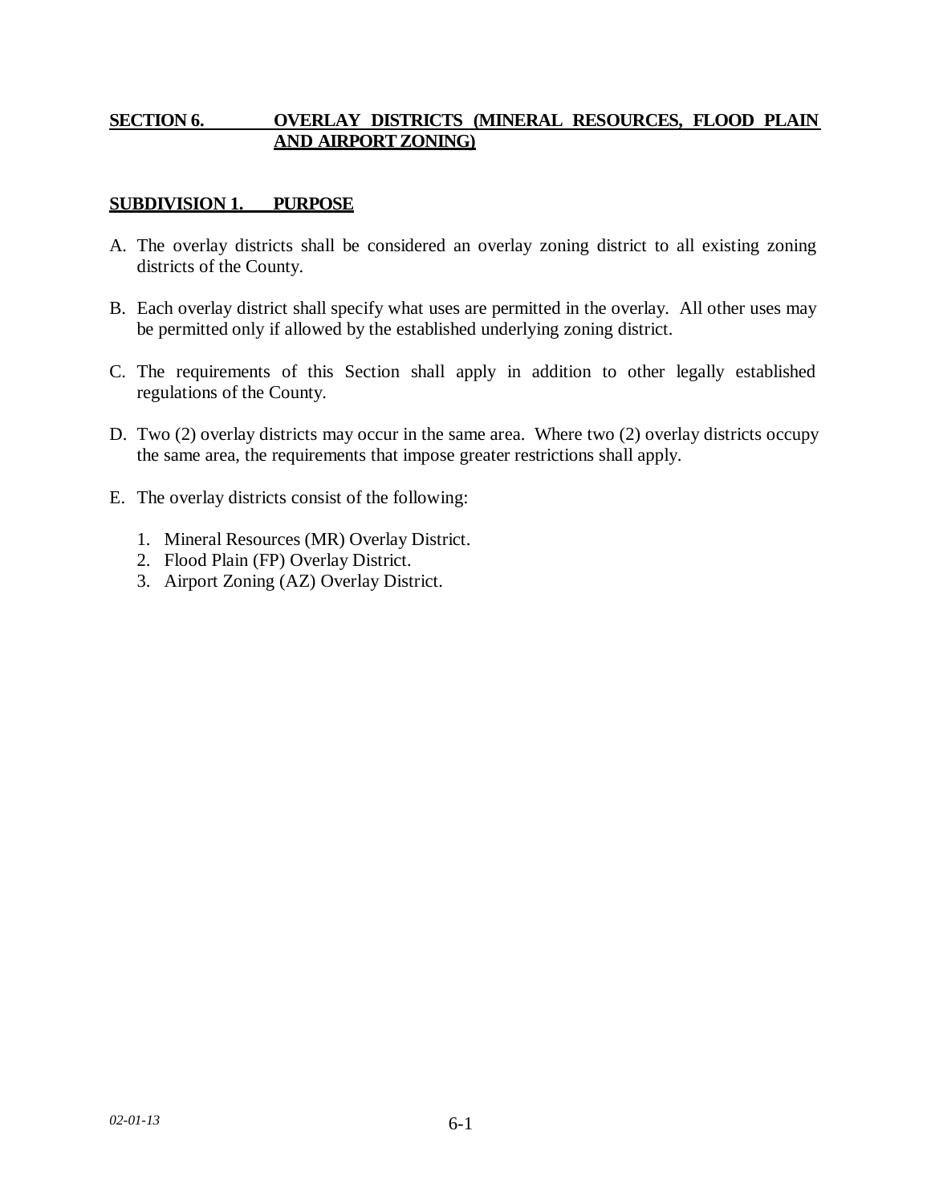## SECTION 6. OVERLAY DISTRICTS (MINERAL RESOURCES, FLOOD PLAIN AND AIRPORT ZONING)

### SUBDIVISION 1. PURPOSE

A. The overlay districts shall be considered an overlay zoning district to all existing zoning districts of the County.

B. Each overlay district shall specify what uses are permitted in the overlay. All other uses may be permitted only if allowed by the established underlying zoning district.

C. The requirements of this Section shall apply in addition to other legally established regulations of the County.

D. Two (2) overlay districts may occur in the same area. Where two (2) overlay districts occupy the same area, the requirements that impose greater restrictions shall apply.

E. The overlay districts consist of the following:

   1. Mineral Resources (MR) Overlay District.
   2. Flood Plain (FP) Overlay District.
   3. Airport Zoning (AZ) Overlay District.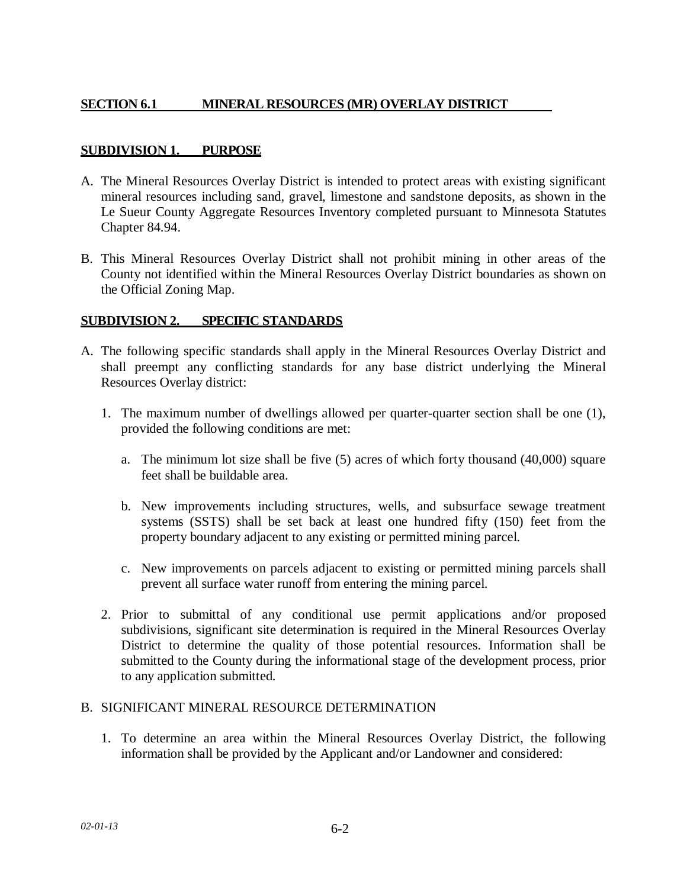## SECTION 6.1 MINERAL RESOURCES (MR) OVERLAY DISTRICT

### SUBDIVISION 1. PURPOSE

A. The Mineral Resources Overlay District is intended to protect areas with existing significant mineral resources including sand, gravel, limestone and sandstone deposits, as shown in the Le Sueur County Aggregate Resources Inventory completed pursuant to Minnesota Statutes Chapter 84.94.

B. This Mineral Resources Overlay District shall not prohibit mining in other areas of the County not identified within the Mineral Resources Overlay District boundaries as shown on the Official Zoning Map.

### SUBDIVISION 2. SPECIFIC STANDARDS

A. The following specific standards shall apply in the Mineral Resources Overlay District and shall preempt any conflicting standards for any base district underlying the Mineral Resources Overlay district:

   1. The maximum number of dwellings allowed per quarter-quarter section shall be one (1), provided the following conditions are met:

      a. The minimum lot size shall be five (5) acres of which forty thousand (40,000) square feet shall be buildable area.

      b. New improvements including structures, wells, and subsurface sewage treatment systems (SSTS) shall be set back at least one hundred fifty (150) feet from the property boundary adjacent to any existing or permitted mining parcel.

      c. New improvements on parcels adjacent to existing or permitted mining parcels shall prevent all surface water runoff from entering the mining parcel.

   2. Prior to submittal of any conditional use permit applications and/or proposed subdivisions, significant site determination is required in the Mineral Resources Overlay District to determine the quality of those potential resources. Information shall be submitted to the County during the informational stage of the development process, prior to any application submitted.

B. SIGNIFICANT MINERAL RESOURCE DETERMINATION

   1. To determine an area within the Mineral Resources Overlay District, the following information shall be provided by the Applicant and/or Landowner and considered: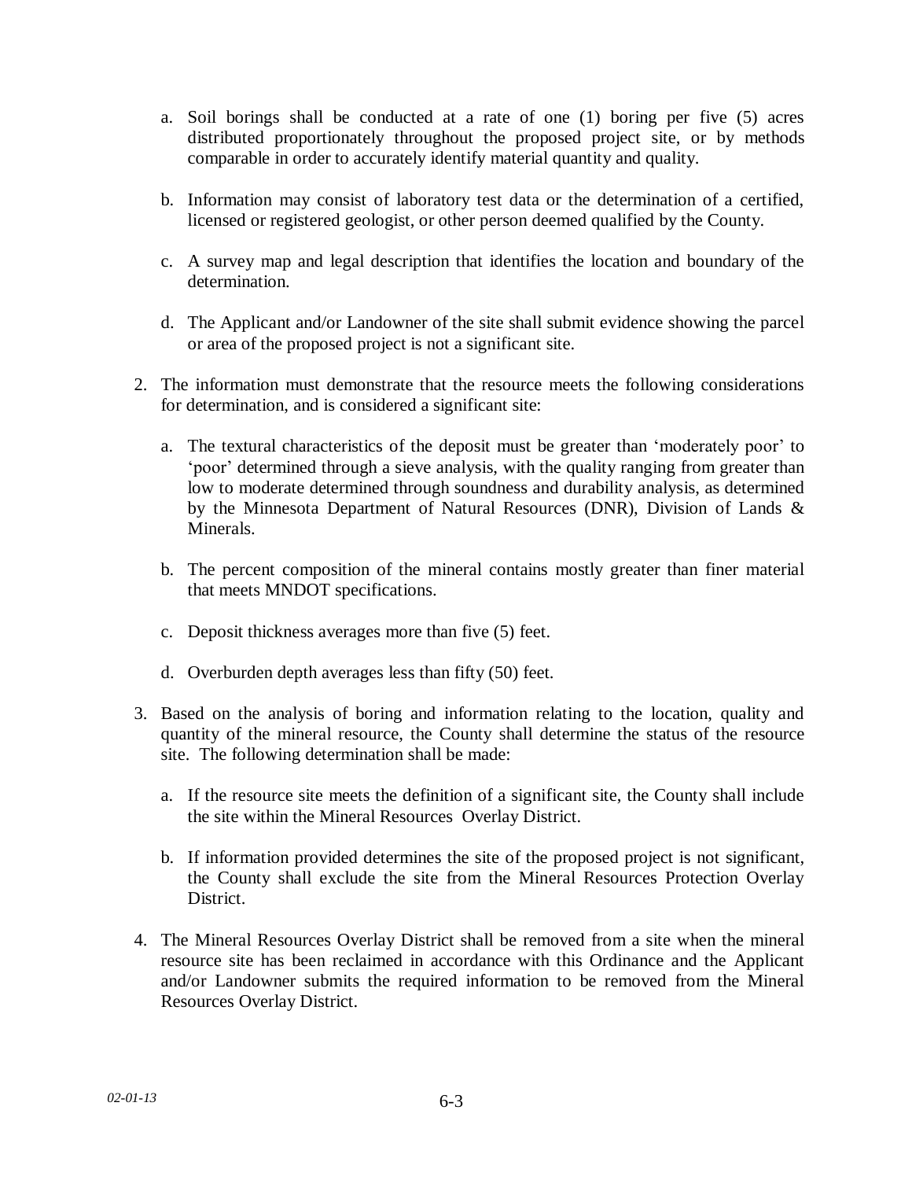a. Soil borings shall be conducted at a rate of one (1) boring per five (5) acres distributed proportionately throughout the proposed project site, or by methods comparable in order to accurately identify material quantity and quality.

b. Information may consist of laboratory test data or the determination of a certified, licensed or registered geologist, or other person deemed qualified by the County.

c. A survey map and legal description that identifies the location and boundary of the determination.

d. The Applicant and/or Landowner of the site shall submit evidence showing the parcel or area of the proposed project is not a significant site.

2. The information must demonstrate that the resource meets the following considerations for determination, and is considered a significant site:

   a. The textural characteristics of the deposit must be greater than 'moderately poor' to 'poor' determined through a sieve analysis, with the quality ranging from greater than low to moderate determined through soundness and durability analysis, as determined by the Minnesota Department of Natural Resources (DNR), Division of Lands & Minerals.

   b. The percent composition of the mineral contains mostly greater than finer material that meets MNDOT specifications.

   c. Deposit thickness averages more than five (5) feet.

   d. Overburden depth averages less than fifty (50) feet.

3. Based on the analysis of boring and information relating to the location, quality and quantity of the mineral resource, the County shall determine the status of the resource site. The following determination shall be made:

   a. If the resource site meets the definition of a significant site, the County shall include the site within the Mineral Resources Overlay District.

   b. If information provided determines the site of the proposed project is not significant, the County shall exclude the site from the Mineral Resources Protection Overlay District.

4. The Mineral Resources Overlay District shall be removed from a site when the mineral resource site has been reclaimed in accordance with this Ordinance and the Applicant and/or Landowner submits the required information to be removed from the Mineral Resources Overlay District.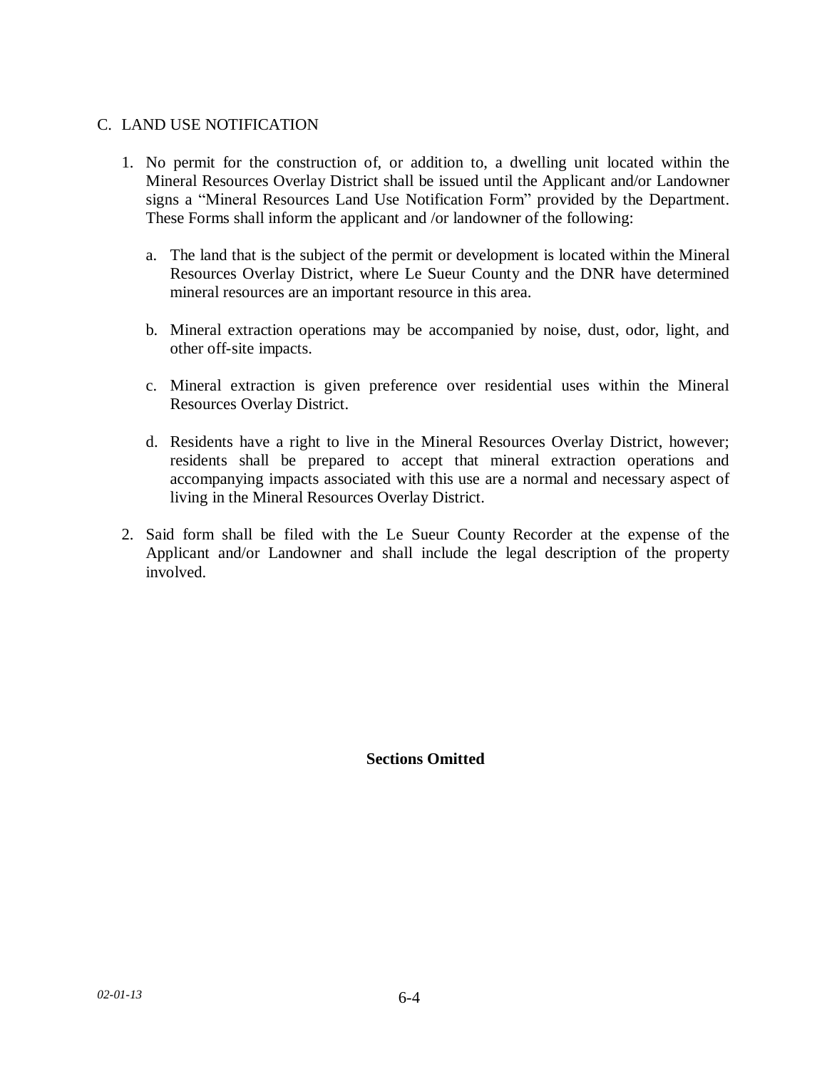## C. LAND USE NOTIFICATION

1. No permit for the construction of, or addition to, a dwelling unit located within the Mineral Resources Overlay District shall be issued until the Applicant and/or Landowner signs a "Mineral Resources Land Use Notification Form" provided by the Department. These Forms shall inform the applicant and /or landowner of the following:

   a. The land that is the subject of the permit or development is located within the Mineral Resources Overlay District, where Le Sueur County and the DNR have determined mineral resources are an important resource in this area.

   b. Mineral extraction operations may be accompanied by noise, dust, odor, light, and other off-site impacts.

   c. Mineral extraction is given preference over residential uses within the Mineral Resources Overlay District.

   d. Residents have a right to live in the Mineral Resources Overlay District, however; residents shall be prepared to accept that mineral extraction operations and accompanying impacts associated with this use are a normal and necessary aspect of living in the Mineral Resources Overlay District.

2. Said form shall be filed with the Le Sueur County Recorder at the expense of the Applicant and/or Landowner and shall include the legal description of the property involved.

**Sections Omitted**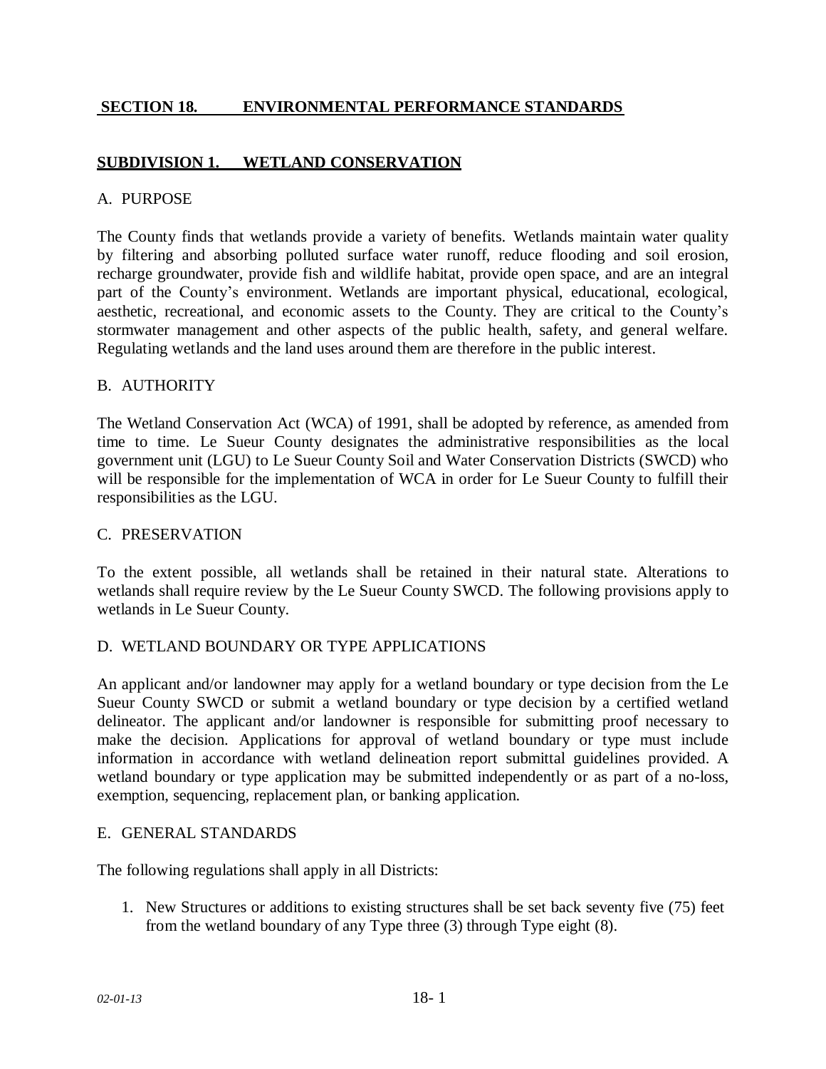## SECTION 18. ENVIRONMENTAL PERFORMANCE STANDARDS

### SUBDIVISION 1. WETLAND CONSERVATION

A. PURPOSE

The County finds that wetlands provide a variety of benefits. Wetlands maintain water quality by filtering and absorbing polluted surface water runoff, reduce flooding and soil erosion, recharge groundwater, provide fish and wildlife habitat, provide open space, and are an integral part of the County's environment. Wetlands are important physical, educational, ecological, aesthetic, recreational, and economic assets to the County. They are critical to the County's stormwater management and other aspects of the public health, safety, and general welfare. Regulating wetlands and the land uses around them are therefore in the public interest.

B. AUTHORITY

The Wetland Conservation Act (WCA) of 1991, shall be adopted by reference, as amended from time to time. Le Sueur County designates the administrative responsibilities as the local government unit (LGU) to Le Sueur County Soil and Water Conservation Districts (SWCD) who will be responsible for the implementation of WCA in order for Le Sueur County to fulfill their responsibilities as the LGU.

C. PRESERVATION

To the extent possible, all wetlands shall be retained in their natural state. Alterations to wetlands shall require review by the Le Sueur County SWCD. The following provisions apply to wetlands in Le Sueur County.

D. WETLAND BOUNDARY OR TYPE APPLICATIONS

An applicant and/or landowner may apply for a wetland boundary or type decision from the Le Sueur County SWCD or submit a wetland boundary or type decision by a certified wetland delineator. The applicant and/or landowner is responsible for submitting proof necessary to make the decision. Applications for approval of wetland boundary or type must include information in accordance with wetland delineation report submittal guidelines provided. A wetland boundary or type application may be submitted independently or as part of a no-loss, exemption, sequencing, replacement plan, or banking application.

E. GENERAL STANDARDS

The following regulations shall apply in all Districts:

1. New Structures or additions to existing structures shall be set back seventy five (75) feet from the wetland boundary of any Type three (3) through Type eight (8).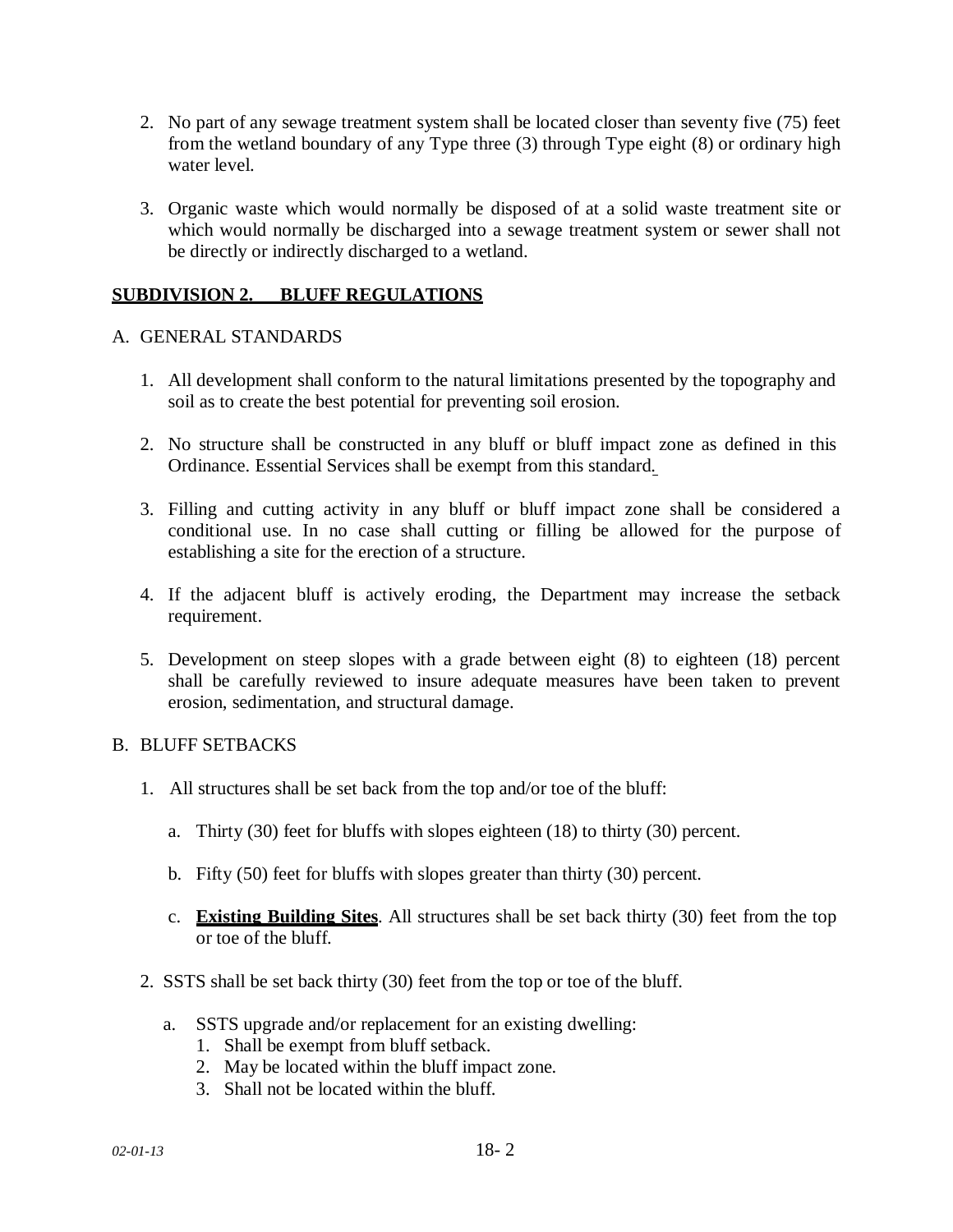2. No part of any sewage treatment system shall be located closer than seventy five (75) feet from the wetland boundary of any Type three (3) through Type eight (8) or ordinary high water level.

3. Organic waste which would normally be disposed of at a solid waste treatment site or which would normally be discharged into a sewage treatment system or sewer shall not be directly or indirectly discharged to a wetland.

## SUBDIVISION 2. BLUFF REGULATIONS

A. GENERAL STANDARDS

1. All development shall conform to the natural limitations presented by the topography and soil as to create the best potential for preventing soil erosion.

2. No structure shall be constructed in any bluff or bluff impact zone as defined in this Ordinance. Essential Services shall be exempt from this standard.

3. Filling and cutting activity in any bluff or bluff impact zone shall be considered a conditional use. In no case shall cutting or filling be allowed for the purpose of establishing a site for the erection of a structure.

4. If the adjacent bluff is actively eroding, the Department may increase the setback requirement.

5. Development on steep slopes with a grade between eight (8) to eighteen (18) percent shall be carefully reviewed to insure adequate measures have been taken to prevent erosion, sedimentation, and structural damage.

B. BLUFF SETBACKS

1. All structures shall be set back from the top and/or toe of the bluff:

   a. Thirty (30) feet for bluffs with slopes eighteen (18) to thirty (30) percent.

   b. Fifty (50) feet for bluffs with slopes greater than thirty (30) percent.

   c. **Existing Building Sites**. All structures shall be set back thirty (30) feet from the top or toe of the bluff.

2. SSTS shall be set back thirty (30) feet from the top or toe of the bluff.

   a. SSTS upgrade and/or replacement for an existing dwelling:
      1. Shall be exempt from bluff setback.
      2. May be located within the bluff impact zone.
      3. Shall not be located within the bluff.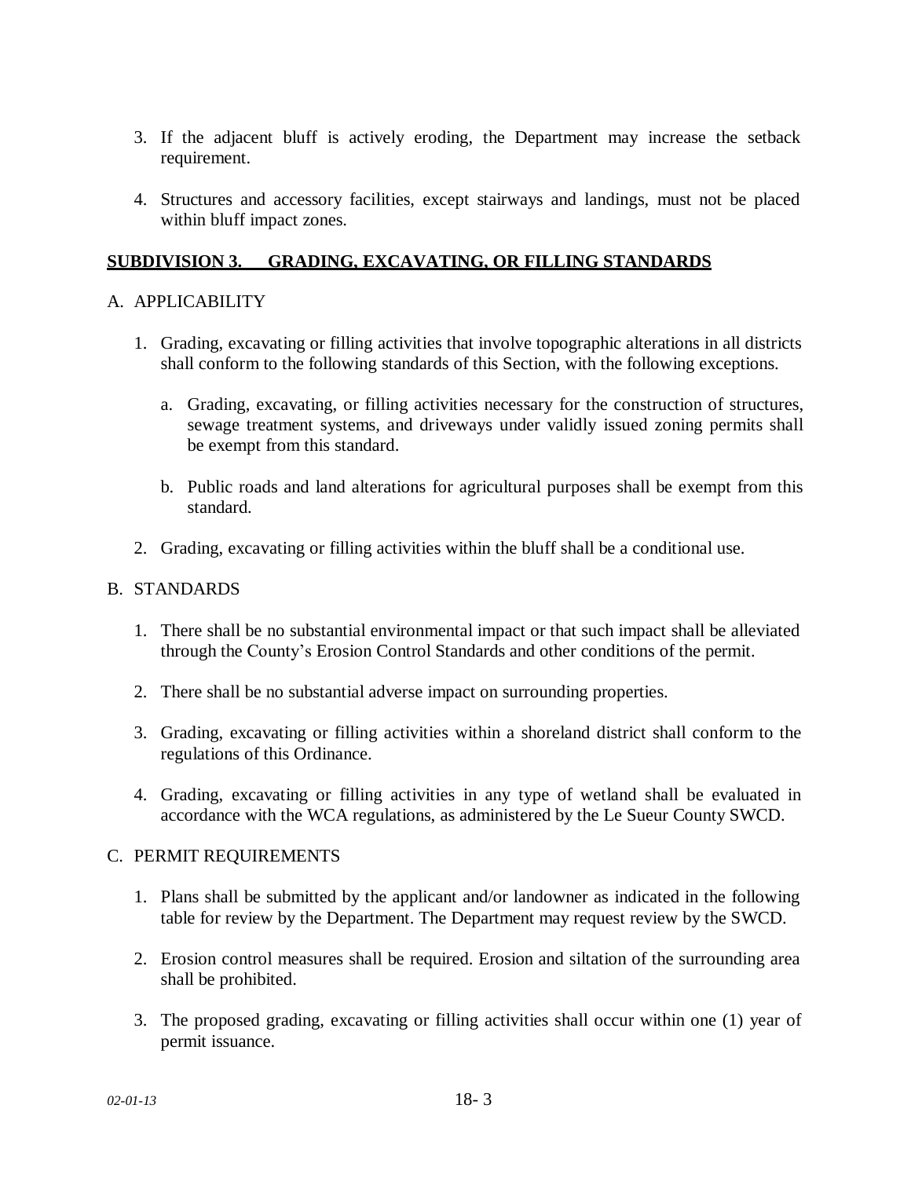3. If the adjacent bluff is actively eroding, the Department may increase the setback requirement.

4. Structures and accessory facilities, except stairways and landings, must not be placed within bluff impact zones.

## SUBDIVISION 3. GRADING, EXCAVATING, OR FILLING STANDARDS

A. APPLICABILITY

1. Grading, excavating or filling activities that involve topographic alterations in all districts shall conform to the following standards of this Section, with the following exceptions.

   a. Grading, excavating, or filling activities necessary for the construction of structures, sewage treatment systems, and driveways under validly issued zoning permits shall be exempt from this standard.

   b. Public roads and land alterations for agricultural purposes shall be exempt from this standard.

2. Grading, excavating or filling activities within the bluff shall be a conditional use.

B. STANDARDS

1. There shall be no substantial environmental impact or that such impact shall be alleviated through the County's Erosion Control Standards and other conditions of the permit.

2. There shall be no substantial adverse impact on surrounding properties.

3. Grading, excavating or filling activities within a shoreland district shall conform to the regulations of this Ordinance.

4. Grading, excavating or filling activities in any type of wetland shall be evaluated in accordance with the WCA regulations, as administered by the Le Sueur County SWCD.

C. PERMIT REQUIREMENTS

1. Plans shall be submitted by the applicant and/or landowner as indicated in the following table for review by the Department. The Department may request review by the SWCD.

2. Erosion control measures shall be required. Erosion and siltation of the surrounding area shall be prohibited.

3. The proposed grading, excavating or filling activities shall occur within one (1) year of permit issuance.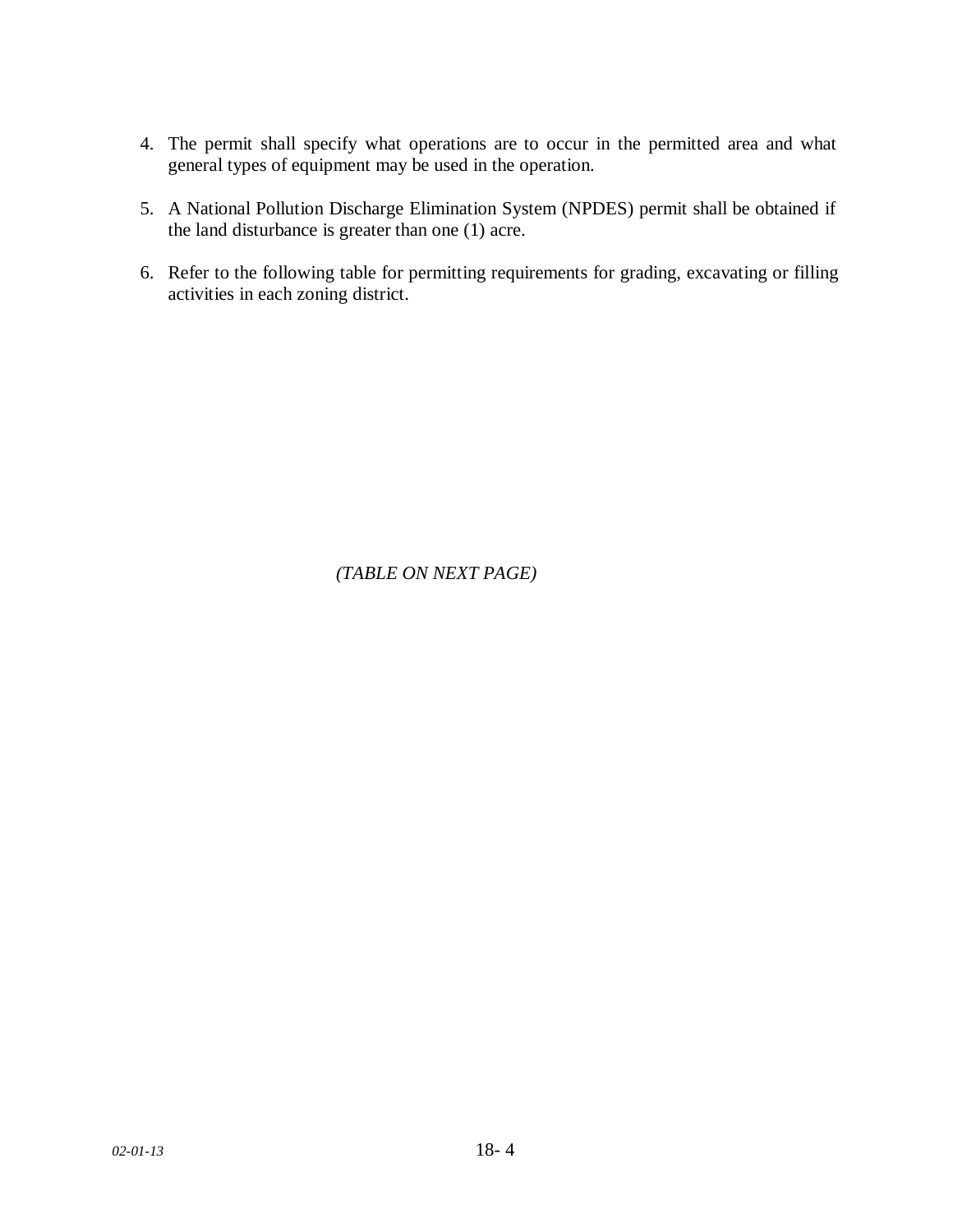4. The permit shall specify what operations are to occur in the permitted area and what general types of equipment may be used in the operation.

5. A National Pollution Discharge Elimination System (NPDES) permit shall be obtained if the land disturbance is greater than one (1) acre.

6. Refer to the following table for permitting requirements for grading, excavating or filling activities in each zoning district.

*(TABLE ON NEXT PAGE)*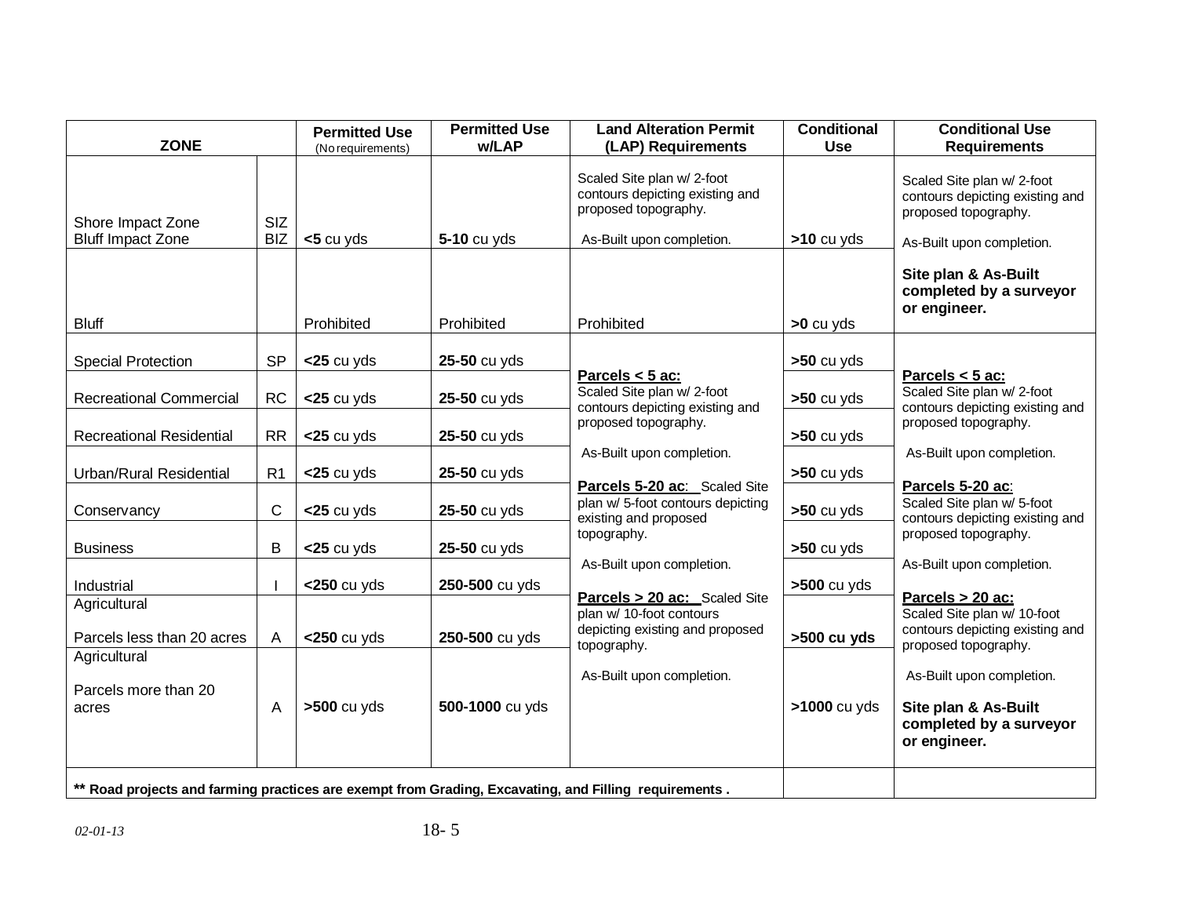| ZONE | | Permitted Use (No requirements) | Permitted Use w/LAP | Land Alteration Permit (LAP) Requirements | Conditional Use | Conditional Use Requirements |
|---|---|---|---|---|---|---|
| Shore Impact Zone<br>Bluff Impact Zone | SIZ<br>BIZ | **<5** cu yds | **5-10** cu yds | Scaled Site plan w/ 2-foot contours depicting existing and proposed topography.<br><br>As-Built upon completion. | **>10** cu yds | Scaled Site plan w/ 2-foot contours depicting existing and proposed topography.<br><br>As-Built upon completion.<br><br>**Site plan & As-Built completed by a surveyor or engineer.** |
| Bluff | | Prohibited | Prohibited | Prohibited | **>0** cu yds | |
| Special Protection | SP | **<25** cu yds | **25-50** cu yds | **Parcels < 5 ac:**<br>Scaled Site plan w/ 2-foot contours depicting existing and proposed topography.<br><br>As-Built upon completion.<br><br>**Parcels 5-20 ac**: Scaled Site plan w/ 5-foot contours depicting existing and proposed topography.<br><br>As-Built upon completion.<br><br>**Parcels > 20 ac:** Scaled Site plan w/ 10-foot contours depicting existing and proposed topography.<br><br>As-Built upon completion. | **>50** cu yds | **Parcels < 5 ac:**<br>Scaled Site plan w/ 2-foot contours depicting existing and proposed topography.<br><br>As-Built upon completion.<br><br>**Parcels 5-20 ac**:<br>Scaled Site plan w/ 5-foot contours depicting existing and proposed topography.<br><br>As-Built upon completion.<br><br>**Parcels > 20 ac:**<br>Scaled Site plan w/ 10-foot contours depicting existing and proposed topography.<br><br>As-Built upon completion.<br><br>**Site plan & As-Built completed by a surveyor or engineer.** |
| Recreational Commercial | RC | **<25** cu yds | **25-50** cu yds | | **>50** cu yds | |
| Recreational Residential | RR | **<25** cu yds | **25-50** cu yds | | **>50** cu yds | |
| Urban/Rural Residential | R1 | **<25** cu yds | **25-50** cu yds | | **>50** cu yds | |
| Conservancy | C | **<25** cu yds | **25-50** cu yds | | **>50** cu yds | |
| Business | B | **<25** cu yds | **25-50** cu yds | | **>50** cu yds | |
| Industrial | I | **<250** cu yds | **250-500** cu yds | | **>500** cu yds | |
| Agricultural<br><br>Parcels less than 20 acres | A | **<250** cu yds | **250-500** cu yds | | **>500 cu yds** | |
| Agricultural<br><br>Parcels more than 20 acres | A | **>500** cu yds | **500-1000** cu yds | | **>1000** cu yds | |
| **\*\* Road projects and farming practices are exempt from Grading, Excavating, and Filling requirements .** | | | | | | |

*02-01-13*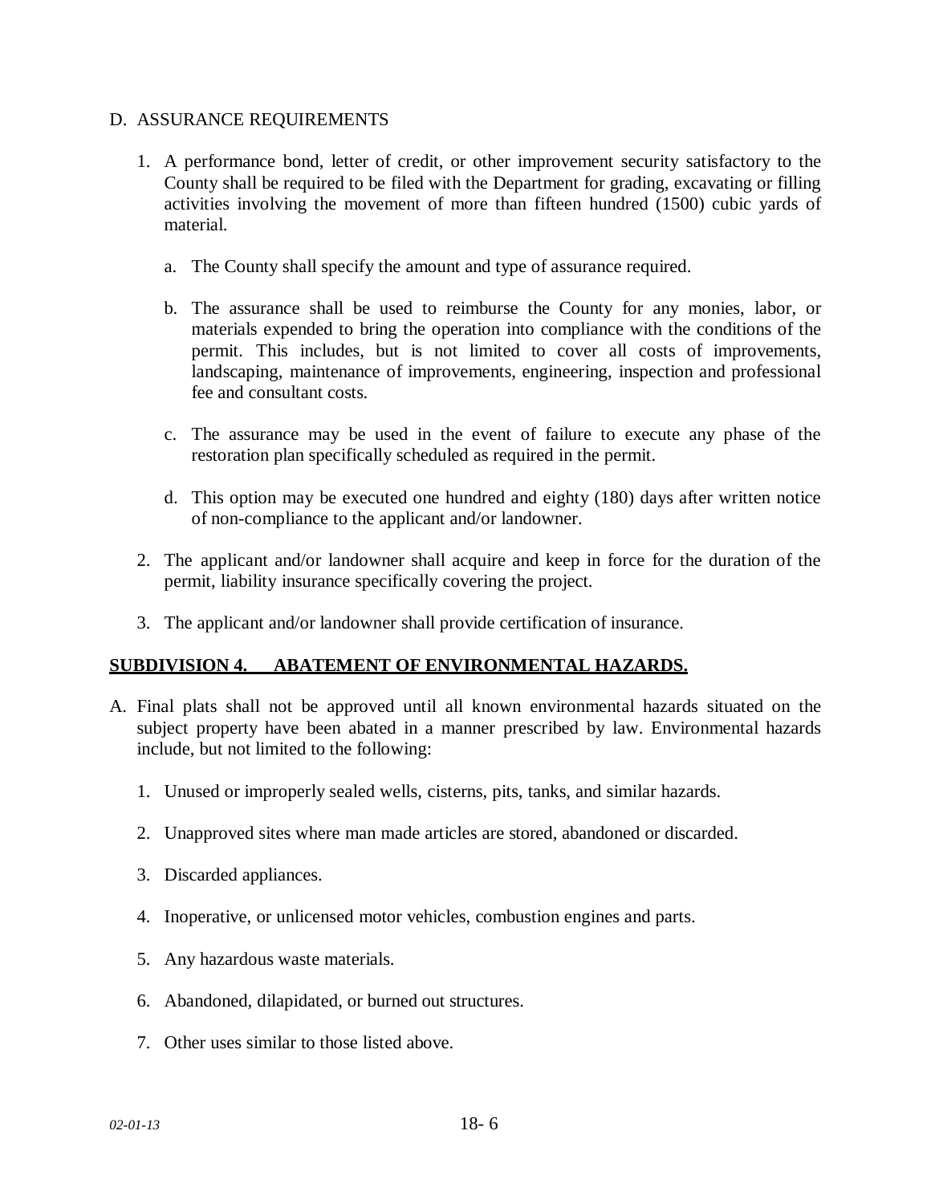D. ASSURANCE REQUIREMENTS

1. A performance bond, letter of credit, or other improvement security satisfactory to the County shall be required to be filed with the Department for grading, excavating or filling activities involving the movement of more than fifteen hundred (1500) cubic yards of material.

   a. The County shall specify the amount and type of assurance required.

   b. The assurance shall be used to reimburse the County for any monies, labor, or materials expended to bring the operation into compliance with the conditions of the permit. This includes, but is not limited to cover all costs of improvements, landscaping, maintenance of improvements, engineering, inspection and professional fee and consultant costs.

   c. The assurance may be used in the event of failure to execute any phase of the restoration plan specifically scheduled as required in the permit.

   d. This option may be executed one hundred and eighty (180) days after written notice of non-compliance to the applicant and/or landowner.

2. The applicant and/or landowner shall acquire and keep in force for the duration of the permit, liability insurance specifically covering the project.

3. The applicant and/or landowner shall provide certification of insurance.

**SUBDIVISION 4. ABATEMENT OF ENVIRONMENTAL HAZARDS.**

A. Final plats shall not be approved until all known environmental hazards situated on the subject property have been abated in a manner prescribed by law. Environmental hazards include, but not limited to the following:

   1. Unused or improperly sealed wells, cisterns, pits, tanks, and similar hazards.

   2. Unapproved sites where man made articles are stored, abandoned or discarded.

   3. Discarded appliances.

   4. Inoperative, or unlicensed motor vehicles, combustion engines and parts.

   5. Any hazardous waste materials.

   6. Abandoned, dilapidated, or burned out structures.

   7. Other uses similar to those listed above.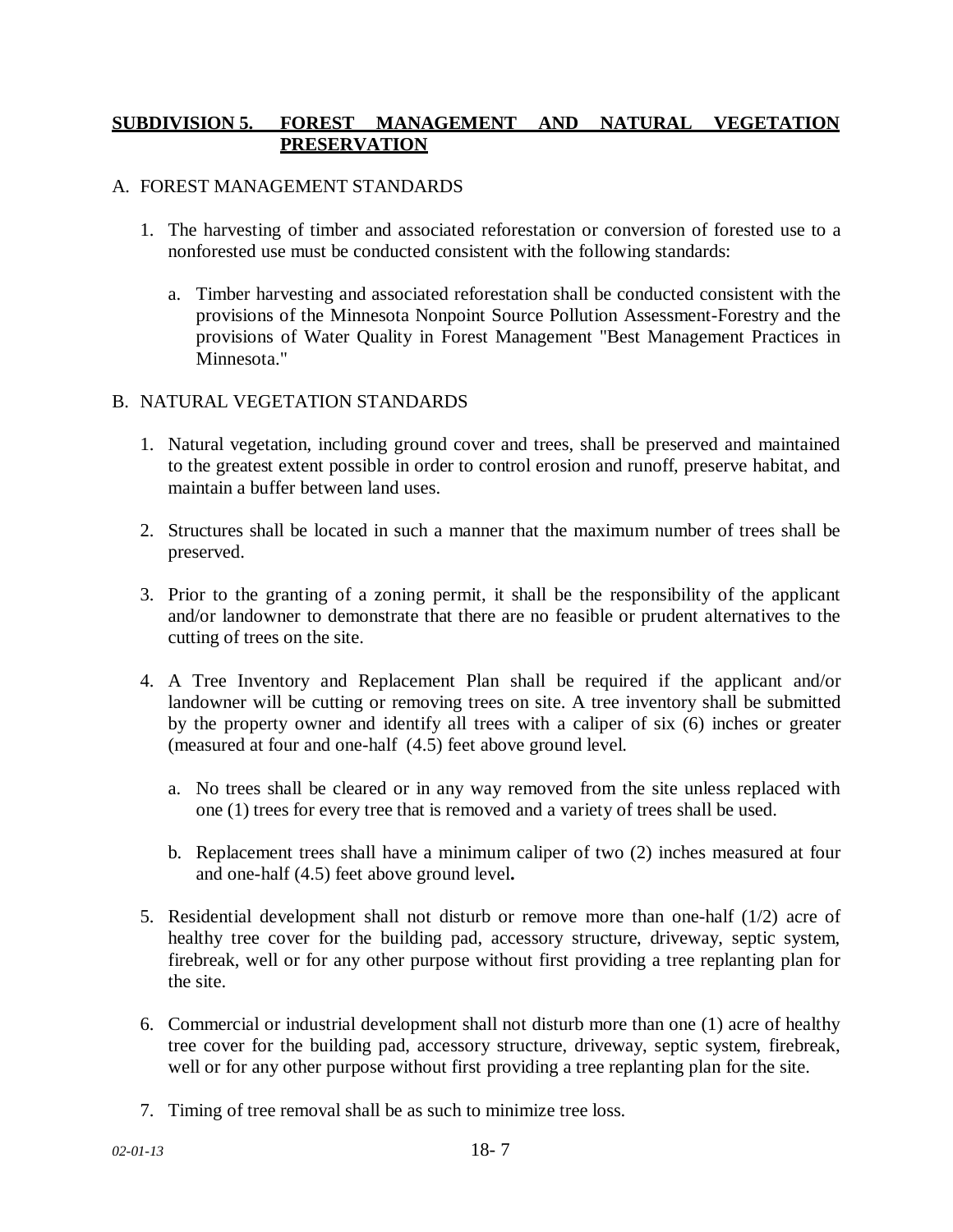## SUBDIVISION 5. FOREST MANAGEMENT AND NATURAL VEGETATION PRESERVATION

A. FOREST MANAGEMENT STANDARDS

1. The harvesting of timber and associated reforestation or conversion of forested use to a nonforested use must be conducted consistent with the following standards:

   a. Timber harvesting and associated reforestation shall be conducted consistent with the provisions of the Minnesota Nonpoint Source Pollution Assessment-Forestry and the provisions of Water Quality in Forest Management "Best Management Practices in Minnesota."

B. NATURAL VEGETATION STANDARDS

1. Natural vegetation, including ground cover and trees, shall be preserved and maintained to the greatest extent possible in order to control erosion and runoff, preserve habitat, and maintain a buffer between land uses.

2. Structures shall be located in such a manner that the maximum number of trees shall be preserved.

3. Prior to the granting of a zoning permit, it shall be the responsibility of the applicant and/or landowner to demonstrate that there are no feasible or prudent alternatives to the cutting of trees on the site.

4. A Tree Inventory and Replacement Plan shall be required if the applicant and/or landowner will be cutting or removing trees on site. A tree inventory shall be submitted by the property owner and identify all trees with a caliper of six (6) inches or greater (measured at four and one-half (4.5) feet above ground level.

   a. No trees shall be cleared or in any way removed from the site unless replaced with one (1) trees for every tree that is removed and a variety of trees shall be used.

   b. Replacement trees shall have a minimum caliper of two (2) inches measured at four and one-half (4.5) feet above ground level**.**

5. Residential development shall not disturb or remove more than one-half (1/2) acre of healthy tree cover for the building pad, accessory structure, driveway, septic system, firebreak, well or for any other purpose without first providing a tree replanting plan for the site.

6. Commercial or industrial development shall not disturb more than one (1) acre of healthy tree cover for the building pad, accessory structure, driveway, septic system, firebreak, well or for any other purpose without first providing a tree replanting plan for the site.

7. Timing of tree removal shall be as such to minimize tree loss.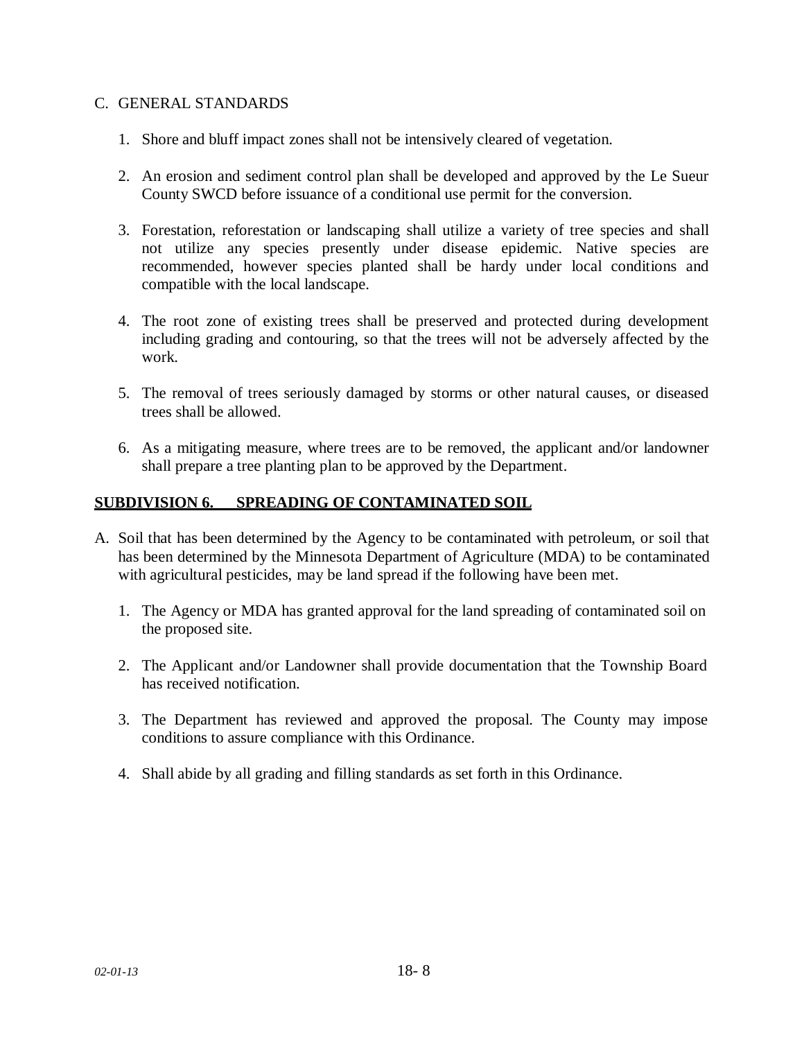C. GENERAL STANDARDS

1. Shore and bluff impact zones shall not be intensively cleared of vegetation.

2. An erosion and sediment control plan shall be developed and approved by the Le Sueur County SWCD before issuance of a conditional use permit for the conversion.

3. Forestation, reforestation or landscaping shall utilize a variety of tree species and shall not utilize any species presently under disease epidemic. Native species are recommended, however species planted shall be hardy under local conditions and compatible with the local landscape.

4. The root zone of existing trees shall be preserved and protected during development including grading and contouring, so that the trees will not be adversely affected by the work.

5. The removal of trees seriously damaged by storms or other natural causes, or diseased trees shall be allowed.

6. As a mitigating measure, where trees are to be removed, the applicant and/or landowner shall prepare a tree planting plan to be approved by the Department.

**SUBDIVISION 6. SPREADING OF CONTAMINATED SOIL**

A. Soil that has been determined by the Agency to be contaminated with petroleum, or soil that has been determined by the Minnesota Department of Agriculture (MDA) to be contaminated with agricultural pesticides, may be land spread if the following have been met.

1. The Agency or MDA has granted approval for the land spreading of contaminated soil on the proposed site.

2. The Applicant and/or Landowner shall provide documentation that the Township Board has received notification.

3. The Department has reviewed and approved the proposal. The County may impose conditions to assure compliance with this Ordinance.

4. Shall abide by all grading and filling standards as set forth in this Ordinance.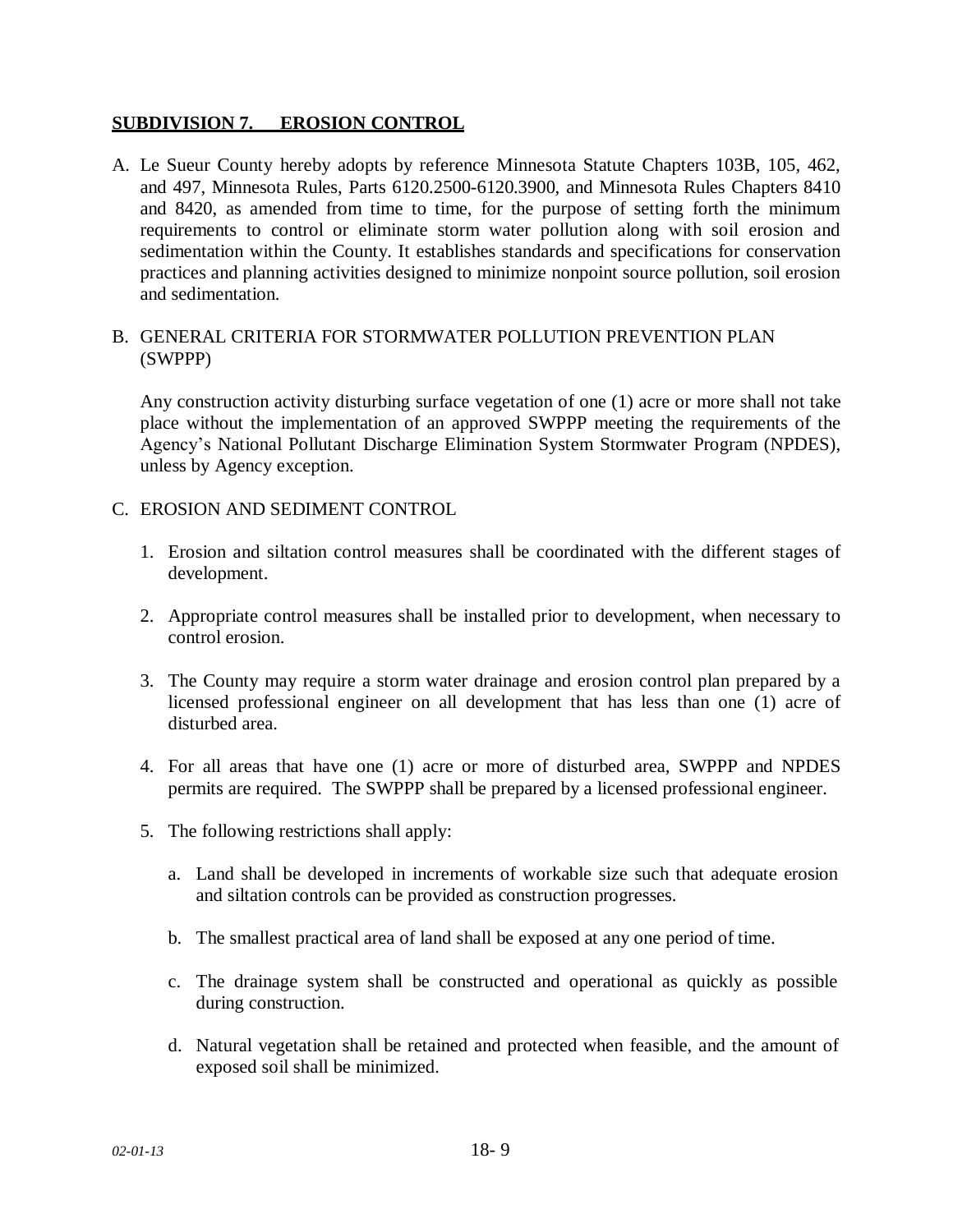## SUBDIVISION 7. EROSION CONTROL

A. Le Sueur County hereby adopts by reference Minnesota Statute Chapters 103B, 105, 462, and 497, Minnesota Rules, Parts 6120.2500-6120.3900, and Minnesota Rules Chapters 8410 and 8420, as amended from time to time, for the purpose of setting forth the minimum requirements to control or eliminate storm water pollution along with soil erosion and sedimentation within the County. It establishes standards and specifications for conservation practices and planning activities designed to minimize nonpoint source pollution, soil erosion and sedimentation.

B. GENERAL CRITERIA FOR STORMWATER POLLUTION PREVENTION PLAN (SWPPP)

   Any construction activity disturbing surface vegetation of one (1) acre or more shall not take place without the implementation of an approved SWPPP meeting the requirements of the Agency's National Pollutant Discharge Elimination System Stormwater Program (NPDES), unless by Agency exception.

C. EROSION AND SEDIMENT CONTROL

   1. Erosion and siltation control measures shall be coordinated with the different stages of development.

   2. Appropriate control measures shall be installed prior to development, when necessary to control erosion.

   3. The County may require a storm water drainage and erosion control plan prepared by a licensed professional engineer on all development that has less than one (1) acre of disturbed area.

   4. For all areas that have one (1) acre or more of disturbed area, SWPPP and NPDES permits are required. The SWPPP shall be prepared by a licensed professional engineer.

   5. The following restrictions shall apply:

      a. Land shall be developed in increments of workable size such that adequate erosion and siltation controls can be provided as construction progresses.

      b. The smallest practical area of land shall be exposed at any one period of time.

      c. The drainage system shall be constructed and operational as quickly as possible during construction.

      d. Natural vegetation shall be retained and protected when feasible, and the amount of exposed soil shall be minimized.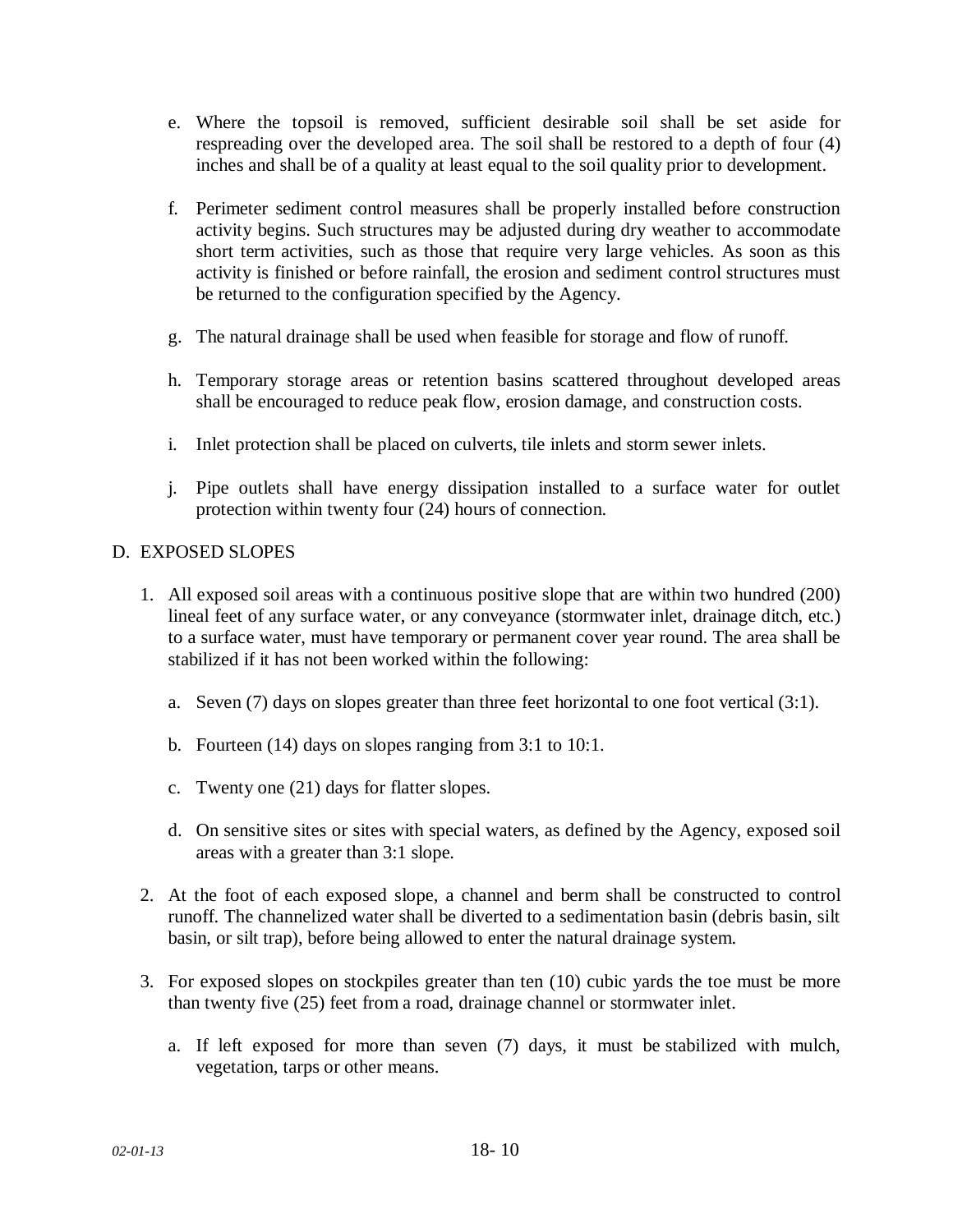e. Where the topsoil is removed, sufficient desirable soil shall be set aside for respreading over the developed area. The soil shall be restored to a depth of four (4) inches and shall be of a quality at least equal to the soil quality prior to development.

f. Perimeter sediment control measures shall be properly installed before construction activity begins. Such structures may be adjusted during dry weather to accommodate short term activities, such as those that require very large vehicles. As soon as this activity is finished or before rainfall, the erosion and sediment control structures must be returned to the configuration specified by the Agency.

g. The natural drainage shall be used when feasible for storage and flow of runoff.

h. Temporary storage areas or retention basins scattered throughout developed areas shall be encouraged to reduce peak flow, erosion damage, and construction costs.

i. Inlet protection shall be placed on culverts, tile inlets and storm sewer inlets.

j. Pipe outlets shall have energy dissipation installed to a surface water for outlet protection within twenty four (24) hours of connection.

D. EXPOSED SLOPES

1. All exposed soil areas with a continuous positive slope that are within two hundred (200) lineal feet of any surface water, or any conveyance (stormwater inlet, drainage ditch, etc.) to a surface water, must have temporary or permanent cover year round. The area shall be stabilized if it has not been worked within the following:

   a. Seven (7) days on slopes greater than three feet horizontal to one foot vertical (3:1).

   b. Fourteen (14) days on slopes ranging from 3:1 to 10:1.

   c. Twenty one (21) days for flatter slopes.

   d. On sensitive sites or sites with special waters, as defined by the Agency, exposed soil areas with a greater than 3:1 slope.

2. At the foot of each exposed slope, a channel and berm shall be constructed to control runoff. The channelized water shall be diverted to a sedimentation basin (debris basin, silt basin, or silt trap), before being allowed to enter the natural drainage system.

3. For exposed slopes on stockpiles greater than ten (10) cubic yards the toe must be more than twenty five (25) feet from a road, drainage channel or stormwater inlet.

   a. If left exposed for more than seven (7) days, it must be stabilized with mulch, vegetation, tarps or other means.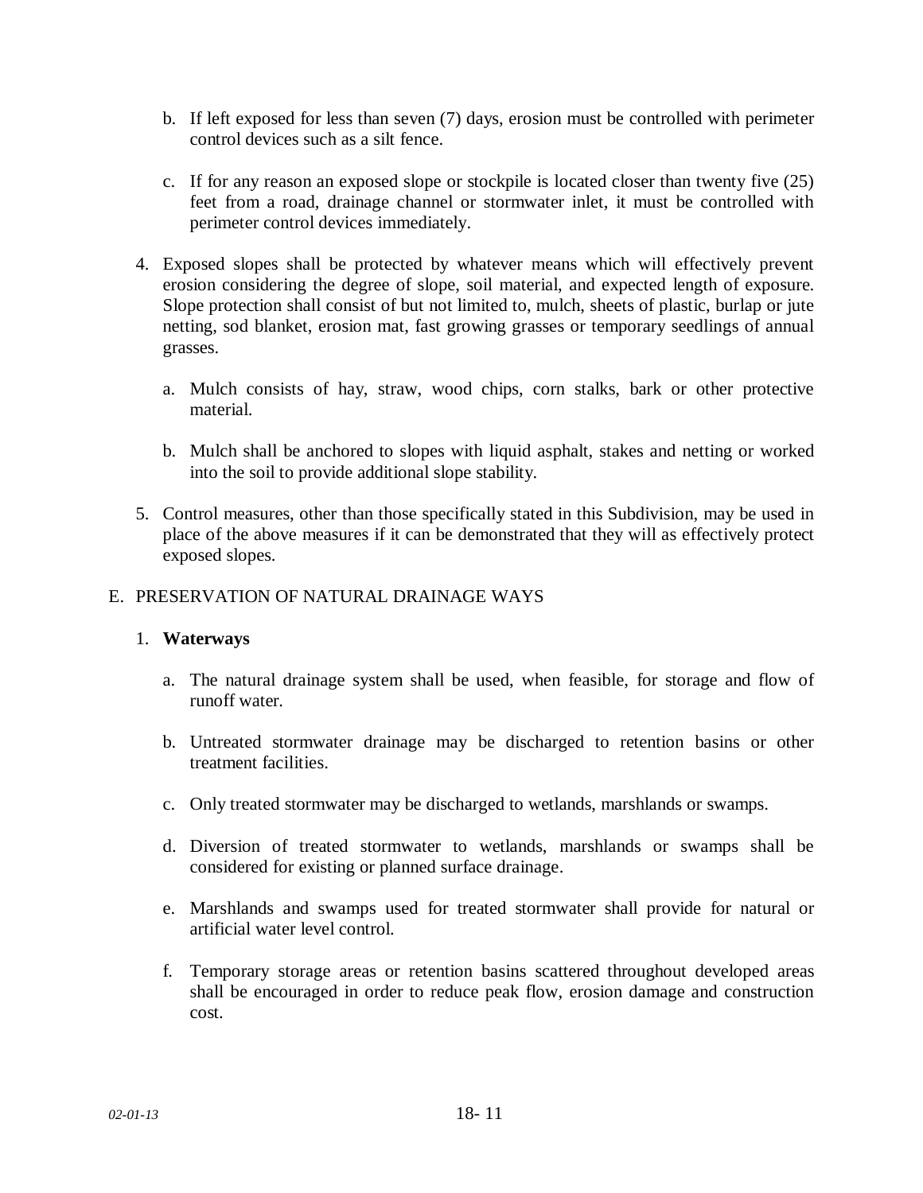b. If left exposed for less than seven (7) days, erosion must be controlled with perimeter control devices such as a silt fence.

c. If for any reason an exposed slope or stockpile is located closer than twenty five (25) feet from a road, drainage channel or stormwater inlet, it must be controlled with perimeter control devices immediately.

4. Exposed slopes shall be protected by whatever means which will effectively prevent erosion considering the degree of slope, soil material, and expected length of exposure. Slope protection shall consist of but not limited to, mulch, sheets of plastic, burlap or jute netting, sod blanket, erosion mat, fast growing grasses or temporary seedlings of annual grasses.

   a. Mulch consists of hay, straw, wood chips, corn stalks, bark or other protective material.

   b. Mulch shall be anchored to slopes with liquid asphalt, stakes and netting or worked into the soil to provide additional slope stability.

5. Control measures, other than those specifically stated in this Subdivision, may be used in place of the above measures if it can be demonstrated that they will as effectively protect exposed slopes.

## E. PRESERVATION OF NATURAL DRAINAGE WAYS

1. **Waterways**

   a. The natural drainage system shall be used, when feasible, for storage and flow of runoff water.

   b. Untreated stormwater drainage may be discharged to retention basins or other treatment facilities.

   c. Only treated stormwater may be discharged to wetlands, marshlands or swamps.

   d. Diversion of treated stormwater to wetlands, marshlands or swamps shall be considered for existing or planned surface drainage.

   e. Marshlands and swamps used for treated stormwater shall provide for natural or artificial water level control.

   f. Temporary storage areas or retention basins scattered throughout developed areas shall be encouraged in order to reduce peak flow, erosion damage and construction cost.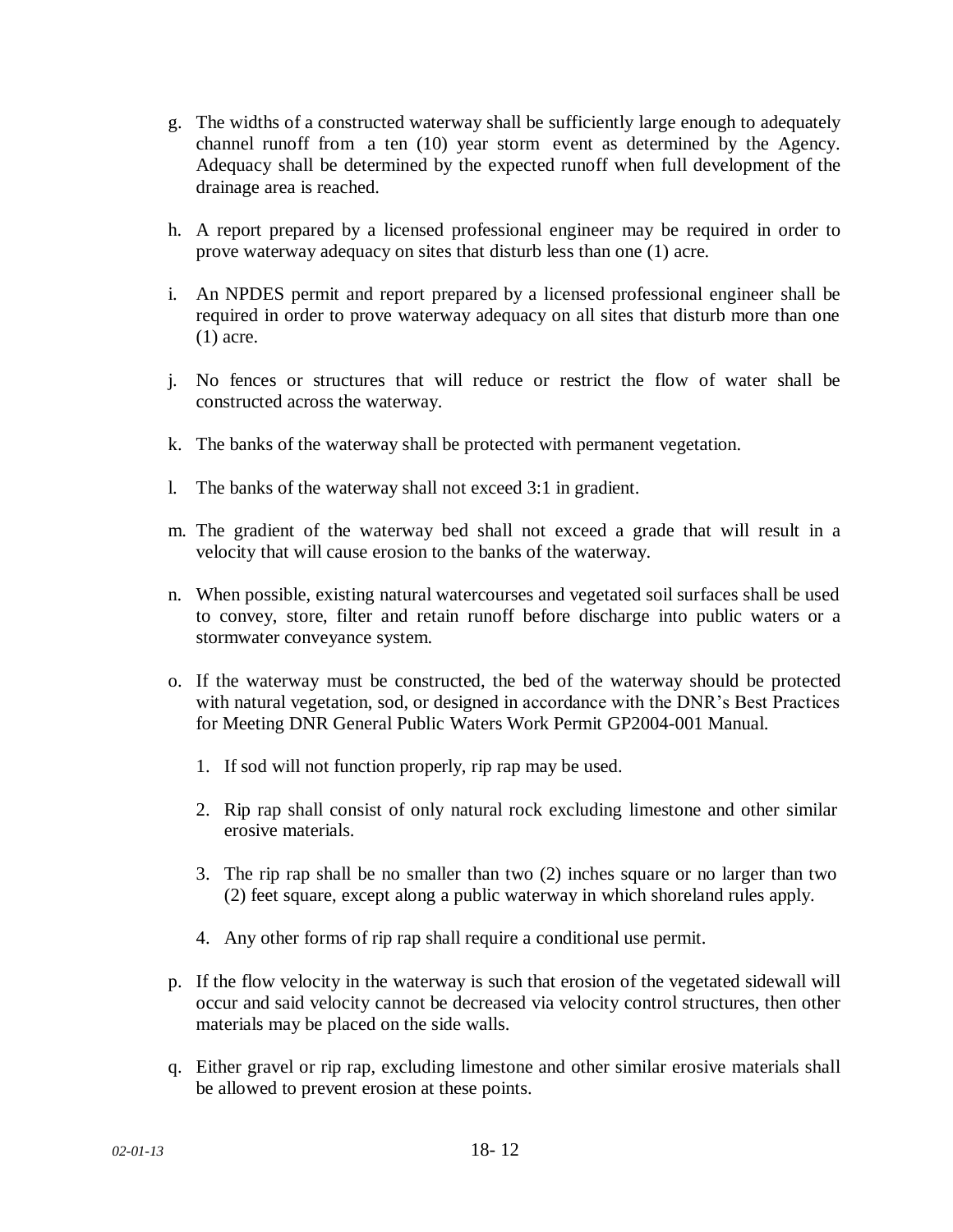g. The widths of a constructed waterway shall be sufficiently large enough to adequately channel runoff from a ten (10) year storm event as determined by the Agency. Adequacy shall be determined by the expected runoff when full development of the drainage area is reached.

h. A report prepared by a licensed professional engineer may be required in order to prove waterway adequacy on sites that disturb less than one (1) acre.

i. An NPDES permit and report prepared by a licensed professional engineer shall be required in order to prove waterway adequacy on all sites that disturb more than one (1) acre.

j. No fences or structures that will reduce or restrict the flow of water shall be constructed across the waterway.

k. The banks of the waterway shall be protected with permanent vegetation.

l. The banks of the waterway shall not exceed 3:1 in gradient.

m. The gradient of the waterway bed shall not exceed a grade that will result in a velocity that will cause erosion to the banks of the waterway.

n. When possible, existing natural watercourses and vegetated soil surfaces shall be used to convey, store, filter and retain runoff before discharge into public waters or a stormwater conveyance system.

o. If the waterway must be constructed, the bed of the waterway should be protected with natural vegetation, sod, or designed in accordance with the DNR's Best Practices for Meeting DNR General Public Waters Work Permit GP2004-001 Manual.

   1. If sod will not function properly, rip rap may be used.

   2. Rip rap shall consist of only natural rock excluding limestone and other similar erosive materials.

   3. The rip rap shall be no smaller than two (2) inches square or no larger than two (2) feet square, except along a public waterway in which shoreland rules apply.

   4. Any other forms of rip rap shall require a conditional use permit.

p. If the flow velocity in the waterway is such that erosion of the vegetated sidewall will occur and said velocity cannot be decreased via velocity control structures, then other materials may be placed on the side walls.

q. Either gravel or rip rap, excluding limestone and other similar erosive materials shall be allowed to prevent erosion at these points.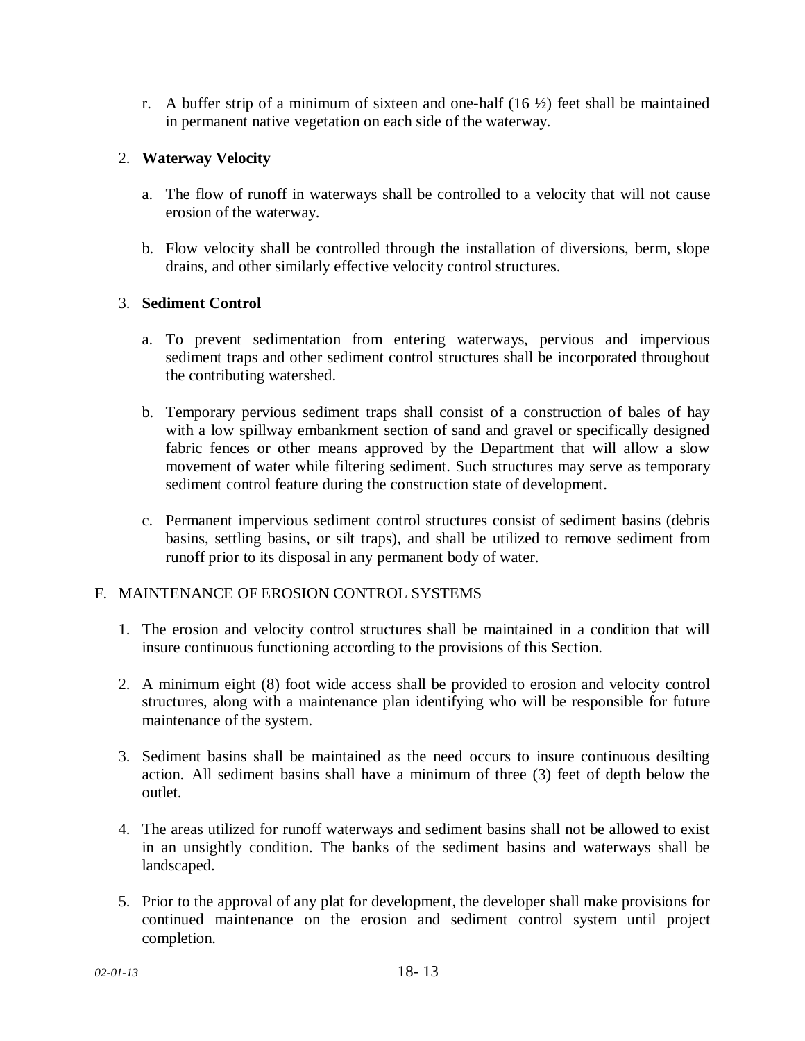r. A buffer strip of a minimum of sixteen and one-half (16 ½) feet shall be maintained in permanent native vegetation on each side of the waterway.

2. **Waterway Velocity**

   a. The flow of runoff in waterways shall be controlled to a velocity that will not cause erosion of the waterway.

   b. Flow velocity shall be controlled through the installation of diversions, berm, slope drains, and other similarly effective velocity control structures.

3. **Sediment Control**

   a. To prevent sedimentation from entering waterways, pervious and impervious sediment traps and other sediment control structures shall be incorporated throughout the contributing watershed.

   b. Temporary pervious sediment traps shall consist of a construction of bales of hay with a low spillway embankment section of sand and gravel or specifically designed fabric fences or other means approved by the Department that will allow a slow movement of water while filtering sediment. Such structures may serve as temporary sediment control feature during the construction state of development.

   c. Permanent impervious sediment control structures consist of sediment basins (debris basins, settling basins, or silt traps), and shall be utilized to remove sediment from runoff prior to its disposal in any permanent body of water.

F. MAINTENANCE OF EROSION CONTROL SYSTEMS

1. The erosion and velocity control structures shall be maintained in a condition that will insure continuous functioning according to the provisions of this Section.

2. A minimum eight (8) foot wide access shall be provided to erosion and velocity control structures, along with a maintenance plan identifying who will be responsible for future maintenance of the system.

3. Sediment basins shall be maintained as the need occurs to insure continuous desilting action. All sediment basins shall have a minimum of three (3) feet of depth below the outlet.

4. The areas utilized for runoff waterways and sediment basins shall not be allowed to exist in an unsightly condition. The banks of the sediment basins and waterways shall be landscaped.

5. Prior to the approval of any plat for development, the developer shall make provisions for continued maintenance on the erosion and sediment control system until project completion.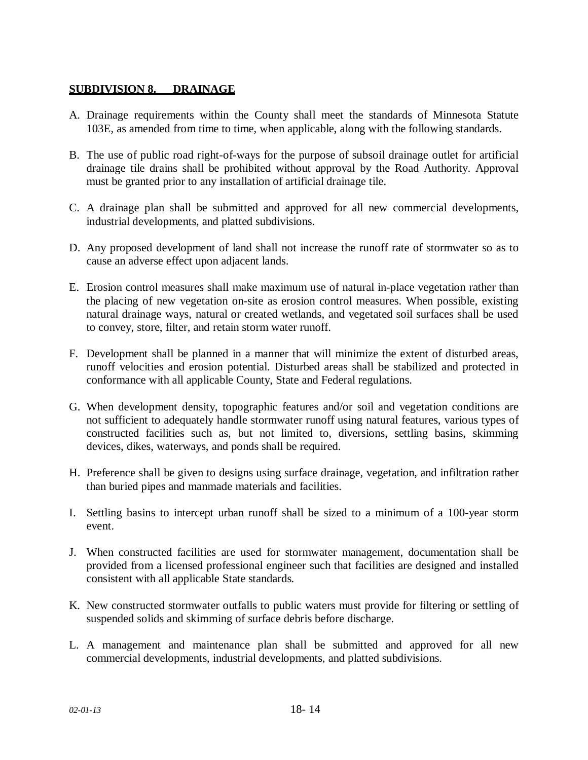## SUBDIVISION 8. DRAINAGE

A. Drainage requirements within the County shall meet the standards of Minnesota Statute 103E, as amended from time to time, when applicable, along with the following standards.

B. The use of public road right-of-ways for the purpose of subsoil drainage outlet for artificial drainage tile drains shall be prohibited without approval by the Road Authority. Approval must be granted prior to any installation of artificial drainage tile.

C. A drainage plan shall be submitted and approved for all new commercial developments, industrial developments, and platted subdivisions.

D. Any proposed development of land shall not increase the runoff rate of stormwater so as to cause an adverse effect upon adjacent lands.

E. Erosion control measures shall make maximum use of natural in-place vegetation rather than the placing of new vegetation on-site as erosion control measures. When possible, existing natural drainage ways, natural or created wetlands, and vegetated soil surfaces shall be used to convey, store, filter, and retain storm water runoff.

F. Development shall be planned in a manner that will minimize the extent of disturbed areas, runoff velocities and erosion potential. Disturbed areas shall be stabilized and protected in conformance with all applicable County, State and Federal regulations.

G. When development density, topographic features and/or soil and vegetation conditions are not sufficient to adequately handle stormwater runoff using natural features, various types of constructed facilities such as, but not limited to, diversions, settling basins, skimming devices, dikes, waterways, and ponds shall be required.

H. Preference shall be given to designs using surface drainage, vegetation, and infiltration rather than buried pipes and manmade materials and facilities.

I. Settling basins to intercept urban runoff shall be sized to a minimum of a 100-year storm event.

J. When constructed facilities are used for stormwater management, documentation shall be provided from a licensed professional engineer such that facilities are designed and installed consistent with all applicable State standards.

K. New constructed stormwater outfalls to public waters must provide for filtering or settling of suspended solids and skimming of surface debris before discharge.

L. A management and maintenance plan shall be submitted and approved for all new commercial developments, industrial developments, and platted subdivisions.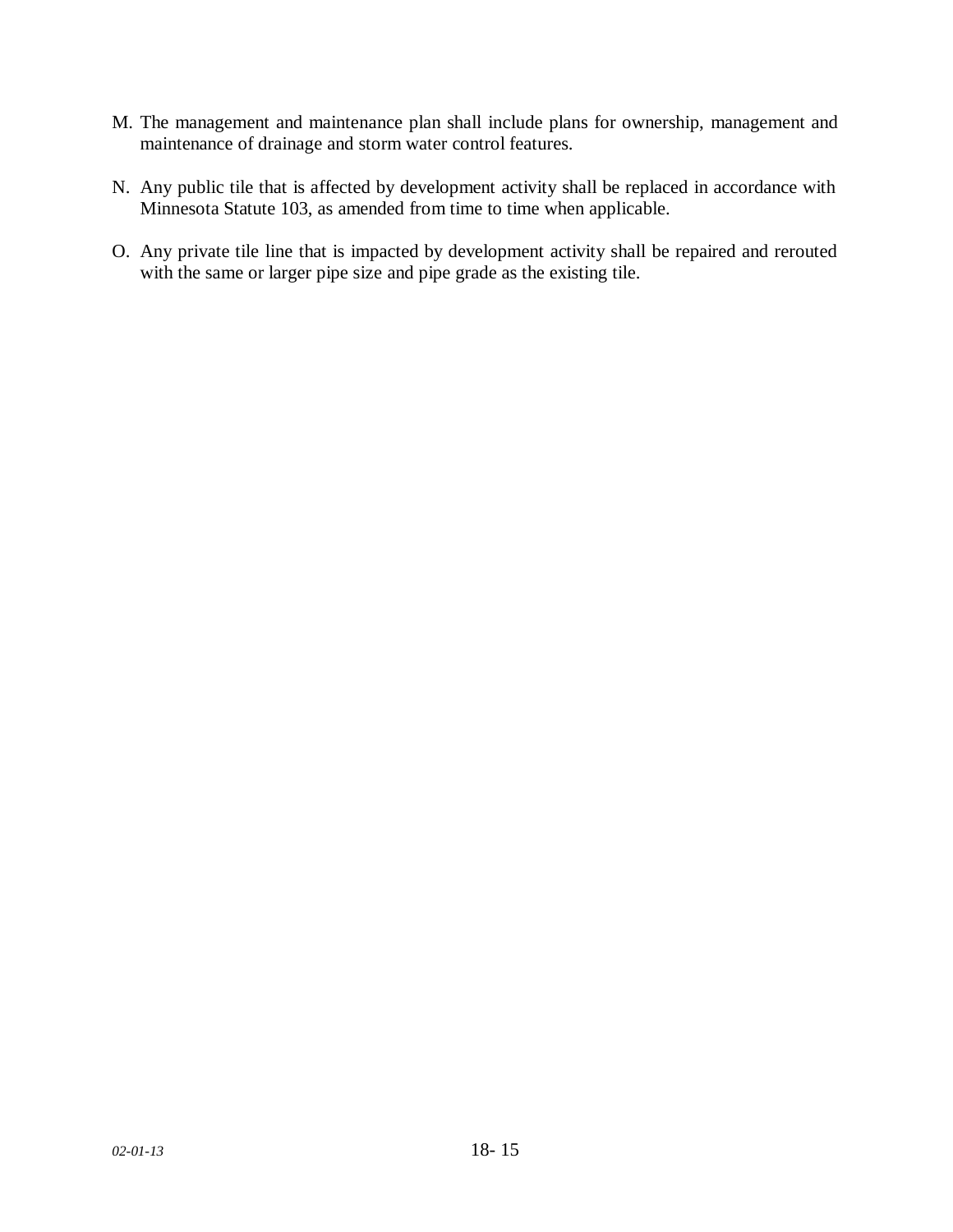M. The management and maintenance plan shall include plans for ownership, management and maintenance of drainage and storm water control features.

N. Any public tile that is affected by development activity shall be replaced in accordance with Minnesota Statute 103, as amended from time to time when applicable.

O. Any private tile line that is impacted by development activity shall be repaired and rerouted with the same or larger pipe size and pipe grade as the existing tile.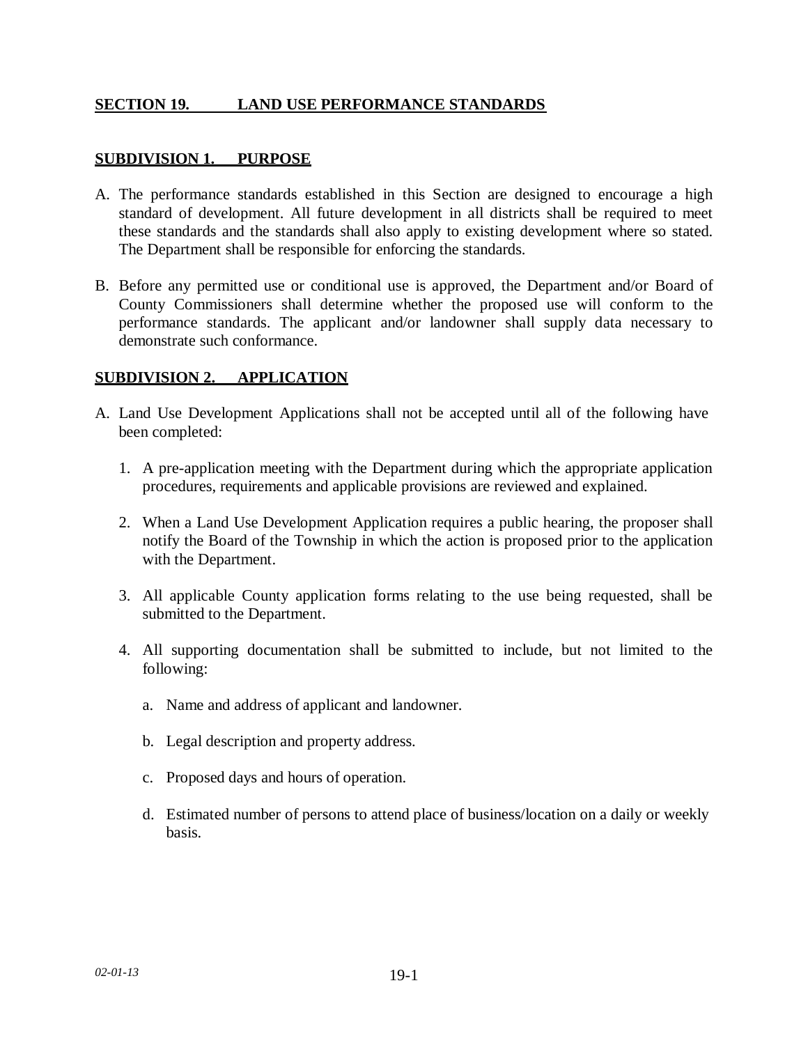## SECTION 19. LAND USE PERFORMANCE STANDARDS

### SUBDIVISION 1. PURPOSE

A. The performance standards established in this Section are designed to encourage a high standard of development. All future development in all districts shall be required to meet these standards and the standards shall also apply to existing development where so stated. The Department shall be responsible for enforcing the standards.

B. Before any permitted use or conditional use is approved, the Department and/or Board of County Commissioners shall determine whether the proposed use will conform to the performance standards. The applicant and/or landowner shall supply data necessary to demonstrate such conformance.

### SUBDIVISION 2. APPLICATION

A. Land Use Development Applications shall not be accepted until all of the following have been completed:

   1. A pre-application meeting with the Department during which the appropriate application procedures, requirements and applicable provisions are reviewed and explained.

   2. When a Land Use Development Application requires a public hearing, the proposer shall notify the Board of the Township in which the action is proposed prior to the application with the Department.

   3. All applicable County application forms relating to the use being requested, shall be submitted to the Department.

   4. All supporting documentation shall be submitted to include, but not limited to the following:

      a. Name and address of applicant and landowner.

      b. Legal description and property address.

      c. Proposed days and hours of operation.

      d. Estimated number of persons to attend place of business/location on a daily or weekly basis.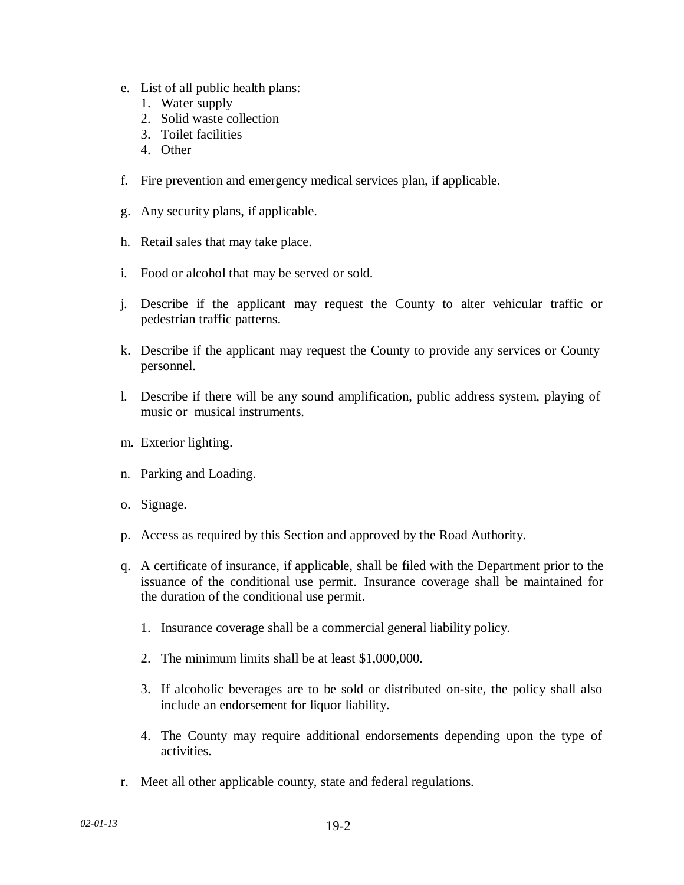e. List of all public health plans:
    1. Water supply
    2. Solid waste collection
    3. Toilet facilities
    4. Other

f. Fire prevention and emergency medical services plan, if applicable.

g. Any security plans, if applicable.

h. Retail sales that may take place.

i. Food or alcohol that may be served or sold.

j. Describe if the applicant may request the County to alter vehicular traffic or pedestrian traffic patterns.

k. Describe if the applicant may request the County to provide any services or County personnel.

l. Describe if there will be any sound amplification, public address system, playing of music or musical instruments.

m. Exterior lighting.

n. Parking and Loading.

o. Signage.

p. Access as required by this Section and approved by the Road Authority.

q. A certificate of insurance, if applicable, shall be filed with the Department prior to the issuance of the conditional use permit. Insurance coverage shall be maintained for the duration of the conditional use permit.

    1. Insurance coverage shall be a commercial general liability policy.

    2. The minimum limits shall be at least $1,000,000.

    3. If alcoholic beverages are to be sold or distributed on-site, the policy shall also include an endorsement for liquor liability.

    4. The County may require additional endorsements depending upon the type of activities.

r. Meet all other applicable county, state and federal regulations.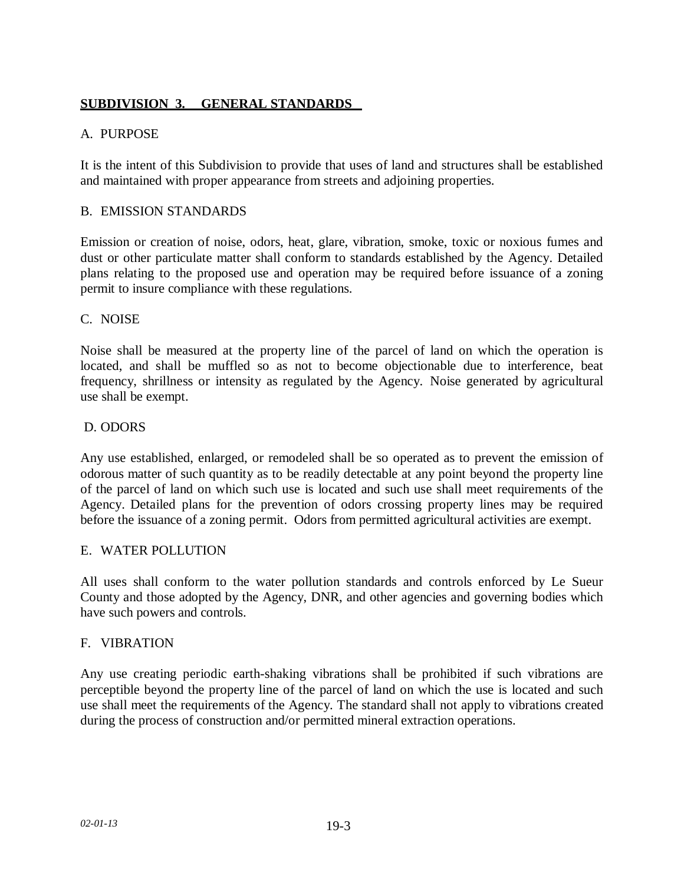## SUBDIVISION 3. GENERAL STANDARDS

### A. PURPOSE

It is the intent of this Subdivision to provide that uses of land and structures shall be established and maintained with proper appearance from streets and adjoining properties.

### B. EMISSION STANDARDS

Emission or creation of noise, odors, heat, glare, vibration, smoke, toxic or noxious fumes and dust or other particulate matter shall conform to standards established by the Agency. Detailed plans relating to the proposed use and operation may be required before issuance of a zoning permit to insure compliance with these regulations.

### C. NOISE

Noise shall be measured at the property line of the parcel of land on which the operation is located, and shall be muffled so as not to become objectionable due to interference, beat frequency, shrillness or intensity as regulated by the Agency. Noise generated by agricultural use shall be exempt.

### D. ODORS

Any use established, enlarged, or remodeled shall be so operated as to prevent the emission of odorous matter of such quantity as to be readily detectable at any point beyond the property line of the parcel of land on which such use is located and such use shall meet requirements of the Agency. Detailed plans for the prevention of odors crossing property lines may be required before the issuance of a zoning permit. Odors from permitted agricultural activities are exempt.

### E. WATER POLLUTION

All uses shall conform to the water pollution standards and controls enforced by Le Sueur County and those adopted by the Agency, DNR, and other agencies and governing bodies which have such powers and controls.

### F. VIBRATION

Any use creating periodic earth-shaking vibrations shall be prohibited if such vibrations are perceptible beyond the property line of the parcel of land on which the use is located and such use shall meet the requirements of the Agency. The standard shall not apply to vibrations created during the process of construction and/or permitted mineral extraction operations.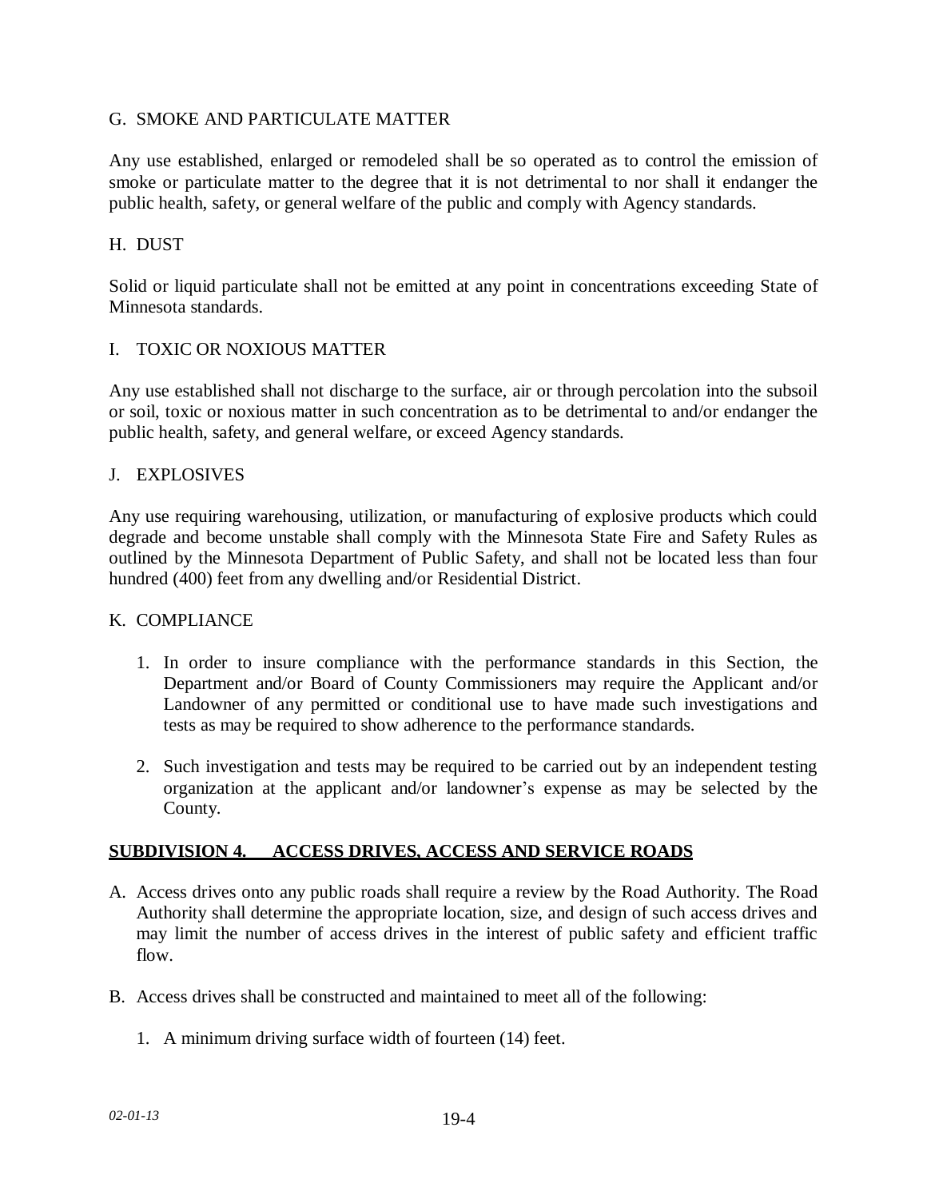G. SMOKE AND PARTICULATE MATTER

Any use established, enlarged or remodeled shall be so operated as to control the emission of smoke or particulate matter to the degree that it is not detrimental to nor shall it endanger the public health, safety, or general welfare of the public and comply with Agency standards.

H. DUST

Solid or liquid particulate shall not be emitted at any point in concentrations exceeding State of Minnesota standards.

I. TOXIC OR NOXIOUS MATTER

Any use established shall not discharge to the surface, air or through percolation into the subsoil or soil, toxic or noxious matter in such concentration as to be detrimental to and/or endanger the public health, safety, and general welfare, or exceed Agency standards.

J. EXPLOSIVES

Any use requiring warehousing, utilization, or manufacturing of explosive products which could degrade and become unstable shall comply with the Minnesota State Fire and Safety Rules as outlined by the Minnesota Department of Public Safety, and shall not be located less than four hundred (400) feet from any dwelling and/or Residential District.

K. COMPLIANCE

1. In order to insure compliance with the performance standards in this Section, the Department and/or Board of County Commissioners may require the Applicant and/or Landowner of any permitted or conditional use to have made such investigations and tests as may be required to show adherence to the performance standards.

2. Such investigation and tests may be required to be carried out by an independent testing organization at the applicant and/or landowner's expense as may be selected by the County.

**SUBDIVISION 4. ACCESS DRIVES, ACCESS AND SERVICE ROADS**

A. Access drives onto any public roads shall require a review by the Road Authority. The Road Authority shall determine the appropriate location, size, and design of such access drives and may limit the number of access drives in the interest of public safety and efficient traffic flow.

B. Access drives shall be constructed and maintained to meet all of the following:

   1. A minimum driving surface width of fourteen (14) feet.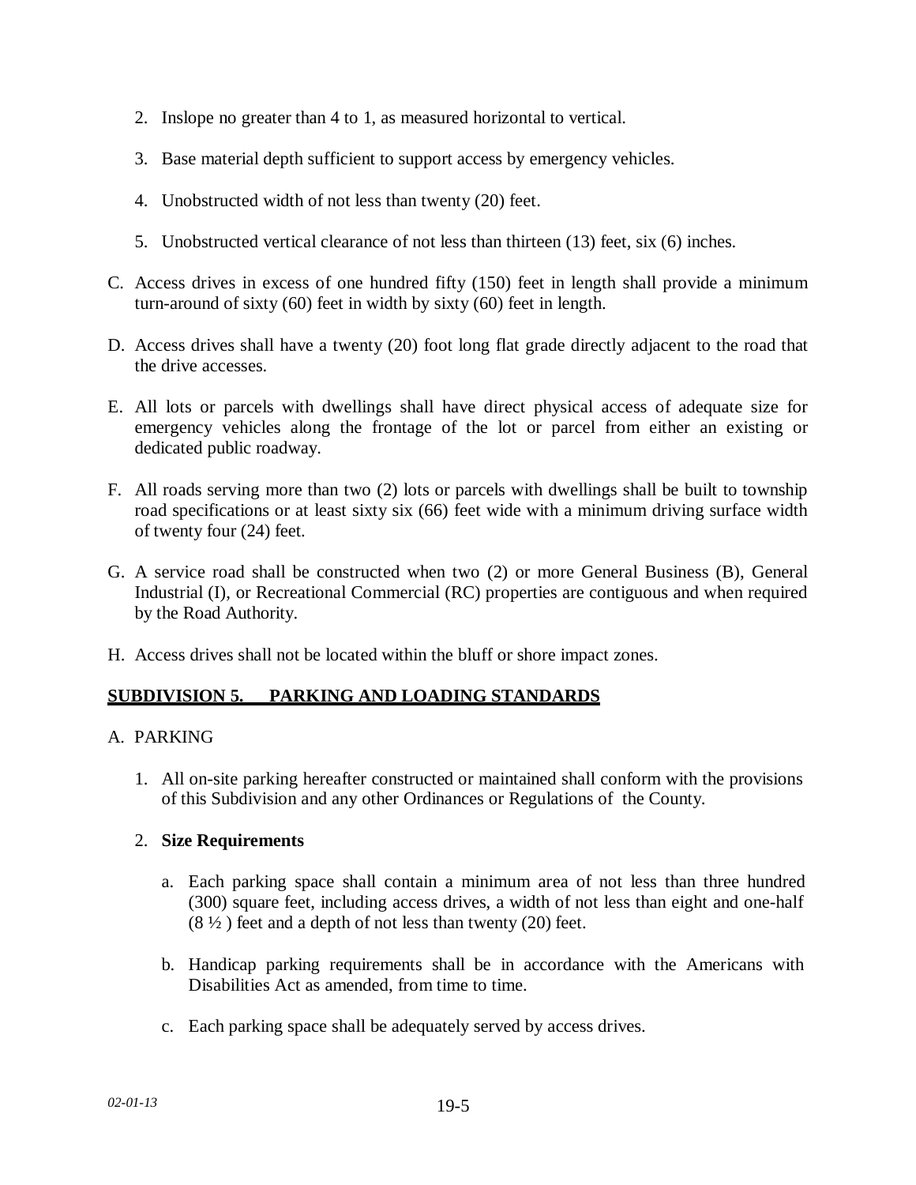2. Inslope no greater than 4 to 1, as measured horizontal to vertical.

3. Base material depth sufficient to support access by emergency vehicles.

4. Unobstructed width of not less than twenty (20) feet.

5. Unobstructed vertical clearance of not less than thirteen (13) feet, six (6) inches.

C. Access drives in excess of one hundred fifty (150) feet in length shall provide a minimum turn-around of sixty (60) feet in width by sixty (60) feet in length.

D. Access drives shall have a twenty (20) foot long flat grade directly adjacent to the road that the drive accesses.

E. All lots or parcels with dwellings shall have direct physical access of adequate size for emergency vehicles along the frontage of the lot or parcel from either an existing or dedicated public roadway.

F. All roads serving more than two (2) lots or parcels with dwellings shall be built to township road specifications or at least sixty six (66) feet wide with a minimum driving surface width of twenty four (24) feet.

G. A service road shall be constructed when two (2) or more General Business (B), General Industrial (I), or Recreational Commercial (RC) properties are contiguous and when required by the Road Authority.

H. Access drives shall not be located within the bluff or shore impact zones.

## SUBDIVISION 5. PARKING AND LOADING STANDARDS

A. PARKING

1. All on-site parking hereafter constructed or maintained shall conform with the provisions of this Subdivision and any other Ordinances or Regulations of the County.

2. **Size Requirements**

   a. Each parking space shall contain a minimum area of not less than three hundred (300) square feet, including access drives, a width of not less than eight and one-half (8 ½ ) feet and a depth of not less than twenty (20) feet.

   b. Handicap parking requirements shall be in accordance with the Americans with Disabilities Act as amended, from time to time.

   c. Each parking space shall be adequately served by access drives.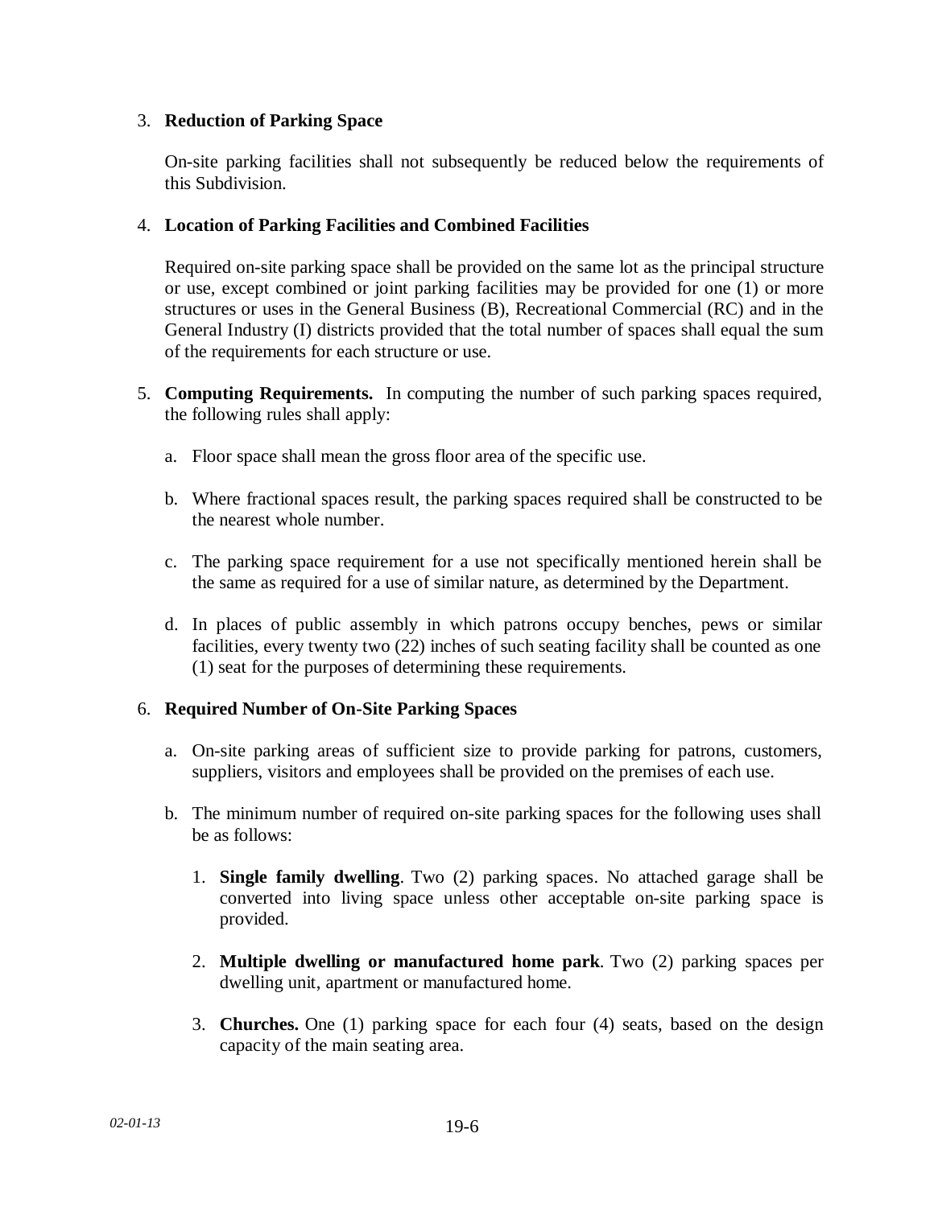3. **Reduction of Parking Space**

   On-site parking facilities shall not subsequently be reduced below the requirements of this Subdivision.

4. **Location of Parking Facilities and Combined Facilities**

   Required on-site parking space shall be provided on the same lot as the principal structure or use, except combined or joint parking facilities may be provided for one (1) or more structures or uses in the General Business (B), Recreational Commercial (RC) and in the General Industry (I) districts provided that the total number of spaces shall equal the sum of the requirements for each structure or use.

5. **Computing Requirements.** In computing the number of such parking spaces required, the following rules shall apply:

   a. Floor space shall mean the gross floor area of the specific use.

   b. Where fractional spaces result, the parking spaces required shall be constructed to be the nearest whole number.

   c. The parking space requirement for a use not specifically mentioned herein shall be the same as required for a use of similar nature, as determined by the Department.

   d. In places of public assembly in which patrons occupy benches, pews or similar facilities, every twenty two (22) inches of such seating facility shall be counted as one (1) seat for the purposes of determining these requirements.

6. **Required Number of On-Site Parking Spaces**

   a. On-site parking areas of sufficient size to provide parking for patrons, customers, suppliers, visitors and employees shall be provided on the premises of each use.

   b. The minimum number of required on-site parking spaces for the following uses shall be as follows:

      1. **Single family dwelling**. Two (2) parking spaces. No attached garage shall be converted into living space unless other acceptable on-site parking space is provided.

      2. **Multiple dwelling or manufactured home park**. Two (2) parking spaces per dwelling unit, apartment or manufactured home.

      3. **Churches.** One (1) parking space for each four (4) seats, based on the design capacity of the main seating area.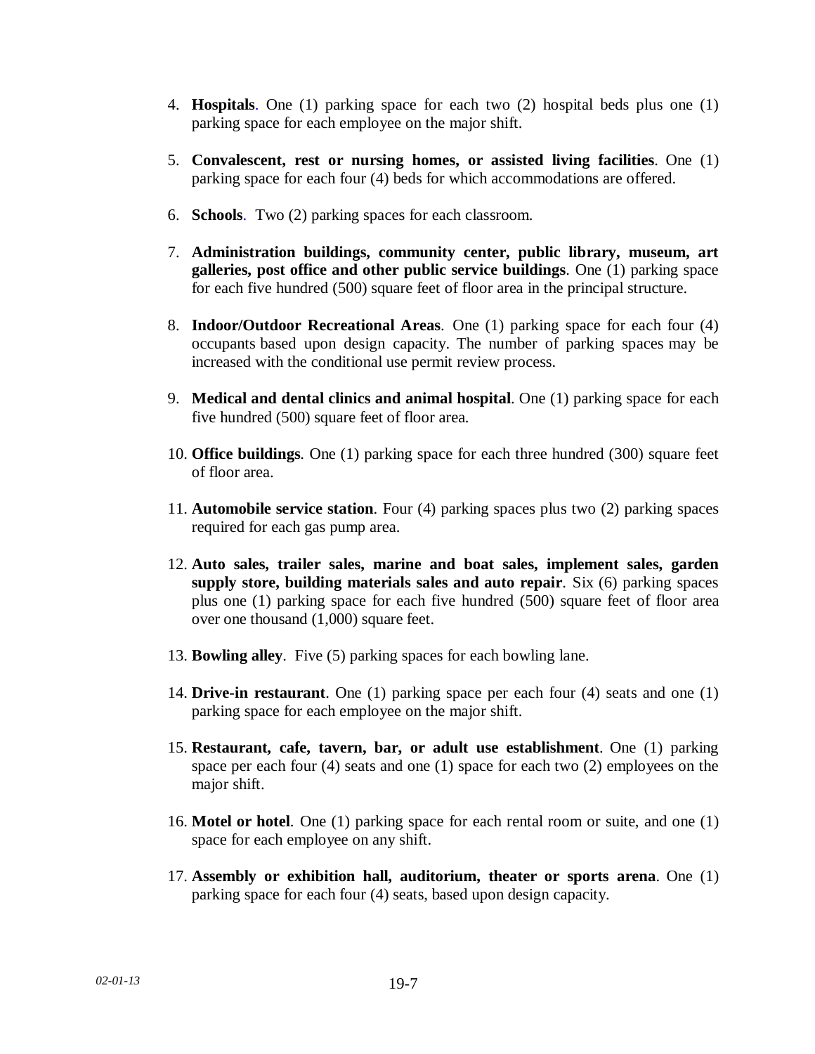4. **Hospitals**. One (1) parking space for each two (2) hospital beds plus one (1) parking space for each employee on the major shift.

5. **Convalescent, rest or nursing homes, or assisted living facilities**. One (1) parking space for each four (4) beds for which accommodations are offered.

6. **Schools**. Two (2) parking spaces for each classroom.

7. **Administration buildings, community center, public library, museum, art galleries, post office and other public service buildings**. One (1) parking space for each five hundred (500) square feet of floor area in the principal structure.

8. **Indoor/Outdoor Recreational Areas**. One (1) parking space for each four (4) occupants based upon design capacity. The number of parking spaces may be increased with the conditional use permit review process.

9. **Medical and dental clinics and animal hospital**. One (1) parking space for each five hundred (500) square feet of floor area.

10. **Office buildings**. One (1) parking space for each three hundred (300) square feet of floor area.

11. **Automobile service station**. Four (4) parking spaces plus two (2) parking spaces required for each gas pump area.

12. **Auto sales, trailer sales, marine and boat sales, implement sales, garden supply store, building materials sales and auto repair**. Six (6) parking spaces plus one (1) parking space for each five hundred (500) square feet of floor area over one thousand (1,000) square feet.

13. **Bowling alley**. Five (5) parking spaces for each bowling lane.

14. **Drive-in restaurant**. One (1) parking space per each four (4) seats and one (1) parking space for each employee on the major shift.

15. **Restaurant, cafe, tavern, bar, or adult use establishment**. One (1) parking space per each four (4) seats and one (1) space for each two (2) employees on the major shift.

16. **Motel or hotel**. One (1) parking space for each rental room or suite, and one (1) space for each employee on any shift.

17. **Assembly or exhibition hall, auditorium, theater or sports arena**. One (1) parking space for each four (4) seats, based upon design capacity.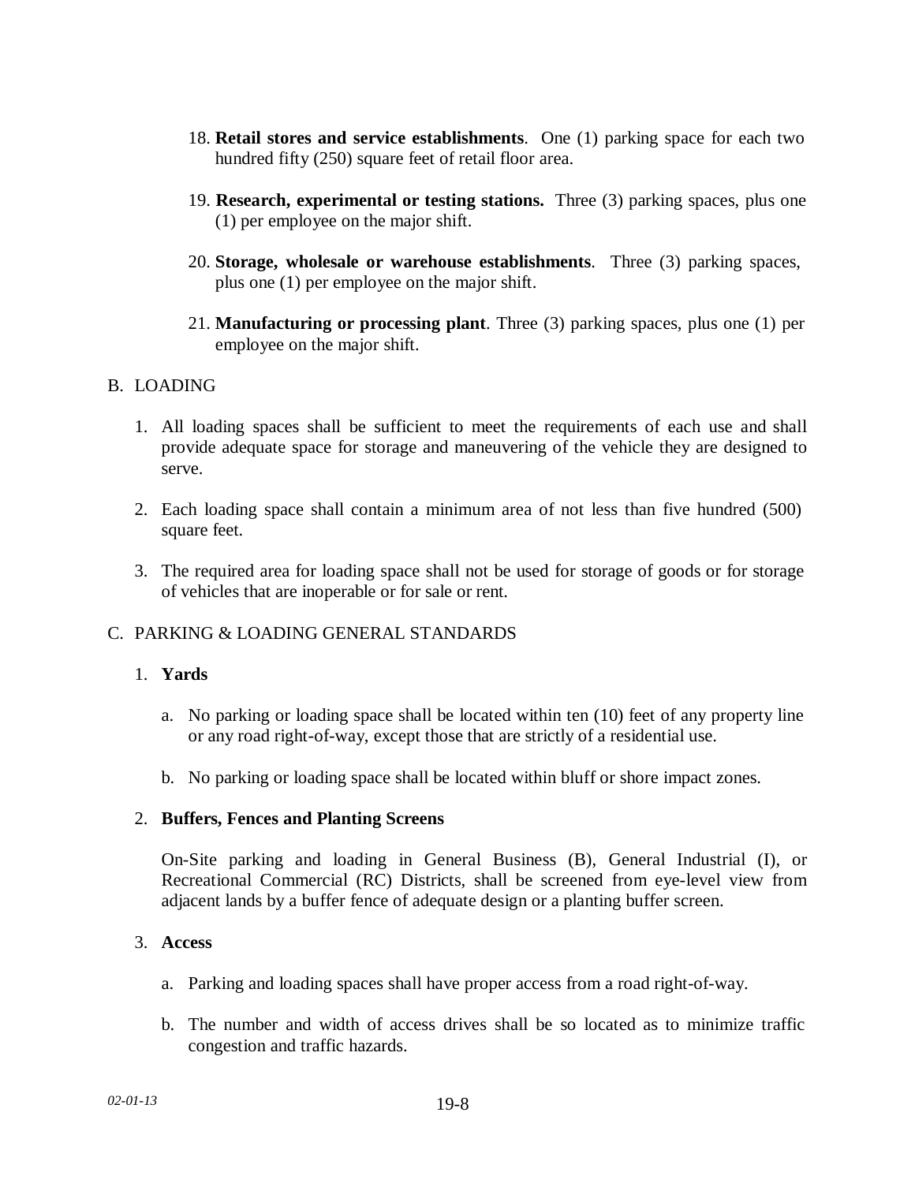18. **Retail stores and service establishments**. One (1) parking space for each two hundred fifty (250) square feet of retail floor area.

19. **Research, experimental or testing stations.** Three (3) parking spaces, plus one (1) per employee on the major shift.

20. **Storage, wholesale or warehouse establishments**. Three (3) parking spaces, plus one (1) per employee on the major shift.

21. **Manufacturing or processing plant**. Three (3) parking spaces, plus one (1) per employee on the major shift.

B. LOADING

1. All loading spaces shall be sufficient to meet the requirements of each use and shall provide adequate space for storage and maneuvering of the vehicle they are designed to serve.

2. Each loading space shall contain a minimum area of not less than five hundred (500) square feet.

3. The required area for loading space shall not be used for storage of goods or for storage of vehicles that are inoperable or for sale or rent.

C. PARKING & LOADING GENERAL STANDARDS

1. **Yards**

   a. No parking or loading space shall be located within ten (10) feet of any property line or any road right-of-way, except those that are strictly of a residential use.

   b. No parking or loading space shall be located within bluff or shore impact zones.

2. **Buffers, Fences and Planting Screens**

   On-Site parking and loading in General Business (B), General Industrial (I), or Recreational Commercial (RC) Districts, shall be screened from eye-level view from adjacent lands by a buffer fence of adequate design or a planting buffer screen.

3. **Access**

   a. Parking and loading spaces shall have proper access from a road right-of-way.

   b. The number and width of access drives shall be so located as to minimize traffic congestion and traffic hazards.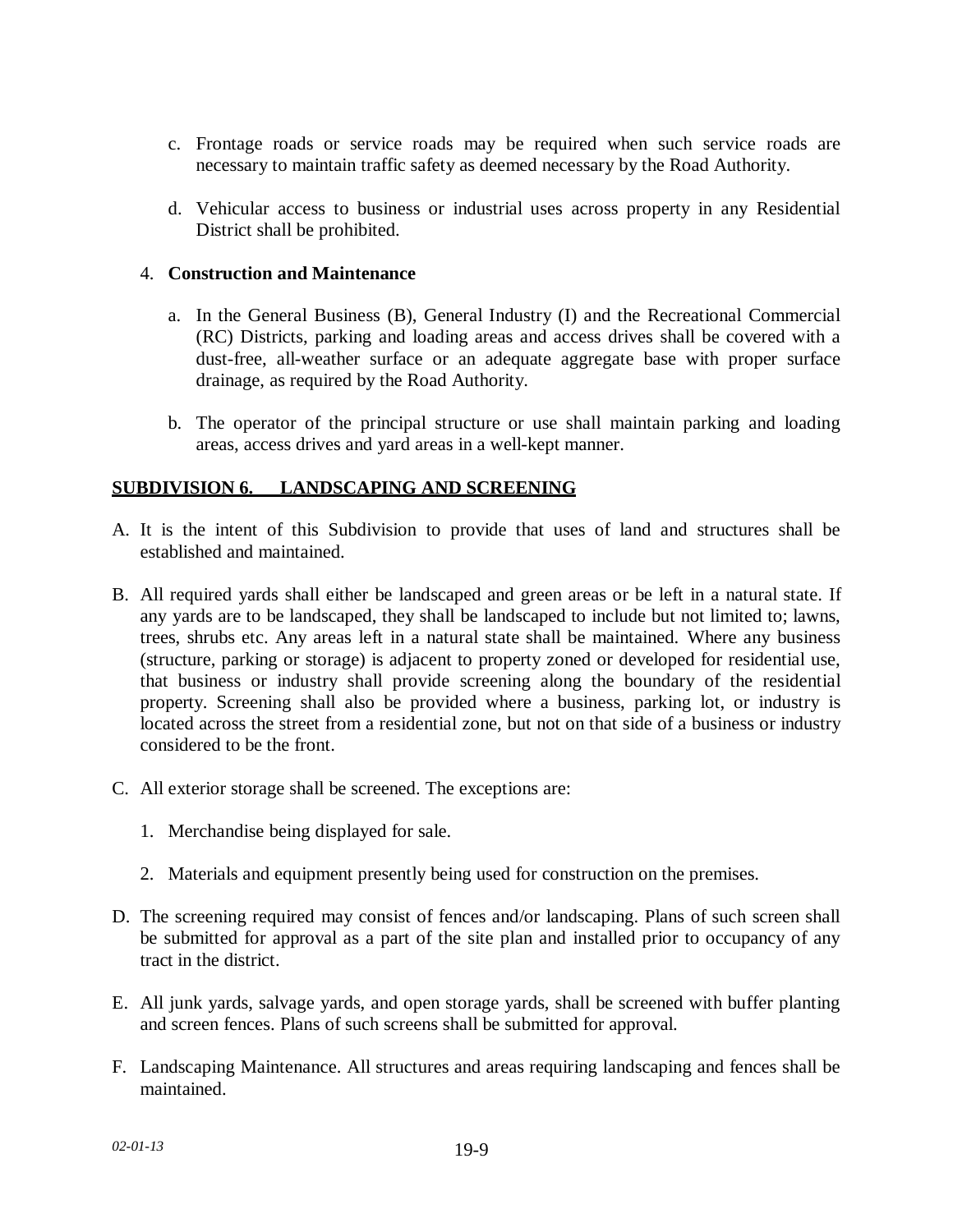c. Frontage roads or service roads may be required when such service roads are necessary to maintain traffic safety as deemed necessary by the Road Authority.

d. Vehicular access to business or industrial uses across property in any Residential District shall be prohibited.

4. **Construction and Maintenance**

   a. In the General Business (B), General Industry (I) and the Recreational Commercial (RC) Districts, parking and loading areas and access drives shall be covered with a dust-free, all-weather surface or an adequate aggregate base with proper surface drainage, as required by the Road Authority.

   b. The operator of the principal structure or use shall maintain parking and loading areas, access drives and yard areas in a well-kept manner.

## <u>SUBDIVISION 6. LANDSCAPING AND SCREENING</u>

A. It is the intent of this Subdivision to provide that uses of land and structures shall be established and maintained.

B. All required yards shall either be landscaped and green areas or be left in a natural state. If any yards are to be landscaped, they shall be landscaped to include but not limited to; lawns, trees, shrubs etc. Any areas left in a natural state shall be maintained. Where any business (structure, parking or storage) is adjacent to property zoned or developed for residential use, that business or industry shall provide screening along the boundary of the residential property. Screening shall also be provided where a business, parking lot, or industry is located across the street from a residential zone, but not on that side of a business or industry considered to be the front.

C. All exterior storage shall be screened. The exceptions are:

   1. Merchandise being displayed for sale.

   2. Materials and equipment presently being used for construction on the premises.

D. The screening required may consist of fences and/or landscaping. Plans of such screen shall be submitted for approval as a part of the site plan and installed prior to occupancy of any tract in the district.

E. All junk yards, salvage yards, and open storage yards, shall be screened with buffer planting and screen fences. Plans of such screens shall be submitted for approval.

F. Landscaping Maintenance. All structures and areas requiring landscaping and fences shall be maintained.

*02-01-13*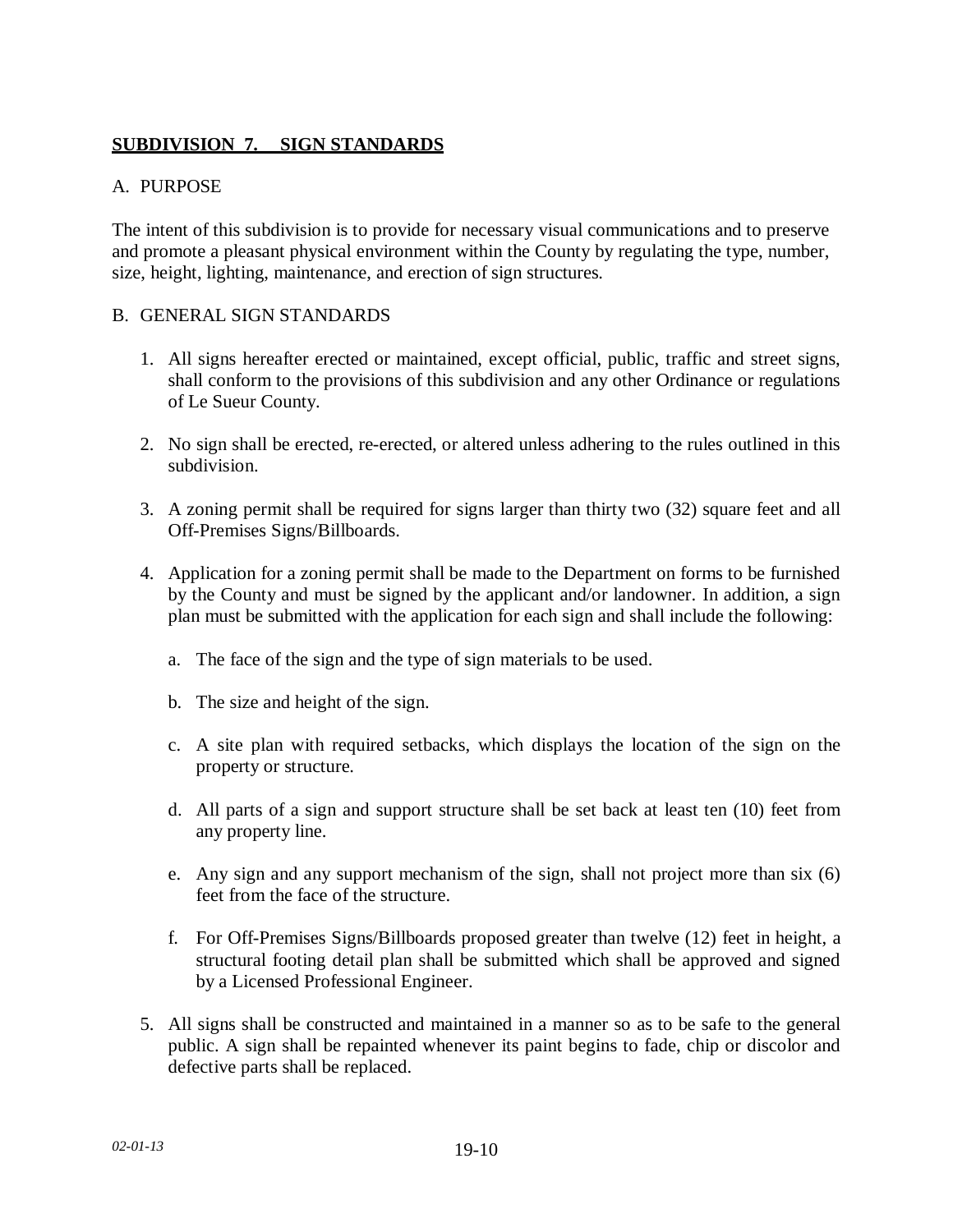## SUBDIVISION 7. SIGN STANDARDS

A. PURPOSE

The intent of this subdivision is to provide for necessary visual communications and to preserve and promote a pleasant physical environment within the County by regulating the type, number, size, height, lighting, maintenance, and erection of sign structures.

B. GENERAL SIGN STANDARDS

1. All signs hereafter erected or maintained, except official, public, traffic and street signs, shall conform to the provisions of this subdivision and any other Ordinance or regulations of Le Sueur County.

2. No sign shall be erected, re-erected, or altered unless adhering to the rules outlined in this subdivision.

3. A zoning permit shall be required for signs larger than thirty two (32) square feet and all Off-Premises Signs/Billboards.

4. Application for a zoning permit shall be made to the Department on forms to be furnished by the County and must be signed by the applicant and/or landowner. In addition, a sign plan must be submitted with the application for each sign and shall include the following:

   a. The face of the sign and the type of sign materials to be used.

   b. The size and height of the sign.

   c. A site plan with required setbacks, which displays the location of the sign on the property or structure.

   d. All parts of a sign and support structure shall be set back at least ten (10) feet from any property line.

   e. Any sign and any support mechanism of the sign, shall not project more than six (6) feet from the face of the structure.

   f. For Off-Premises Signs/Billboards proposed greater than twelve (12) feet in height, a structural footing detail plan shall be submitted which shall be approved and signed by a Licensed Professional Engineer.

5. All signs shall be constructed and maintained in a manner so as to be safe to the general public. A sign shall be repainted whenever its paint begins to fade, chip or discolor and defective parts shall be replaced.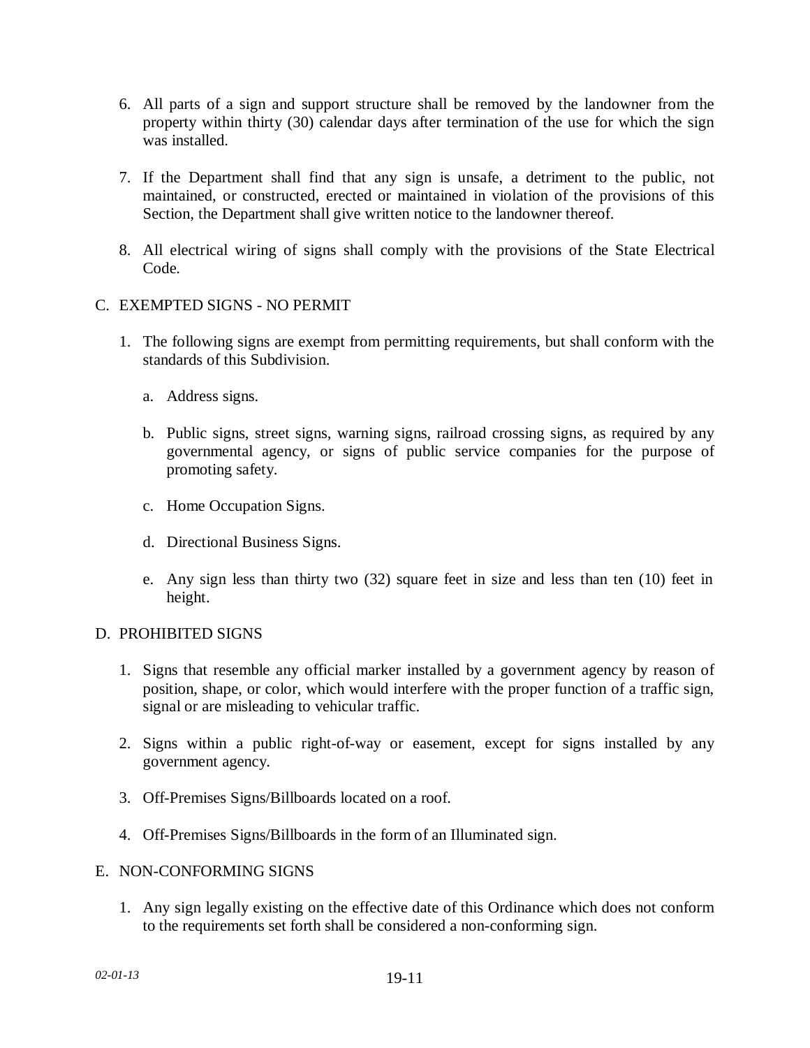6. All parts of a sign and support structure shall be removed by the landowner from the property within thirty (30) calendar days after termination of the use for which the sign was installed.

7. If the Department shall find that any sign is unsafe, a detriment to the public, not maintained, or constructed, erected or maintained in violation of the provisions of this Section, the Department shall give written notice to the landowner thereof.

8. All electrical wiring of signs shall comply with the provisions of the State Electrical Code.

C. EXEMPTED SIGNS - NO PERMIT

1. The following signs are exempt from permitting requirements, but shall conform with the standards of this Subdivision.

   a. Address signs.

   b. Public signs, street signs, warning signs, railroad crossing signs, as required by any governmental agency, or signs of public service companies for the purpose of promoting safety.

   c. Home Occupation Signs.

   d. Directional Business Signs.

   e. Any sign less than thirty two (32) square feet in size and less than ten (10) feet in height.

D. PROHIBITED SIGNS

1. Signs that resemble any official marker installed by a government agency by reason of position, shape, or color, which would interfere with the proper function of a traffic sign, signal or are misleading to vehicular traffic.

2. Signs within a public right-of-way or easement, except for signs installed by any government agency.

3. Off-Premises Signs/Billboards located on a roof.

4. Off-Premises Signs/Billboards in the form of an Illuminated sign.

E. NON-CONFORMING SIGNS

1. Any sign legally existing on the effective date of this Ordinance which does not conform to the requirements set forth shall be considered a non-conforming sign.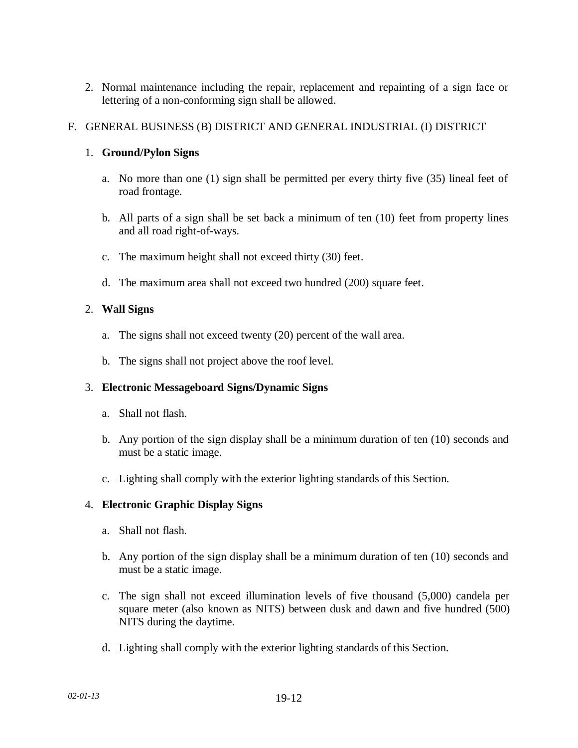2. Normal maintenance including the repair, replacement and repainting of a sign face or lettering of a non-conforming sign shall be allowed.

F. GENERAL BUSINESS (B) DISTRICT AND GENERAL INDUSTRIAL (I) DISTRICT

1. **Ground/Pylon Signs**

   a. No more than one (1) sign shall be permitted per every thirty five (35) lineal feet of road frontage.

   b. All parts of a sign shall be set back a minimum of ten (10) feet from property lines and all road right-of-ways.

   c. The maximum height shall not exceed thirty (30) feet.

   d. The maximum area shall not exceed two hundred (200) square feet.

2. **Wall Signs**

   a. The signs shall not exceed twenty (20) percent of the wall area.

   b. The signs shall not project above the roof level.

3. **Electronic Messageboard Signs/Dynamic Signs**

   a. Shall not flash.

   b. Any portion of the sign display shall be a minimum duration of ten (10) seconds and must be a static image.

   c. Lighting shall comply with the exterior lighting standards of this Section.

4. **Electronic Graphic Display Signs**

   a. Shall not flash.

   b. Any portion of the sign display shall be a minimum duration of ten (10) seconds and must be a static image.

   c. The sign shall not exceed illumination levels of five thousand (5,000) candela per square meter (also known as NITS) between dusk and dawn and five hundred (500) NITS during the daytime.

   d. Lighting shall comply with the exterior lighting standards of this Section.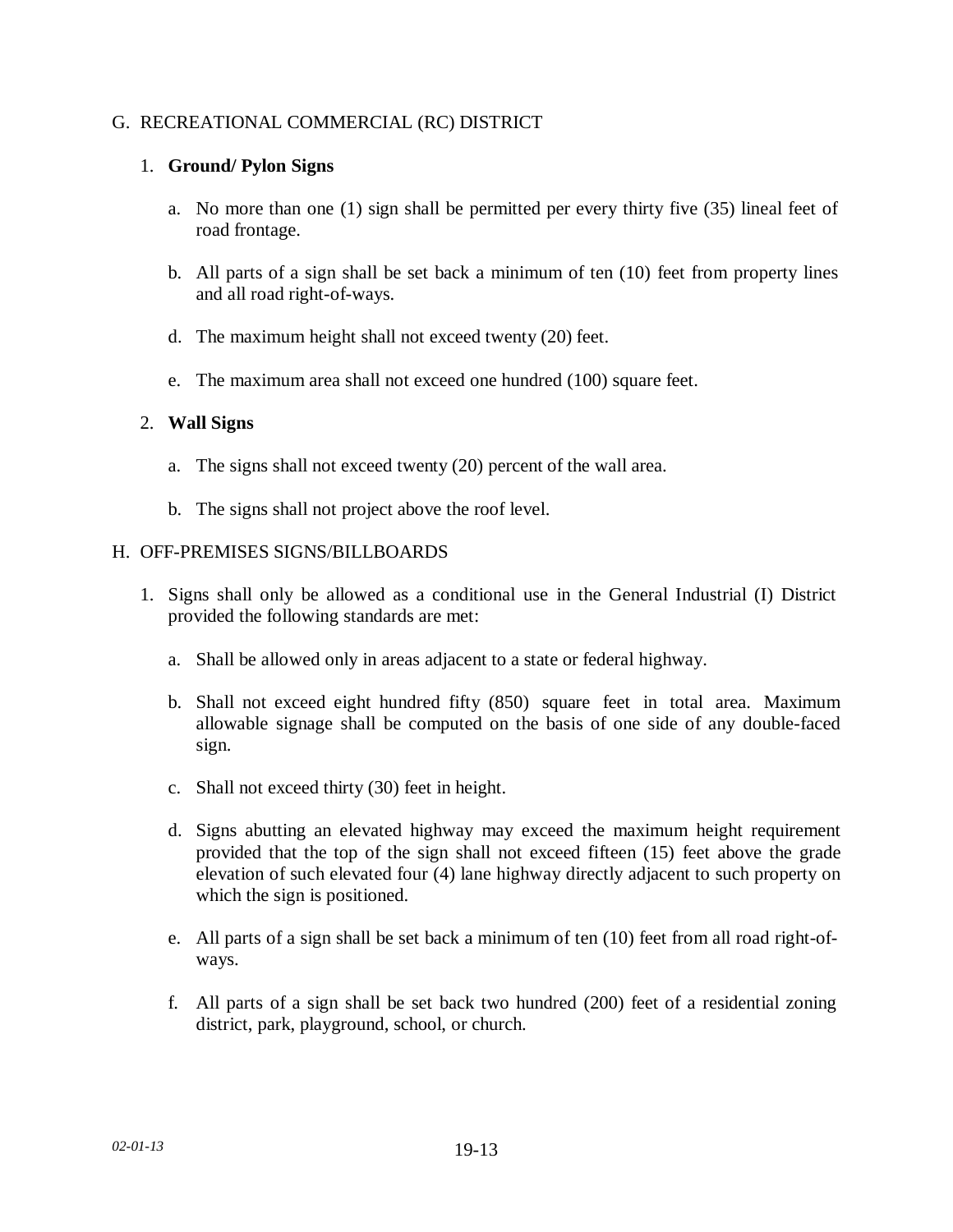## G. RECREATIONAL COMMERCIAL (RC) DISTRICT

1. **Ground/ Pylon Signs**

   a. No more than one (1) sign shall be permitted per every thirty five (35) lineal feet of road frontage.

   b. All parts of a sign shall be set back a minimum of ten (10) feet from property lines and all road right-of-ways.

   d. The maximum height shall not exceed twenty (20) feet.

   e. The maximum area shall not exceed one hundred (100) square feet.

2. **Wall Signs**

   a. The signs shall not exceed twenty (20) percent of the wall area.

   b. The signs shall not project above the roof level.

## H. OFF-PREMISES SIGNS/BILLBOARDS

1. Signs shall only be allowed as a conditional use in the General Industrial (I) District provided the following standards are met:

   a. Shall be allowed only in areas adjacent to a state or federal highway.

   b. Shall not exceed eight hundred fifty (850) square feet in total area. Maximum allowable signage shall be computed on the basis of one side of any double-faced sign.

   c. Shall not exceed thirty (30) feet in height.

   d. Signs abutting an elevated highway may exceed the maximum height requirement provided that the top of the sign shall not exceed fifteen (15) feet above the grade elevation of such elevated four (4) lane highway directly adjacent to such property on which the sign is positioned.

   e. All parts of a sign shall be set back a minimum of ten (10) feet from all road right-of-ways.

   f. All parts of a sign shall be set back two hundred (200) feet of a residential zoning district, park, playground, school, or church.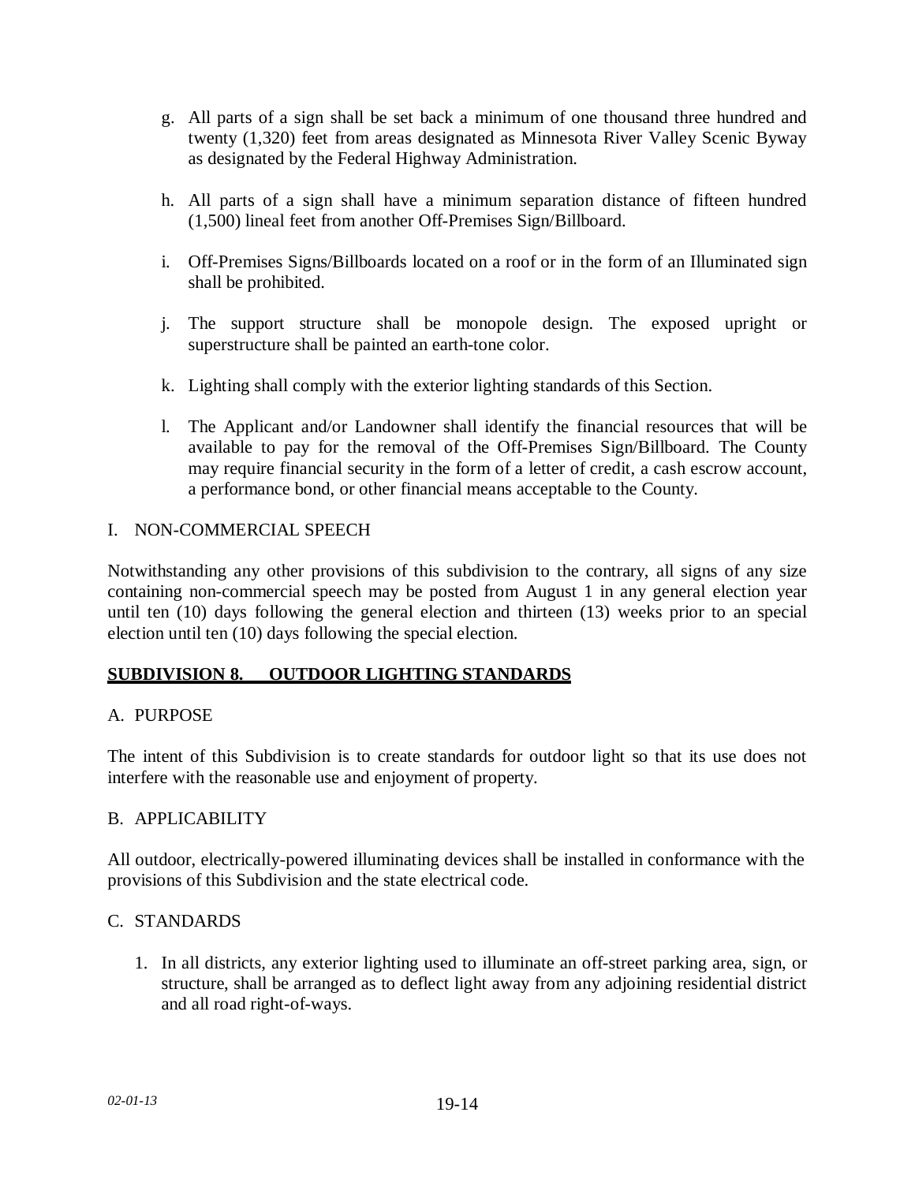g. All parts of a sign shall be set back a minimum of one thousand three hundred and twenty (1,320) feet from areas designated as Minnesota River Valley Scenic Byway as designated by the Federal Highway Administration.

h. All parts of a sign shall have a minimum separation distance of fifteen hundred (1,500) lineal feet from another Off-Premises Sign/Billboard.

i. Off-Premises Signs/Billboards located on a roof or in the form of an Illuminated sign shall be prohibited.

j. The support structure shall be monopole design. The exposed upright or superstructure shall be painted an earth-tone color.

k. Lighting shall comply with the exterior lighting standards of this Section.

l. The Applicant and/or Landowner shall identify the financial resources that will be available to pay for the removal of the Off-Premises Sign/Billboard. The County may require financial security in the form of a letter of credit, a cash escrow account, a performance bond, or other financial means acceptable to the County.

I. NON-COMMERCIAL SPEECH

Notwithstanding any other provisions of this subdivision to the contrary, all signs of any size containing non-commercial speech may be posted from August 1 in any general election year until ten (10) days following the general election and thirteen (13) weeks prior to an special election until ten (10) days following the special election.

## SUBDIVISION 8. OUTDOOR LIGHTING STANDARDS

A. PURPOSE

The intent of this Subdivision is to create standards for outdoor light so that its use does not interfere with the reasonable use and enjoyment of property.

B. APPLICABILITY

All outdoor, electrically-powered illuminating devices shall be installed in conformance with the provisions of this Subdivision and the state electrical code.

C. STANDARDS

1. In all districts, any exterior lighting used to illuminate an off-street parking area, sign, or structure, shall be arranged as to deflect light away from any adjoining residential district and all road right-of-ways.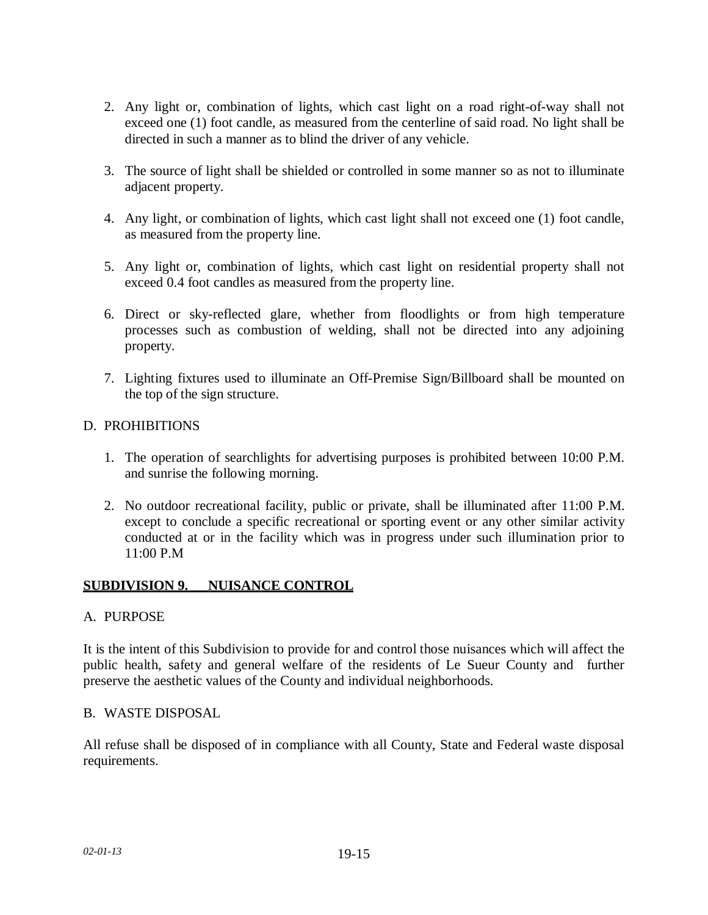2. Any light or, combination of lights, which cast light on a road right-of-way shall not exceed one (1) foot candle, as measured from the centerline of said road. No light shall be directed in such a manner as to blind the driver of any vehicle.

3. The source of light shall be shielded or controlled in some manner so as not to illuminate adjacent property.

4. Any light, or combination of lights, which cast light shall not exceed one (1) foot candle, as measured from the property line.

5. Any light or, combination of lights, which cast light on residential property shall not exceed 0.4 foot candles as measured from the property line.

6. Direct or sky-reflected glare, whether from floodlights or from high temperature processes such as combustion of welding, shall not be directed into any adjoining property.

7. Lighting fixtures used to illuminate an Off-Premise Sign/Billboard shall be mounted on the top of the sign structure.

D. PROHIBITIONS

1. The operation of searchlights for advertising purposes is prohibited between 10:00 P.M. and sunrise the following morning.

2. No outdoor recreational facility, public or private, shall be illuminated after 11:00 P.M. except to conclude a specific recreational or sporting event or any other similar activity conducted at or in the facility which was in progress under such illumination prior to 11:00 P.M

## **SUBDIVISION 9. NUISANCE CONTROL**

A. PURPOSE

It is the intent of this Subdivision to provide for and control those nuisances which will affect the public health, safety and general welfare of the residents of Le Sueur County and further preserve the aesthetic values of the County and individual neighborhoods.

B. WASTE DISPOSAL

All refuse shall be disposed of in compliance with all County, State and Federal waste disposal requirements.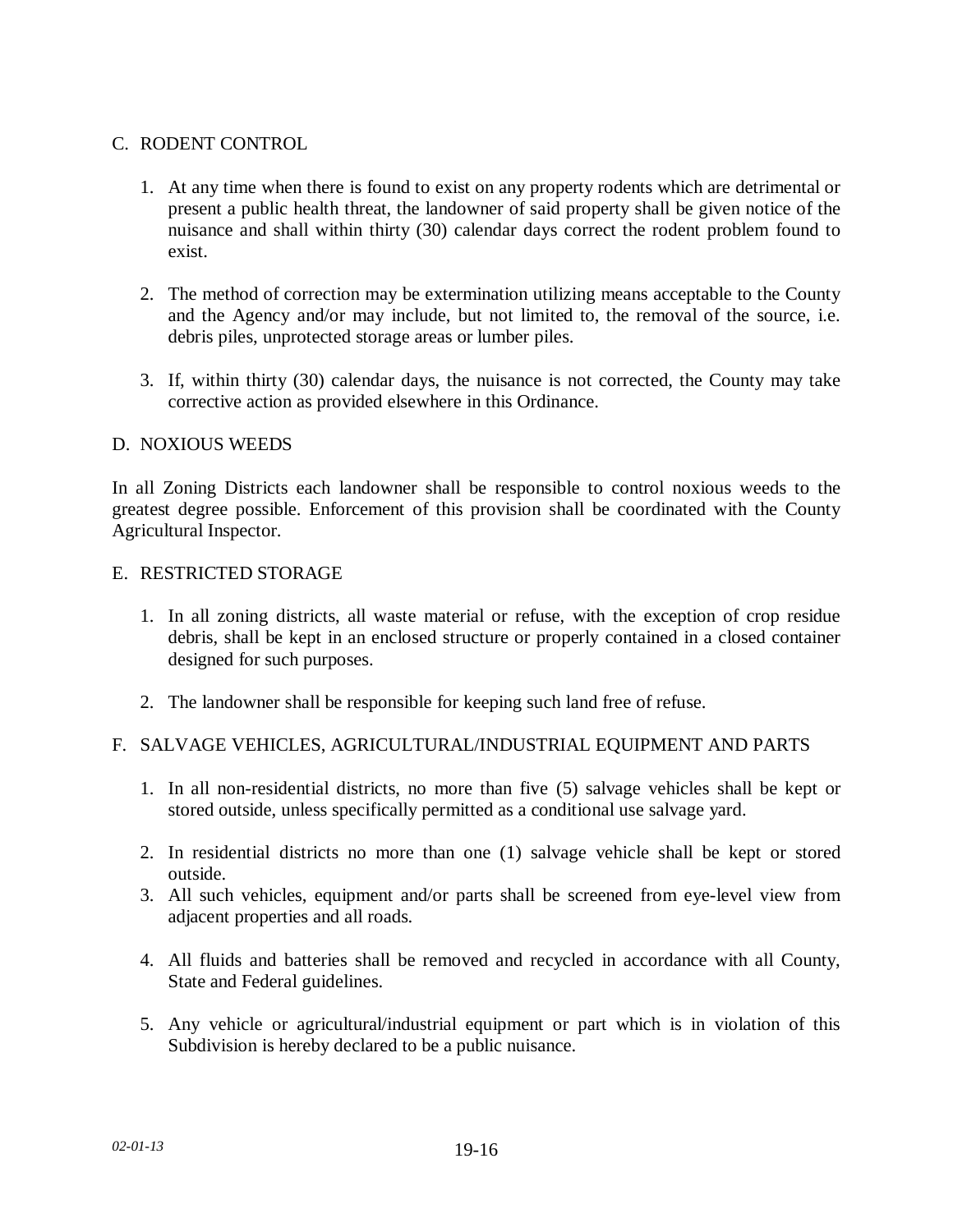## C. RODENT CONTROL

1. At any time when there is found to exist on any property rodents which are detrimental or present a public health threat, the landowner of said property shall be given notice of the nuisance and shall within thirty (30) calendar days correct the rodent problem found to exist.

2. The method of correction may be extermination utilizing means acceptable to the County and the Agency and/or may include, but not limited to, the removal of the source, i.e. debris piles, unprotected storage areas or lumber piles.

3. If, within thirty (30) calendar days, the nuisance is not corrected, the County may take corrective action as provided elsewhere in this Ordinance.

## D. NOXIOUS WEEDS

In all Zoning Districts each landowner shall be responsible to control noxious weeds to the greatest degree possible. Enforcement of this provision shall be coordinated with the County Agricultural Inspector.

## E. RESTRICTED STORAGE

1. In all zoning districts, all waste material or refuse, with the exception of crop residue debris, shall be kept in an enclosed structure or properly contained in a closed container designed for such purposes.

2. The landowner shall be responsible for keeping such land free of refuse.

## F. SALVAGE VEHICLES, AGRICULTURAL/INDUSTRIAL EQUIPMENT AND PARTS

1. In all non-residential districts, no more than five (5) salvage vehicles shall be kept or stored outside, unless specifically permitted as a conditional use salvage yard.

2. In residential districts no more than one (1) salvage vehicle shall be kept or stored outside.

3. All such vehicles, equipment and/or parts shall be screened from eye-level view from adjacent properties and all roads.

4. All fluids and batteries shall be removed and recycled in accordance with all County, State and Federal guidelines.

5. Any vehicle or agricultural/industrial equipment or part which is in violation of this Subdivision is hereby declared to be a public nuisance.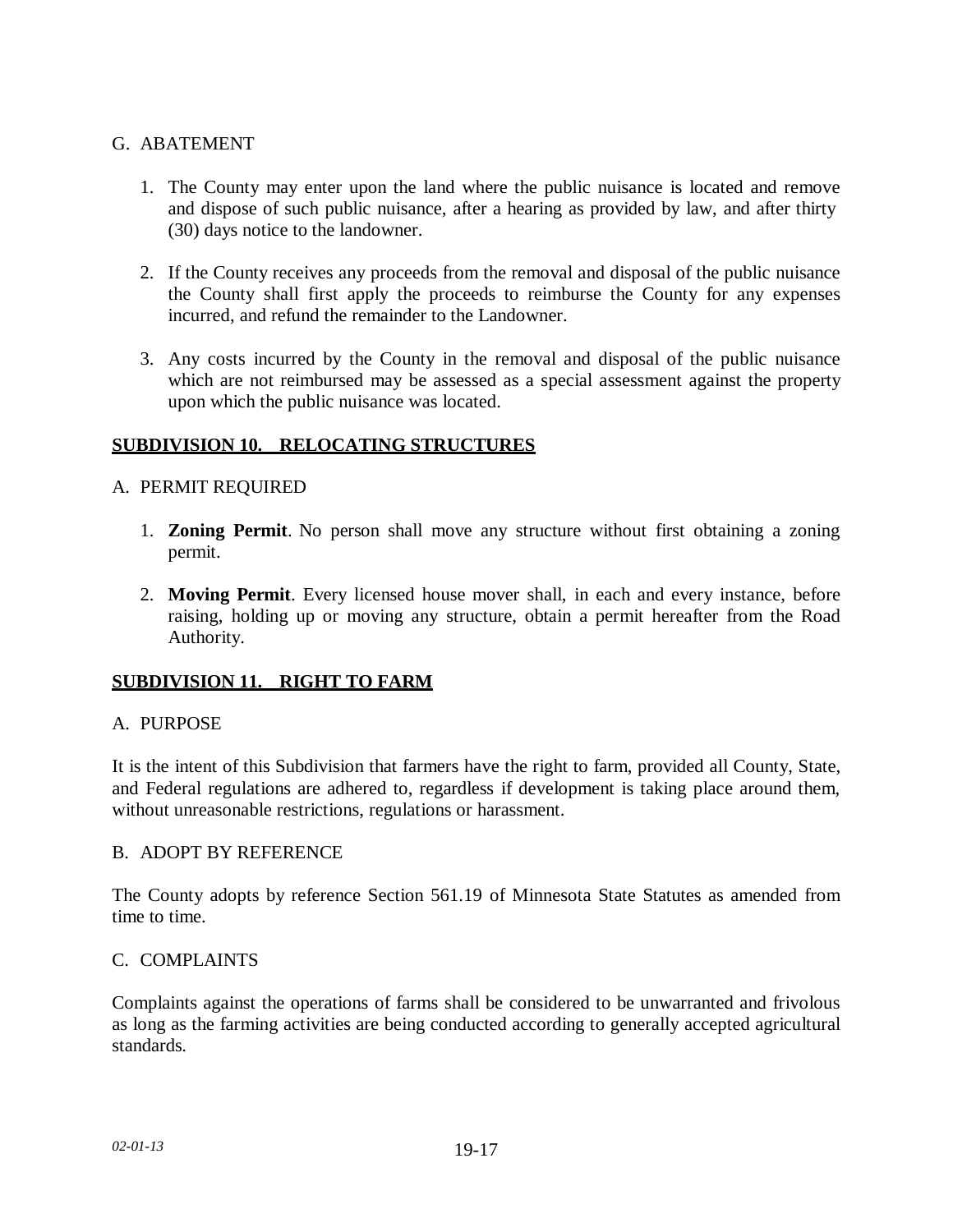G. ABATEMENT

1. The County may enter upon the land where the public nuisance is located and remove and dispose of such public nuisance, after a hearing as provided by law, and after thirty (30) days notice to the landowner.

2. If the County receives any proceeds from the removal and disposal of the public nuisance the County shall first apply the proceeds to reimburse the County for any expenses incurred, and refund the remainder to the Landowner.

3. Any costs incurred by the County in the removal and disposal of the public nuisance which are not reimbursed may be assessed as a special assessment against the property upon which the public nuisance was located.

## SUBDIVISION 10. RELOCATING STRUCTURES

A. PERMIT REQUIRED

1. **Zoning Permit**. No person shall move any structure without first obtaining a zoning permit.

2. **Moving Permit**. Every licensed house mover shall, in each and every instance, before raising, holding up or moving any structure, obtain a permit hereafter from the Road Authority.

## SUBDIVISION 11. RIGHT TO FARM

A. PURPOSE

It is the intent of this Subdivision that farmers have the right to farm, provided all County, State, and Federal regulations are adhered to, regardless if development is taking place around them, without unreasonable restrictions, regulations or harassment.

B. ADOPT BY REFERENCE

The County adopts by reference Section 561.19 of Minnesota State Statutes as amended from time to time.

C. COMPLAINTS

Complaints against the operations of farms shall be considered to be unwarranted and frivolous as long as the farming activities are being conducted according to generally accepted agricultural standards.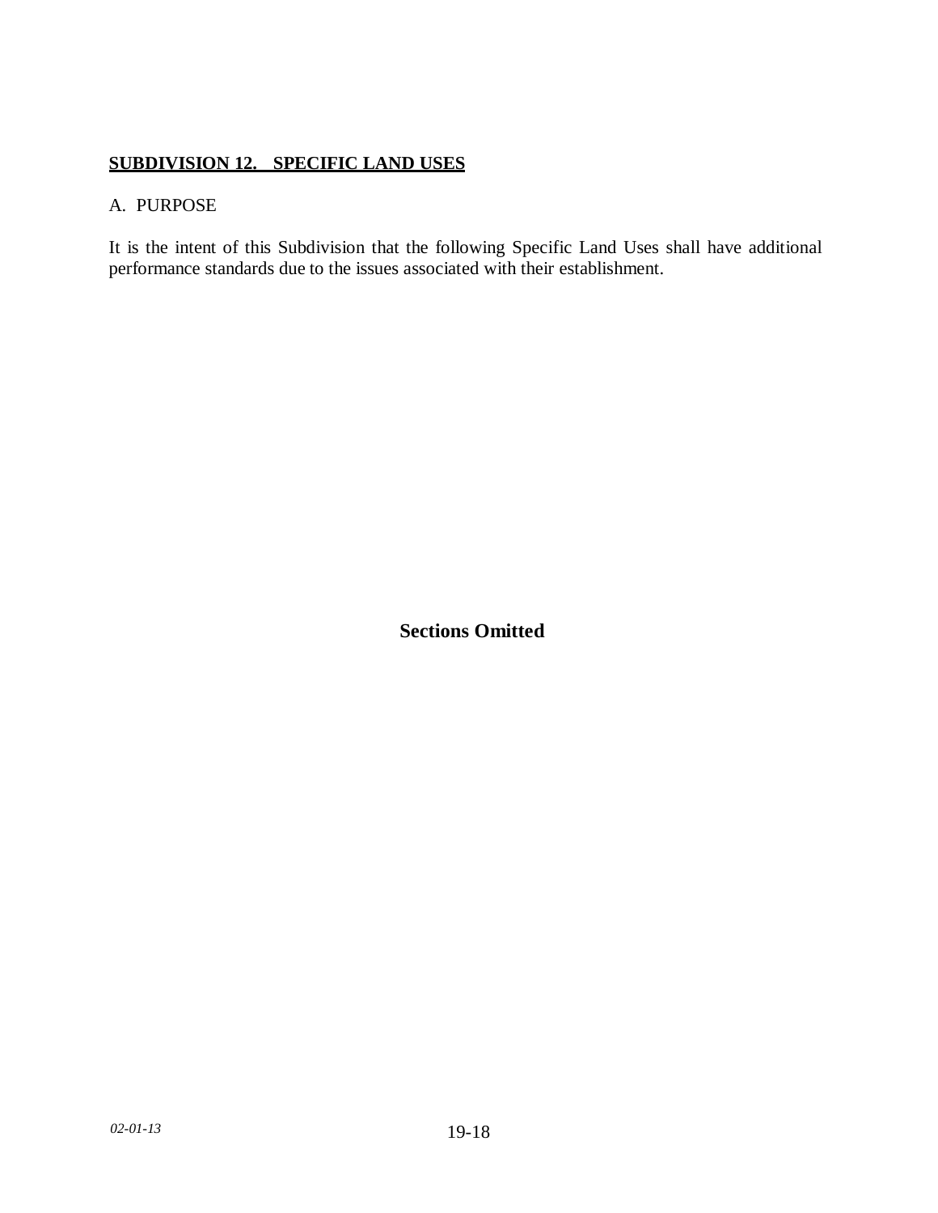## **SUBDIVISION 12. SPECIFIC LAND USES**

A. PURPOSE

It is the intent of this Subdivision that the following Specific Land Uses shall have additional performance standards due to the issues associated with their establishment.

**Sections Omitted**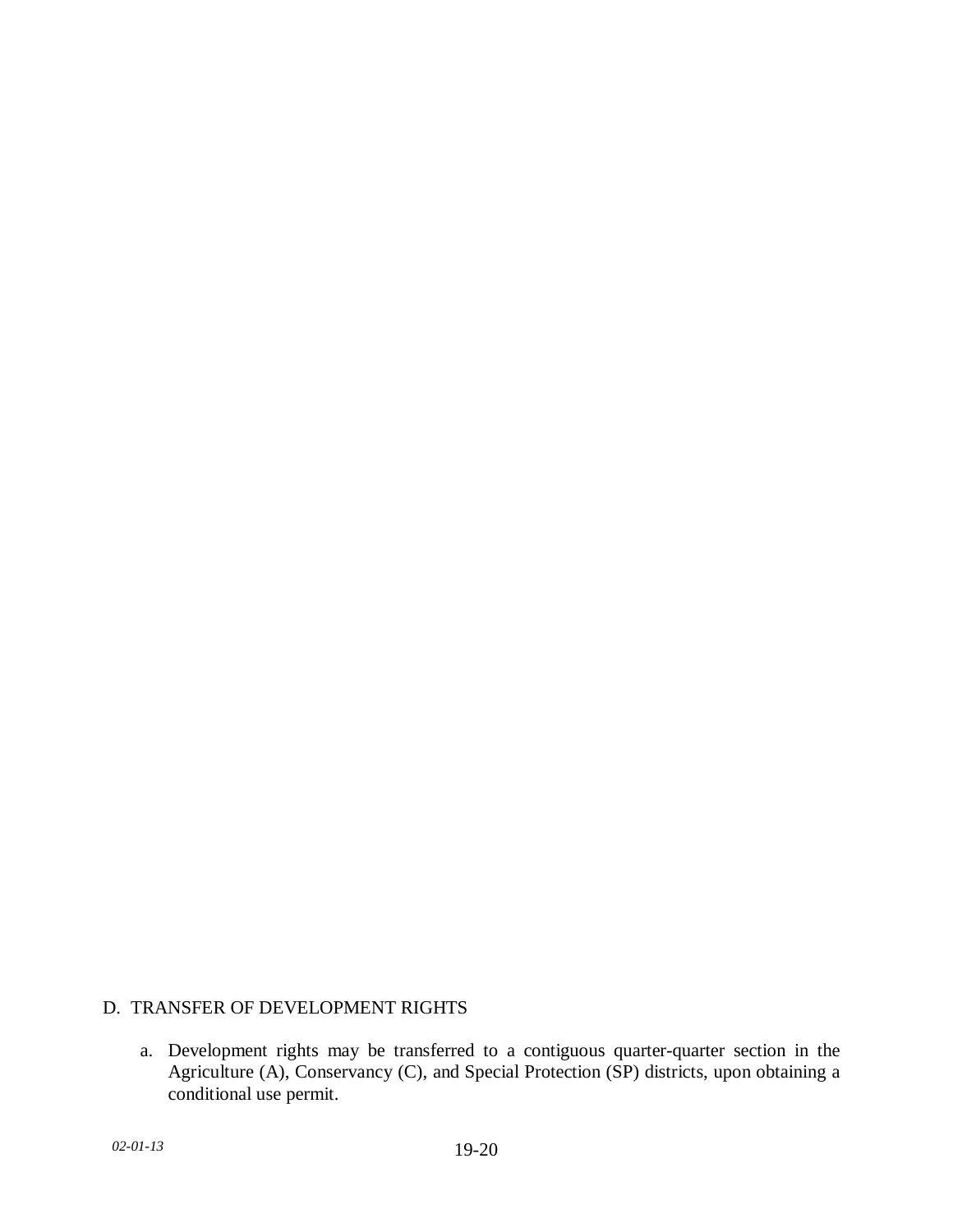## D. TRANSFER OF DEVELOPMENT RIGHTS

a. Development rights may be transferred to a contiguous quarter-quarter section in the Agriculture (A), Conservancy (C), and Special Protection (SP) districts, upon obtaining a conditional use permit.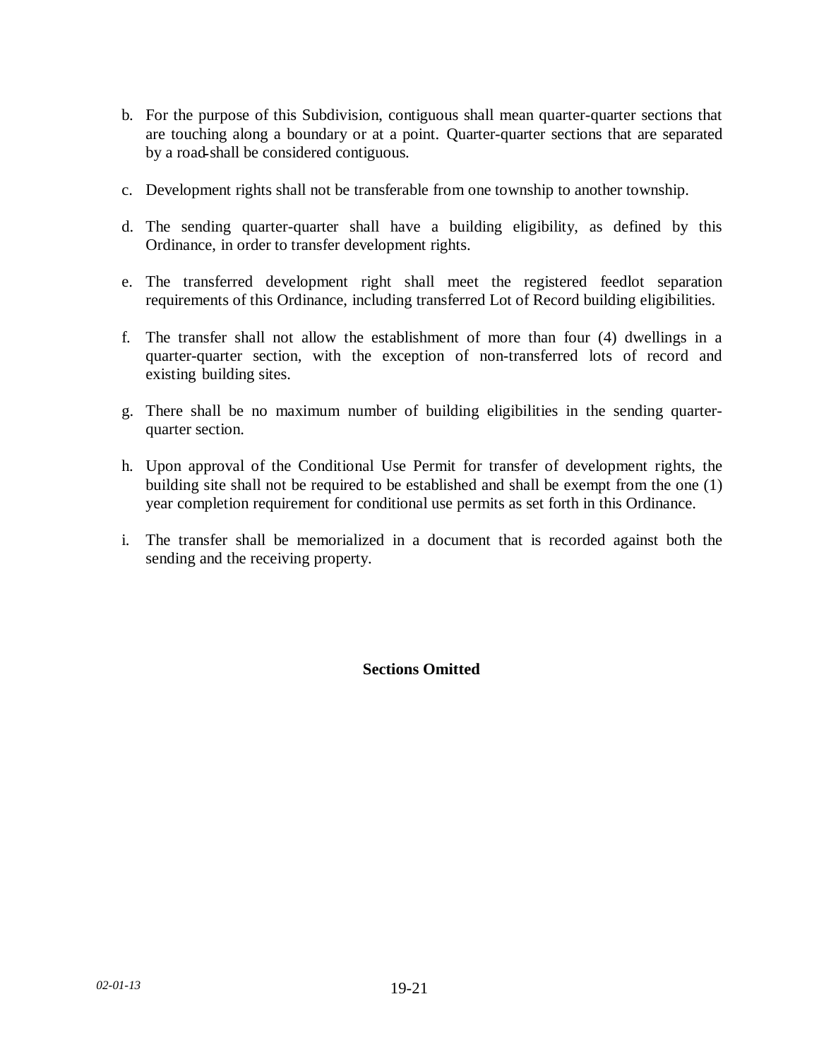b. For the purpose of this Subdivision, contiguous shall mean quarter-quarter sections that are touching along a boundary or at a point. Quarter-quarter sections that are separated by a road shall be considered contiguous.

c. Development rights shall not be transferable from one township to another township.

d. The sending quarter-quarter shall have a building eligibility, as defined by this Ordinance, in order to transfer development rights.

e. The transferred development right shall meet the registered feedlot separation requirements of this Ordinance, including transferred Lot of Record building eligibilities.

f. The transfer shall not allow the establishment of more than four (4) dwellings in a quarter-quarter section, with the exception of non-transferred lots of record and existing building sites.

g. There shall be no maximum number of building eligibilities in the sending quarter-quarter section.

h. Upon approval of the Conditional Use Permit for transfer of development rights, the building site shall not be required to be established and shall be exempt from the one (1) year completion requirement for conditional use permits as set forth in this Ordinance.

i. The transfer shall be memorialized in a document that is recorded against both the sending and the receiving property.

**Sections Omitted**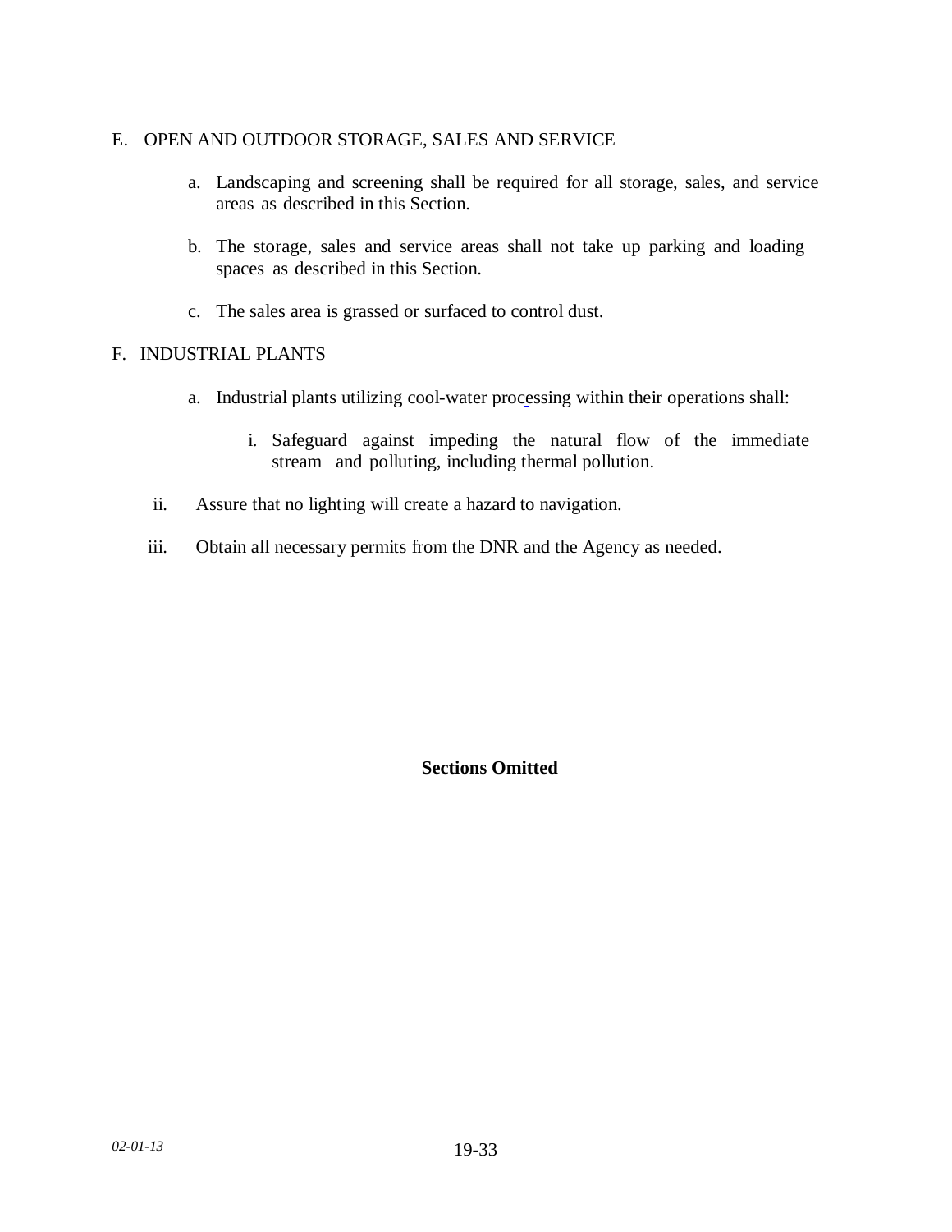## E. OPEN AND OUTDOOR STORAGE, SALES AND SERVICE

a. Landscaping and screening shall be required for all storage, sales, and service areas as described in this Section.

b. The storage, sales and service areas shall not take up parking and loading spaces as described in this Section.

c. The sales area is grassed or surfaced to control dust.

## F. INDUSTRIAL PLANTS

a. Industrial plants utilizing cool-water processing within their operations shall:

   i. Safeguard against impeding the natural flow of the immediate stream and polluting, including thermal pollution.

   ii. Assure that no lighting will create a hazard to navigation.

   iii. Obtain all necessary permits from the DNR and the Agency as needed.

**Sections Omitted**

*02-01-13*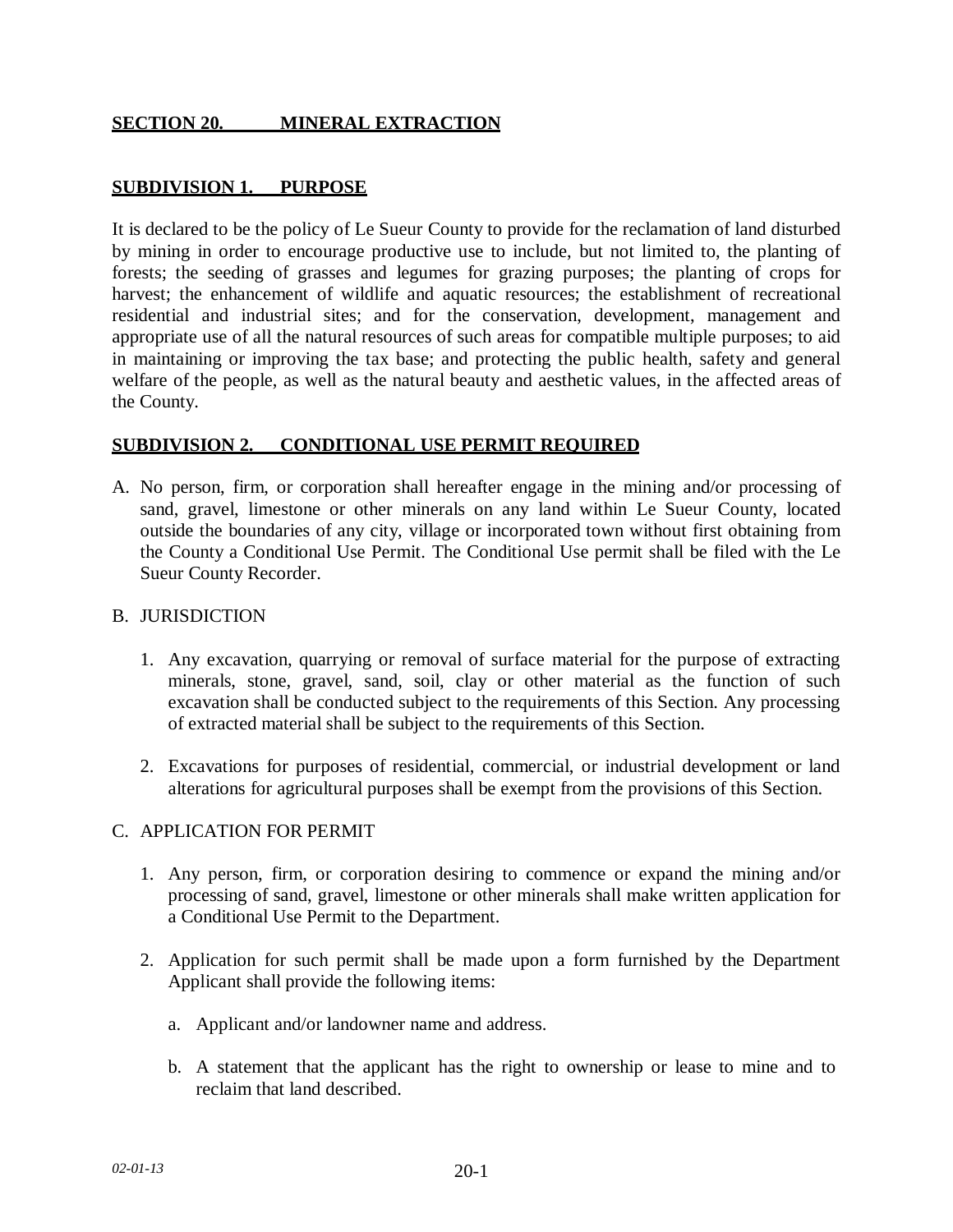## SECTION 20. MINERAL EXTRACTION

### SUBDIVISION 1. PURPOSE

It is declared to be the policy of Le Sueur County to provide for the reclamation of land disturbed by mining in order to encourage productive use to include, but not limited to, the planting of forests; the seeding of grasses and legumes for grazing purposes; the planting of crops for harvest; the enhancement of wildlife and aquatic resources; the establishment of recreational residential and industrial sites; and for the conservation, development, management and appropriate use of all the natural resources of such areas for compatible multiple purposes; to aid in maintaining or improving the tax base; and protecting the public health, safety and general welfare of the people, as well as the natural beauty and aesthetic values, in the affected areas of the County.

### SUBDIVISION 2. CONDITIONAL USE PERMIT REQUIRED

A. No person, firm, or corporation shall hereafter engage in the mining and/or processing of sand, gravel, limestone or other minerals on any land within Le Sueur County, located outside the boundaries of any city, village or incorporated town without first obtaining from the County a Conditional Use Permit. The Conditional Use permit shall be filed with the Le Sueur County Recorder.

B. JURISDICTION

1. Any excavation, quarrying or removal of surface material for the purpose of extracting minerals, stone, gravel, sand, soil, clay or other material as the function of such excavation shall be conducted subject to the requirements of this Section. Any processing of extracted material shall be subject to the requirements of this Section.

2. Excavations for purposes of residential, commercial, or industrial development or land alterations for agricultural purposes shall be exempt from the provisions of this Section.

C. APPLICATION FOR PERMIT

1. Any person, firm, or corporation desiring to commence or expand the mining and/or processing of sand, gravel, limestone or other minerals shall make written application for a Conditional Use Permit to the Department.

2. Application for such permit shall be made upon a form furnished by the Department Applicant shall provide the following items:

   a. Applicant and/or landowner name and address.

   b. A statement that the applicant has the right to ownership or lease to mine and to reclaim that land described.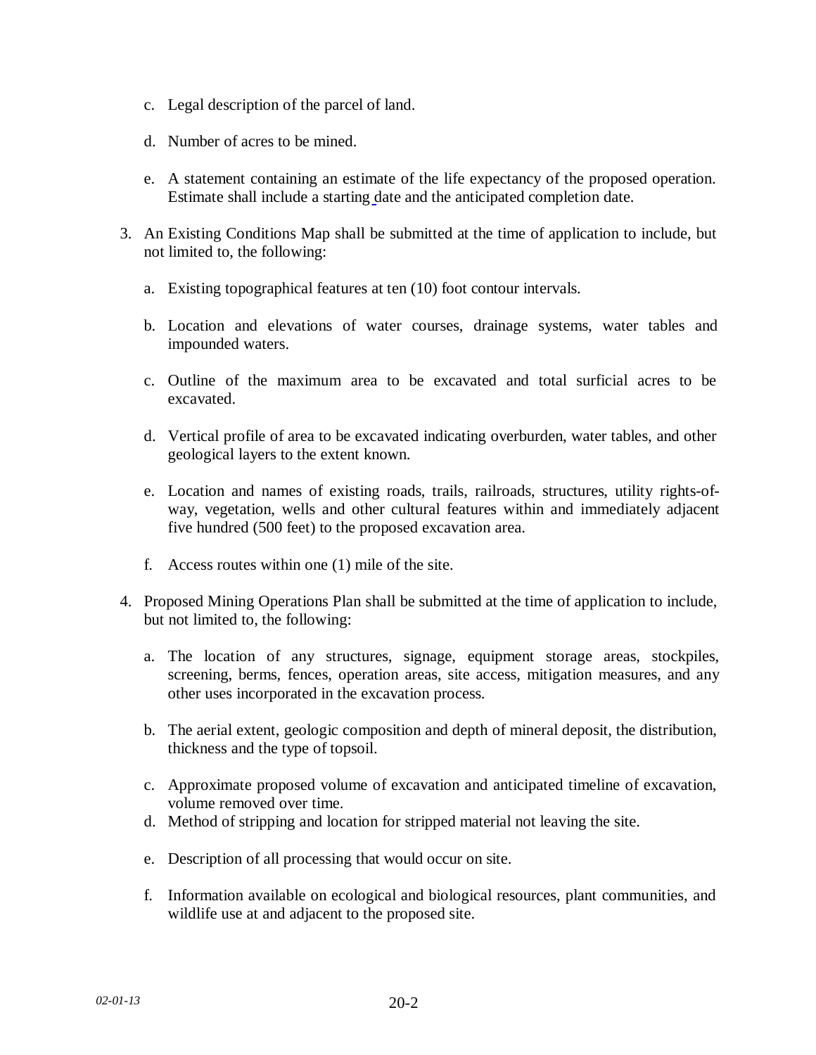c. Legal description of the parcel of land.

d. Number of acres to be mined.

e. A statement containing an estimate of the life expectancy of the proposed operation. Estimate shall include a starting date and the anticipated completion date.

3. An Existing Conditions Map shall be submitted at the time of application to include, but not limited to, the following:

   a. Existing topographical features at ten (10) foot contour intervals.

   b. Location and elevations of water courses, drainage systems, water tables and impounded waters.

   c. Outline of the maximum area to be excavated and total surficial acres to be excavated.

   d. Vertical profile of area to be excavated indicating overburden, water tables, and other geological layers to the extent known.

   e. Location and names of existing roads, trails, railroads, structures, utility rights-of-way, vegetation, wells and other cultural features within and immediately adjacent five hundred (500 feet) to the proposed excavation area.

   f. Access routes within one (1) mile of the site.

4. Proposed Mining Operations Plan shall be submitted at the time of application to include, but not limited to, the following:

   a. The location of any structures, signage, equipment storage areas, stockpiles, screening, berms, fences, operation areas, site access, mitigation measures, and any other uses incorporated in the excavation process.

   b. The aerial extent, geologic composition and depth of mineral deposit, the distribution, thickness and the type of topsoil.

   c. Approximate proposed volume of excavation and anticipated timeline of excavation, volume removed over time.

   d. Method of stripping and location for stripped material not leaving the site.

   e. Description of all processing that would occur on site.

   f. Information available on ecological and biological resources, plant communities, and wildlife use at and adjacent to the proposed site.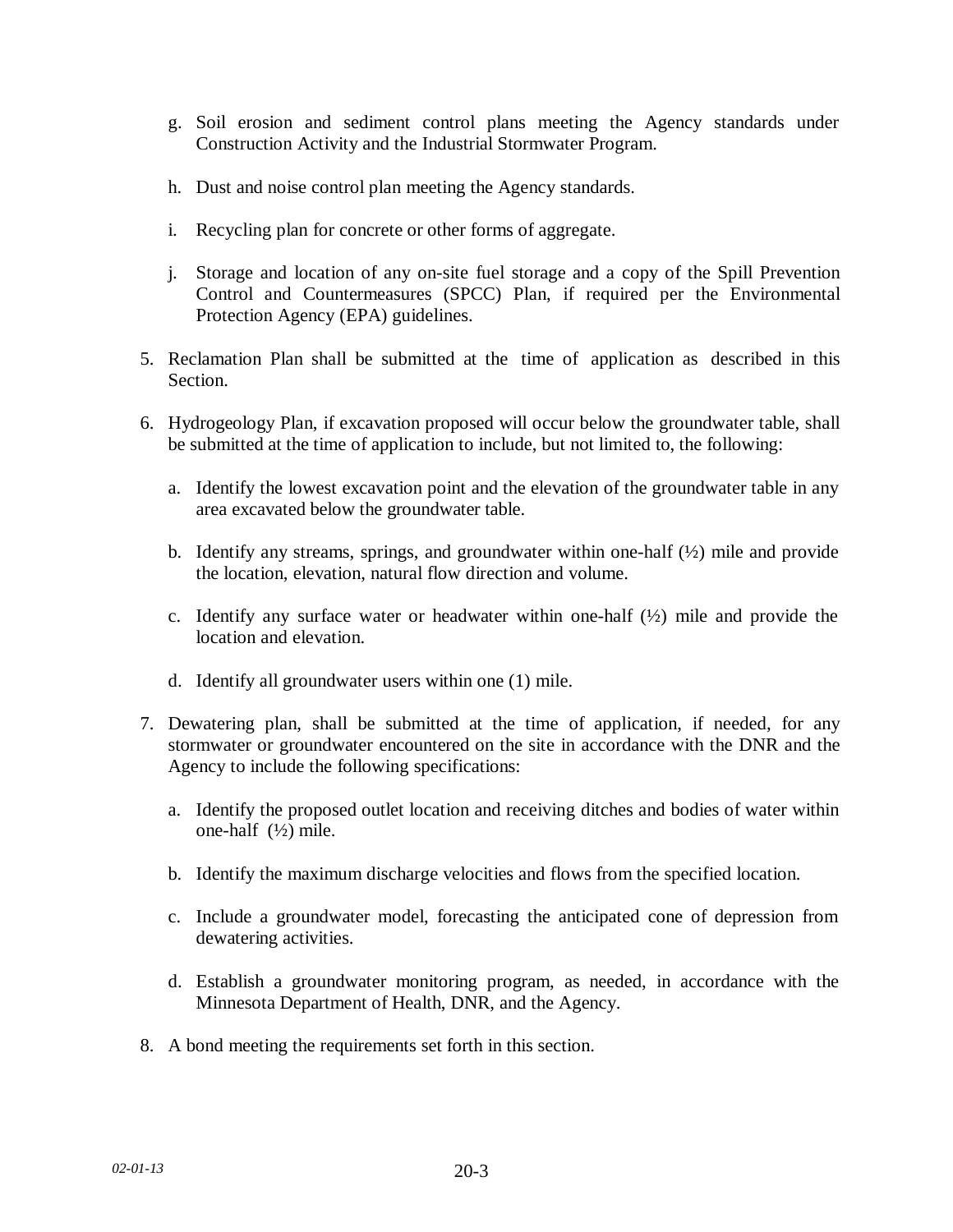g. Soil erosion and sediment control plans meeting the Agency standards under Construction Activity and the Industrial Stormwater Program.

h. Dust and noise control plan meeting the Agency standards.

i. Recycling plan for concrete or other forms of aggregate.

j. Storage and location of any on-site fuel storage and a copy of the Spill Prevention Control and Countermeasures (SPCC) Plan, if required per the Environmental Protection Agency (EPA) guidelines.

5. Reclamation Plan shall be submitted at the time of application as described in this Section.

6. Hydrogeology Plan, if excavation proposed will occur below the groundwater table, shall be submitted at the time of application to include, but not limited to, the following:

   a. Identify the lowest excavation point and the elevation of the groundwater table in any area excavated below the groundwater table.

   b. Identify any streams, springs, and groundwater within one-half (½) mile and provide the location, elevation, natural flow direction and volume.

   c. Identify any surface water or headwater within one-half (½) mile and provide the location and elevation.

   d. Identify all groundwater users within one (1) mile.

7. Dewatering plan, shall be submitted at the time of application, if needed, for any stormwater or groundwater encountered on the site in accordance with the DNR and the Agency to include the following specifications:

   a. Identify the proposed outlet location and receiving ditches and bodies of water within one-half (½) mile.

   b. Identify the maximum discharge velocities and flows from the specified location.

   c. Include a groundwater model, forecasting the anticipated cone of depression from dewatering activities.

   d. Establish a groundwater monitoring program, as needed, in accordance with the Minnesota Department of Health, DNR, and the Agency.

8. A bond meeting the requirements set forth in this section.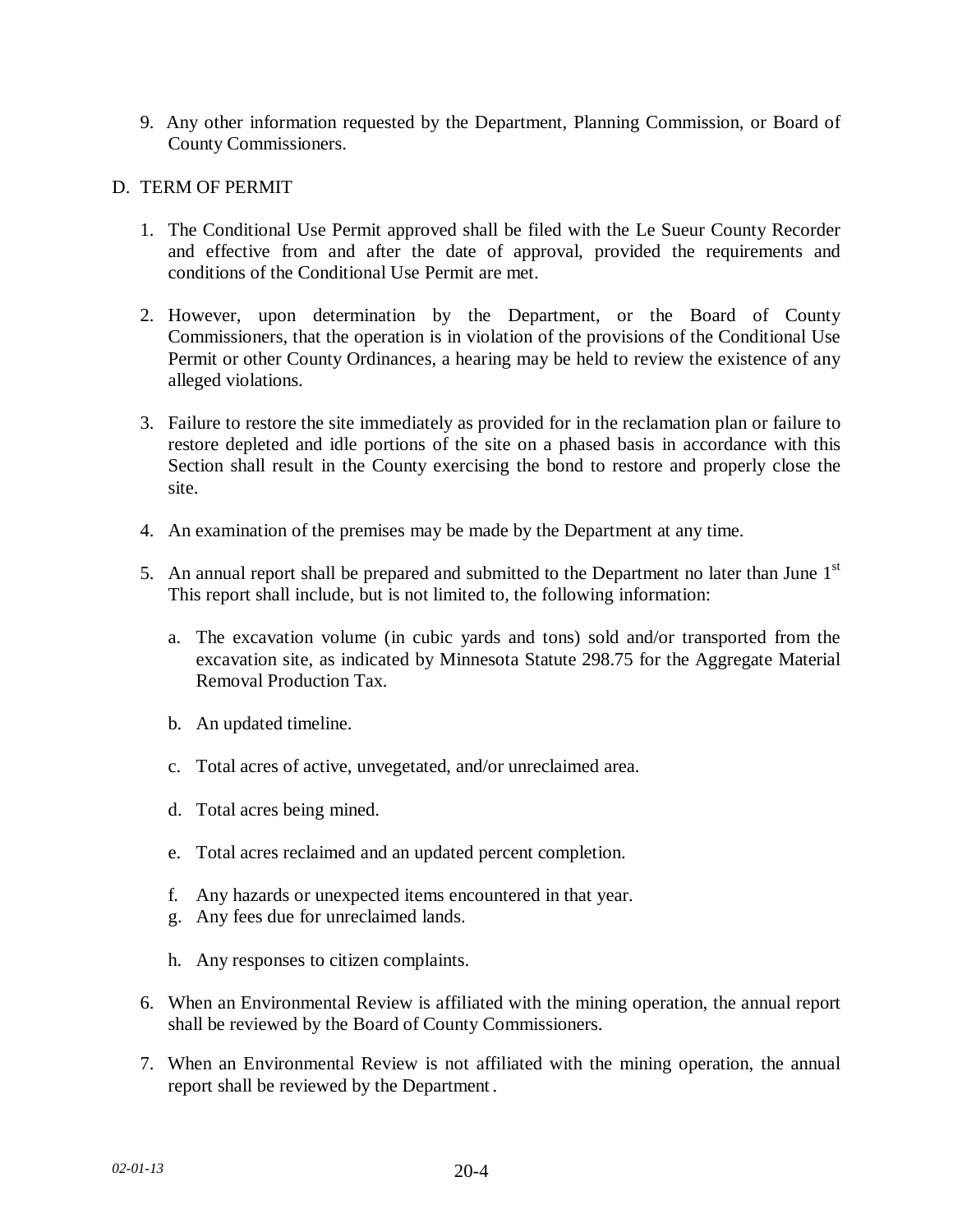9. Any other information requested by the Department, Planning Commission, or Board of County Commissioners.

D. TERM OF PERMIT

1. The Conditional Use Permit approved shall be filed with the Le Sueur County Recorder and effective from and after the date of approval, provided the requirements and conditions of the Conditional Use Permit are met.

2. However, upon determination by the Department, or the Board of County Commissioners, that the operation is in violation of the provisions of the Conditional Use Permit or other County Ordinances, a hearing may be held to review the existence of any alleged violations.

3. Failure to restore the site immediately as provided for in the reclamation plan or failure to restore depleted and idle portions of the site on a phased basis in accordance with this Section shall result in the County exercising the bond to restore and properly close the site.

4. An examination of the premises may be made by the Department at any time.

5. An annual report shall be prepared and submitted to the Department no later than June 1st This report shall include, but is not limited to, the following information:

   a. The excavation volume (in cubic yards and tons) sold and/or transported from the excavation site, as indicated by Minnesota Statute 298.75 for the Aggregate Material Removal Production Tax.

   b. An updated timeline.

   c. Total acres of active, unvegetated, and/or unreclaimed area.

   d. Total acres being mined.

   e. Total acres reclaimed and an updated percent completion.

   f. Any hazards or unexpected items encountered in that year.

   g. Any fees due for unreclaimed lands.

   h. Any responses to citizen complaints.

6. When an Environmental Review is affiliated with the mining operation, the annual report shall be reviewed by the Board of County Commissioners.

7. When an Environmental Review is not affiliated with the mining operation, the annual report shall be reviewed by the Department.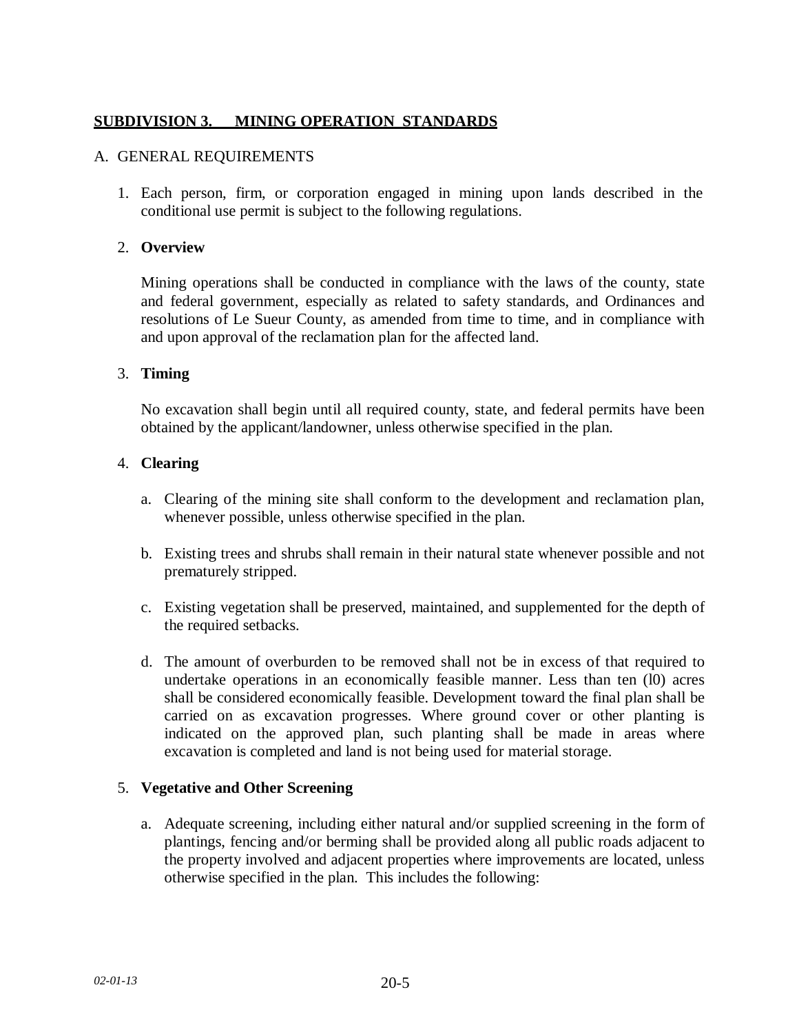## SUBDIVISION 3. MINING OPERATION STANDARDS

A. GENERAL REQUIREMENTS

1. Each person, firm, or corporation engaged in mining upon lands described in the conditional use permit is subject to the following regulations.

2. **Overview**

   Mining operations shall be conducted in compliance with the laws of the county, state and federal government, especially as related to safety standards, and Ordinances and resolutions of Le Sueur County, as amended from time to time, and in compliance with and upon approval of the reclamation plan for the affected land.

3. **Timing**

   No excavation shall begin until all required county, state, and federal permits have been obtained by the applicant/landowner, unless otherwise specified in the plan.

4. **Clearing**

   a. Clearing of the mining site shall conform to the development and reclamation plan, whenever possible, unless otherwise specified in the plan.

   b. Existing trees and shrubs shall remain in their natural state whenever possible and not prematurely stripped.

   c. Existing vegetation shall be preserved, maintained, and supplemented for the depth of the required setbacks.

   d. The amount of overburden to be removed shall not be in excess of that required to undertake operations in an economically feasible manner. Less than ten (l0) acres shall be considered economically feasible. Development toward the final plan shall be carried on as excavation progresses. Where ground cover or other planting is indicated on the approved plan, such planting shall be made in areas where excavation is completed and land is not being used for material storage.

5. **Vegetative and Other Screening**

   a. Adequate screening, including either natural and/or supplied screening in the form of plantings, fencing and/or berming shall be provided along all public roads adjacent to the property involved and adjacent properties where improvements are located, unless otherwise specified in the plan. This includes the following: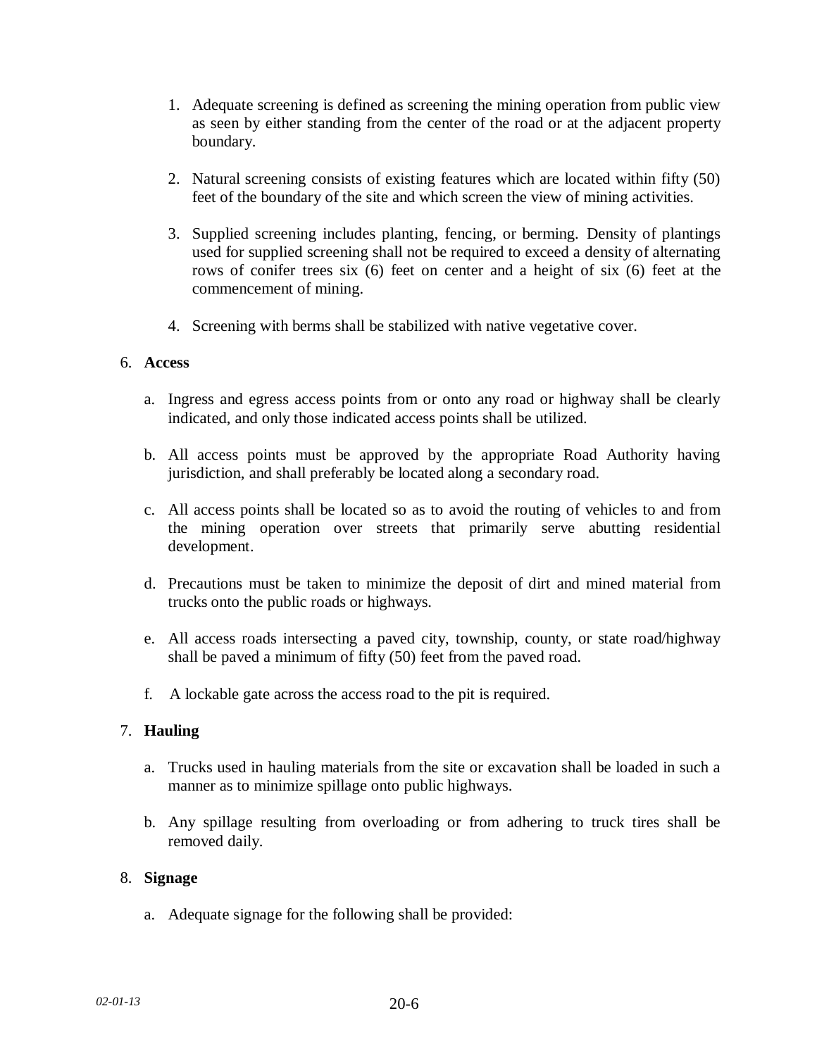1. Adequate screening is defined as screening the mining operation from public view as seen by either standing from the center of the road or at the adjacent property boundary.

2. Natural screening consists of existing features which are located within fifty (50) feet of the boundary of the site and which screen the view of mining activities.

3. Supplied screening includes planting, fencing, or berming. Density of plantings used for supplied screening shall not be required to exceed a density of alternating rows of conifer trees six (6) feet on center and a height of six (6) feet at the commencement of mining.

4. Screening with berms shall be stabilized with native vegetative cover.

6. **Access**

   a. Ingress and egress access points from or onto any road or highway shall be clearly indicated, and only those indicated access points shall be utilized.

   b. All access points must be approved by the appropriate Road Authority having jurisdiction, and shall preferably be located along a secondary road.

   c. All access points shall be located so as to avoid the routing of vehicles to and from the mining operation over streets that primarily serve abutting residential development.

   d. Precautions must be taken to minimize the deposit of dirt and mined material from trucks onto the public roads or highways.

   e. All access roads intersecting a paved city, township, county, or state road/highway shall be paved a minimum of fifty (50) feet from the paved road.

   f. A lockable gate across the access road to the pit is required.

7. **Hauling**

   a. Trucks used in hauling materials from the site or excavation shall be loaded in such a manner as to minimize spillage onto public highways.

   b. Any spillage resulting from overloading or from adhering to truck tires shall be removed daily.

8. **Signage**

   a. Adequate signage for the following shall be provided: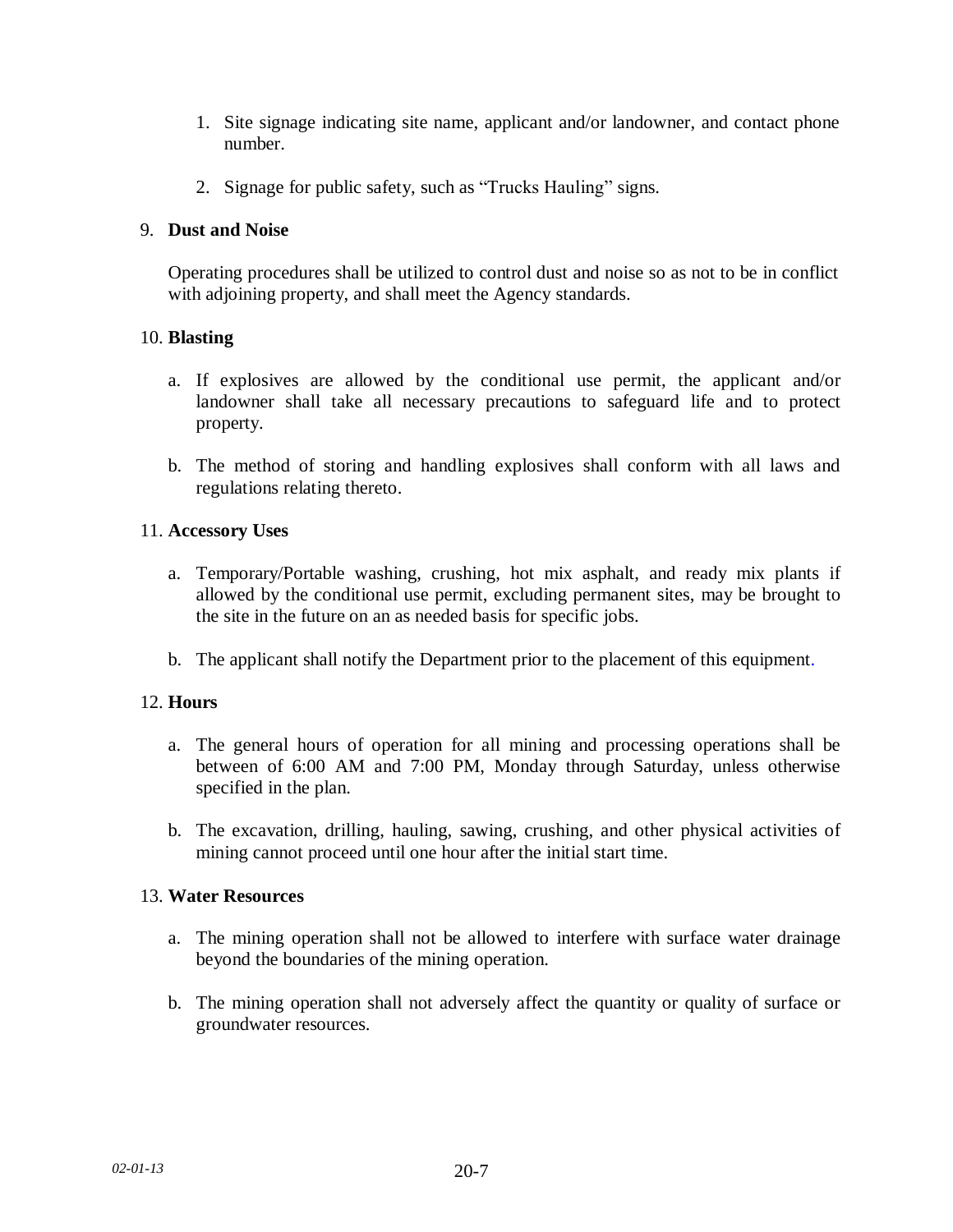1. Site signage indicating site name, applicant and/or landowner, and contact phone number.

2. Signage for public safety, such as “Trucks Hauling” signs.

9. **Dust and Noise**

   Operating procedures shall be utilized to control dust and noise so as not to be in conflict with adjoining property, and shall meet the Agency standards.

10. **Blasting**

    a. If explosives are allowed by the conditional use permit, the applicant and/or landowner shall take all necessary precautions to safeguard life and to protect property.

    b. The method of storing and handling explosives shall conform with all laws and regulations relating thereto.

11. **Accessory Uses**

    a. Temporary/Portable washing, crushing, hot mix asphalt, and ready mix plants if allowed by the conditional use permit, excluding permanent sites, may be brought to the site in the future on an as needed basis for specific jobs.

    b. The applicant shall notify the Department prior to the placement of this equipment.

12. **Hours**

    a. The general hours of operation for all mining and processing operations shall be between of 6:00 AM and 7:00 PM, Monday through Saturday, unless otherwise specified in the plan.

    b. The excavation, drilling, hauling, sawing, crushing, and other physical activities of mining cannot proceed until one hour after the initial start time.

13. **Water Resources**

    a. The mining operation shall not be allowed to interfere with surface water drainage beyond the boundaries of the mining operation.

    b. The mining operation shall not adversely affect the quantity or quality of surface or groundwater resources.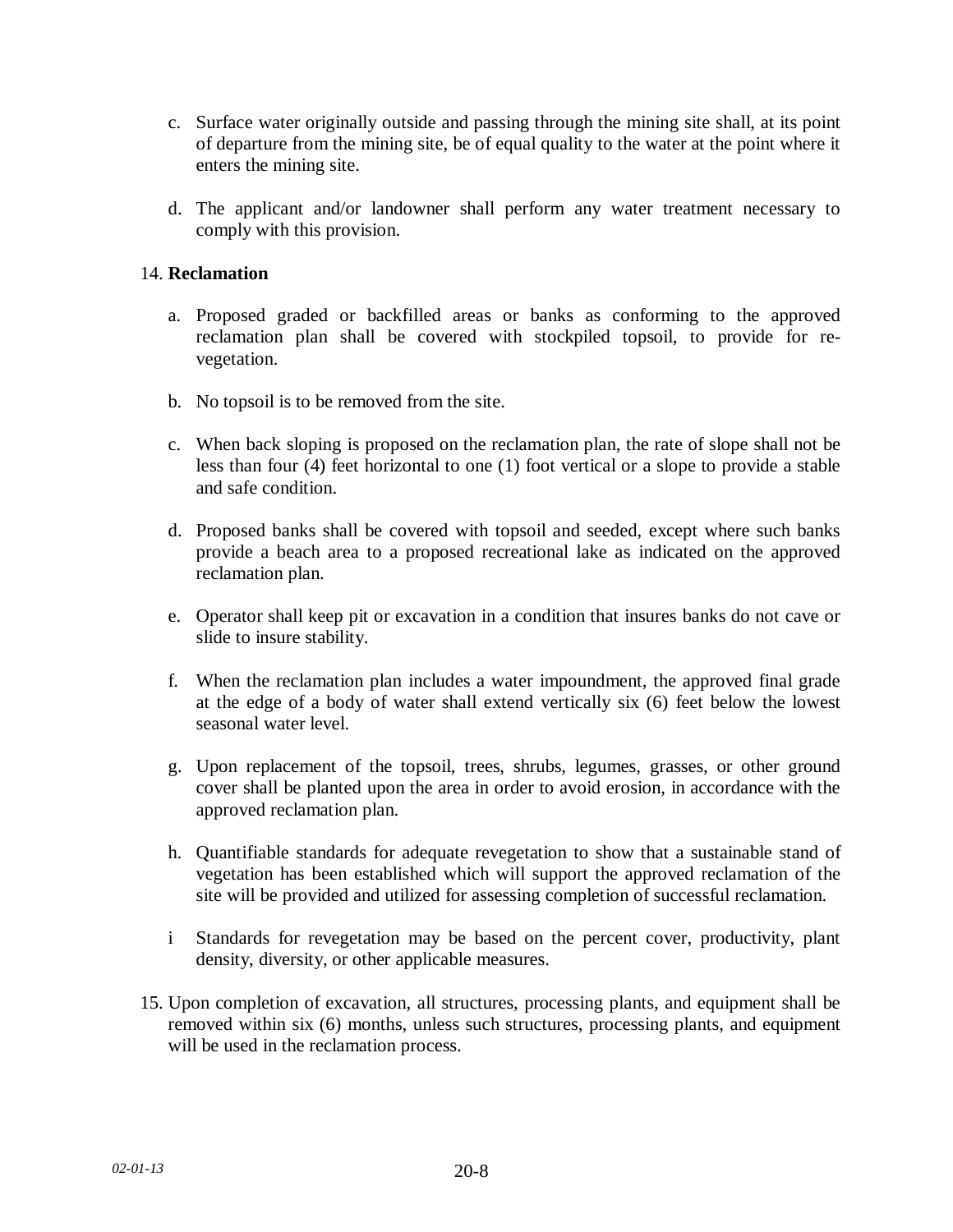c. Surface water originally outside and passing through the mining site shall, at its point of departure from the mining site, be of equal quality to the water at the point where it enters the mining site.

d. The applicant and/or landowner shall perform any water treatment necessary to comply with this provision.

14. **Reclamation**

a. Proposed graded or backfilled areas or banks as conforming to the approved reclamation plan shall be covered with stockpiled topsoil, to provide for re-vegetation.

b. No topsoil is to be removed from the site.

c. When back sloping is proposed on the reclamation plan, the rate of slope shall not be less than four (4) feet horizontal to one (1) foot vertical or a slope to provide a stable and safe condition.

d. Proposed banks shall be covered with topsoil and seeded, except where such banks provide a beach area to a proposed recreational lake as indicated on the approved reclamation plan.

e. Operator shall keep pit or excavation in a condition that insures banks do not cave or slide to insure stability.

f. When the reclamation plan includes a water impoundment, the approved final grade at the edge of a body of water shall extend vertically six (6) feet below the lowest seasonal water level.

g. Upon replacement of the topsoil, trees, shrubs, legumes, grasses, or other ground cover shall be planted upon the area in order to avoid erosion, in accordance with the approved reclamation plan.

h. Quantifiable standards for adequate revegetation to show that a sustainable stand of vegetation has been established which will support the approved reclamation of the site will be provided and utilized for assessing completion of successful reclamation.

i Standards for revegetation may be based on the percent cover, productivity, plant density, diversity, or other applicable measures.

15. Upon completion of excavation, all structures, processing plants, and equipment shall be removed within six (6) months, unless such structures, processing plants, and equipment will be used in the reclamation process.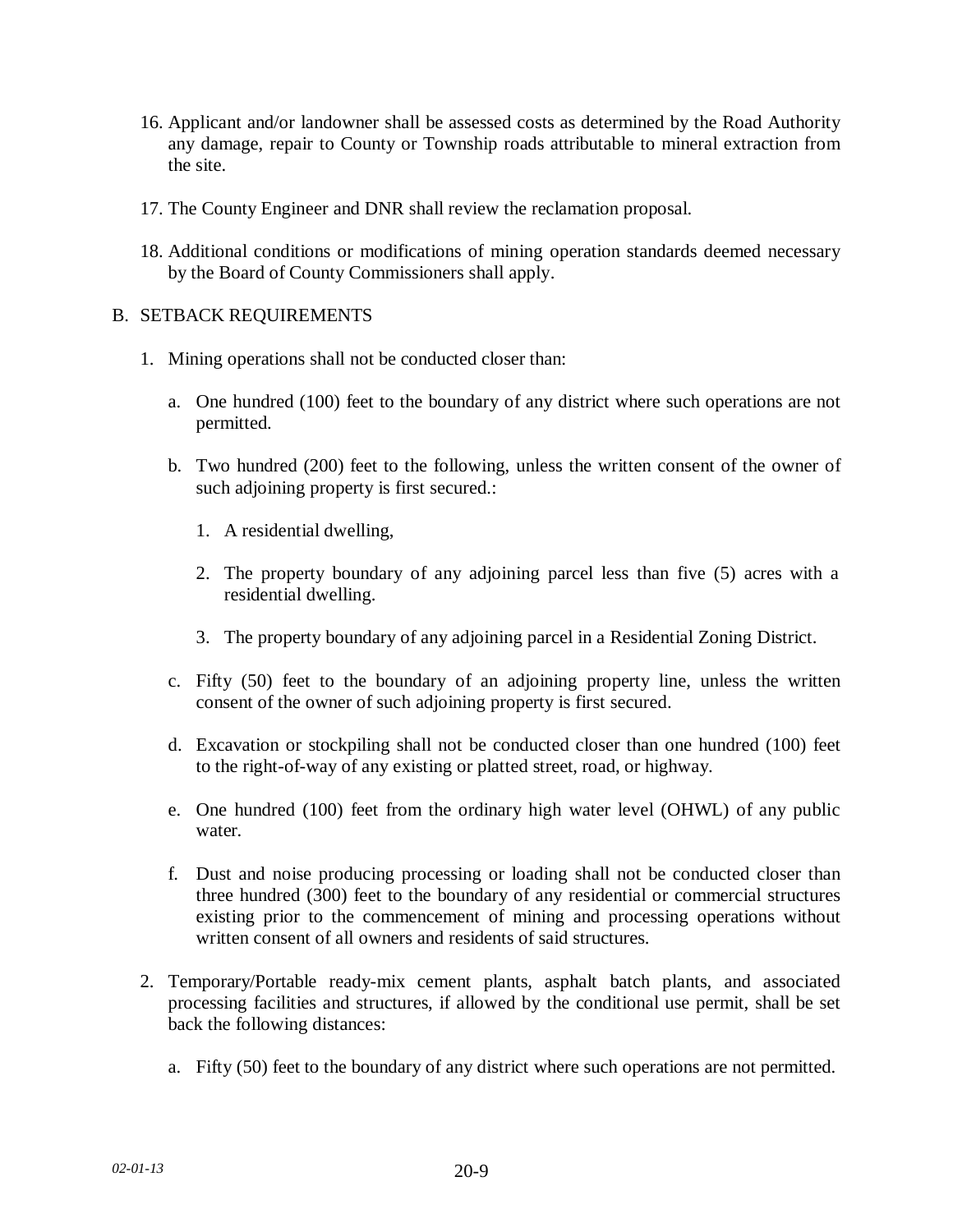16. Applicant and/or landowner shall be assessed costs as determined by the Road Authority any damage, repair to County or Township roads attributable to mineral extraction from the site.

17. The County Engineer and DNR shall review the reclamation proposal.

18. Additional conditions or modifications of mining operation standards deemed necessary by the Board of County Commissioners shall apply.

B. SETBACK REQUIREMENTS

1. Mining operations shall not be conducted closer than:

   a. One hundred (100) feet to the boundary of any district where such operations are not permitted.

   b. Two hundred (200) feet to the following, unless the written consent of the owner of such adjoining property is first secured.:

      1. A residential dwelling,

      2. The property boundary of any adjoining parcel less than five (5) acres with a residential dwelling.

      3. The property boundary of any adjoining parcel in a Residential Zoning District.

   c. Fifty (50) feet to the boundary of an adjoining property line, unless the written consent of the owner of such adjoining property is first secured.

   d. Excavation or stockpiling shall not be conducted closer than one hundred (100) feet to the right-of-way of any existing or platted street, road, or highway.

   e. One hundred (100) feet from the ordinary high water level (OHWL) of any public water.

   f. Dust and noise producing processing or loading shall not be conducted closer than three hundred (300) feet to the boundary of any residential or commercial structures existing prior to the commencement of mining and processing operations without written consent of all owners and residents of said structures.

2. Temporary/Portable ready-mix cement plants, asphalt batch plants, and associated processing facilities and structures, if allowed by the conditional use permit, shall be set back the following distances:

   a. Fifty (50) feet to the boundary of any district where such operations are not permitted.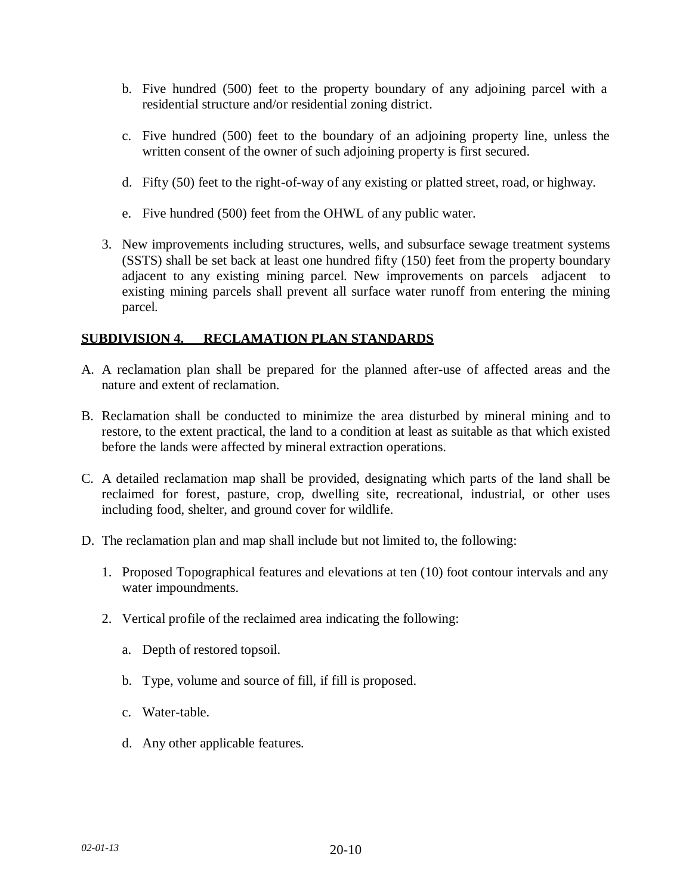b. Five hundred (500) feet to the property boundary of any adjoining parcel with a residential structure and/or residential zoning district.

   c. Five hundred (500) feet to the boundary of an adjoining property line, unless the written consent of the owner of such adjoining property is first secured.

   d. Fifty (50) feet to the right-of-way of any existing or platted street, road, or highway.

   e. Five hundred (500) feet from the OHWL of any public water.

3. New improvements including structures, wells, and subsurface sewage treatment systems (SSTS) shall be set back at least one hundred fifty (150) feet from the property boundary adjacent to any existing mining parcel. New improvements on parcels adjacent to existing mining parcels shall prevent all surface water runoff from entering the mining parcel.

## SUBDIVISION 4. RECLAMATION PLAN STANDARDS

A. A reclamation plan shall be prepared for the planned after-use of affected areas and the nature and extent of reclamation.

B. Reclamation shall be conducted to minimize the area disturbed by mineral mining and to restore, to the extent practical, the land to a condition at least as suitable as that which existed before the lands were affected by mineral extraction operations.

C. A detailed reclamation map shall be provided, designating which parts of the land shall be reclaimed for forest, pasture, crop, dwelling site, recreational, industrial, or other uses including food, shelter, and ground cover for wildlife.

D. The reclamation plan and map shall include but not limited to, the following:

   1. Proposed Topographical features and elevations at ten (10) foot contour intervals and any water impoundments.

   2. Vertical profile of the reclaimed area indicating the following:

      a. Depth of restored topsoil.

      b. Type, volume and source of fill, if fill is proposed.

      c. Water-table.

      d. Any other applicable features.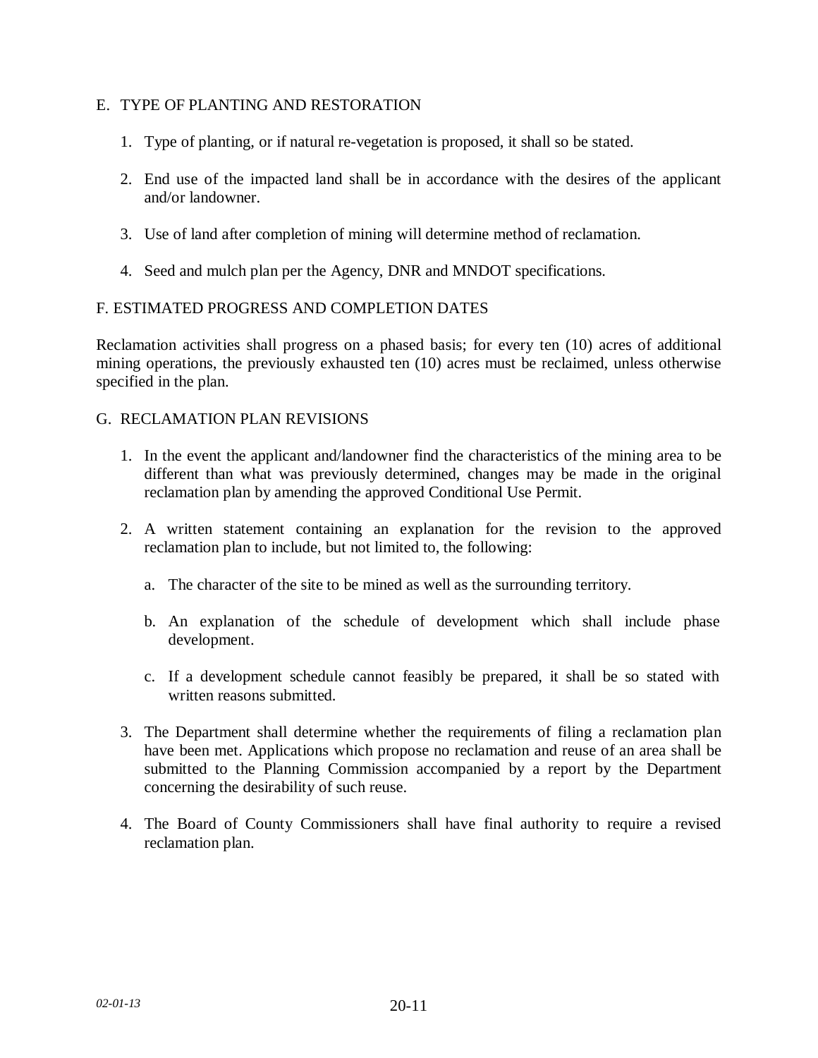## E. TYPE OF PLANTING AND RESTORATION

1. Type of planting, or if natural re-vegetation is proposed, it shall so be stated.

2. End use of the impacted land shall be in accordance with the desires of the applicant and/or landowner.

3. Use of land after completion of mining will determine method of reclamation.

4. Seed and mulch plan per the Agency, DNR and MNDOT specifications.

## F. ESTIMATED PROGRESS AND COMPLETION DATES

Reclamation activities shall progress on a phased basis; for every ten (10) acres of additional mining operations, the previously exhausted ten (10) acres must be reclaimed, unless otherwise specified in the plan.

## G. RECLAMATION PLAN REVISIONS

1. In the event the applicant and/landowner find the characteristics of the mining area to be different than what was previously determined, changes may be made in the original reclamation plan by amending the approved Conditional Use Permit.

2. A written statement containing an explanation for the revision to the approved reclamation plan to include, but not limited to, the following:

   a. The character of the site to be mined as well as the surrounding territory.

   b. An explanation of the schedule of development which shall include phase development.

   c. If a development schedule cannot feasibly be prepared, it shall be so stated with written reasons submitted.

3. The Department shall determine whether the requirements of filing a reclamation plan have been met. Applications which propose no reclamation and reuse of an area shall be submitted to the Planning Commission accompanied by a report by the Department concerning the desirability of such reuse.

4. The Board of County Commissioners shall have final authority to require a revised reclamation plan.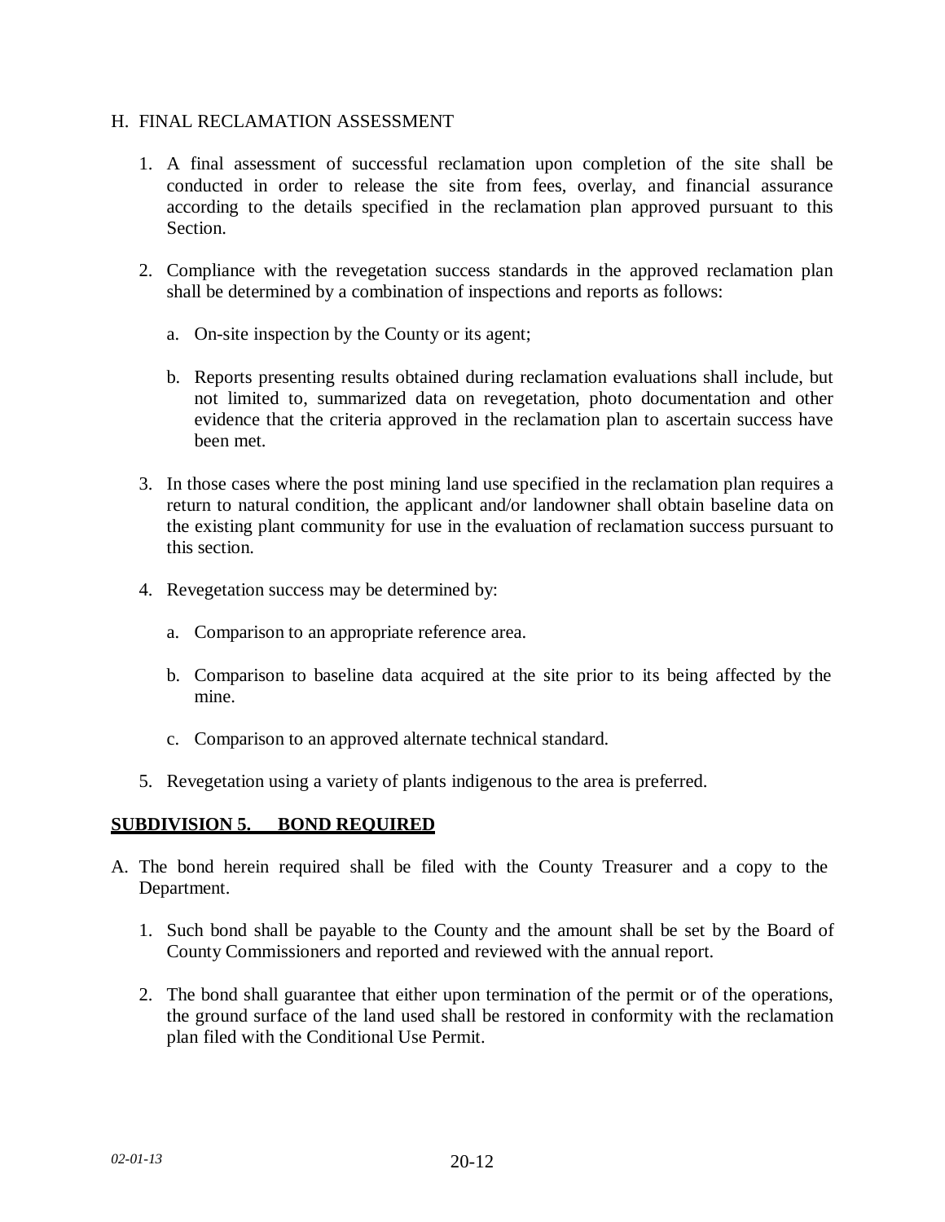H. FINAL RECLAMATION ASSESSMENT

1. A final assessment of successful reclamation upon completion of the site shall be conducted in order to release the site from fees, overlay, and financial assurance according to the details specified in the reclamation plan approved pursuant to this Section.

2. Compliance with the revegetation success standards in the approved reclamation plan shall be determined by a combination of inspections and reports as follows:

   a. On-site inspection by the County or its agent;

   b. Reports presenting results obtained during reclamation evaluations shall include, but not limited to, summarized data on revegetation, photo documentation and other evidence that the criteria approved in the reclamation plan to ascertain success have been met.

3. In those cases where the post mining land use specified in the reclamation plan requires a return to natural condition, the applicant and/or landowner shall obtain baseline data on the existing plant community for use in the evaluation of reclamation success pursuant to this section.

4. Revegetation success may be determined by:

   a. Comparison to an appropriate reference area.

   b. Comparison to baseline data acquired at the site prior to its being affected by the mine.

   c. Comparison to an approved alternate technical standard.

5. Revegetation using a variety of plants indigenous to the area is preferred.

**SUBDIVISION 5. BOND REQUIRED**

A. The bond herein required shall be filed with the County Treasurer and a copy to the Department.

   1. Such bond shall be payable to the County and the amount shall be set by the Board of County Commissioners and reported and reviewed with the annual report.

   2. The bond shall guarantee that either upon termination of the permit or of the operations, the ground surface of the land used shall be restored in conformity with the reclamation plan filed with the Conditional Use Permit.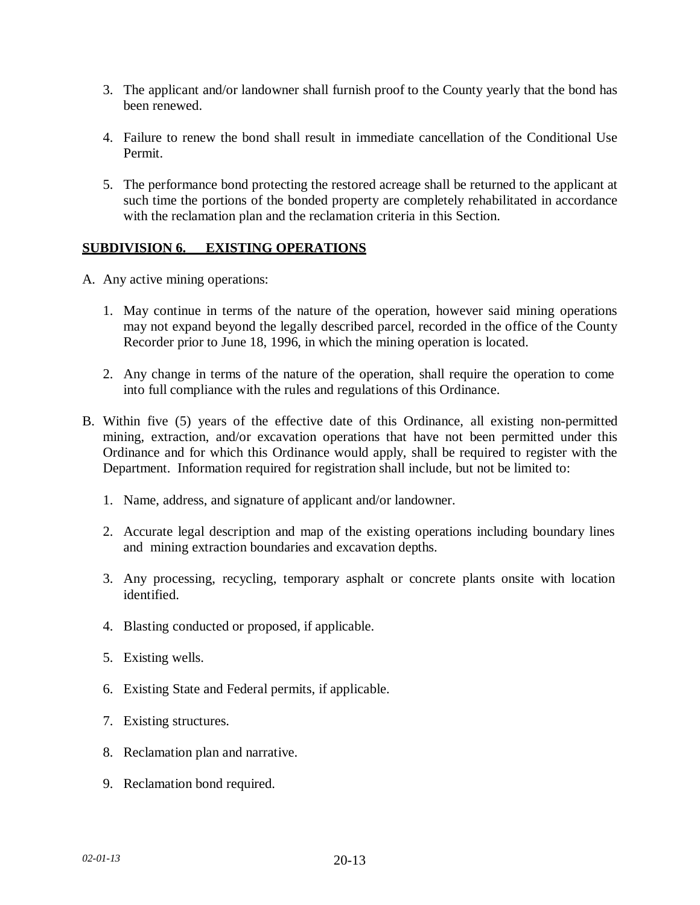3. The applicant and/or landowner shall furnish proof to the County yearly that the bond has been renewed.

4. Failure to renew the bond shall result in immediate cancellation of the Conditional Use Permit.

5. The performance bond protecting the restored acreage shall be returned to the applicant at such time the portions of the bonded property are completely rehabilitated in accordance with the reclamation plan and the reclamation criteria in this Section.

**SUBDIVISION 6. EXISTING OPERATIONS**

A. Any active mining operations:

   1. May continue in terms of the nature of the operation, however said mining operations may not expand beyond the legally described parcel, recorded in the office of the County Recorder prior to June 18, 1996, in which the mining operation is located.

   2. Any change in terms of the nature of the operation, shall require the operation to come into full compliance with the rules and regulations of this Ordinance.

B. Within five (5) years of the effective date of this Ordinance, all existing non-permitted mining, extraction, and/or excavation operations that have not been permitted under this Ordinance and for which this Ordinance would apply, shall be required to register with the Department. Information required for registration shall include, but not be limited to:

   1. Name, address, and signature of applicant and/or landowner.

   2. Accurate legal description and map of the existing operations including boundary lines and mining extraction boundaries and excavation depths.

   3. Any processing, recycling, temporary asphalt or concrete plants onsite with location identified.

   4. Blasting conducted or proposed, if applicable.

   5. Existing wells.

   6. Existing State and Federal permits, if applicable.

   7. Existing structures.

   8. Reclamation plan and narrative.

   9. Reclamation bond required.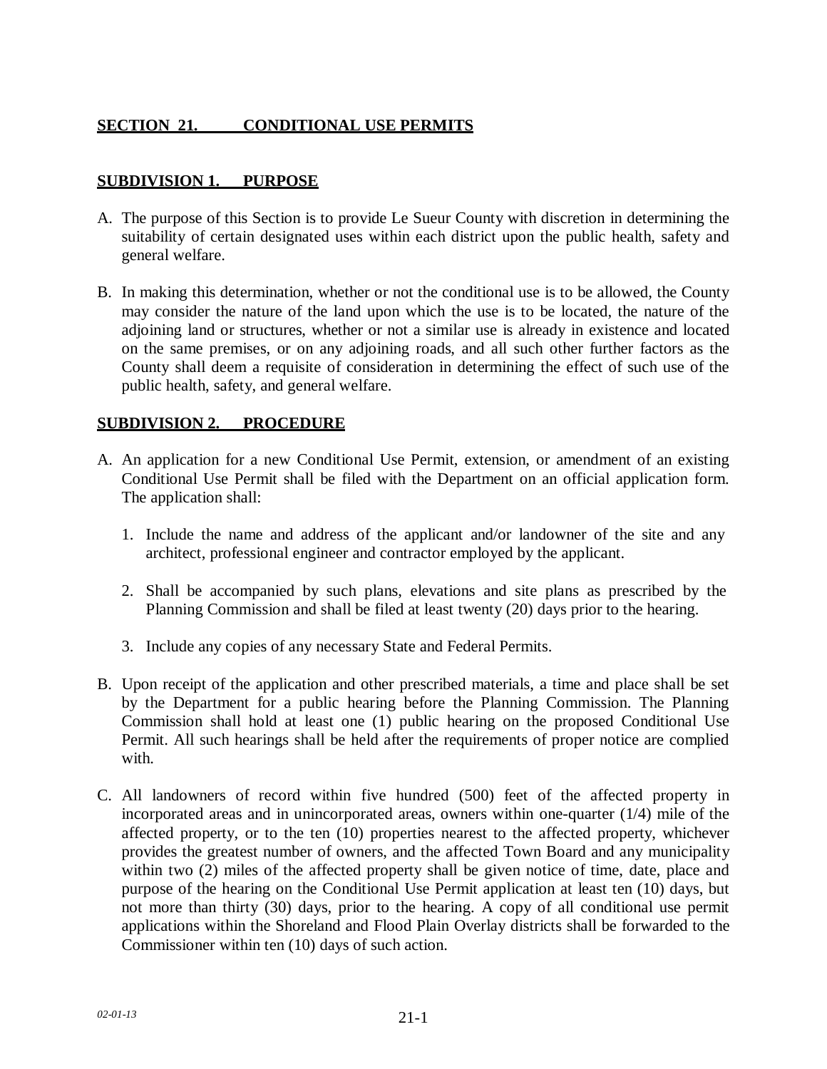## SECTION 21. CONDITIONAL USE PERMITS

### SUBDIVISION 1. PURPOSE

A. The purpose of this Section is to provide Le Sueur County with discretion in determining the suitability of certain designated uses within each district upon the public health, safety and general welfare.

B. In making this determination, whether or not the conditional use is to be allowed, the County may consider the nature of the land upon which the use is to be located, the nature of the adjoining land or structures, whether or not a similar use is already in existence and located on the same premises, or on any adjoining roads, and all such other further factors as the County shall deem a requisite of consideration in determining the effect of such use of the public health, safety, and general welfare.

### SUBDIVISION 2. PROCEDURE

A. An application for a new Conditional Use Permit, extension, or amendment of an existing Conditional Use Permit shall be filed with the Department on an official application form. The application shall:

   1. Include the name and address of the applicant and/or landowner of the site and any architect, professional engineer and contractor employed by the applicant.

   2. Shall be accompanied by such plans, elevations and site plans as prescribed by the Planning Commission and shall be filed at least twenty (20) days prior to the hearing.

   3. Include any copies of any necessary State and Federal Permits.

B. Upon receipt of the application and other prescribed materials, a time and place shall be set by the Department for a public hearing before the Planning Commission. The Planning Commission shall hold at least one (1) public hearing on the proposed Conditional Use Permit. All such hearings shall be held after the requirements of proper notice are complied with.

C. All landowners of record within five hundred (500) feet of the affected property in incorporated areas and in unincorporated areas, owners within one-quarter (1/4) mile of the affected property, or to the ten (10) properties nearest to the affected property, whichever provides the greatest number of owners, and the affected Town Board and any municipality within two (2) miles of the affected property shall be given notice of time, date, place and purpose of the hearing on the Conditional Use Permit application at least ten (10) days, but not more than thirty (30) days, prior to the hearing. A copy of all conditional use permit applications within the Shoreland and Flood Plain Overlay districts shall be forwarded to the Commissioner within ten (10) days of such action.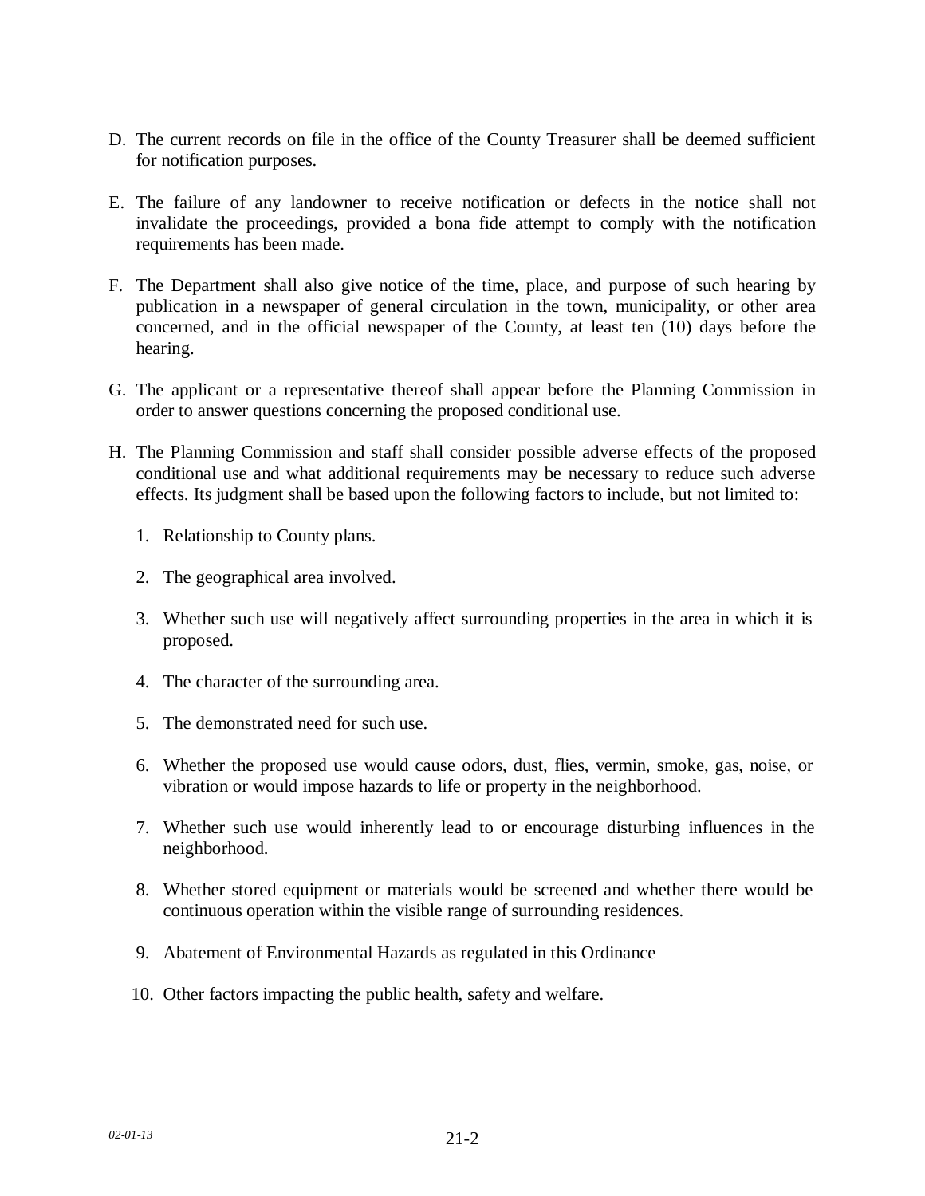D. The current records on file in the office of the County Treasurer shall be deemed sufficient for notification purposes.

E. The failure of any landowner to receive notification or defects in the notice shall not invalidate the proceedings, provided a bona fide attempt to comply with the notification requirements has been made.

F. The Department shall also give notice of the time, place, and purpose of such hearing by publication in a newspaper of general circulation in the town, municipality, or other area concerned, and in the official newspaper of the County, at least ten (10) days before the hearing.

G. The applicant or a representative thereof shall appear before the Planning Commission in order to answer questions concerning the proposed conditional use.

H. The Planning Commission and staff shall consider possible adverse effects of the proposed conditional use and what additional requirements may be necessary to reduce such adverse effects. Its judgment shall be based upon the following factors to include, but not limited to:

   1. Relationship to County plans.

   2. The geographical area involved.

   3. Whether such use will negatively affect surrounding properties in the area in which it is proposed.

   4. The character of the surrounding area.

   5. The demonstrated need for such use.

   6. Whether the proposed use would cause odors, dust, flies, vermin, smoke, gas, noise, or vibration or would impose hazards to life or property in the neighborhood.

   7. Whether such use would inherently lead to or encourage disturbing influences in the neighborhood.

   8. Whether stored equipment or materials would be screened and whether there would be continuous operation within the visible range of surrounding residences.

   9. Abatement of Environmental Hazards as regulated in this Ordinance

   10. Other factors impacting the public health, safety and welfare.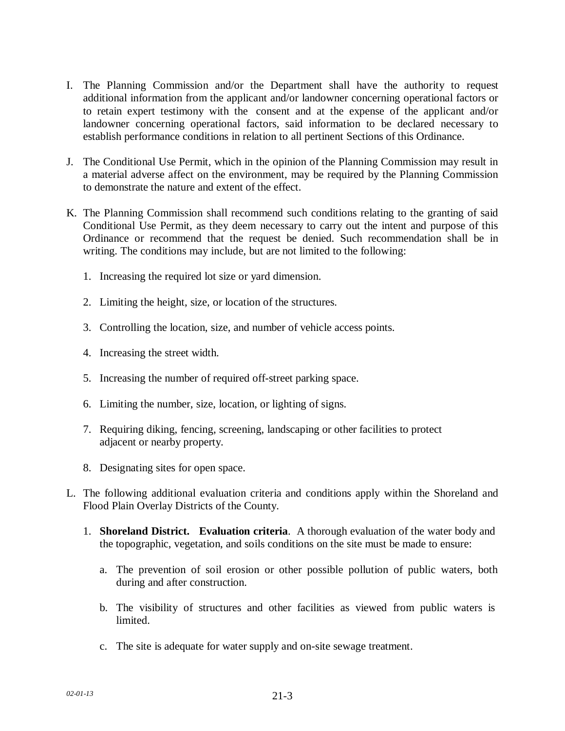I. The Planning Commission and/or the Department shall have the authority to request additional information from the applicant and/or landowner concerning operational factors or to retain expert testimony with the consent and at the expense of the applicant and/or landowner concerning operational factors, said information to be declared necessary to establish performance conditions in relation to all pertinent Sections of this Ordinance.

J. The Conditional Use Permit, which in the opinion of the Planning Commission may result in a material adverse affect on the environment, may be required by the Planning Commission to demonstrate the nature and extent of the effect.

K. The Planning Commission shall recommend such conditions relating to the granting of said Conditional Use Permit, as they deem necessary to carry out the intent and purpose of this Ordinance or recommend that the request be denied. Such recommendation shall be in writing. The conditions may include, but are not limited to the following:

   1. Increasing the required lot size or yard dimension.

   2. Limiting the height, size, or location of the structures.

   3. Controlling the location, size, and number of vehicle access points.

   4. Increasing the street width.

   5. Increasing the number of required off-street parking space.

   6. Limiting the number, size, location, or lighting of signs.

   7. Requiring diking, fencing, screening, landscaping or other facilities to protect adjacent or nearby property.

   8. Designating sites for open space.

L. The following additional evaluation criteria and conditions apply within the Shoreland and Flood Plain Overlay Districts of the County.

   1. **Shoreland District. Evaluation criteria**. A thorough evaluation of the water body and the topographic, vegetation, and soils conditions on the site must be made to ensure:

      a. The prevention of soil erosion or other possible pollution of public waters, both during and after construction.

      b. The visibility of structures and other facilities as viewed from public waters is limited.

      c. The site is adequate for water supply and on-site sewage treatment.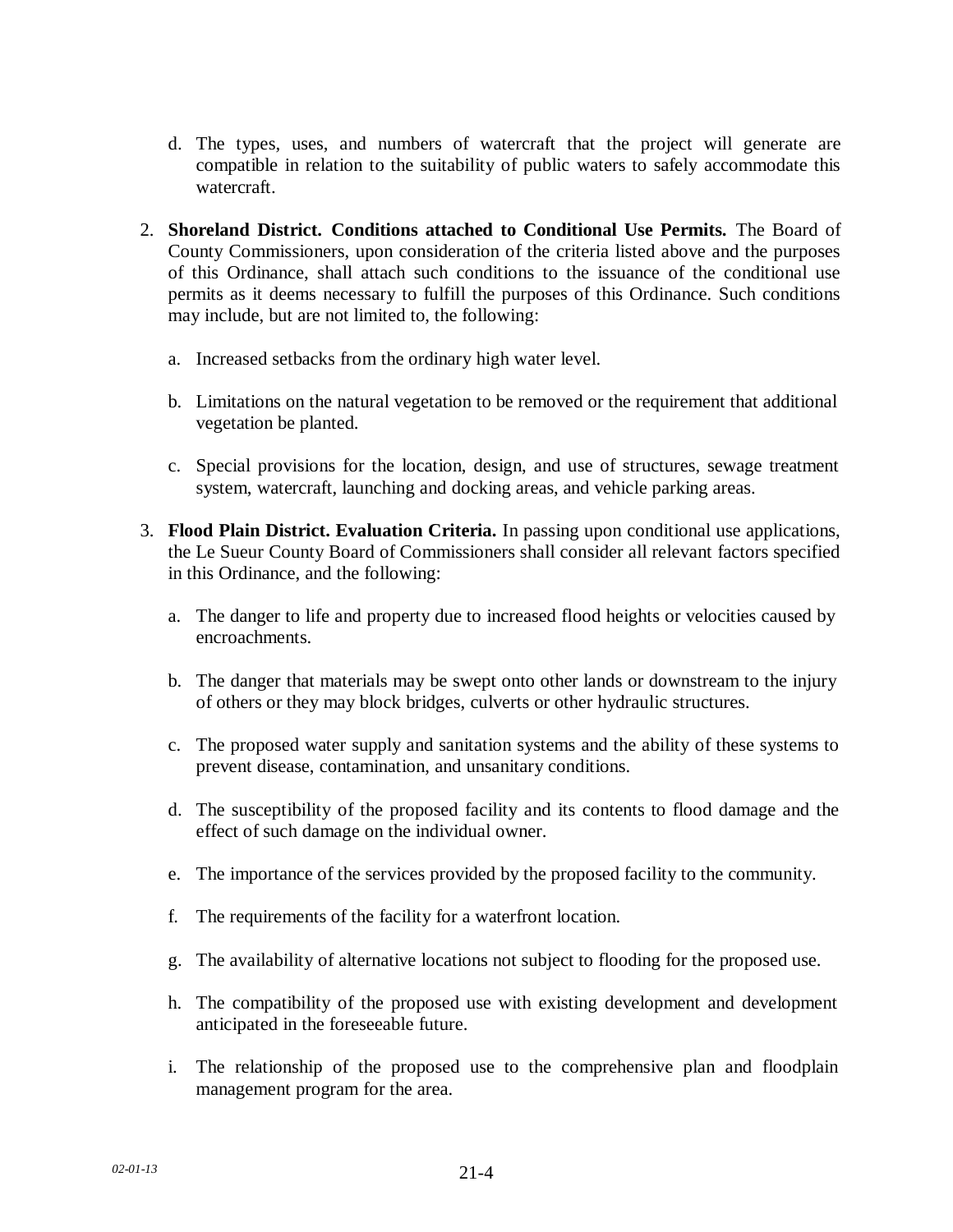d. The types, uses, and numbers of watercraft that the project will generate are compatible in relation to the suitability of public waters to safely accommodate this watercraft.

2. **Shoreland District. Conditions attached to Conditional Use Permits.** The Board of County Commissioners, upon consideration of the criteria listed above and the purposes of this Ordinance, shall attach such conditions to the issuance of the conditional use permits as it deems necessary to fulfill the purposes of this Ordinance. Such conditions may include, but are not limited to, the following:

   a. Increased setbacks from the ordinary high water level.

   b. Limitations on the natural vegetation to be removed or the requirement that additional vegetation be planted.

   c. Special provisions for the location, design, and use of structures, sewage treatment system, watercraft, launching and docking areas, and vehicle parking areas.

3. **Flood Plain District. Evaluation Criteria.** In passing upon conditional use applications, the Le Sueur County Board of Commissioners shall consider all relevant factors specified in this Ordinance, and the following:

   a. The danger to life and property due to increased flood heights or velocities caused by encroachments.

   b. The danger that materials may be swept onto other lands or downstream to the injury of others or they may block bridges, culverts or other hydraulic structures.

   c. The proposed water supply and sanitation systems and the ability of these systems to prevent disease, contamination, and unsanitary conditions.

   d. The susceptibility of the proposed facility and its contents to flood damage and the effect of such damage on the individual owner.

   e. The importance of the services provided by the proposed facility to the community.

   f. The requirements of the facility for a waterfront location.

   g. The availability of alternative locations not subject to flooding for the proposed use.

   h. The compatibility of the proposed use with existing development and development anticipated in the foreseeable future.

   i. The relationship of the proposed use to the comprehensive plan and floodplain management program for the area.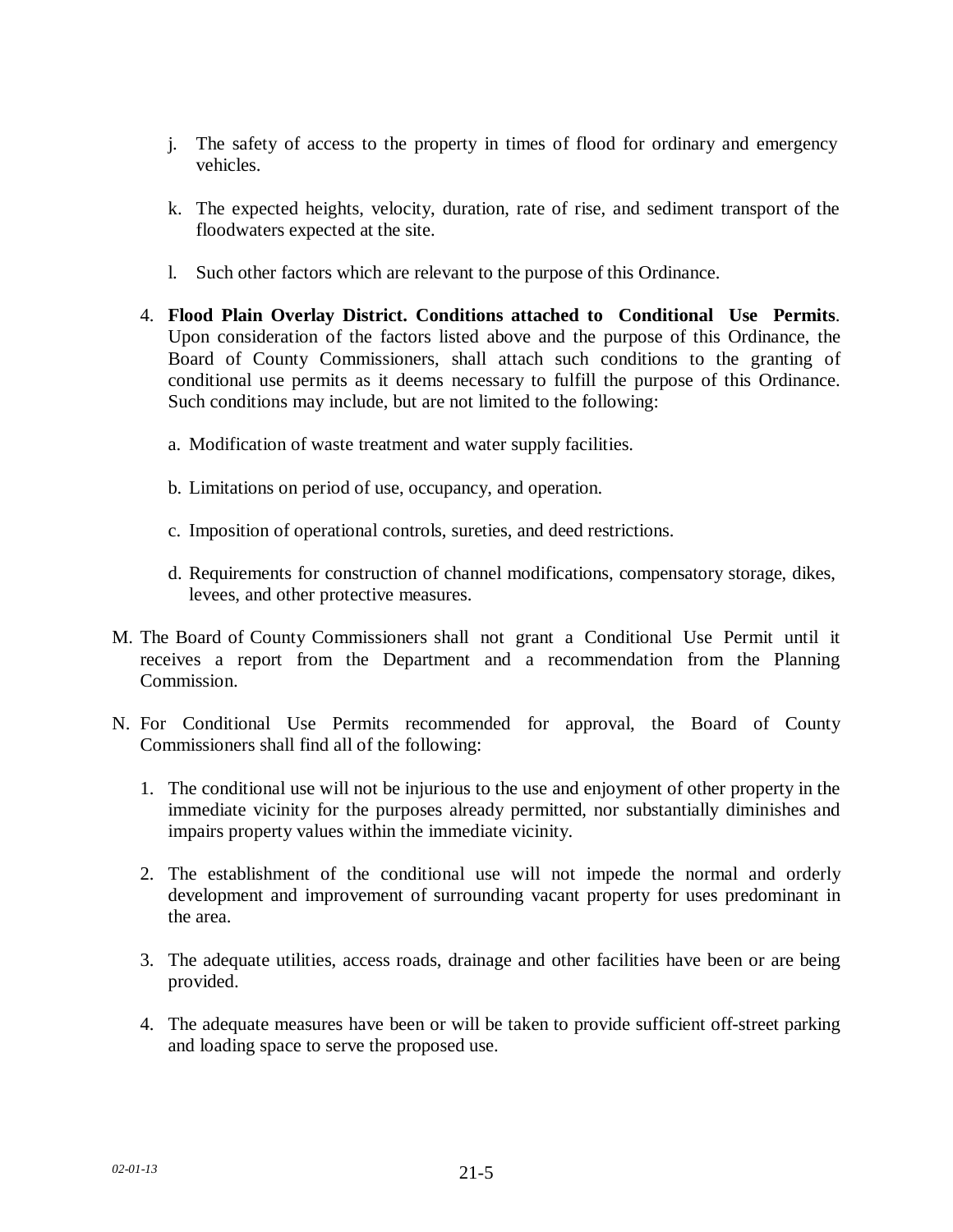j. The safety of access to the property in times of flood for ordinary and emergency vehicles.

k. The expected heights, velocity, duration, rate of rise, and sediment transport of the floodwaters expected at the site.

l. Such other factors which are relevant to the purpose of this Ordinance.

4. **Flood Plain Overlay District. Conditions attached to Conditional Use Permits**. Upon consideration of the factors listed above and the purpose of this Ordinance, the Board of County Commissioners, shall attach such conditions to the granting of conditional use permits as it deems necessary to fulfill the purpose of this Ordinance. Such conditions may include, but are not limited to the following:

   a. Modification of waste treatment and water supply facilities.

   b. Limitations on period of use, occupancy, and operation.

   c. Imposition of operational controls, sureties, and deed restrictions.

   d. Requirements for construction of channel modifications, compensatory storage, dikes, levees, and other protective measures.

M. The Board of County Commissioners shall not grant a Conditional Use Permit until it receives a report from the Department and a recommendation from the Planning Commission.

N. For Conditional Use Permits recommended for approval, the Board of County Commissioners shall find all of the following:

1. The conditional use will not be injurious to the use and enjoyment of other property in the immediate vicinity for the purposes already permitted, nor substantially diminishes and impairs property values within the immediate vicinity.

2. The establishment of the conditional use will not impede the normal and orderly development and improvement of surrounding vacant property for uses predominant in the area.

3. The adequate utilities, access roads, drainage and other facilities have been or are being provided.

4. The adequate measures have been or will be taken to provide sufficient off-street parking and loading space to serve the proposed use.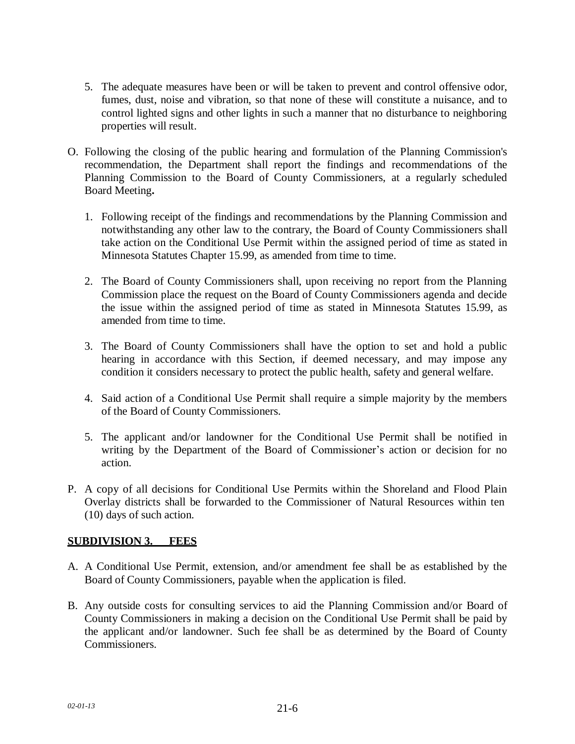5. The adequate measures have been or will be taken to prevent and control offensive odor, fumes, dust, noise and vibration, so that none of these will constitute a nuisance, and to control lighted signs and other lights in such a manner that no disturbance to neighboring properties will result.

O. Following the closing of the public hearing and formulation of the Planning Commission's recommendation, the Department shall report the findings and recommendations of the Planning Commission to the Board of County Commissioners, at a regularly scheduled Board Meeting**.**

   1. Following receipt of the findings and recommendations by the Planning Commission and notwithstanding any other law to the contrary, the Board of County Commissioners shall take action on the Conditional Use Permit within the assigned period of time as stated in Minnesota Statutes Chapter 15.99, as amended from time to time.

   2. The Board of County Commissioners shall, upon receiving no report from the Planning Commission place the request on the Board of County Commissioners agenda and decide the issue within the assigned period of time as stated in Minnesota Statutes 15.99, as amended from time to time.

   3. The Board of County Commissioners shall have the option to set and hold a public hearing in accordance with this Section, if deemed necessary, and may impose any condition it considers necessary to protect the public health, safety and general welfare.

   4. Said action of a Conditional Use Permit shall require a simple majority by the members of the Board of County Commissioners.

   5. The applicant and/or landowner for the Conditional Use Permit shall be notified in writing by the Department of the Board of Commissioner's action or decision for no action.

P. A copy of all decisions for Conditional Use Permits within the Shoreland and Flood Plain Overlay districts shall be forwarded to the Commissioner of Natural Resources within ten (10) days of such action.

## SUBDIVISION 3. FEES

A. A Conditional Use Permit, extension, and/or amendment fee shall be as established by the Board of County Commissioners, payable when the application is filed.

B. Any outside costs for consulting services to aid the Planning Commission and/or Board of County Commissioners in making a decision on the Conditional Use Permit shall be paid by the applicant and/or landowner. Such fee shall be as determined by the Board of County Commissioners.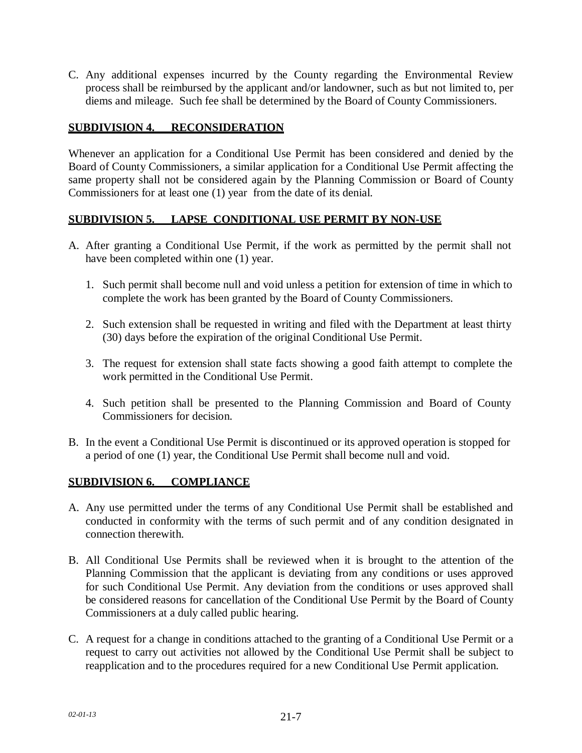C. Any additional expenses incurred by the County regarding the Environmental Review process shall be reimbursed by the applicant and/or landowner, such as but not limited to, per diems and mileage. Such fee shall be determined by the Board of County Commissioners.

## SUBDIVISION 4. RECONSIDERATION

Whenever an application for a Conditional Use Permit has been considered and denied by the Board of County Commissioners, a similar application for a Conditional Use Permit affecting the same property shall not be considered again by the Planning Commission or Board of County Commissioners for at least one (1) year from the date of its denial.

## SUBDIVISION 5. LAPSE CONDITIONAL USE PERMIT BY NON-USE

A. After granting a Conditional Use Permit, if the work as permitted by the permit shall not have been completed within one (1) year.

   1. Such permit shall become null and void unless a petition for extension of time in which to complete the work has been granted by the Board of County Commissioners.

   2. Such extension shall be requested in writing and filed with the Department at least thirty (30) days before the expiration of the original Conditional Use Permit.

   3. The request for extension shall state facts showing a good faith attempt to complete the work permitted in the Conditional Use Permit.

   4. Such petition shall be presented to the Planning Commission and Board of County Commissioners for decision.

B. In the event a Conditional Use Permit is discontinued or its approved operation is stopped for a period of one (1) year, the Conditional Use Permit shall become null and void.

## SUBDIVISION 6. COMPLIANCE

A. Any use permitted under the terms of any Conditional Use Permit shall be established and conducted in conformity with the terms of such permit and of any condition designated in connection therewith.

B. All Conditional Use Permits shall be reviewed when it is brought to the attention of the Planning Commission that the applicant is deviating from any conditions or uses approved for such Conditional Use Permit. Any deviation from the conditions or uses approved shall be considered reasons for cancellation of the Conditional Use Permit by the Board of County Commissioners at a duly called public hearing.

C. A request for a change in conditions attached to the granting of a Conditional Use Permit or a request to carry out activities not allowed by the Conditional Use Permit shall be subject to reapplication and to the procedures required for a new Conditional Use Permit application.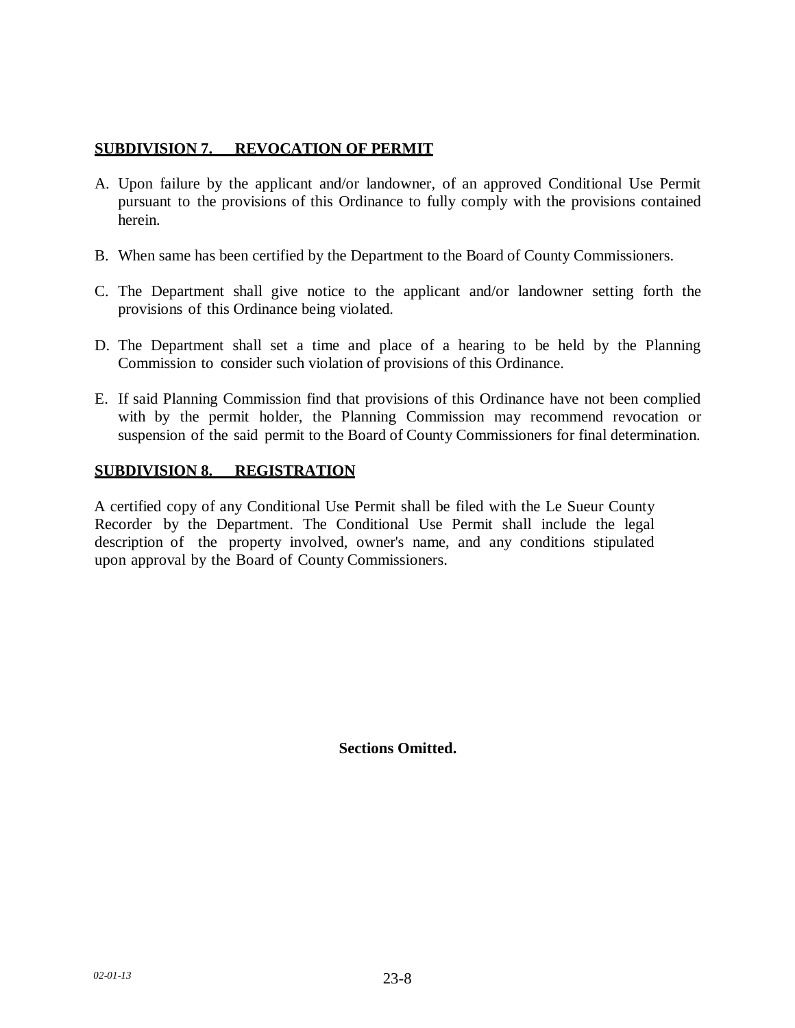## SUBDIVISION 7. REVOCATION OF PERMIT

A. Upon failure by the applicant and/or landowner, of an approved Conditional Use Permit pursuant to the provisions of this Ordinance to fully comply with the provisions contained herein.

B. When same has been certified by the Department to the Board of County Commissioners.

C. The Department shall give notice to the applicant and/or landowner setting forth the provisions of this Ordinance being violated.

D. The Department shall set a time and place of a hearing to be held by the Planning Commission to consider such violation of provisions of this Ordinance.

E. If said Planning Commission find that provisions of this Ordinance have not been complied with by the permit holder, the Planning Commission may recommend revocation or suspension of the said permit to the Board of County Commissioners for final determination.

## SUBDIVISION 8. REGISTRATION

A certified copy of any Conditional Use Permit shall be filed with the Le Sueur County Recorder by the Department. The Conditional Use Permit shall include the legal description of the property involved, owner's name, and any conditions stipulated upon approval by the Board of County Commissioners.

**Sections Omitted.**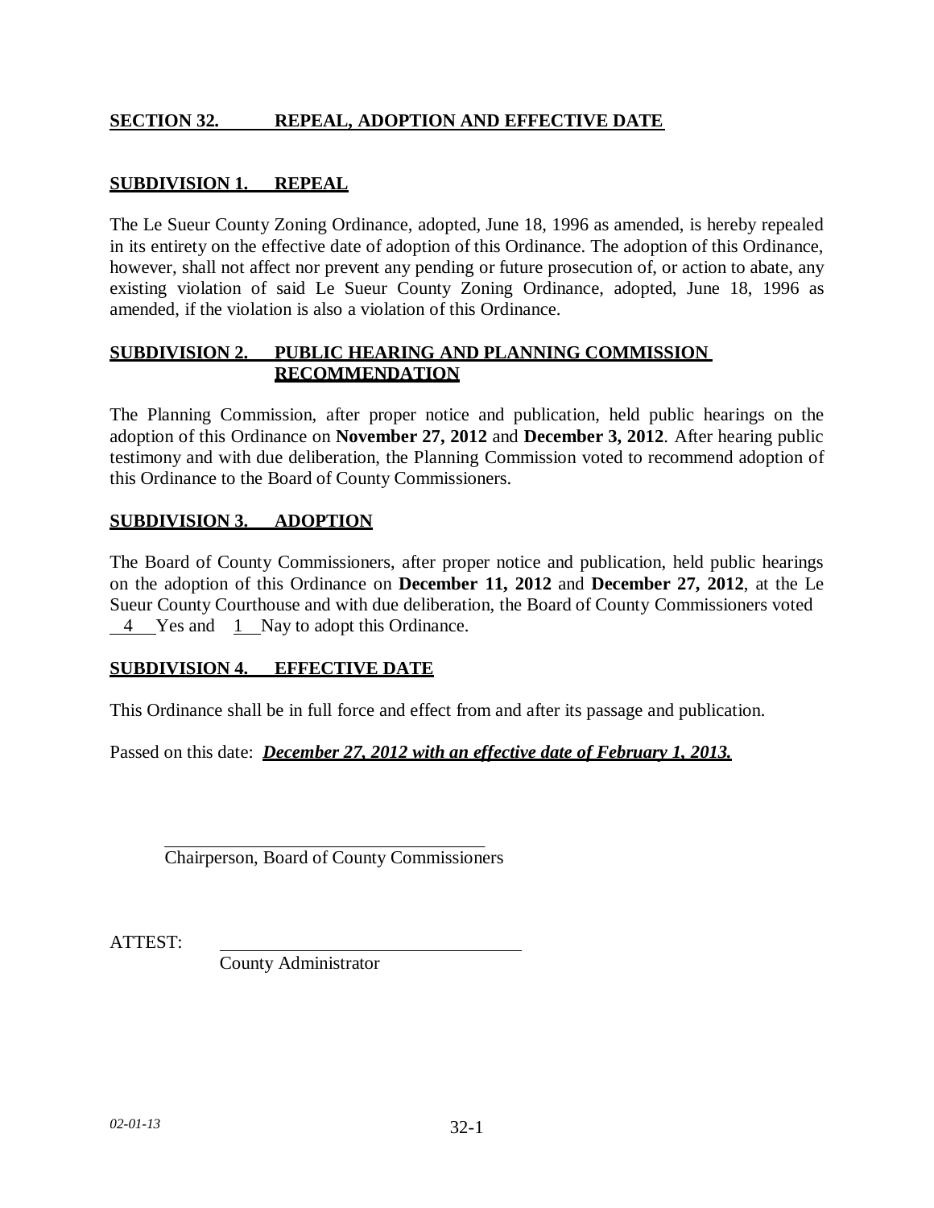## SECTION 32. REPEAL, ADOPTION AND EFFECTIVE DATE

### SUBDIVISION 1. REPEAL

The Le Sueur County Zoning Ordinance, adopted, June 18, 1996 as amended, is hereby repealed in its entirety on the effective date of adoption of this Ordinance. The adoption of this Ordinance, however, shall not affect nor prevent any pending or future prosecution of, or action to abate, any existing violation of said Le Sueur County Zoning Ordinance, adopted, June 18, 1996 as amended, if the violation is also a violation of this Ordinance.

### SUBDIVISION 2. PUBLIC HEARING AND PLANNING COMMISSION RECOMMENDATION

The Planning Commission, after proper notice and publication, held public hearings on the adoption of this Ordinance on **November 27, 2012** and **December 3, 2012**. After hearing public testimony and with due deliberation, the Planning Commission voted to recommend adoption of this Ordinance to the Board of County Commissioners.

### SUBDIVISION 3. ADOPTION

The Board of County Commissioners, after proper notice and publication, held public hearings on the adoption of this Ordinance on **December 11, 2012** and **December 27, 2012**, at the Le Sueur County Courthouse and with due deliberation, the Board of County Commissioners voted 4 Yes and 1 Nay to adopt this Ordinance.

### SUBDIVISION 4. EFFECTIVE DATE

This Ordinance shall be in full force and effect from and after its passage and publication.

Passed on this date: ***December 27, 2012 with an effective date of February 1, 2013.***

\_\_\_\_\_\_\_\_\_\_\_\_\_\_\_\_\_\_\_\_\_\_\_\_\_\_\_\_\_\_\_\_\_\_\_\_
Chairperson, Board of County Commissioners

ATTEST: \_\_\_\_\_\_\_\_\_\_\_\_\_\_\_\_\_\_\_\_\_\_\_\_\_\_\_\_\_\_\_\_\_\_\_\_
County Administrator